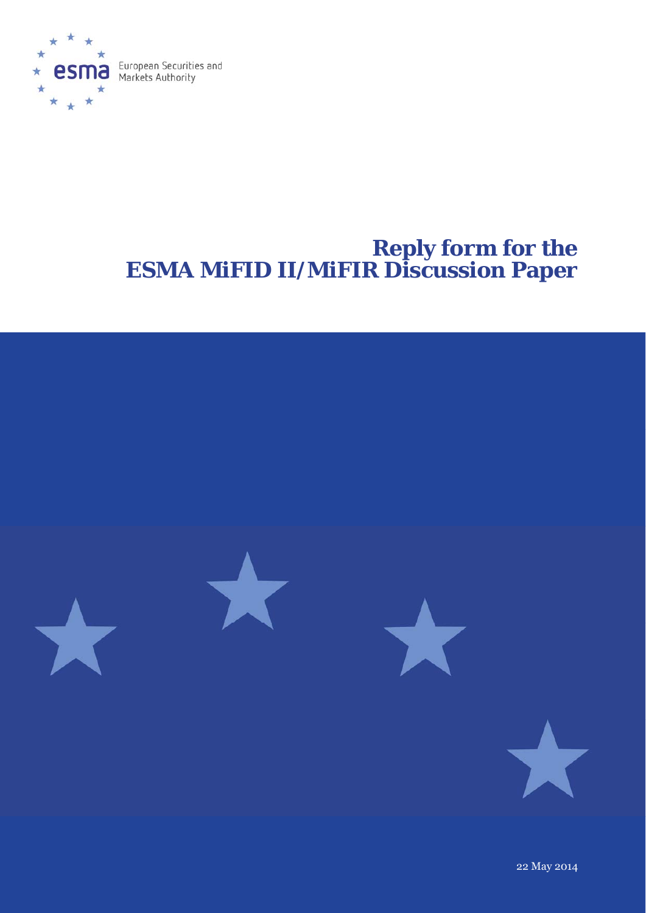esma European Securities and Markets Authority

# Reply form for the ESMA MiFID II/MiFIR Discussion Paper

22 May 2014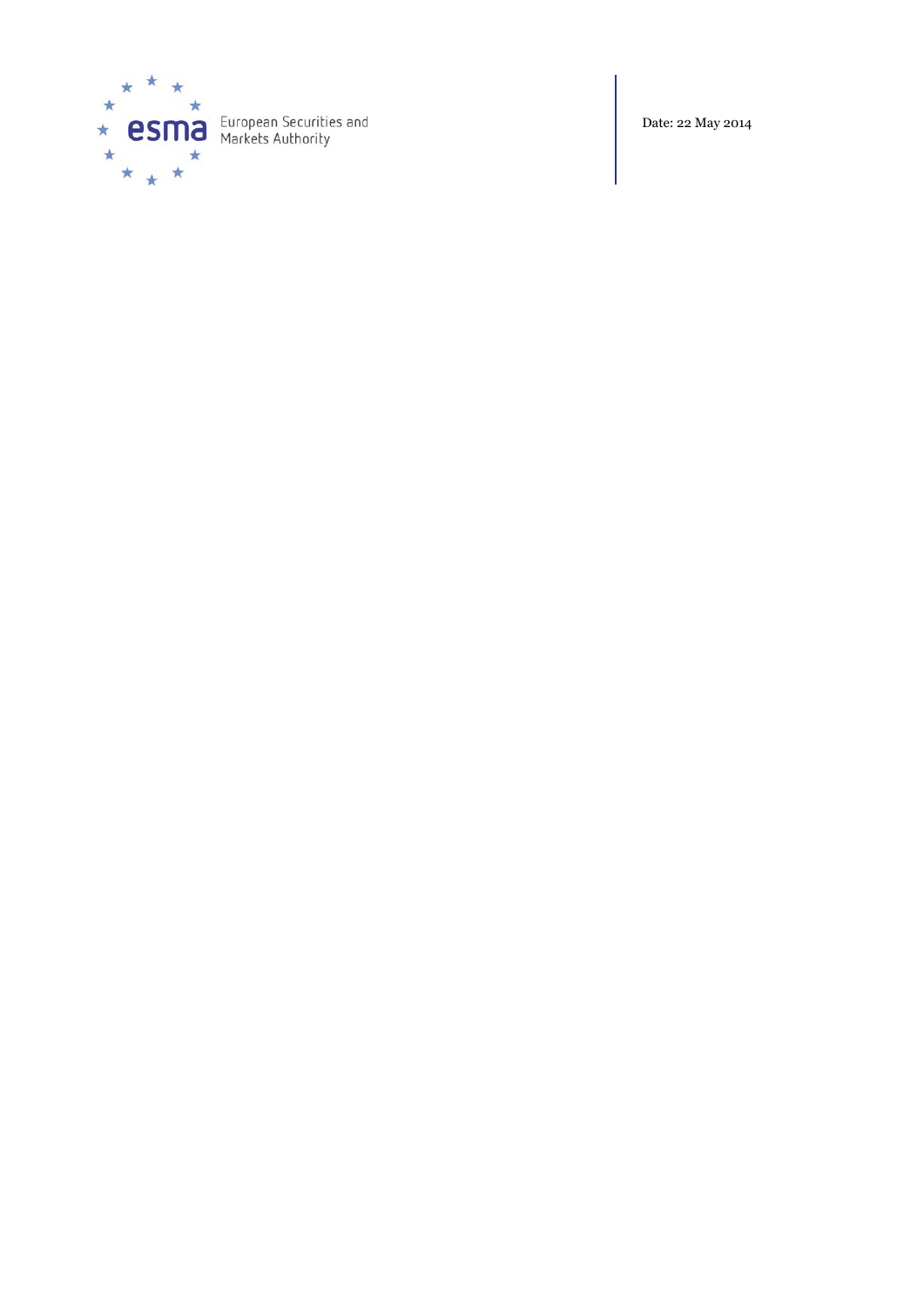European Securities and Markets Authority

Date: 22 May 2014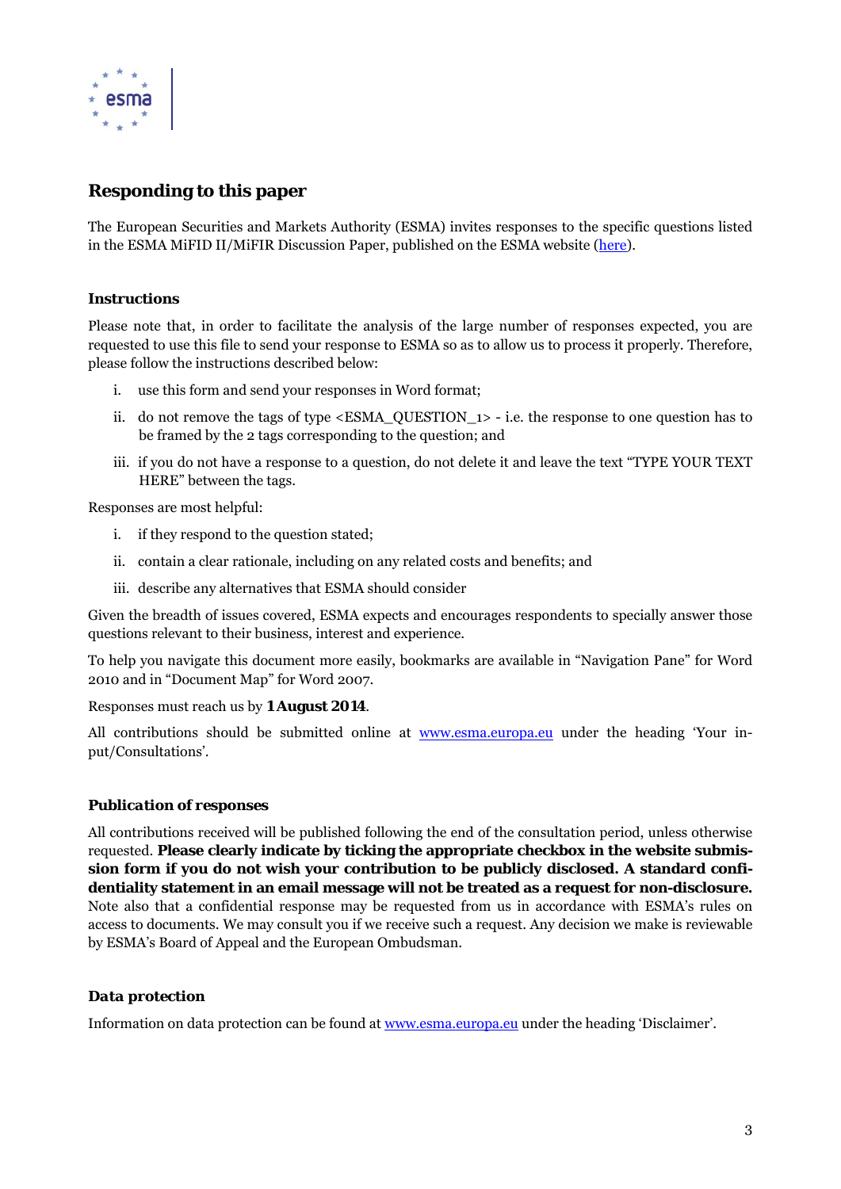## Responding to this paper

The European Securities and Markets Authority (ESMA) invites responses to the specific questions listed in the ESMA MiFID II/MiFIR Discussion Paper, published on the ESMA website ([here](here)).

### Instructions

Please note that, in order to facilitate the analysis of the large number of responses expected, you are requested to use this file to send your response to ESMA so as to allow us to process it properly. Therefore, please follow the instructions described below:

- i. use this form and send your responses in Word format;
- ii. do not remove the tags of type <ESMA_QUESTION_1> - i.e. the response to one question has to be framed by the 2 tags corresponding to the question; and
- iii. if you do not have a response to a question, do not delete it and leave the text "TYPE YOUR TEXT HERE" between the tags.

Responses are most helpful:

- i. if they respond to the question stated;
- ii. contain a clear rationale, including on any related costs and benefits; and
- iii. describe any alternatives that ESMA should consider

Given the breadth of issues covered, ESMA expects and encourages respondents to specially answer those questions relevant to their business, interest and experience.

To help you navigate this document more easily, bookmarks are available in "Navigation Pane" for Word 2010 and in "Document Map" for Word 2007.

Responses must reach us by **1 August 2014**.

All contributions should be submitted online at www.esma.europa.eu under the heading 'Your input/Consultations'.

### *Publication of responses*

All contributions received will be published following the end of the consultation period, unless otherwise requested. **Please clearly indicate by ticking the appropriate checkbox in the website submission form if you do not wish your contribution to be publicly disclosed. A standard confidentiality statement in an email message will not be treated as a request for non-disclosure.** Note also that a confidential response may be requested from us in accordance with ESMA's rules on access to documents. We may consult you if we receive such a request. Any decision we make is reviewable by ESMA's Board of Appeal and the European Ombudsman.

### *Data protection*

Information on data protection can be found at www.esma.europa.eu under the heading 'Disclaimer'.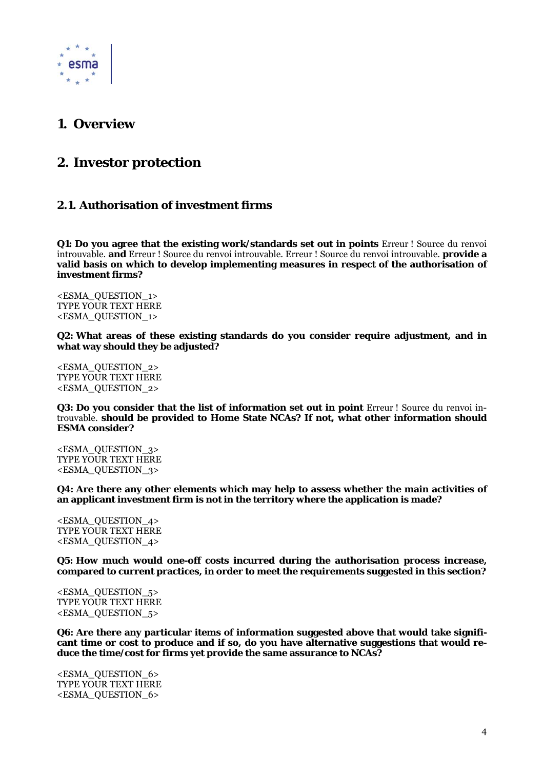# 1. Overview

# 2. Investor protection

## 2.1. Authorisation of investment firms

**Q1: Do you agree that the existing work/standards set out in points** Erreur ! Source du renvoi introuvable. **and** Erreur ! Source du renvoi introuvable. Erreur ! Source du renvoi introuvable. **provide a valid basis on which to develop implementing measures in respect of the authorisation of investment firms?**

<ESMA_QUESTION_1>
TYPE YOUR TEXT HERE
<ESMA_QUESTION_1>

**Q2: What areas of these existing standards do you consider require adjustment, and in what way should they be adjusted?**

<ESMA_QUESTION_2>
TYPE YOUR TEXT HERE
<ESMA_QUESTION_2>

**Q3: Do you consider that the list of information set out in point** Erreur ! Source du renvoi introuvable. **should be provided to Home State NCAs? If not, what other information should ESMA consider?**

<ESMA_QUESTION_3>
TYPE YOUR TEXT HERE
<ESMA_QUESTION_3>

**Q4: Are there any other elements which may help to assess whether the main activities of an applicant investment firm is not in the territory where the application is made?**

<ESMA_QUESTION_4>
TYPE YOUR TEXT HERE
<ESMA_QUESTION_4>

**Q5: How much would one-off costs incurred during the authorisation process increase, compared to current practices, in order to meet the requirements suggested in this section?**

<ESMA_QUESTION_5>
TYPE YOUR TEXT HERE
<ESMA_QUESTION_5>

**Q6: Are there any particular items of information suggested above that would take significant time or cost to produce and if so, do you have alternative suggestions that would reduce the time/cost for firms yet provide the same assurance to NCAs?**

<ESMA_QUESTION_6>
TYPE YOUR TEXT HERE
<ESMA_QUESTION_6>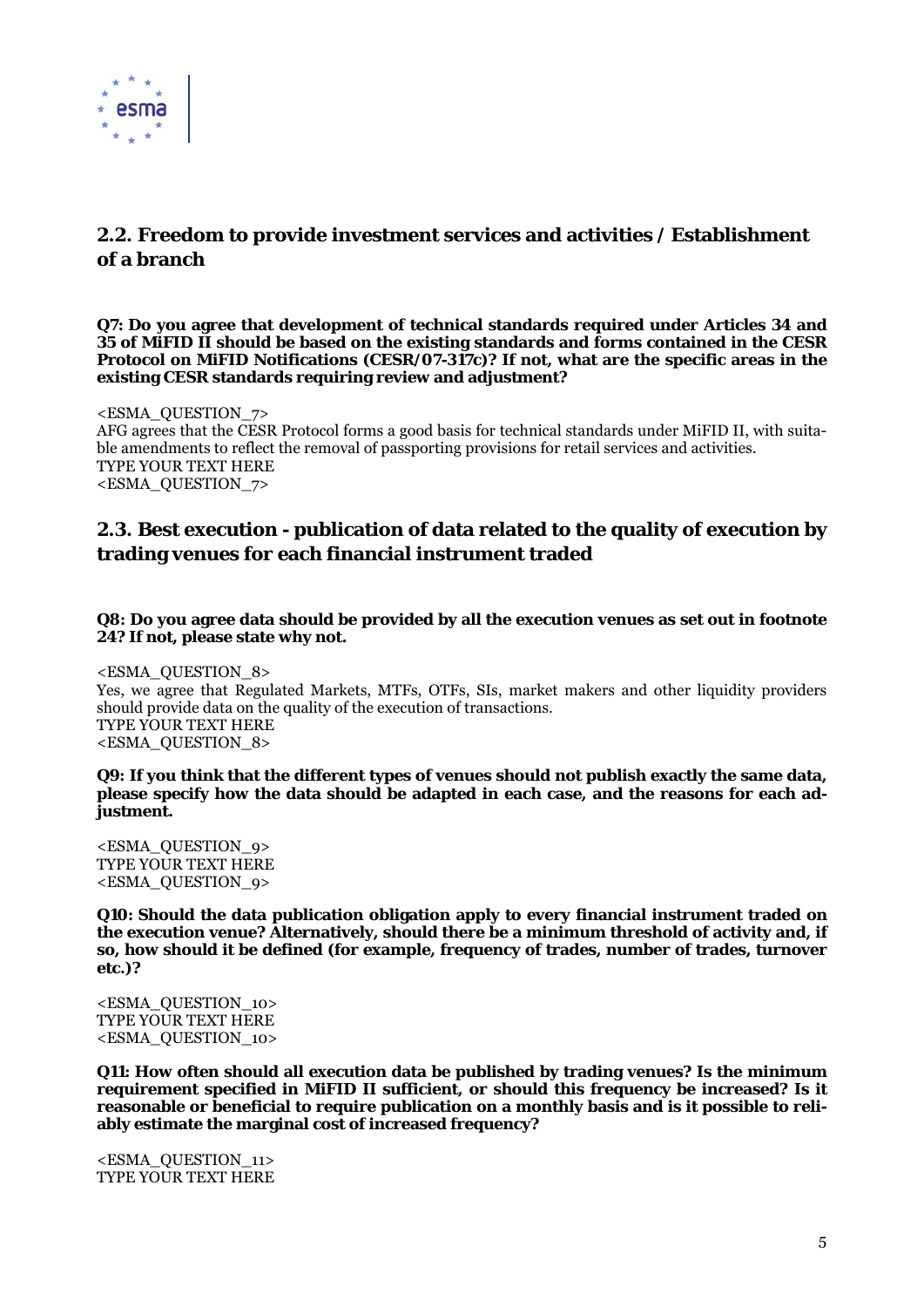## 2.2. Freedom to provide investment services and activities / Establishment of a branch

**Q7: Do you agree that development of technical standards required under Articles 34 and 35 of MiFID II should be based on the existing standards and forms contained in the CESR Protocol on MiFID Notifications (CESR/07-317c)? If not, what are the specific areas in the existing CESR standards requiring review and adjustment?**

<ESMA_QUESTION_7>
AFG agrees that the CESR Protocol forms a good basis for technical standards under MiFID II, with suitable amendments to reflect the removal of passporting provisions for retail services and activities.
TYPE YOUR TEXT HERE
<ESMA_QUESTION_7>

## 2.3. Best execution - publication of data related to the quality of execution by trading venues for each financial instrument traded

**Q8: Do you agree data should be provided by all the execution venues as set out in footnote 24? If not, please state why not.**

<ESMA_QUESTION_8>
Yes, we agree that Regulated Markets, MTFs, OTFs, SIs, market makers and other liquidity providers should provide data on the quality of the execution of transactions.
TYPE YOUR TEXT HERE
<ESMA_QUESTION_8>

**Q9: If you think that the different types of venues should not publish exactly the same data, please specify how the data should be adapted in each case, and the reasons for each adjustment.**

<ESMA_QUESTION_9>
TYPE YOUR TEXT HERE
<ESMA_QUESTION_9>

**Q10: Should the data publication obligation apply to every financial instrument traded on the execution venue? Alternatively, should there be a minimum threshold of activity and, if so, how should it be defined (for example, frequency of trades, number of trades, turnover etc.)?**

<ESMA_QUESTION_10>
TYPE YOUR TEXT HERE
<ESMA_QUESTION_10>

**Q11: How often should all execution data be published by trading venues? Is the minimum requirement specified in MiFID II sufficient, or should this frequency be increased? Is it reasonable or beneficial to require publication on a monthly basis and is it possible to reliably estimate the marginal cost of increased frequency?**

<ESMA_QUESTION_11>
TYPE YOUR TEXT HERE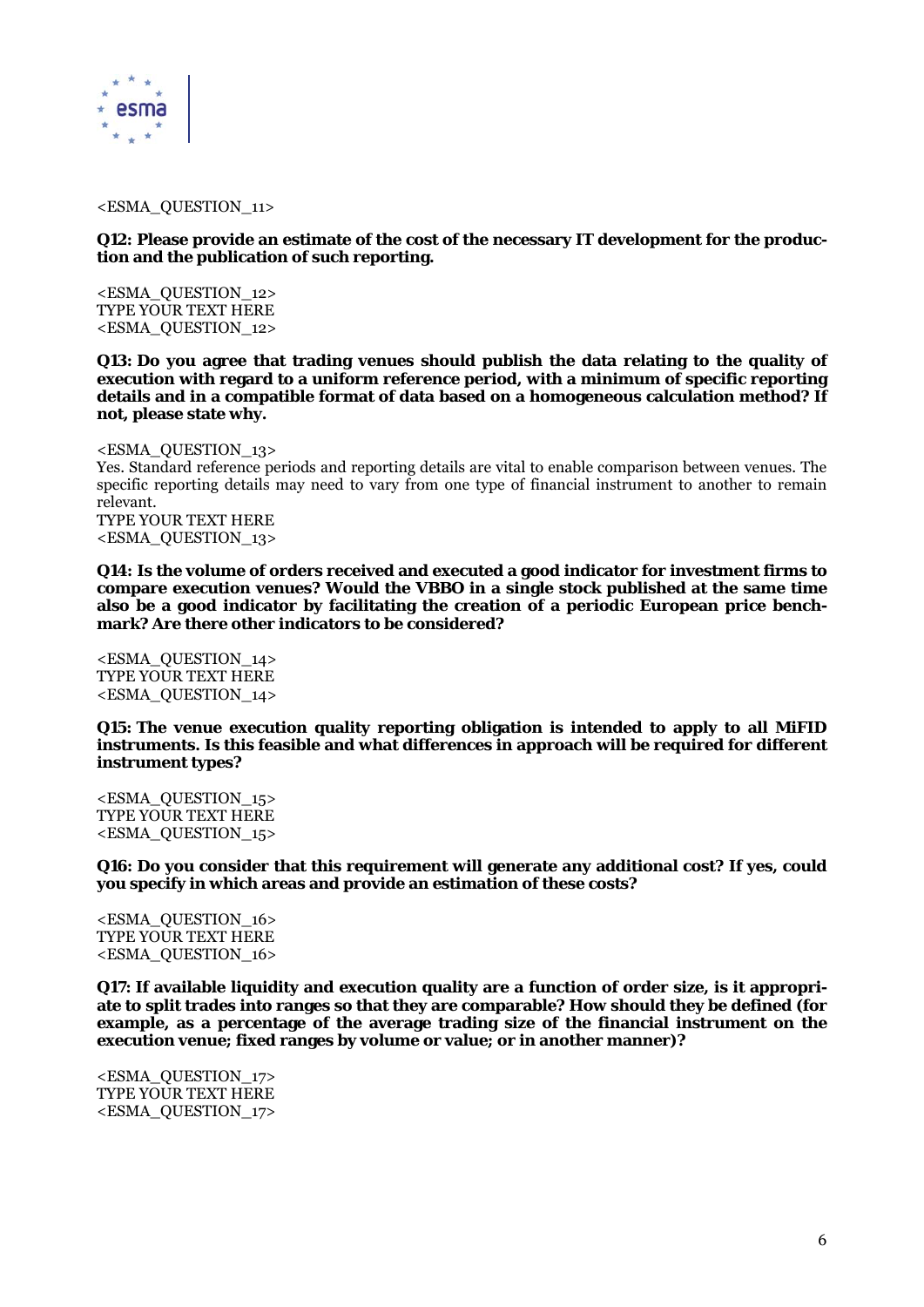<ESMA_QUESTION_11>

**Q12: Please provide an estimate of the cost of the necessary IT development for the production and the publication of such reporting.**

<ESMA_QUESTION_12>
TYPE YOUR TEXT HERE
<ESMA_QUESTION_12>

**Q13: Do you agree that trading venues should publish the data relating to the quality of execution with regard to a uniform reference period, with a minimum of specific reporting details and in a compatible format of data based on a homogeneous calculation method? If not, please state why.**

<ESMA_QUESTION_13>
Yes. Standard reference periods and reporting details are vital to enable comparison between venues. The specific reporting details may need to vary from one type of financial instrument to another to remain relevant.
TYPE YOUR TEXT HERE
<ESMA_QUESTION_13>

**Q14: Is the volume of orders received and executed a good indicator for investment firms to compare execution venues? Would the VBBO in a single stock published at the same time also be a good indicator by facilitating the creation of a periodic European price benchmark? Are there other indicators to be considered?**

<ESMA_QUESTION_14>
TYPE YOUR TEXT HERE
<ESMA_QUESTION_14>

**Q15: The venue execution quality reporting obligation is intended to apply to all MiFID instruments. Is this feasible and what differences in approach will be required for different instrument types?**

<ESMA_QUESTION_15>
TYPE YOUR TEXT HERE
<ESMA_QUESTION_15>

**Q16: Do you consider that this requirement will generate any additional cost? If yes, could you specify in which areas and provide an estimation of these costs?**

<ESMA_QUESTION_16>
TYPE YOUR TEXT HERE
<ESMA_QUESTION_16>

**Q17: If available liquidity and execution quality are a function of order size, is it appropriate to split trades into ranges so that they are comparable? How should they be defined (for example, as a percentage of the average trading size of the financial instrument on the execution venue; fixed ranges by volume or value; or in another manner)?**

<ESMA_QUESTION_17>
TYPE YOUR TEXT HERE
<ESMA_QUESTION_17>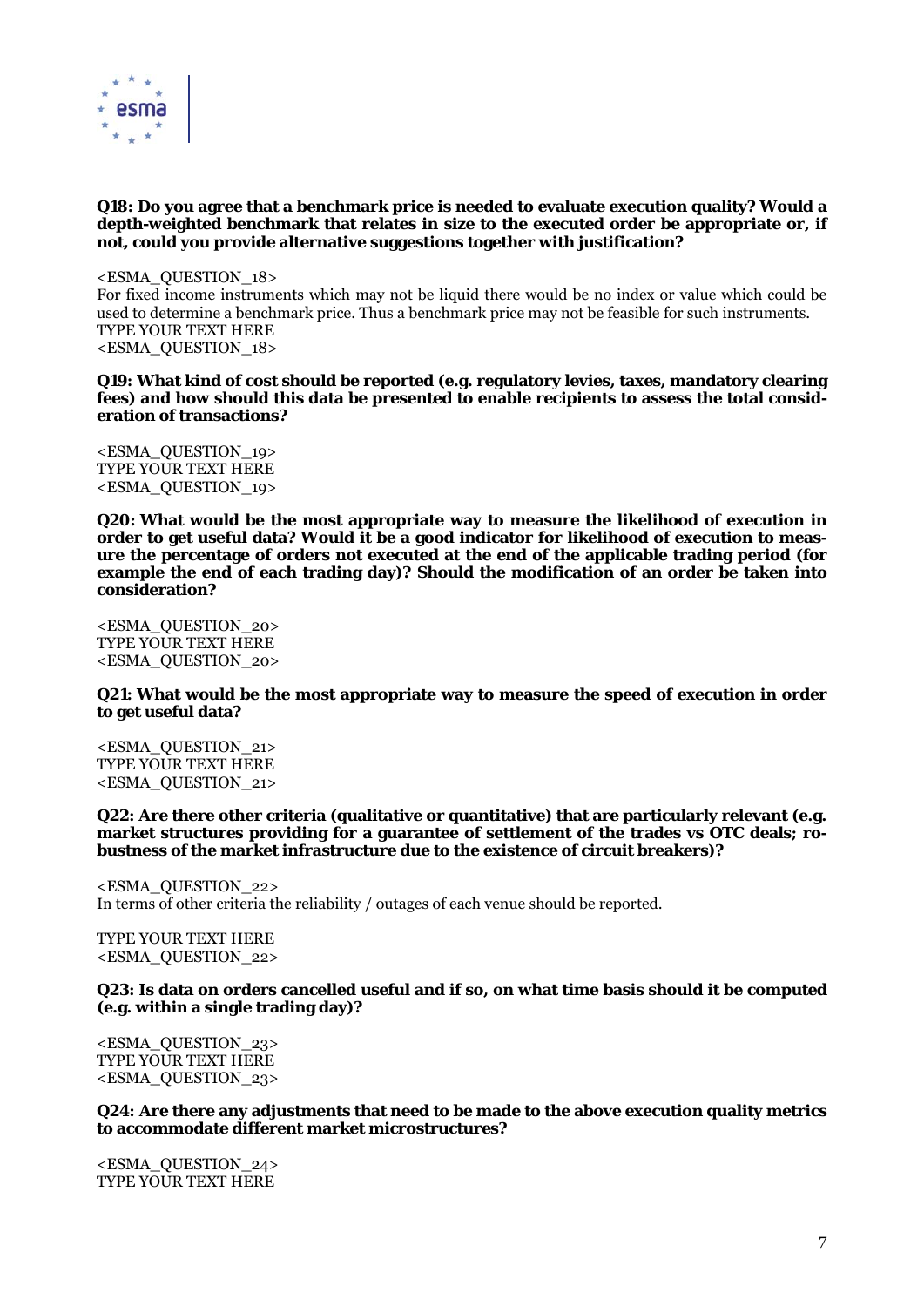**Q18: Do you agree that a benchmark price is needed to evaluate execution quality? Would a depth-weighted benchmark that relates in size to the executed order be appropriate or, if not, could you provide alternative suggestions together with justification?**

<ESMA_QUESTION_18>
For fixed income instruments which may not be liquid there would be no index or value which could be used to determine a benchmark price. Thus a benchmark price may not be feasible for such instruments.
TYPE YOUR TEXT HERE
<ESMA_QUESTION_18>

**Q19: What kind of cost should be reported (e.g. regulatory levies, taxes, mandatory clearing fees) and how should this data be presented to enable recipients to assess the total consideration of transactions?**

<ESMA_QUESTION_19>
TYPE YOUR TEXT HERE
<ESMA_QUESTION_19>

**Q20: What would be the most appropriate way to measure the likelihood of execution in order to get useful data? Would it be a good indicator for likelihood of execution to measure the percentage of orders not executed at the end of the applicable trading period (for example the end of each trading day)? Should the modification of an order be taken into consideration?**

<ESMA_QUESTION_20>
TYPE YOUR TEXT HERE
<ESMA_QUESTION_20>

**Q21: What would be the most appropriate way to measure the speed of execution in order to get useful data?**

<ESMA_QUESTION_21>
TYPE YOUR TEXT HERE
<ESMA_QUESTION_21>

**Q22: Are there other criteria (qualitative or quantitative) that are particularly relevant (e.g. market structures providing for a guarantee of settlement of the trades vs OTC deals; robustness of the market infrastructure due to the existence of circuit breakers)?**

<ESMA_QUESTION_22>
In terms of other criteria the reliability / outages of each venue should be reported.

TYPE YOUR TEXT HERE
<ESMA_QUESTION_22>

**Q23: Is data on orders cancelled useful and if so, on what time basis should it be computed (e.g. within a single trading day)?**

<ESMA_QUESTION_23>
TYPE YOUR TEXT HERE
<ESMA_QUESTION_23>

**Q24: Are there any adjustments that need to be made to the above execution quality metrics to accommodate different market microstructures?**

<ESMA_QUESTION_24>
TYPE YOUR TEXT HERE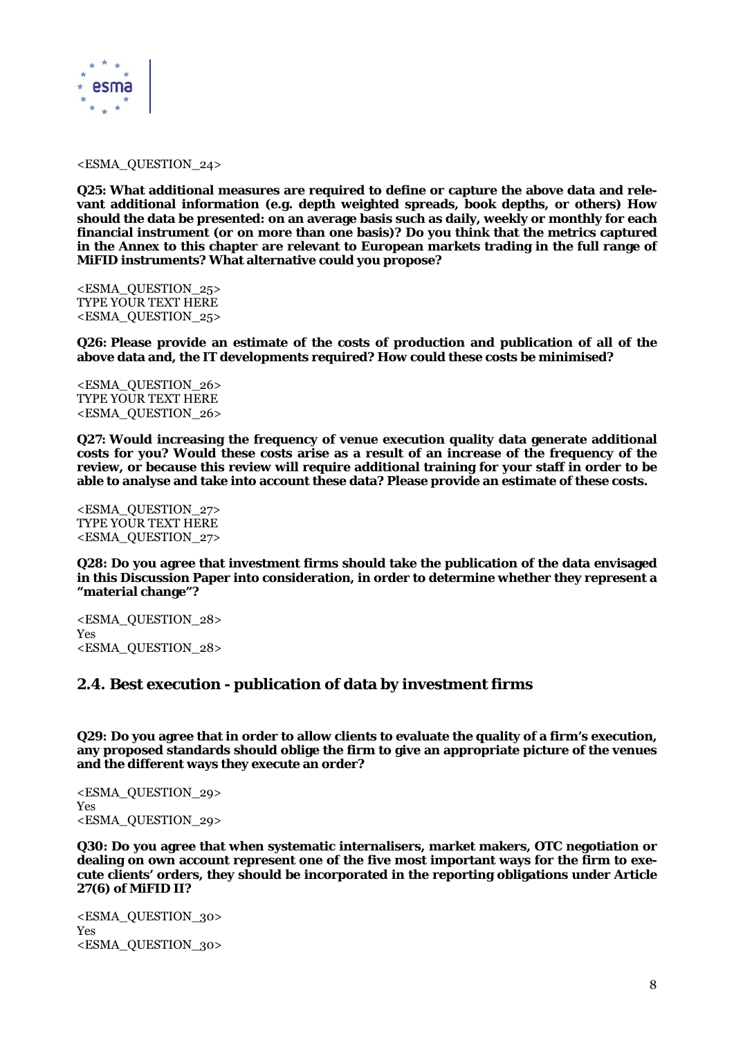<ESMA_QUESTION_24>

**Q25: What additional measures are required to define or capture the above data and relevant additional information (e.g. depth weighted spreads, book depths, or others) How should the data be presented: on an average basis such as daily, weekly or monthly for each financial instrument (or on more than one basis)? Do you think that the metrics captured in the Annex to this chapter are relevant to European markets trading in the full range of MiFID instruments? What alternative could you propose?**

<ESMA_QUESTION_25>
TYPE YOUR TEXT HERE
<ESMA_QUESTION_25>

**Q26: Please provide an estimate of the costs of production and publication of all of the above data and, the IT developments required? How could these costs be minimised?**

<ESMA_QUESTION_26>
TYPE YOUR TEXT HERE
<ESMA_QUESTION_26>

**Q27: Would increasing the frequency of venue execution quality data generate additional costs for you? Would these costs arise as a result of an increase of the frequency of the review, or because this review will require additional training for your staff in order to be able to analyse and take into account these data? Please provide an estimate of these costs.**

<ESMA_QUESTION_27>
TYPE YOUR TEXT HERE
<ESMA_QUESTION_27>

**Q28: Do you agree that investment firms should take the publication of the data envisaged in this Discussion Paper into consideration, in order to determine whether they represent a "material change"?**

<ESMA_QUESTION_28>
Yes
<ESMA_QUESTION_28>

## 2.4. Best execution - publication of data by investment firms

**Q29: Do you agree that in order to allow clients to evaluate the quality of a firm's execution, any proposed standards should oblige the firm to give an appropriate picture of the venues and the different ways they execute an order?**

<ESMA_QUESTION_29>
Yes
<ESMA_QUESTION_29>

**Q30: Do you agree that when systematic internalisers, market makers, OTC negotiation or dealing on own account represent one of the five most important ways for the firm to execute clients' orders, they should be incorporated in the reporting obligations under Article 27(6) of MiFID II?**

<ESMA_QUESTION_30>
Yes
<ESMA_QUESTION_30>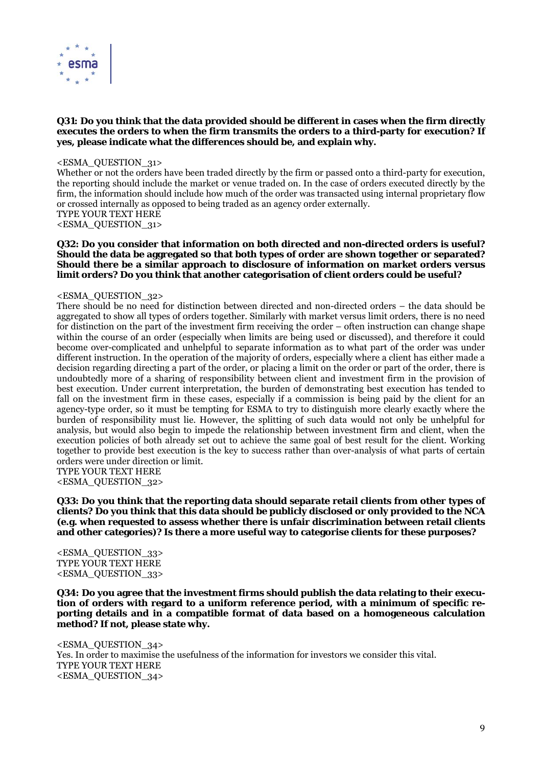**Q31: Do you think that the data provided should be different in cases when the firm directly executes the orders to when the firm transmits the orders to a third-party for execution? If yes, please indicate what the differences should be, and explain why.**

<ESMA_QUESTION_31>
Whether or not the orders have been traded directly by the firm or passed onto a third-party for execution, the reporting should include the market or venue traded on. In the case of orders executed directly by the firm, the information should include how much of the order was transacted using internal proprietary flow or crossed internally as opposed to being traded as an agency order externally.
TYPE YOUR TEXT HERE
<ESMA_QUESTION_31>

**Q32: Do you consider that information on both directed and non-directed orders is useful? Should the data be aggregated so that both types of order are shown together or separated? Should there be a similar approach to disclosure of information on market orders versus limit orders? Do you think that another categorisation of client orders could be useful?**

<ESMA_QUESTION_32>
There should be no need for distinction between directed and non-directed orders – the data should be aggregated to show all types of orders together. Similarly with market versus limit orders, there is no need for distinction on the part of the investment firm receiving the order – often instruction can change shape within the course of an order (especially when limits are being used or discussed), and therefore it could become over-complicated and unhelpful to separate information as to what part of the order was under different instruction. In the operation of the majority of orders, especially where a client has either made a decision regarding directing a part of the order, or placing a limit on the order or part of the order, there is undoubtedly more of a sharing of responsibility between client and investment firm in the provision of best execution. Under current interpretation, the burden of demonstrating best execution has tended to fall on the investment firm in these cases, especially if a commission is being paid by the client for an agency-type order, so it must be tempting for ESMA to try to distinguish more clearly exactly where the burden of responsibility must lie. However, the splitting of such data would not only be unhelpful for analysis, but would also begin to impede the relationship between investment firm and client, when the execution policies of both already set out to achieve the same goal of best result for the client. Working together to provide best execution is the key to success rather than over-analysis of what parts of certain orders were under direction or limit.
TYPE YOUR TEXT HERE
<ESMA_QUESTION_32>

**Q33: Do you think that the reporting data should separate retail clients from other types of clients? Do you think that this data should be publicly disclosed or only provided to the NCA (e.g. when requested to assess whether there is unfair discrimination between retail clients and other categories)? Is there a more useful way to categorise clients for these purposes?**

<ESMA_QUESTION_33>
TYPE YOUR TEXT HERE
<ESMA_QUESTION_33>

**Q34: Do you agree that the investment firms should publish the data relating to their execution of orders with regard to a uniform reference period, with a minimum of specific reporting details and in a compatible format of data based on a homogeneous calculation method? If not, please state why.**

<ESMA_QUESTION_34>
Yes. In order to maximise the usefulness of the information for investors we consider this vital.
TYPE YOUR TEXT HERE
<ESMA_QUESTION_34>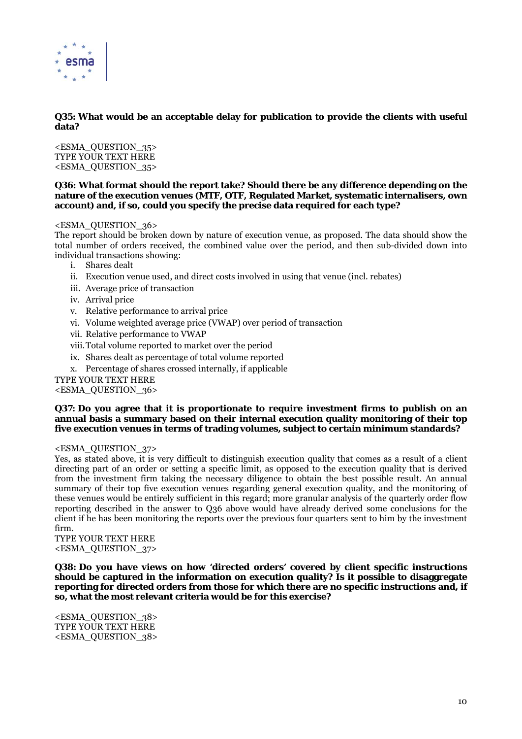**Q35: What would be an acceptable delay for publication to provide the clients with useful data?**

<ESMA_QUESTION_35>
TYPE YOUR TEXT HERE
<ESMA_QUESTION_35>

**Q36: What format should the report take? Should there be any difference depending on the nature of the execution venues (MTF, OTF, Regulated Market, systematic internalisers, own account) and, if so, could you specify the precise data required for each type?**

<ESMA_QUESTION_36>
The report should be broken down by nature of execution venue, as proposed. The data should show the total number of orders received, the combined value over the period, and then sub-divided down into individual transactions showing:

i. Shares dealt
ii. Execution venue used, and direct costs involved in using that venue (incl. rebates)
iii. Average price of transaction
iv. Arrival price
v. Relative performance to arrival price
vi. Volume weighted average price (VWAP) over period of transaction
vii. Relative performance to VWAP
viii. Total volume reported to market over the period
ix. Shares dealt as percentage of total volume reported
x. Percentage of shares crossed internally, if applicable

TYPE YOUR TEXT HERE
<ESMA_QUESTION_36>

**Q37: Do you agree that it is proportionate to require investment firms to publish on an annual basis a summary based on their internal execution quality monitoring of their top five execution venues in terms of trading volumes, subject to certain minimum standards?**

<ESMA_QUESTION_37>
Yes, as stated above, it is very difficult to distinguish execution quality that comes as a result of a client directing part of an order or setting a specific limit, as opposed to the execution quality that is derived from the investment firm taking the necessary diligence to obtain the best possible result. An annual summary of their top five execution venues regarding general execution quality, and the monitoring of these venues would be entirely sufficient in this regard; more granular analysis of the quarterly order flow reporting described in the answer to Q36 above would have already derived some conclusions for the client if he has been monitoring the reports over the previous four quarters sent to him by the investment firm.
TYPE YOUR TEXT HERE
<ESMA_QUESTION_37>

**Q38: Do you have views on how 'directed orders' covered by client specific instructions should be captured in the information on execution quality? Is it possible to disaggregate reporting for directed orders from those for which there are no specific instructions and, if so, what the most relevant criteria would be for this exercise?**

<ESMA_QUESTION_38>
TYPE YOUR TEXT HERE
<ESMA_QUESTION_38>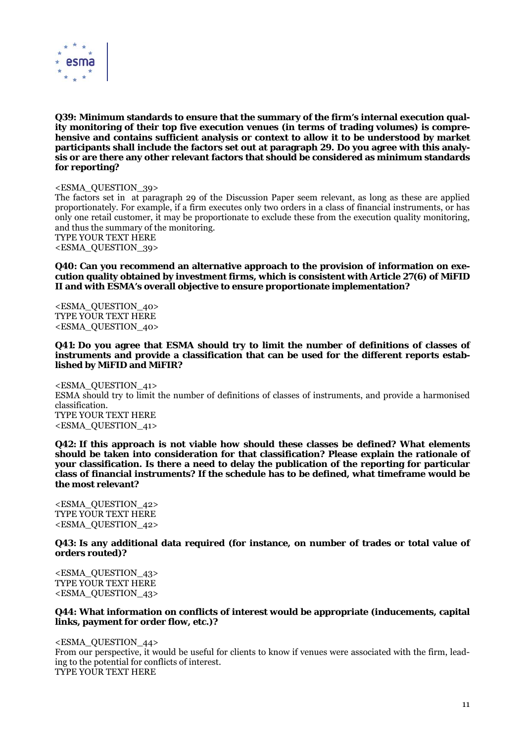**Q39: Minimum standards to ensure that the summary of the firm's internal execution quality monitoring of their top five execution venues (in terms of trading volumes) is comprehensive and contains sufficient analysis or context to allow it to be understood by market participants shall include the factors set out at paragraph 29. Do you agree with this analysis or are there any other relevant factors that should be considered as minimum standards for reporting?**

<ESMA_QUESTION_39>
The factors set in at paragraph 29 of the Discussion Paper seem relevant, as long as these are applied proportionately. For example, if a firm executes only two orders in a class of financial instruments, or has only one retail customer, it may be proportionate to exclude these from the execution quality monitoring, and thus the summary of the monitoring.
TYPE YOUR TEXT HERE
<ESMA_QUESTION_39>

**Q40: Can you recommend an alternative approach to the provision of information on execution quality obtained by investment firms, which is consistent with Article 27(6) of MiFID II and with ESMA's overall objective to ensure proportionate implementation?**

<ESMA_QUESTION_40>
TYPE YOUR TEXT HERE
<ESMA_QUESTION_40>

**Q41: Do you agree that ESMA should try to limit the number of definitions of classes of instruments and provide a classification that can be used for the different reports established by MiFID and MiFIR?**

<ESMA_QUESTION_41>
ESMA should try to limit the number of definitions of classes of instruments, and provide a harmonised classification.
TYPE YOUR TEXT HERE
<ESMA_QUESTION_41>

**Q42: If this approach is not viable how should these classes be defined? What elements should be taken into consideration for that classification? Please explain the rationale of your classification. Is there a need to delay the publication of the reporting for particular class of financial instruments? If the schedule has to be defined, what timeframe would be the most relevant?**

<ESMA_QUESTION_42>
TYPE YOUR TEXT HERE
<ESMA_QUESTION_42>

**Q43: Is any additional data required (for instance, on number of trades or total value of orders routed)?**

<ESMA_QUESTION_43>
TYPE YOUR TEXT HERE
<ESMA_QUESTION_43>

**Q44: What information on conflicts of interest would be appropriate (inducements, capital links, payment for order flow, etc.)?**

<ESMA_QUESTION_44>
From our perspective, it would be useful for clients to know if venues were associated with the firm, leading to the potential for conflicts of interest.
TYPE YOUR TEXT HERE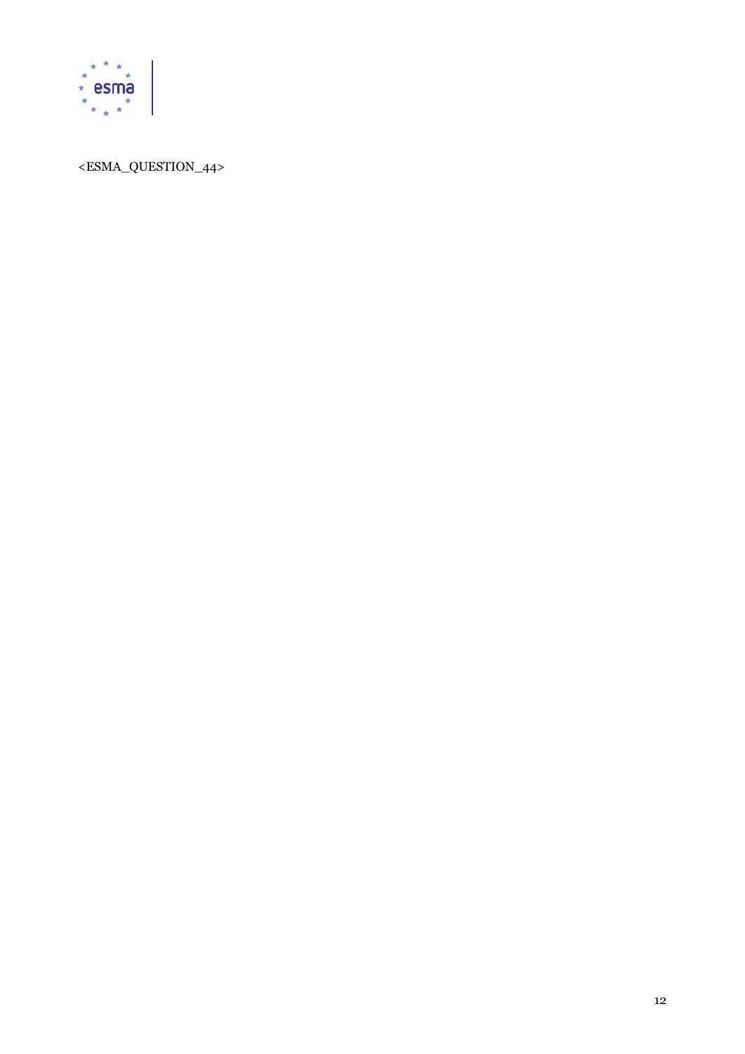<ESMA_QUESTION_44>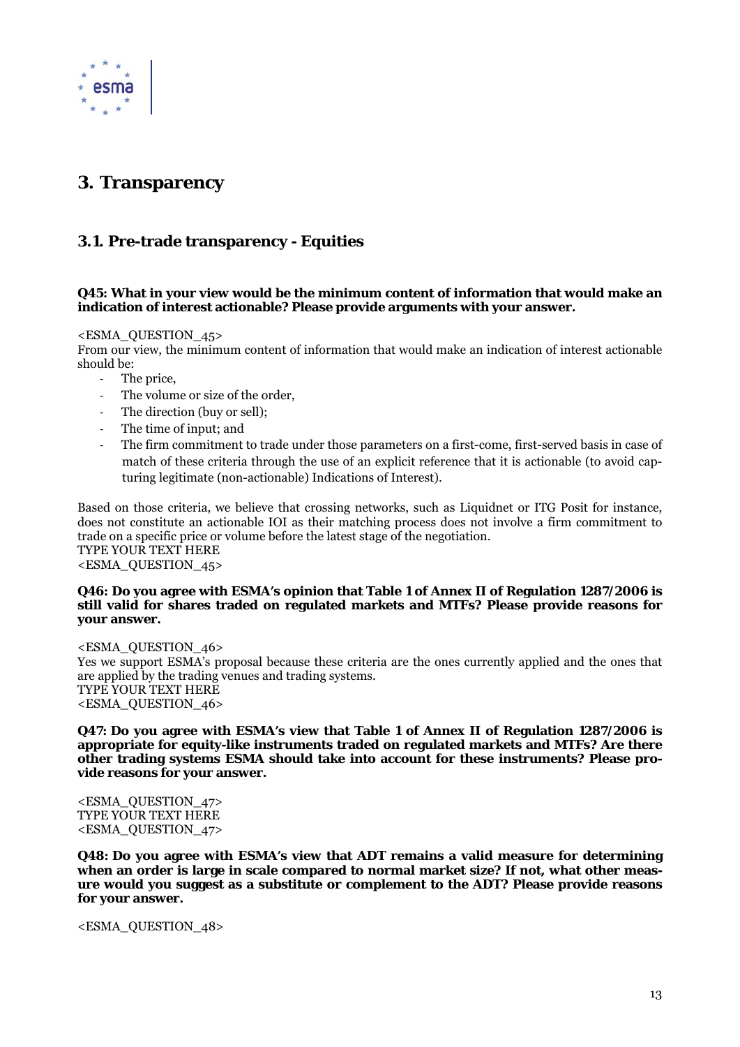# 3. Transparency

## 3.1. Pre-trade transparency - Equities

**Q45: What in your view would be the minimum content of information that would make an indication of interest actionable? Please provide arguments with your answer.**

<ESMA_QUESTION_45>
From our view, the minimum content of information that would make an indication of interest actionable should be:

- The price,
- The volume or size of the order,
- The direction (buy or sell);
- The time of input; and
- The firm commitment to trade under those parameters on a first-come, first-served basis in case of match of these criteria through the use of an explicit reference that it is actionable (to avoid capturing legitimate (non-actionable) Indications of Interest).

Based on those criteria, we believe that crossing networks, such as Liquidnet or ITG Posit for instance, does not constitute an actionable IOI as their matching process does not involve a firm commitment to trade on a specific price or volume before the latest stage of the negotiation.
TYPE YOUR TEXT HERE
<ESMA_QUESTION_45>

**Q46: Do you agree with ESMA's opinion that Table 1 of Annex II of Regulation 1287/2006 is still valid for shares traded on regulated markets and MTFs? Please provide reasons for your answer.**

<ESMA_QUESTION_46>
Yes we support ESMA's proposal because these criteria are the ones currently applied and the ones that are applied by the trading venues and trading systems.
TYPE YOUR TEXT HERE
<ESMA_QUESTION_46>

**Q47: Do you agree with ESMA's view that Table 1 of Annex II of Regulation 1287/2006 is appropriate for equity-like instruments traded on regulated markets and MTFs? Are there other trading systems ESMA should take into account for these instruments? Please provide reasons for your answer.**

<ESMA_QUESTION_47>
TYPE YOUR TEXT HERE
<ESMA_QUESTION_47>

**Q48: Do you agree with ESMA's view that ADT remains a valid measure for determining when an order is large in scale compared to normal market size? If not, what other measure would you suggest as a substitute or complement to the ADT? Please provide reasons for your answer.**

<ESMA_QUESTION_48>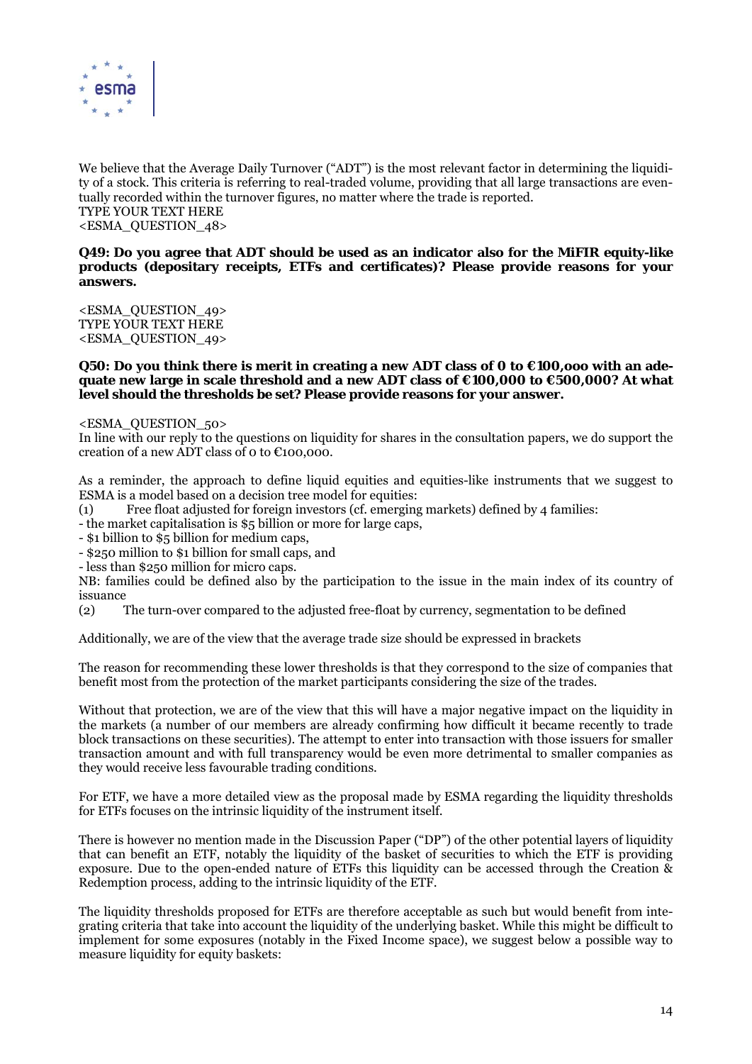We believe that the Average Daily Turnover ("ADT") is the most relevant factor in determining the liquidity of a stock. This criteria is referring to real-traded volume, providing that all large transactions are eventually recorded within the turnover figures, no matter where the trade is reported.
TYPE YOUR TEXT HERE
<ESMA_QUESTION_48>

**Q49: Do you agree that ADT should be used as an indicator also for the MiFIR equity-like products (depositary receipts, ETFs and certificates)? Please provide reasons for your answers.**

<ESMA_QUESTION_49>
TYPE YOUR TEXT HERE
<ESMA_QUESTION_49>

**Q50: Do you think there is merit in creating a new ADT class of 0 to €100,ooo with an adequate new large in scale threshold and a new ADT class of €100,000 to €500,000? At what level should the thresholds be set? Please provide reasons for your answer.**

<ESMA_QUESTION_50>
In line with our reply to the questions on liquidity for shares in the consultation papers, we do support the creation of a new ADT class of 0 to €100,000.

As a reminder, the approach to define liquid equities and equities-like instruments that we suggest to ESMA is a model based on a decision tree model for equities:

(1) Free float adjusted for foreign investors (cf. emerging markets) defined by 4 families:

- the market capitalisation is $5 billion or more for large caps,
- $1 billion to $5 billion for medium caps,
- $250 million to $1 billion for small caps, and
- less than $250 million for micro caps.

NB: families could be defined also by the participation to the issue in the main index of its country of issuance

(2) The turn-over compared to the adjusted free-float by currency, segmentation to be defined

Additionally, we are of the view that the average trade size should be expressed in brackets

The reason for recommending these lower thresholds is that they correspond to the size of companies that benefit most from the protection of the market participants considering the size of the trades.

Without that protection, we are of the view that this will have a major negative impact on the liquidity in the markets (a number of our members are already confirming how difficult it became recently to trade block transactions on these securities). The attempt to enter into transaction with those issuers for smaller transaction amount and with full transparency would be even more detrimental to smaller companies as they would receive less favourable trading conditions.

For ETF, we have a more detailed view as the proposal made by ESMA regarding the liquidity thresholds for ETFs focuses on the intrinsic liquidity of the instrument itself.

There is however no mention made in the Discussion Paper ("DP") of the other potential layers of liquidity that can benefit an ETF, notably the liquidity of the basket of securities to which the ETF is providing exposure. Due to the open-ended nature of ETFs this liquidity can be accessed through the Creation & Redemption process, adding to the intrinsic liquidity of the ETF.

The liquidity thresholds proposed for ETFs are therefore acceptable as such but would benefit from integrating criteria that take into account the liquidity of the underlying basket. While this might be difficult to implement for some exposures (notably in the Fixed Income space), we suggest below a possible way to measure liquidity for equity baskets: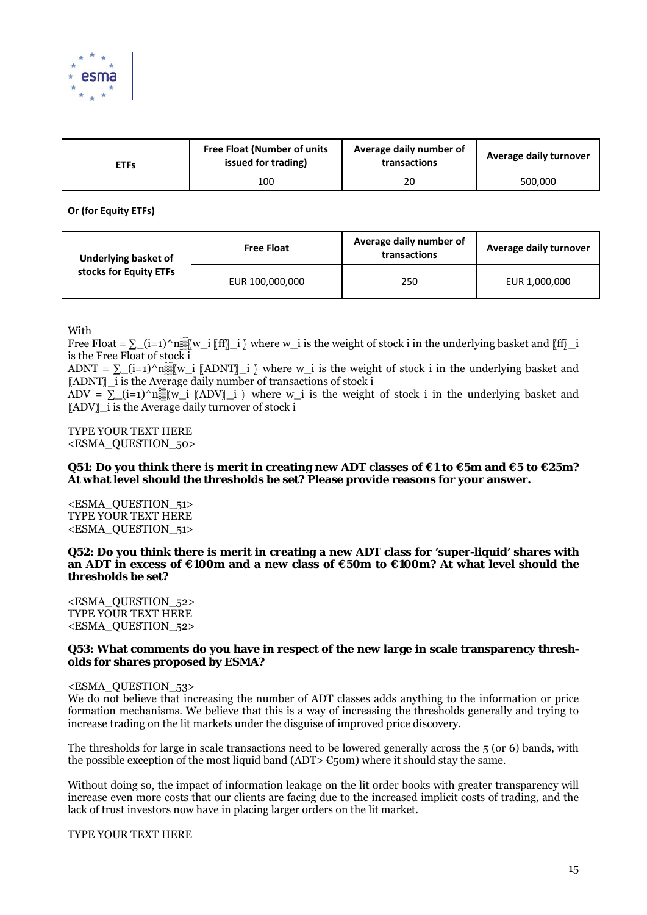| ETFs | Free Float (Number of units issued for trading) | Average daily number of transactions | Average daily turnover |
|---|---|---|---|
| | 100 | 20 | 500,000 |

**Or (for Equity ETFs)**

| Underlying basket of stocks for Equity ETFs | Free Float | Average daily number of transactions | Average daily turnover |
|---|---|---|---|
| | EUR 100,000,000 | 250 | EUR 1,000,000 |

With

Free Float = $\sum_{i=1}^{n} w_i \, ff_i$ where $w_i$ is the weight of stock i in the underlying basket and $ff_i$ is the Free Float of stock i

ADNT = $\sum_{i=1}^{n} w_i \, ADNT_i$ where $w_i$ is the weight of stock i in the underlying basket and $ADNT_i$ is the Average daily number of transactions of stock i

ADV = $\sum_{i=1}^{n} w_i \, ADV_i$ where $w_i$ is the weight of stock i in the underlying basket and $ADV_i$ is the Average daily turnover of stock i

TYPE YOUR TEXT HERE
<ESMA_QUESTION_50>

**Q51: Do you think there is merit in creating new ADT classes of €1 to €5m and €5 to €25m? At what level should the thresholds be set? Please provide reasons for your answer.**

<ESMA_QUESTION_51>
TYPE YOUR TEXT HERE
<ESMA_QUESTION_51>

**Q52: Do you think there is merit in creating a new ADT class for 'super-liquid' shares with an ADT in excess of €100m and a new class of €50m to €100m? At what level should the thresholds be set?**

<ESMA_QUESTION_52>
TYPE YOUR TEXT HERE
<ESMA_QUESTION_52>

**Q53: What comments do you have in respect of the new large in scale transparency thresholds for shares proposed by ESMA?**

<ESMA_QUESTION_53>
We do not believe that increasing the number of ADT classes adds anything to the information or price formation mechanisms. We believe that this is a way of increasing the thresholds generally and trying to increase trading on the lit markets under the disguise of improved price discovery.

The thresholds for large in scale transactions need to be lowered generally across the 5 (or 6) bands, with the possible exception of the most liquid band (ADT> €50m) where it should stay the same.

Without doing so, the impact of information leakage on the lit order books with greater transparency will increase even more costs that our clients are facing due to the increased implicit costs of trading, and the lack of trust investors now have in placing larger orders on the lit market.

TYPE YOUR TEXT HERE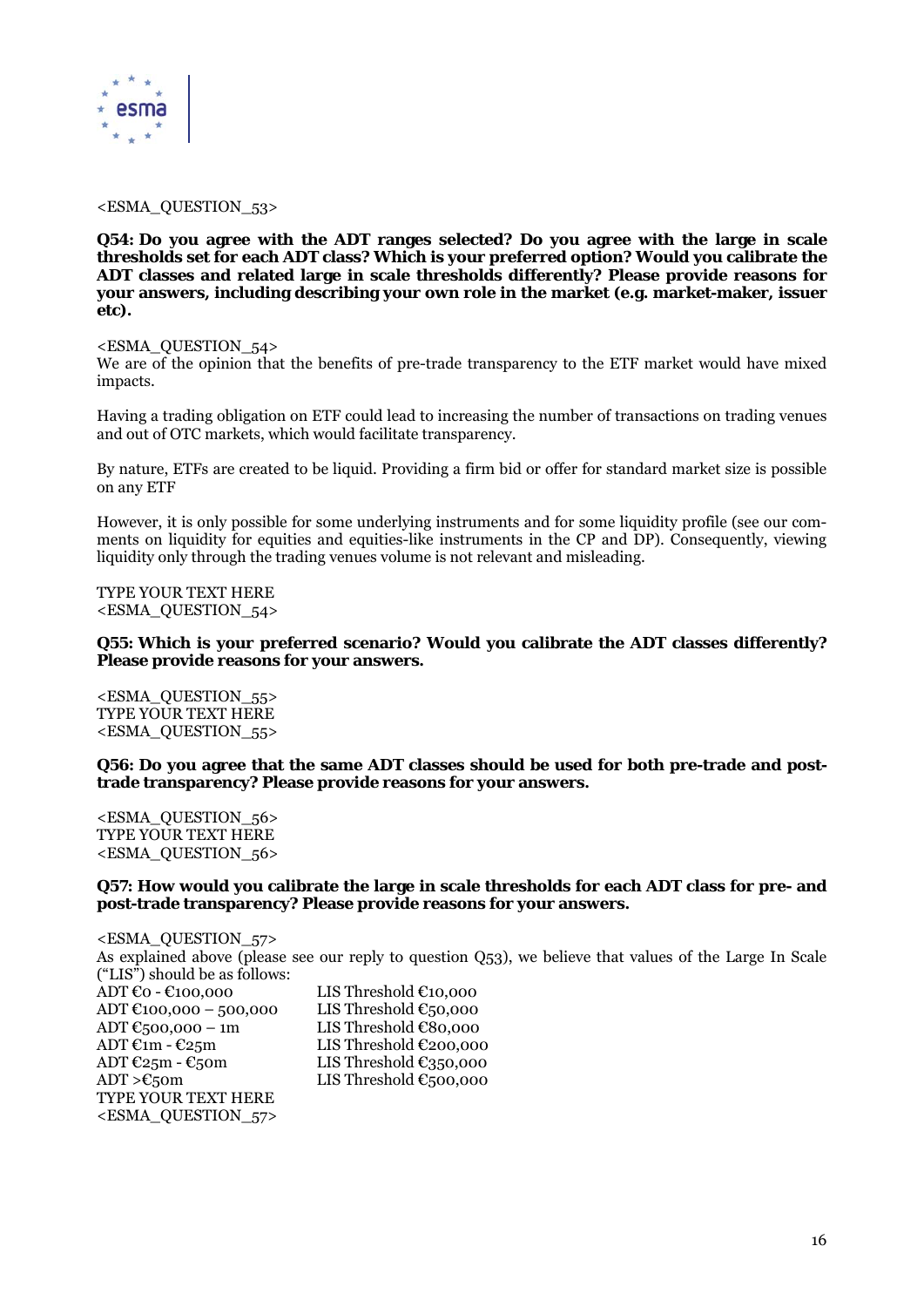<ESMA_QUESTION_53>

**Q54: Do you agree with the ADT ranges selected? Do you agree with the large in scale thresholds set for each ADT class? Which is your preferred option? Would you calibrate the ADT classes and related large in scale thresholds differently? Please provide reasons for your answers, including describing your own role in the market (e.g. market-maker, issuer etc).**

<ESMA_QUESTION_54>
We are of the opinion that the benefits of pre-trade transparency to the ETF market would have mixed impacts.

Having a trading obligation on ETF could lead to increasing the number of transactions on trading venues and out of OTC markets, which would facilitate transparency.

By nature, ETFs are created to be liquid. Providing a firm bid or offer for standard market size is possible on any ETF

However, it is only possible for some underlying instruments and for some liquidity profile (see our comments on liquidity for equities and equities-like instruments in the CP and DP). Consequently, viewing liquidity only through the trading venues volume is not relevant and misleading.

TYPE YOUR TEXT HERE
<ESMA_QUESTION_54>

**Q55: Which is your preferred scenario? Would you calibrate the ADT classes differently? Please provide reasons for your answers.**

<ESMA_QUESTION_55>
TYPE YOUR TEXT HERE
<ESMA_QUESTION_55>

**Q56: Do you agree that the same ADT classes should be used for both pre-trade and post-trade transparency? Please provide reasons for your answers.**

<ESMA_QUESTION_56>
TYPE YOUR TEXT HERE
<ESMA_QUESTION_56>

**Q57: How would you calibrate the large in scale thresholds for each ADT class for pre- and post-trade transparency? Please provide reasons for your answers.**

<ESMA_QUESTION_57>
As explained above (please see our reply to question Q53), we believe that values of the Large In Scale ("LIS") should be as follows:

| | |
|---|---|
| ADT €0 - €100,000 | LIS Threshold €10,000 |
| ADT €100,000 – 500,000 | LIS Threshold €50,000 |
| ADT €500,000 – 1m | LIS Threshold €80,000 |
| ADT €1m - €25m | LIS Threshold €200,000 |
| ADT €25m - €50m | LIS Threshold €350,000 |
| ADT >€50m | LIS Threshold €500,000 |

TYPE YOUR TEXT HERE
<ESMA_QUESTION_57>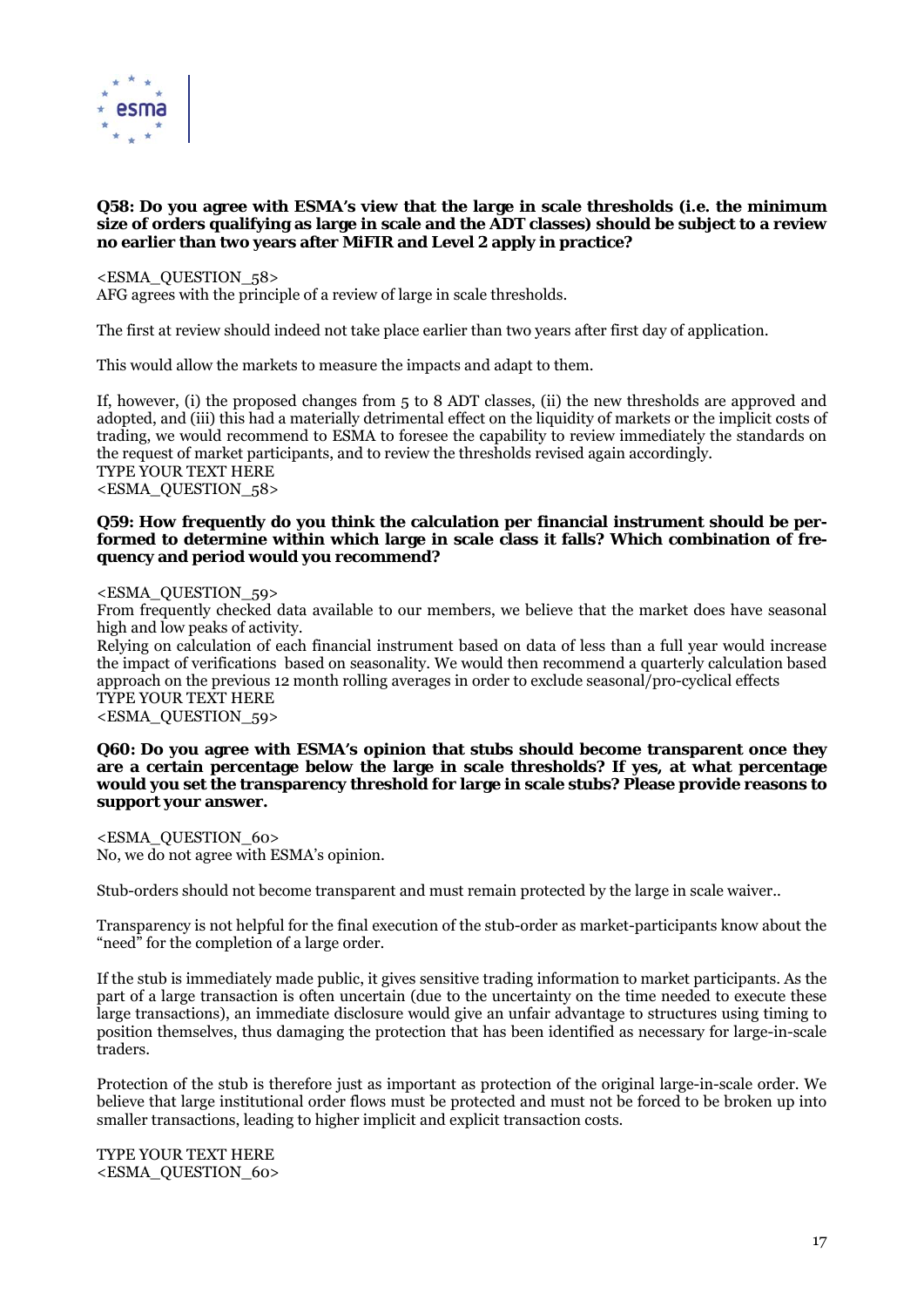**Q58: Do you agree with ESMA's view that the large in scale thresholds (i.e. the minimum size of orders qualifying as large in scale and the ADT classes) should be subject to a review no earlier than two years after MiFIR and Level 2 apply in practice?**

<ESMA_QUESTION_58>
AFG agrees with the principle of a review of large in scale thresholds.

The first at review should indeed not take place earlier than two years after first day of application.

This would allow the markets to measure the impacts and adapt to them.

If, however, (i) the proposed changes from 5 to 8 ADT classes, (ii) the new thresholds are approved and adopted, and (iii) this had a materially detrimental effect on the liquidity of markets or the implicit costs of trading, we would recommend to ESMA to foresee the capability to review immediately the standards on the request of market participants, and to review the thresholds revised again accordingly.
TYPE YOUR TEXT HERE
<ESMA_QUESTION_58>

**Q59: How frequently do you think the calculation per financial instrument should be performed to determine within which large in scale class it falls? Which combination of frequency and period would you recommend?**

<ESMA_QUESTION_59>
From frequently checked data available to our members, we believe that the market does have seasonal high and low peaks of activity.
Relying on calculation of each financial instrument based on data of less than a full year would increase the impact of verifications based on seasonality. We would then recommend a quarterly calculation based approach on the previous 12 month rolling averages in order to exclude seasonal/pro-cyclical effects
TYPE YOUR TEXT HERE
<ESMA_QUESTION_59>

**Q60: Do you agree with ESMA's opinion that stubs should become transparent once they are a certain percentage below the large in scale thresholds? If yes, at what percentage would you set the transparency threshold for large in scale stubs? Please provide reasons to support your answer.**

<ESMA_QUESTION_60>
No, we do not agree with ESMA's opinion.

Stub-orders should not become transparent and must remain protected by the large in scale waiver..

Transparency is not helpful for the final execution of the stub-order as market-participants know about the "need" for the completion of a large order.

If the stub is immediately made public, it gives sensitive trading information to market participants. As the part of a large transaction is often uncertain (due to the uncertainty on the time needed to execute these large transactions), an immediate disclosure would give an unfair advantage to structures using timing to position themselves, thus damaging the protection that has been identified as necessary for large-in-scale traders.

Protection of the stub is therefore just as important as protection of the original large-in-scale order. We believe that large institutional order flows must be protected and must not be forced to be broken up into smaller transactions, leading to higher implicit and explicit transaction costs.

TYPE YOUR TEXT HERE
<ESMA_QUESTION_60>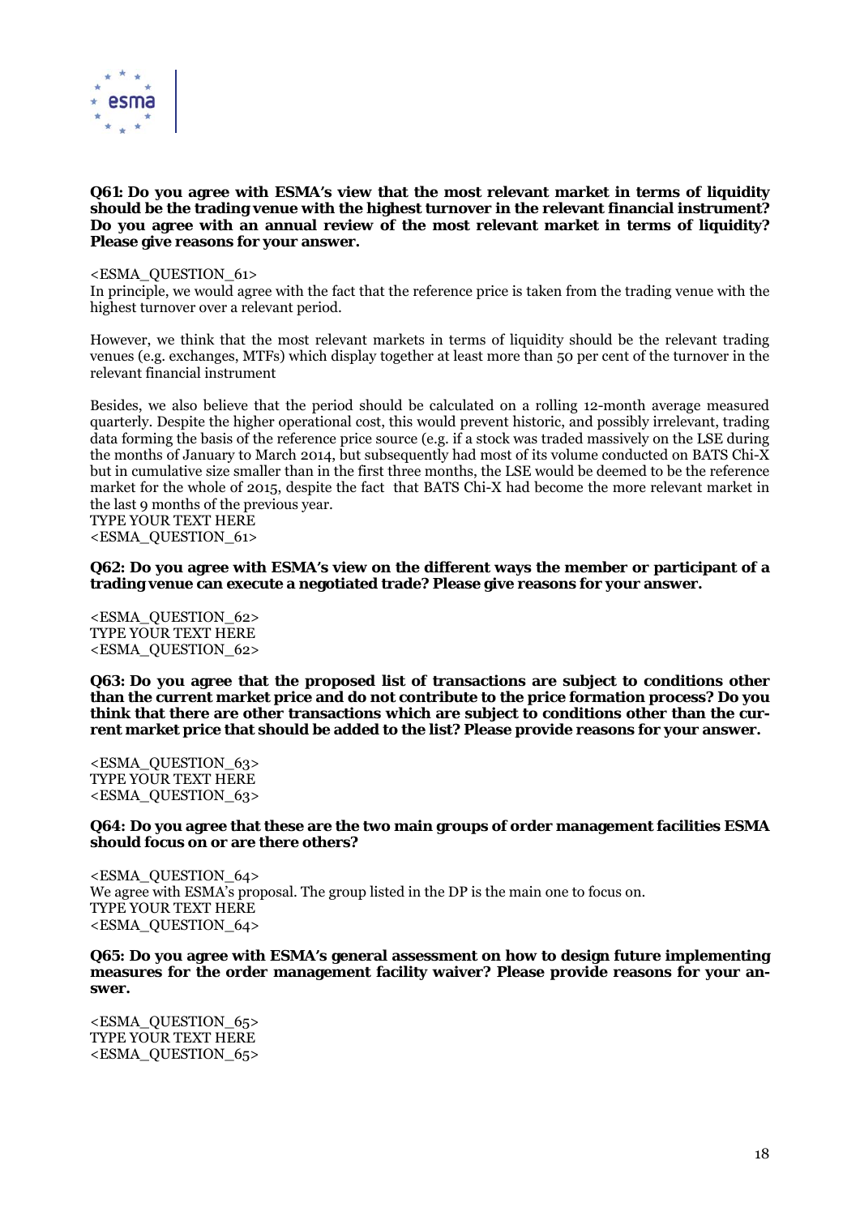**Q61: Do you agree with ESMA's view that the most relevant market in terms of liquidity should be the trading venue with the highest turnover in the relevant financial instrument? Do you agree with an annual review of the most relevant market in terms of liquidity? Please give reasons for your answer.**

<ESMA_QUESTION_61>
In principle, we would agree with the fact that the reference price is taken from the trading venue with the highest turnover over a relevant period.

However, we think that the most relevant markets in terms of liquidity should be the relevant trading venues (e.g. exchanges, MTFs) which display together at least more than 50 per cent of the turnover in the relevant financial instrument

Besides, we also believe that the period should be calculated on a rolling 12-month average measured quarterly. Despite the higher operational cost, this would prevent historic, and possibly irrelevant, trading data forming the basis of the reference price source (e.g. if a stock was traded massively on the LSE during the months of January to March 2014, but subsequently had most of its volume conducted on BATS Chi-X but in cumulative size smaller than in the first three months, the LSE would be deemed to be the reference market for the whole of 2015, despite the fact that BATS Chi-X had become the more relevant market in the last 9 months of the previous year.
TYPE YOUR TEXT HERE
<ESMA_QUESTION_61>

**Q62: Do you agree with ESMA's view on the different ways the member or participant of a trading venue can execute a negotiated trade? Please give reasons for your answer.**

<ESMA_QUESTION_62>
TYPE YOUR TEXT HERE
<ESMA_QUESTION_62>

**Q63: Do you agree that the proposed list of transactions are subject to conditions other than the current market price and do not contribute to the price formation process? Do you think that there are other transactions which are subject to conditions other than the current market price that should be added to the list? Please provide reasons for your answer.**

<ESMA_QUESTION_63>
TYPE YOUR TEXT HERE
<ESMA_QUESTION_63>

**Q64: Do you agree that these are the two main groups of order management facilities ESMA should focus on or are there others?**

<ESMA_QUESTION_64>
We agree with ESMA's proposal. The group listed in the DP is the main one to focus on.
TYPE YOUR TEXT HERE
<ESMA_QUESTION_64>

**Q65: Do you agree with ESMA's general assessment on how to design future implementing measures for the order management facility waiver? Please provide reasons for your answer.**

<ESMA_QUESTION_65>
TYPE YOUR TEXT HERE
<ESMA_QUESTION_65>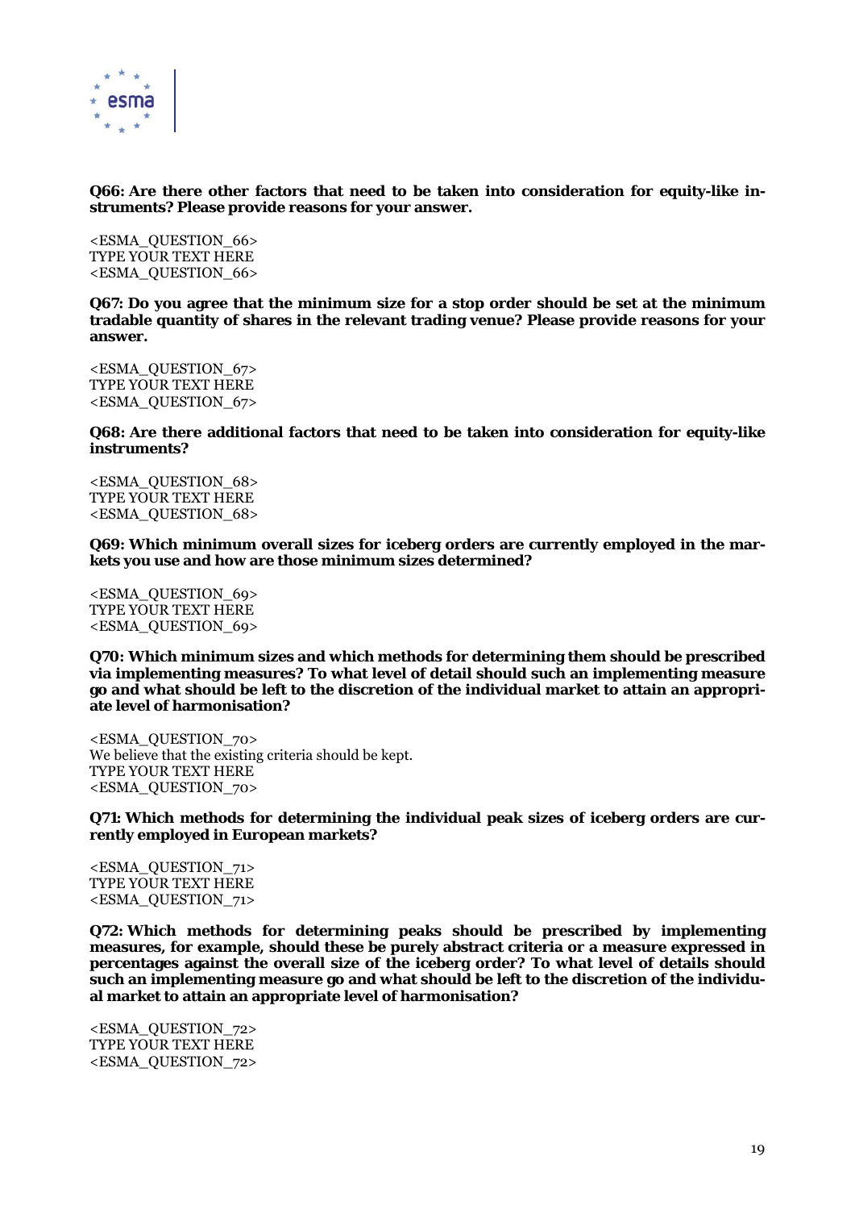**Q66: Are there other factors that need to be taken into consideration for equity-like instruments? Please provide reasons for your answer.**

<ESMA_QUESTION_66>
TYPE YOUR TEXT HERE
<ESMA_QUESTION_66>

**Q67: Do you agree that the minimum size for a stop order should be set at the minimum tradable quantity of shares in the relevant trading venue? Please provide reasons for your answer.**

<ESMA_QUESTION_67>
TYPE YOUR TEXT HERE
<ESMA_QUESTION_67>

**Q68: Are there additional factors that need to be taken into consideration for equity-like instruments?**

<ESMA_QUESTION_68>
TYPE YOUR TEXT HERE
<ESMA_QUESTION_68>

**Q69: Which minimum overall sizes for iceberg orders are currently employed in the markets you use and how are those minimum sizes determined?**

<ESMA_QUESTION_69>
TYPE YOUR TEXT HERE
<ESMA_QUESTION_69>

**Q70: Which minimum sizes and which methods for determining them should be prescribed via implementing measures? To what level of detail should such an implementing measure go and what should be left to the discretion of the individual market to attain an appropriate level of harmonisation?**

<ESMA_QUESTION_70>
We believe that the existing criteria should be kept.
TYPE YOUR TEXT HERE
<ESMA_QUESTION_70>

**Q71: Which methods for determining the individual peak sizes of iceberg orders are currently employed in European markets?**

<ESMA_QUESTION_71>
TYPE YOUR TEXT HERE
<ESMA_QUESTION_71>

**Q72: Which methods for determining peaks should be prescribed by implementing measures, for example, should these be purely abstract criteria or a measure expressed in percentages against the overall size of the iceberg order? To what level of details should such an implementing measure go and what should be left to the discretion of the individual market to attain an appropriate level of harmonisation?**

<ESMA_QUESTION_72>
TYPE YOUR TEXT HERE
<ESMA_QUESTION_72>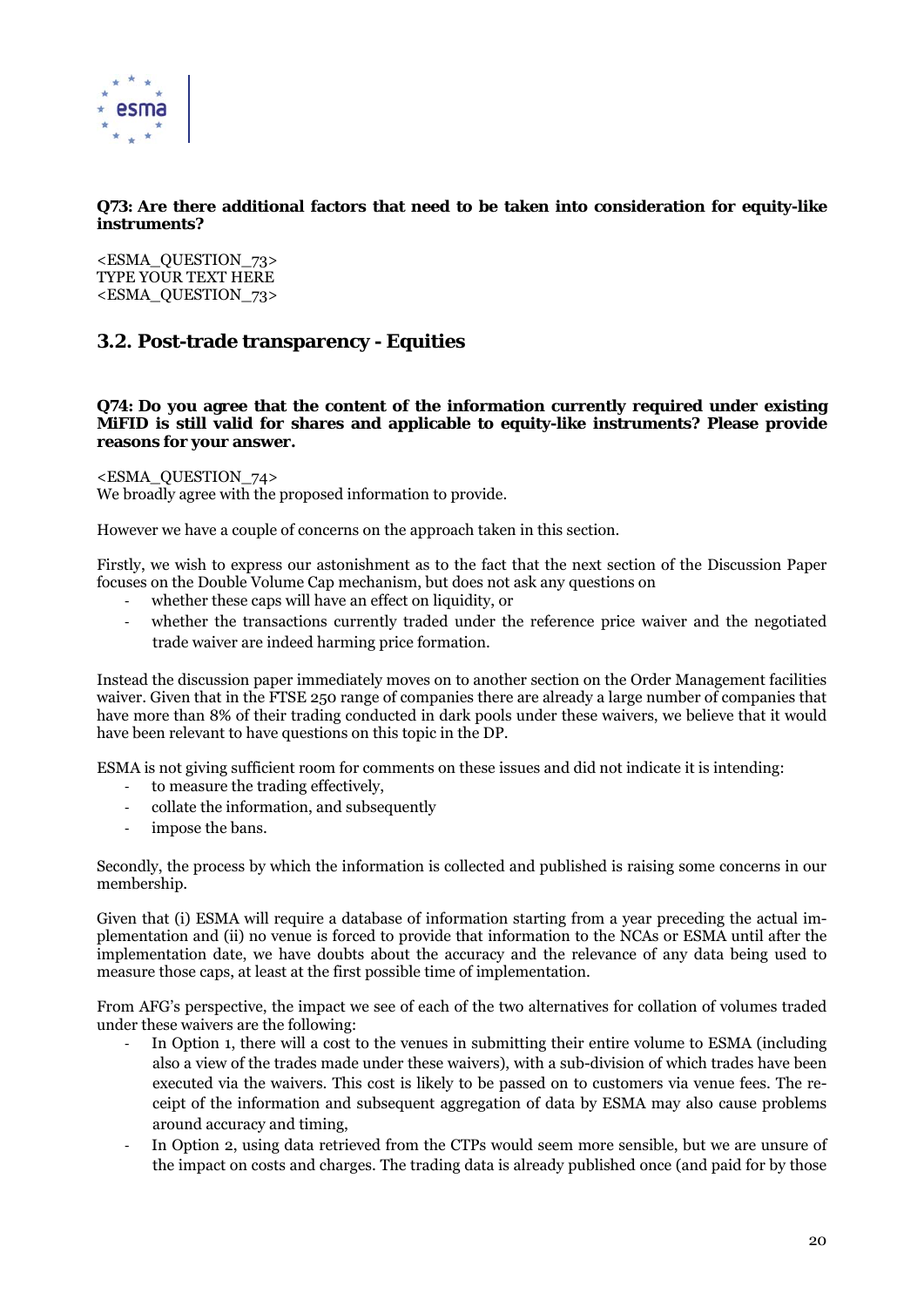**Q73: Are there additional factors that need to be taken into consideration for equity-like instruments?**

<ESMA_QUESTION_73>
TYPE YOUR TEXT HERE
<ESMA_QUESTION_73>

## 3.2. Post-trade transparency - Equities

**Q74: Do you agree that the content of the information currently required under existing MiFID is still valid for shares and applicable to equity-like instruments? Please provide reasons for your answer.**

<ESMA_QUESTION_74>
We broadly agree with the proposed information to provide.

However we have a couple of concerns on the approach taken in this section.

Firstly, we wish to express our astonishment as to the fact that the next section of the Discussion Paper focuses on the Double Volume Cap mechanism, but does not ask any questions on

- whether these caps will have an effect on liquidity, or
- whether the transactions currently traded under the reference price waiver and the negotiated trade waiver are indeed harming price formation.

Instead the discussion paper immediately moves on to another section on the Order Management facilities waiver. Given that in the FTSE 250 range of companies there are already a large number of companies that have more than 8% of their trading conducted in dark pools under these waivers, we believe that it would have been relevant to have questions on this topic in the DP.

ESMA is not giving sufficient room for comments on these issues and did not indicate it is intending:

- to measure the trading effectively,
- collate the information, and subsequently
- impose the bans.

Secondly, the process by which the information is collected and published is raising some concerns in our membership.

Given that (i) ESMA will require a database of information starting from a year preceding the actual implementation and (ii) no venue is forced to provide that information to the NCAs or ESMA until after the implementation date, we have doubts about the accuracy and the relevance of any data being used to measure those caps, at least at the first possible time of implementation.

From AFG's perspective, the impact we see of each of the two alternatives for collation of volumes traded under these waivers are the following:

- In Option 1, there will a cost to the venues in submitting their entire volume to ESMA (including also a view of the trades made under these waivers), with a sub-division of which trades have been executed via the waivers. This cost is likely to be passed on to customers via venue fees. The receipt of the information and subsequent aggregation of data by ESMA may also cause problems around accuracy and timing,
- In Option 2, using data retrieved from the CTPs would seem more sensible, but we are unsure of the impact on costs and charges. The trading data is already published once (and paid for by those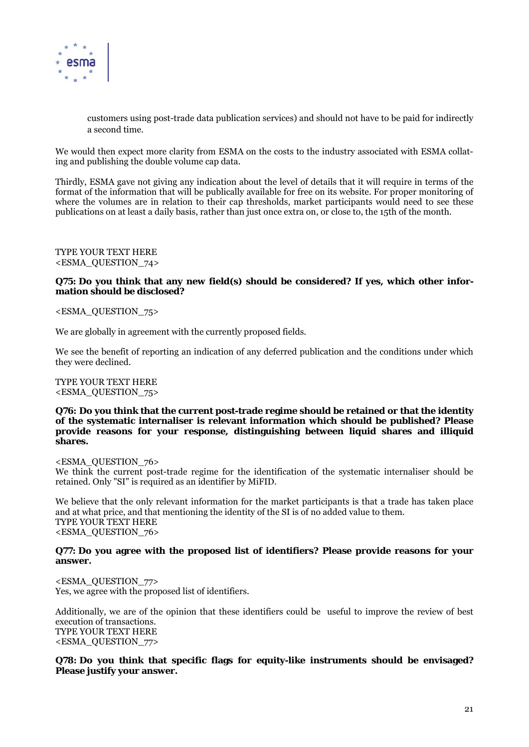customers using post-trade data publication services) and should not have to be paid for indirectly a second time.

We would then expect more clarity from ESMA on the costs to the industry associated with ESMA collating and publishing the double volume cap data.

Thirdly, ESMA gave not giving any indication about the level of details that it will require in terms of the format of the information that will be publically available for free on its website. For proper monitoring of where the volumes are in relation to their cap thresholds, market participants would need to see these publications on at least a daily basis, rather than just once extra on, or close to, the 15th of the month.

TYPE YOUR TEXT HERE
<ESMA_QUESTION_74>

**Q75: Do you think that any new field(s) should be considered? If yes, which other information should be disclosed?**

<ESMA_QUESTION_75>

We are globally in agreement with the currently proposed fields.

We see the benefit of reporting an indication of any deferred publication and the conditions under which they were declined.

TYPE YOUR TEXT HERE
<ESMA_QUESTION_75>

**Q76: Do you think that the current post-trade regime should be retained or that the identity of the systematic internaliser is relevant information which should be published? Please provide reasons for your response, distinguishing between liquid shares and illiquid shares.**

<ESMA_QUESTION_76>
We think the current post-trade regime for the identification of the systematic internaliser should be retained. Only "SI" is required as an identifier by MiFID.

We believe that the only relevant information for the market participants is that a trade has taken place and at what price, and that mentioning the identity of the SI is of no added value to them.
TYPE YOUR TEXT HERE
<ESMA_QUESTION_76>

**Q77: Do you agree with the proposed list of identifiers? Please provide reasons for your answer.**

<ESMA_QUESTION_77>
Yes, we agree with the proposed list of identifiers.

Additionally, we are of the opinion that these identifiers could be useful to improve the review of best execution of transactions.
TYPE YOUR TEXT HERE
<ESMA_QUESTION_77>

**Q78: Do you think that specific flags for equity-like instruments should be envisaged? Please justify your answer.**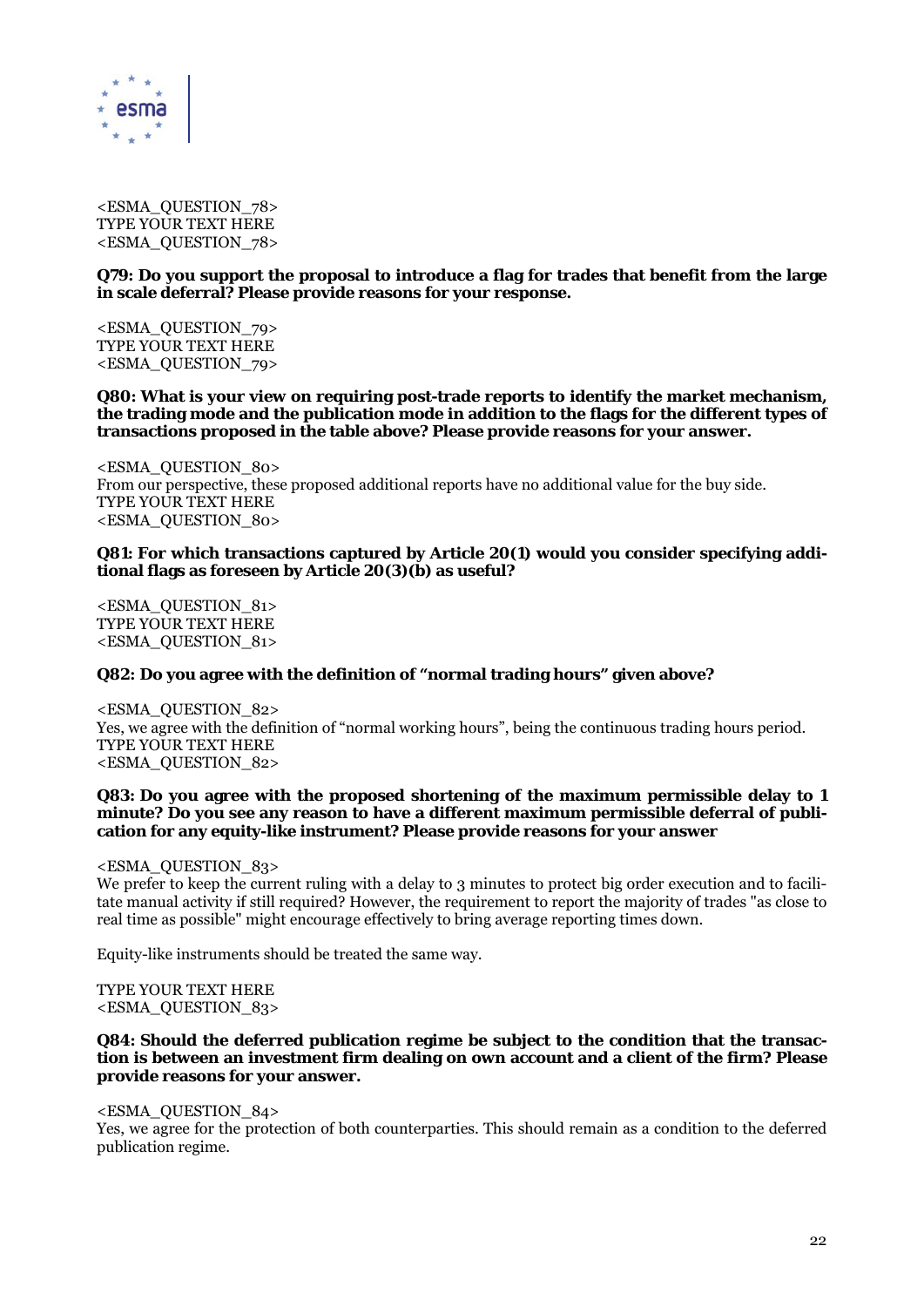<ESMA_QUESTION_78>
TYPE YOUR TEXT HERE
<ESMA_QUESTION_78>

**Q79: Do you support the proposal to introduce a flag for trades that benefit from the large in scale deferral? Please provide reasons for your response.**

<ESMA_QUESTION_79>
TYPE YOUR TEXT HERE
<ESMA_QUESTION_79>

**Q80: What is your view on requiring post-trade reports to identify the market mechanism, the trading mode and the publication mode in addition to the flags for the different types of transactions proposed in the table above? Please provide reasons for your answer.**

<ESMA_QUESTION_80>
From our perspective, these proposed additional reports have no additional value for the buy side.
TYPE YOUR TEXT HERE
<ESMA_QUESTION_80>

**Q81: For which transactions captured by Article 20(1) would you consider specifying additional flags as foreseen by Article 20(3)(b) as useful?**

<ESMA_QUESTION_81>
TYPE YOUR TEXT HERE
<ESMA_QUESTION_81>

**Q82: Do you agree with the definition of "normal trading hours" given above?**

<ESMA_QUESTION_82>
Yes, we agree with the definition of "normal working hours", being the continuous trading hours period.
TYPE YOUR TEXT HERE
<ESMA_QUESTION_82>

**Q83: Do you agree with the proposed shortening of the maximum permissible delay to 1 minute? Do you see any reason to have a different maximum permissible deferral of publication for any equity-like instrument? Please provide reasons for your answer**

<ESMA_QUESTION_83>
We prefer to keep the current ruling with a delay to 3 minutes to protect big order execution and to facilitate manual activity if still required? However, the requirement to report the majority of trades "as close to real time as possible" might encourage effectively to bring average reporting times down.

Equity-like instruments should be treated the same way.

TYPE YOUR TEXT HERE
<ESMA_QUESTION_83>

**Q84: Should the deferred publication regime be subject to the condition that the transaction is between an investment firm dealing on own account and a client of the firm? Please provide reasons for your answer.**

<ESMA_QUESTION_84>
Yes, we agree for the protection of both counterparties. This should remain as a condition to the deferred publication regime.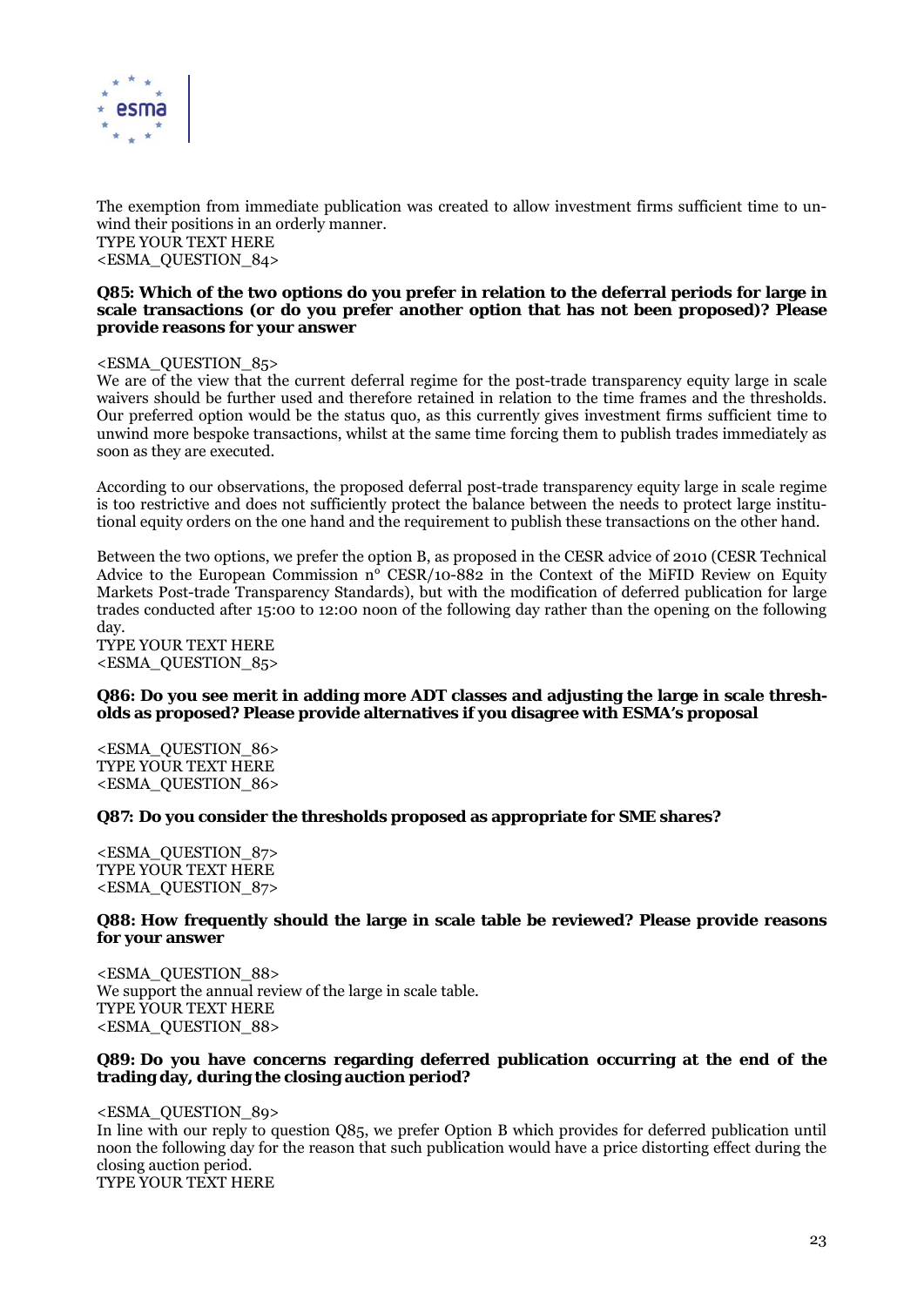The exemption from immediate publication was created to allow investment firms sufficient time to unwind their positions in an orderly manner.
TYPE YOUR TEXT HERE
<ESMA_QUESTION_84>

**Q85: Which of the two options do you prefer in relation to the deferral periods for large in scale transactions (or do you prefer another option that has not been proposed)? Please provide reasons for your answer**

<ESMA_QUESTION_85>
We are of the view that the current deferral regime for the post-trade transparency equity large in scale waivers should be further used and therefore retained in relation to the time frames and the thresholds. Our preferred option would be the status quo, as this currently gives investment firms sufficient time to unwind more bespoke transactions, whilst at the same time forcing them to publish trades immediately as soon as they are executed.

According to our observations, the proposed deferral post-trade transparency equity large in scale regime is too restrictive and does not sufficiently protect the balance between the needs to protect large institutional equity orders on the one hand and the requirement to publish these transactions on the other hand.

Between the two options, we prefer the option B, as proposed in the CESR advice of 2010 (CESR Technical Advice to the European Commission n° CESR/10-882 in the Context of the MiFID Review on Equity Markets Post-trade Transparency Standards), but with the modification of deferred publication for large trades conducted after 15:00 to 12:00 noon of the following day rather than the opening on the following day.
TYPE YOUR TEXT HERE
<ESMA_QUESTION_85>

**Q86: Do you see merit in adding more ADT classes and adjusting the large in scale thresholds as proposed? Please provide alternatives if you disagree with ESMA's proposal**

<ESMA_QUESTION_86>
TYPE YOUR TEXT HERE
<ESMA_QUESTION_86>

**Q87: Do you consider the thresholds proposed as appropriate for SME shares?**

<ESMA_QUESTION_87>
TYPE YOUR TEXT HERE
<ESMA_QUESTION_87>

**Q88: How frequently should the large in scale table be reviewed? Please provide reasons for your answer**

<ESMA_QUESTION_88>
We support the annual review of the large in scale table.
TYPE YOUR TEXT HERE
<ESMA_QUESTION_88>

**Q89: Do you have concerns regarding deferred publication occurring at the end of the trading day, during the closing auction period?**

<ESMA_QUESTION_89>
In line with our reply to question Q85, we prefer Option B which provides for deferred publication until noon the following day for the reason that such publication would have a price distorting effect during the closing auction period.
TYPE YOUR TEXT HERE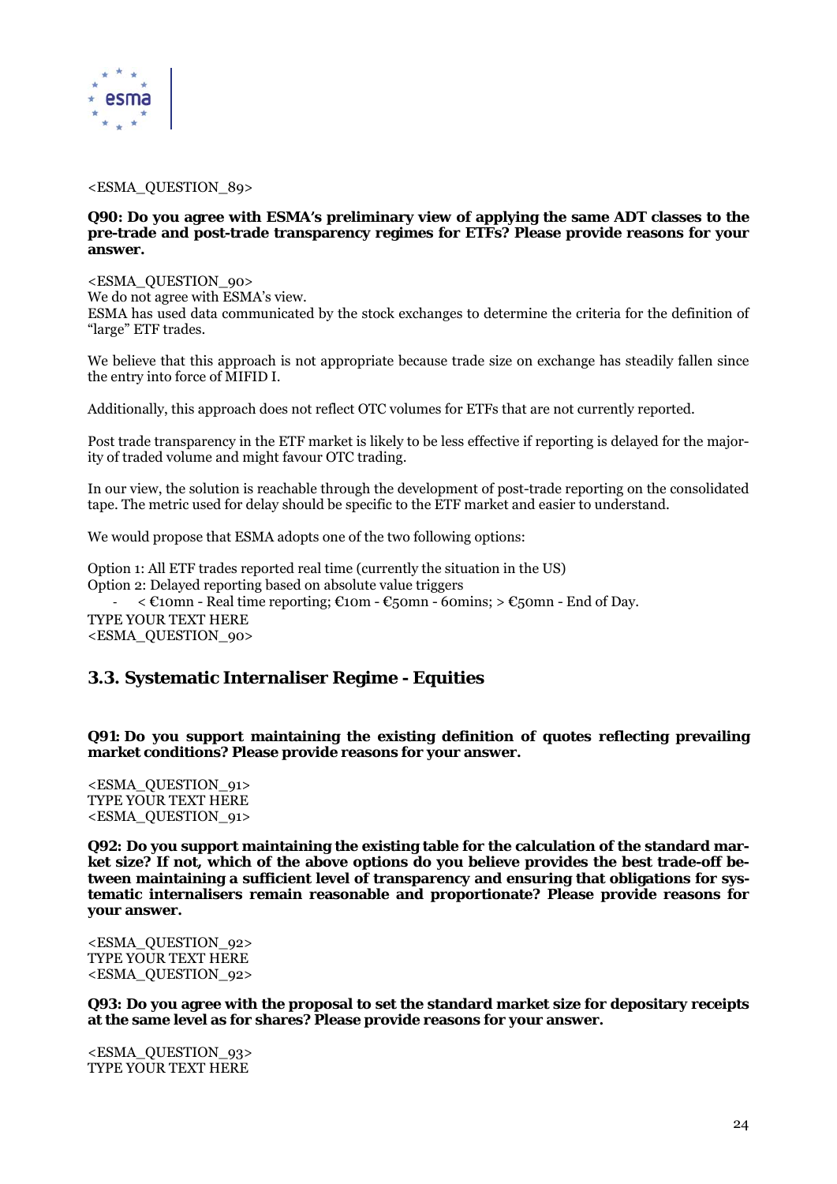<ESMA_QUESTION_89>

**Q90: Do you agree with ESMA's preliminary view of applying the same ADT classes to the pre-trade and post-trade transparency regimes for ETFs? Please provide reasons for your answer.**

<ESMA_QUESTION_90>
We do not agree with ESMA's view.
ESMA has used data communicated by the stock exchanges to determine the criteria for the definition of "large" ETF trades.

We believe that this approach is not appropriate because trade size on exchange has steadily fallen since the entry into force of MIFID I.

Additionally, this approach does not reflect OTC volumes for ETFs that are not currently reported.

Post trade transparency in the ETF market is likely to be less effective if reporting is delayed for the majority of traded volume and might favour OTC trading.

In our view, the solution is reachable through the development of post-trade reporting on the consolidated tape. The metric used for delay should be specific to the ETF market and easier to understand.

We would propose that ESMA adopts one of the two following options:

Option 1: All ETF trades reported real time (currently the situation in the US)
Option 2: Delayed reporting based on absolute value triggers

- < €10mn - Real time reporting; €10m - €50mn - 60mins; > €50mn - End of Day.

TYPE YOUR TEXT HERE
<ESMA_QUESTION_90>

## 3.3. Systematic Internaliser Regime - Equities

**Q91: Do you support maintaining the existing definition of quotes reflecting prevailing market conditions? Please provide reasons for your answer.**

<ESMA_QUESTION_91>
TYPE YOUR TEXT HERE
<ESMA_QUESTION_91>

**Q92: Do you support maintaining the existing table for the calculation of the standard market size? If not, which of the above options do you believe provides the best trade-off between maintaining a sufficient level of transparency and ensuring that obligations for systematic internalisers remain reasonable and proportionate? Please provide reasons for your answer.**

<ESMA_QUESTION_92>
TYPE YOUR TEXT HERE
<ESMA_QUESTION_92>

**Q93: Do you agree with the proposal to set the standard market size for depositary receipts at the same level as for shares? Please provide reasons for your answer.**

<ESMA_QUESTION_93>
TYPE YOUR TEXT HERE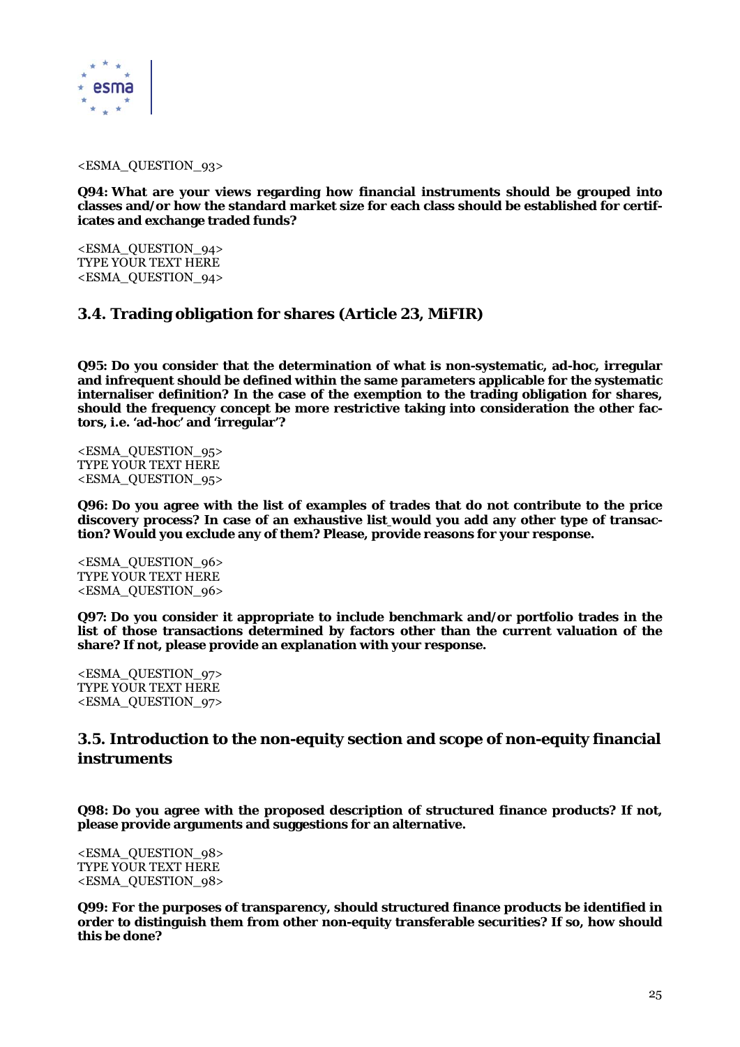<ESMA_QUESTION_93>

**Q94: What are your views regarding how financial instruments should be grouped into classes and/or how the standard market size for each class should be established for certificates and exchange traded funds?**

<ESMA_QUESTION_94>
TYPE YOUR TEXT HERE
<ESMA_QUESTION_94>

## 3.4. Trading obligation for shares (Article 23, MiFIR)

**Q95: Do you consider that the determination of what is non-systematic, ad-hoc, irregular and infrequent should be defined within the same parameters applicable for the systematic internaliser definition? In the case of the exemption to the trading obligation for shares, should the frequency concept be more restrictive taking into consideration the other factors, i.e. 'ad-hoc' and 'irregular'?**

<ESMA_QUESTION_95>
TYPE YOUR TEXT HERE
<ESMA_QUESTION_95>

**Q96: Do you agree with the list of examples of trades that do not contribute to the price discovery process? In case of an exhaustive list would you add any other type of transaction? Would you exclude any of them? Please, provide reasons for your response.**

<ESMA_QUESTION_96>
TYPE YOUR TEXT HERE
<ESMA_QUESTION_96>

**Q97: Do you consider it appropriate to include benchmark and/or portfolio trades in the list of those transactions determined by factors other than the current valuation of the share? If not, please provide an explanation with your response.**

<ESMA_QUESTION_97>
TYPE YOUR TEXT HERE
<ESMA_QUESTION_97>

## 3.5. Introduction to the non-equity section and scope of non-equity financial instruments

**Q98: Do you agree with the proposed description of structured finance products? If not, please provide arguments and suggestions for an alternative.**

<ESMA_QUESTION_98>
TYPE YOUR TEXT HERE
<ESMA_QUESTION_98>

**Q99: For the purposes of transparency, should structured finance products be identified in order to distinguish them from other non-equity transferable securities? If so, how should this be done?**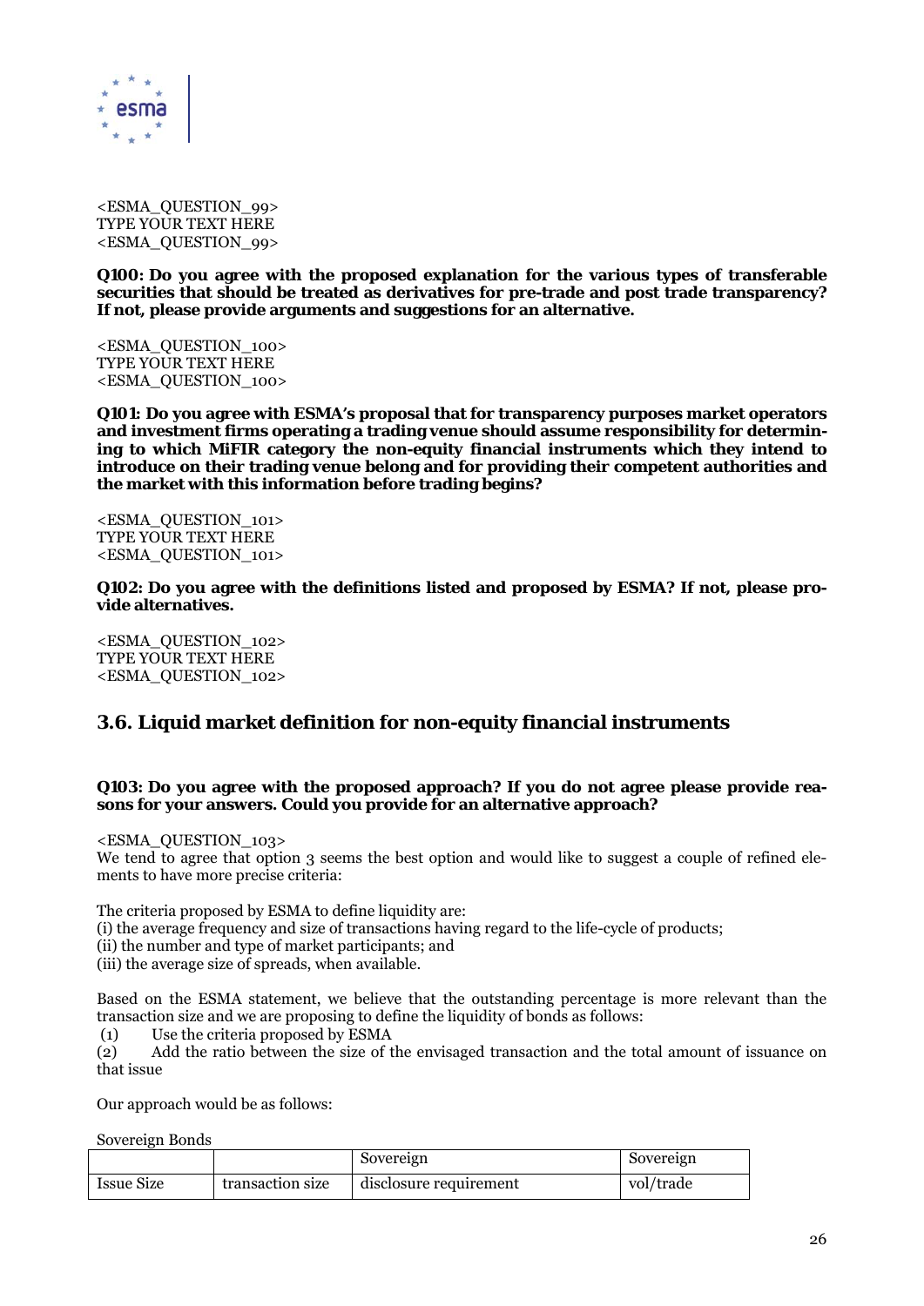<ESMA_QUESTION_99>
TYPE YOUR TEXT HERE
<ESMA_QUESTION_99>

**Q100: Do you agree with the proposed explanation for the various types of transferable securities that should be treated as derivatives for pre-trade and post trade transparency? If not, please provide arguments and suggestions for an alternative.**

<ESMA_QUESTION_100>
TYPE YOUR TEXT HERE
<ESMA_QUESTION_100>

**Q101: Do you agree with ESMA's proposal that for transparency purposes market operators and investment firms operating a trading venue should assume responsibility for determining to which MiFIR category the non-equity financial instruments which they intend to introduce on their trading venue belong and for providing their competent authorities and the market with this information before trading begins?**

<ESMA_QUESTION_101>
TYPE YOUR TEXT HERE
<ESMA_QUESTION_101>

**Q102: Do you agree with the definitions listed and proposed by ESMA? If not, please provide alternatives.**

<ESMA_QUESTION_102>
TYPE YOUR TEXT HERE
<ESMA_QUESTION_102>

## 3.6. Liquid market definition for non-equity financial instruments

**Q103: Do you agree with the proposed approach? If you do not agree please provide reasons for your answers. Could you provide for an alternative approach?**

<ESMA_QUESTION_103>
We tend to agree that option 3 seems the best option and would like to suggest a couple of refined elements to have more precise criteria:

The criteria proposed by ESMA to define liquidity are:
(i) the average frequency and size of transactions having regard to the life-cycle of products;
(ii) the number and type of market participants; and
(iii) the average size of spreads, when available.

Based on the ESMA statement, we believe that the outstanding percentage is more relevant than the transaction size and we are proposing to define the liquidity of bonds as follows:
(1) Use the criteria proposed by ESMA
(2) Add the ratio between the size of the envisaged transaction and the total amount of issuance on that issue

Our approach would be as follows:

Sovereign Bonds

| | | Sovereign | Sovereign |
|---|---|---|---|
| Issue Size | transaction size | disclosure requirement | vol/trade |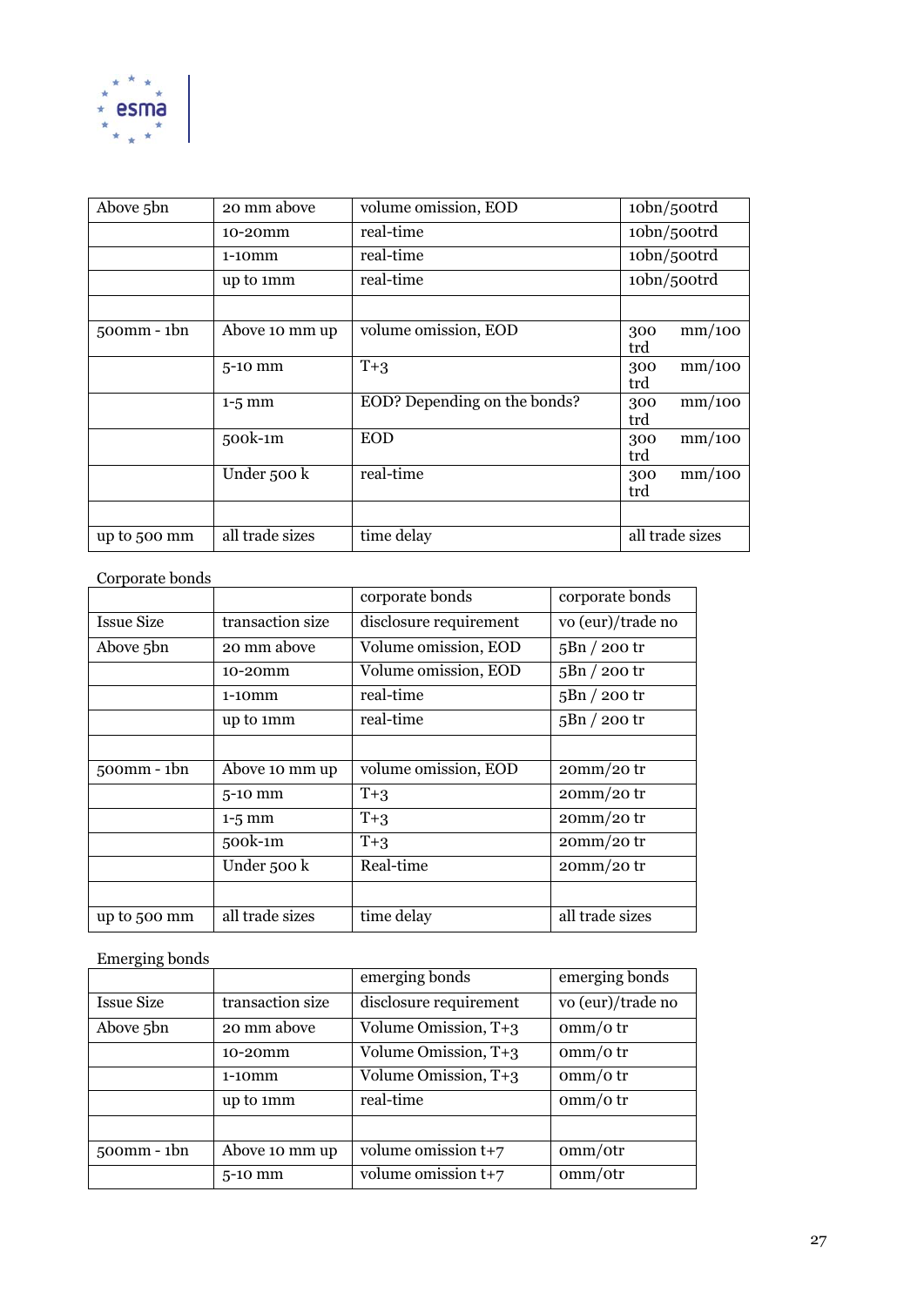| Above 5bn | 20 mm above | volume omission, EOD | 10bn/500trd |
|---|---|---|---|
| | 10-20mm | real-time | 10bn/500trd |
| | 1-10mm | real-time | 10bn/500trd |
| | up to 1mm | real-time | 10bn/500trd |
| | | | |
| 500mm - 1bn | Above 10 mm up | volume omission, EOD | 300 mm/100 trd |
| | 5-10 mm | T+3 | 300 mm/100 trd |
| | 1-5 mm | EOD? Depending on the bonds? | 300 mm/100 trd |
| | 500k-1m | EOD | 300 mm/100 trd |
| | Under 500 k | real-time | 300 mm/100 trd |
| | | | |
| up to 500 mm | all trade sizes | time delay | all trade sizes |

Corporate bonds

| | | corporate bonds | corporate bonds |
|---|---|---|---|
| Issue Size | transaction size | disclosure requirement | vo (eur)/trade no |
| Above 5bn | 20 mm above | Volume omission, EOD | 5Bn / 200 tr |
| | 10-20mm | Volume omission, EOD | 5Bn / 200 tr |
| | 1-10mm | real-time | 5Bn / 200 tr |
| | up to 1mm | real-time | 5Bn / 200 tr |
| | | | |
| 500mm - 1bn | Above 10 mm up | volume omission, EOD | 20mm/20 tr |
| | 5-10 mm | T+3 | 20mm/20 tr |
| | 1-5 mm | T+3 | 20mm/20 tr |
| | 500k-1m | T+3 | 20mm/20 tr |
| | Under 500 k | Real-time | 20mm/20 tr |
| | | | |
| up to 500 mm | all trade sizes | time delay | all trade sizes |

Emerging bonds

| | | emerging bonds | emerging bonds |
|---|---|---|---|
| Issue Size | transaction size | disclosure requirement | vo (eur)/trade no |
| Above 5bn | 20 mm above | Volume Omission, T+3 | 0mm/0 tr |
| | 10-20mm | Volume Omission, T+3 | 0mm/0 tr |
| | 1-10mm | Volume Omission, T+3 | 0mm/0 tr |
| | up to 1mm | real-time | 0mm/0 tr |
| | | | |
| 500mm - 1bn | Above 10 mm up | volume omission t+7 | 0mm/0tr |
| | 5-10 mm | volume omission t+7 | 0mm/0tr |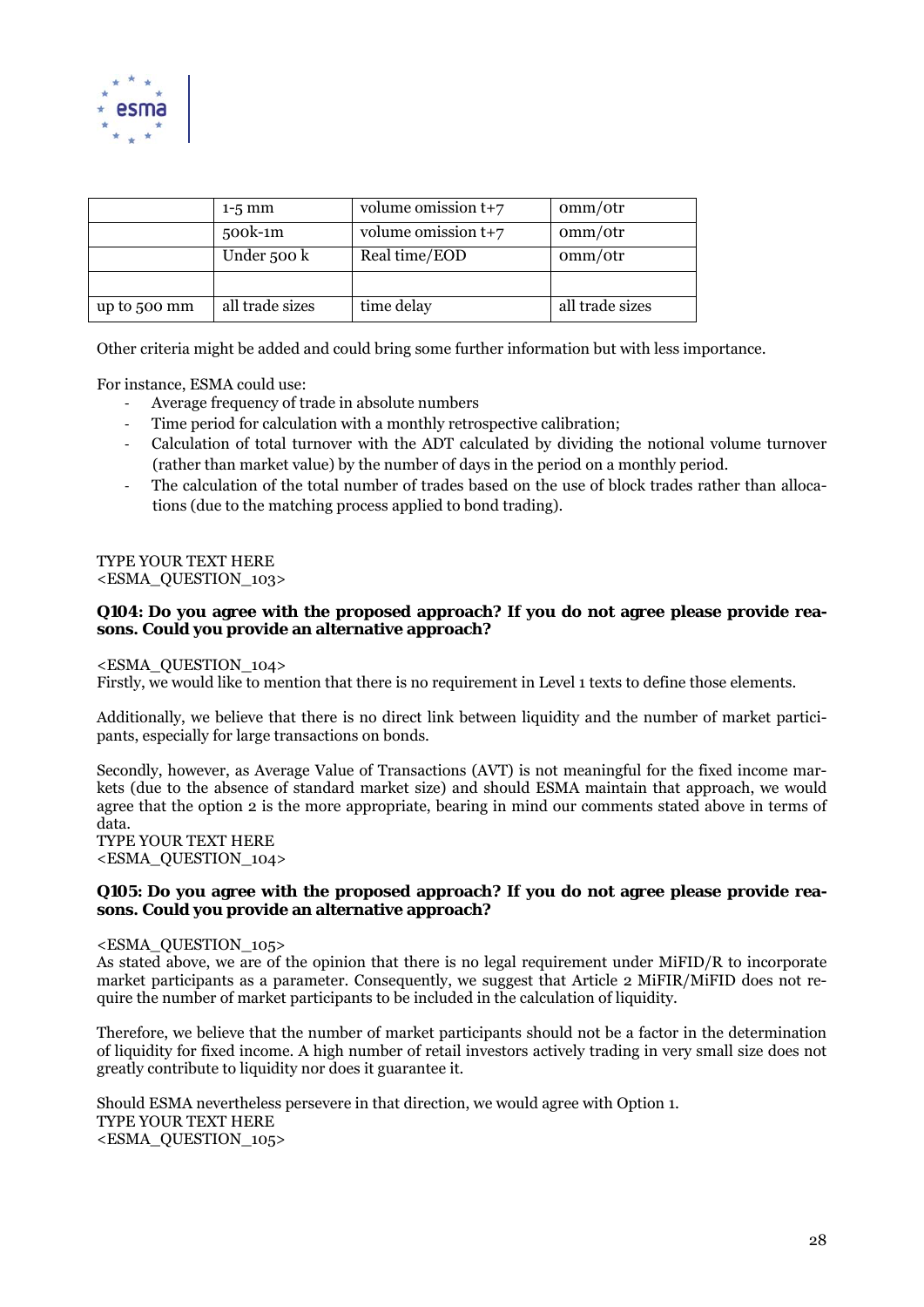| | | | |
|---|---|---|---|
| | 1-5 mm | volume omission t+7 | omm/otr |
| | 500k-1m | volume omission t+7 | omm/otr |
| | Under 500 k | Real time/EOD | omm/otr |
| | | | |
| up to 500 mm | all trade sizes | time delay | all trade sizes |

Other criteria might be added and could bring some further information but with less importance.

For instance, ESMA could use:

- Average frequency of trade in absolute numbers
- Time period for calculation with a monthly retrospective calibration;
- Calculation of total turnover with the ADT calculated by dividing the notional volume turnover (rather than market value) by the number of days in the period on a monthly period.
- The calculation of the total number of trades based on the use of block trades rather than allocations (due to the matching process applied to bond trading).

TYPE YOUR TEXT HERE
<ESMA_QUESTION_103>

**Q104: Do you agree with the proposed approach? If you do not agree please provide reasons. Could you provide an alternative approach?**

<ESMA_QUESTION_104>
Firstly, we would like to mention that there is no requirement in Level 1 texts to define those elements.

Additionally, we believe that there is no direct link between liquidity and the number of market participants, especially for large transactions on bonds.

Secondly, however, as Average Value of Transactions (AVT) is not meaningful for the fixed income markets (due to the absence of standard market size) and should ESMA maintain that approach, we would agree that the option 2 is the more appropriate, bearing in mind our comments stated above in terms of data.
TYPE YOUR TEXT HERE
<ESMA_QUESTION_104>

**Q105: Do you agree with the proposed approach? If you do not agree please provide reasons. Could you provide an alternative approach?**

<ESMA_QUESTION_105>
As stated above, we are of the opinion that there is no legal requirement under MiFID/R to incorporate market participants as a parameter. Consequently, we suggest that Article 2 MiFIR/MiFID does not require the number of market participants to be included in the calculation of liquidity.

Therefore, we believe that the number of market participants should not be a factor in the determination of liquidity for fixed income. A high number of retail investors actively trading in very small size does not greatly contribute to liquidity nor does it guarantee it.

Should ESMA nevertheless persevere in that direction, we would agree with Option 1.
TYPE YOUR TEXT HERE
<ESMA_QUESTION_105>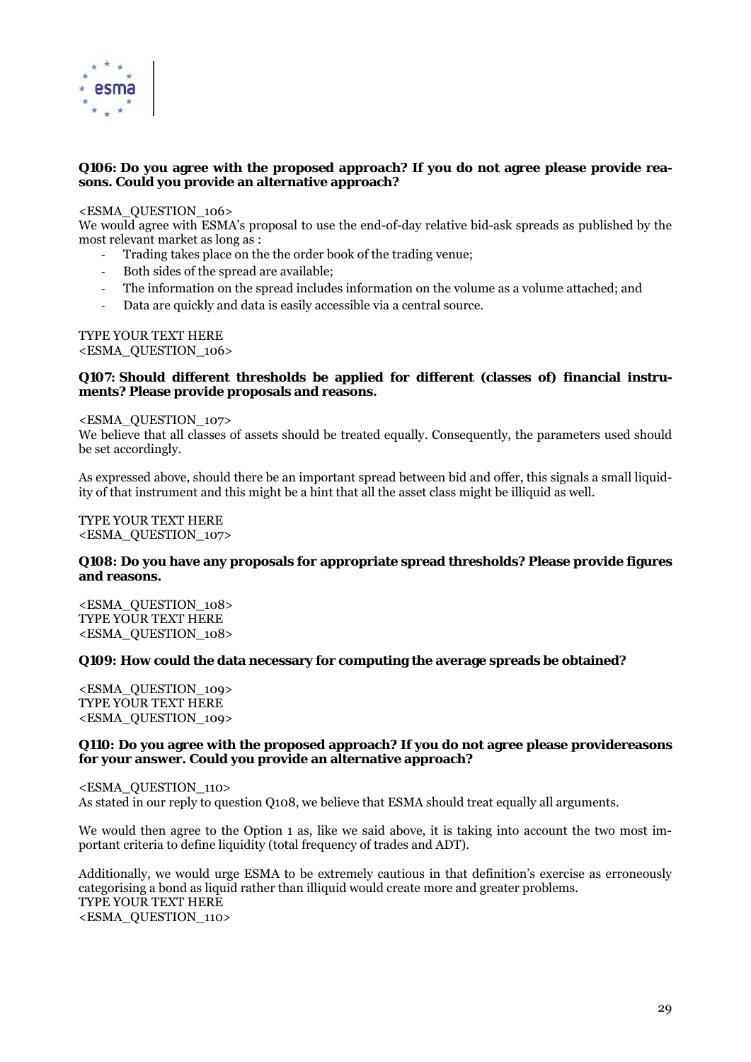**Q106: Do you agree with the proposed approach? If you do not agree please provide reasons. Could you provide an alternative approach?**

<ESMA_QUESTION_106>
We would agree with ESMA's proposal to use the end-of-day relative bid-ask spreads as published by the most relevant market as long as :

- Trading takes place on the the order book of the trading venue;
- Both sides of the spread are available;
- The information on the spread includes information on the volume as a volume attached; and
- Data are quickly and data is easily accessible via a central source.

TYPE YOUR TEXT HERE
<ESMA_QUESTION_106>

**Q107: Should different thresholds be applied for different (classes of) financial instruments? Please provide proposals and reasons.**

<ESMA_QUESTION_107>
We believe that all classes of assets should be treated equally. Consequently, the parameters used should be set accordingly.

As expressed above, should there be an important spread between bid and offer, this signals a small liquidity of that instrument and this might be a hint that all the asset class might be illiquid as well.

TYPE YOUR TEXT HERE
<ESMA_QUESTION_107>

**Q108: Do you have any proposals for appropriate spread thresholds? Please provide figures and reasons.**

<ESMA_QUESTION_108>
TYPE YOUR TEXT HERE
<ESMA_QUESTION_108>

**Q109: How could the data necessary for computing the average spreads be obtained?**

<ESMA_QUESTION_109>
TYPE YOUR TEXT HERE
<ESMA_QUESTION_109>

**Q110: Do you agree with the proposed approach? If you do not agree please providereasons for your answer. Could you provide an alternative approach?**

<ESMA_QUESTION_110>
As stated in our reply to question Q108, we believe that ESMA should treat equally all arguments.

We would then agree to the Option 1 as, like we said above, it is taking into account the two most important criteria to define liquidity (total frequency of trades and ADT).

Additionally, we would urge ESMA to be extremely cautious in that definition's exercise as erroneously categorising a bond as liquid rather than illiquid would create more and greater problems.
TYPE YOUR TEXT HERE
<ESMA_QUESTION_110>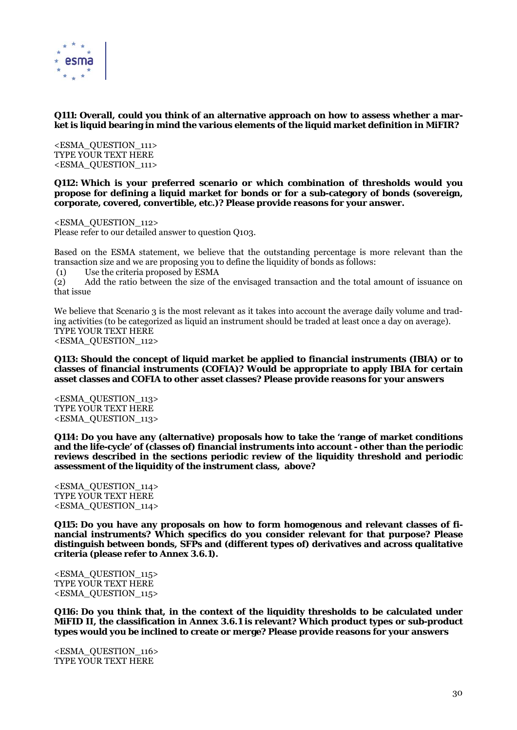**Q111: Overall, could you think of an alternative approach on how to assess whether a market is liquid bearing in mind the various elements of the liquid market definition in MiFIR?**

<ESMA_QUESTION_111>
TYPE YOUR TEXT HERE
<ESMA_QUESTION_111>

**Q112: Which is your preferred scenario or which combination of thresholds would you propose for defining a liquid market for bonds or for a sub-category of bonds (sovereign, corporate, covered, convertible, etc.)? Please provide reasons for your answer.**

<ESMA_QUESTION_112>
Please refer to our detailed answer to question Q103.

Based on the ESMA statement, we believe that the outstanding percentage is more relevant than the transaction size and we are proposing you to define the liquidity of bonds as follows:

(1) Use the criteria proposed by ESMA
(2) Add the ratio between the size of the envisaged transaction and the total amount of issuance on that issue

We believe that Scenario 3 is the most relevant as it takes into account the average daily volume and trading activities (to be categorized as liquid an instrument should be traded at least once a day on average).
TYPE YOUR TEXT HERE
<ESMA_QUESTION_112>

**Q113: Should the concept of liquid market be applied to financial instruments (IBIA) or to classes of financial instruments (COFIA)? Would be appropriate to apply IBIA for certain asset classes and COFIA to other asset classes? Please provide reasons for your answers**

<ESMA_QUESTION_113>
TYPE YOUR TEXT HERE
<ESMA_QUESTION_113>

**Q114: Do you have any (alternative) proposals how to take the 'range of market conditions and the life-cycle' of (classes of) financial instruments into account - other than the periodic reviews described in the sections periodic review of the liquidity threshold and periodic assessment of the liquidity of the instrument class, above?**

<ESMA_QUESTION_114>
TYPE YOUR TEXT HERE
<ESMA_QUESTION_114>

**Q115: Do you have any proposals on how to form homogenous and relevant classes of financial instruments? Which specifics do you consider relevant for that purpose? Please distinguish between bonds, SFPs and (different types of) derivatives and across qualitative criteria (please refer to Annex 3.6.1).**

<ESMA_QUESTION_115>
TYPE YOUR TEXT HERE
<ESMA_QUESTION_115>

**Q116: Do you think that, in the context of the liquidity thresholds to be calculated under MiFID II, the classification in Annex 3.6.1 is relevant? Which product types or sub-product types would you be inclined to create or merge? Please provide reasons for your answers**

<ESMA_QUESTION_116>
TYPE YOUR TEXT HERE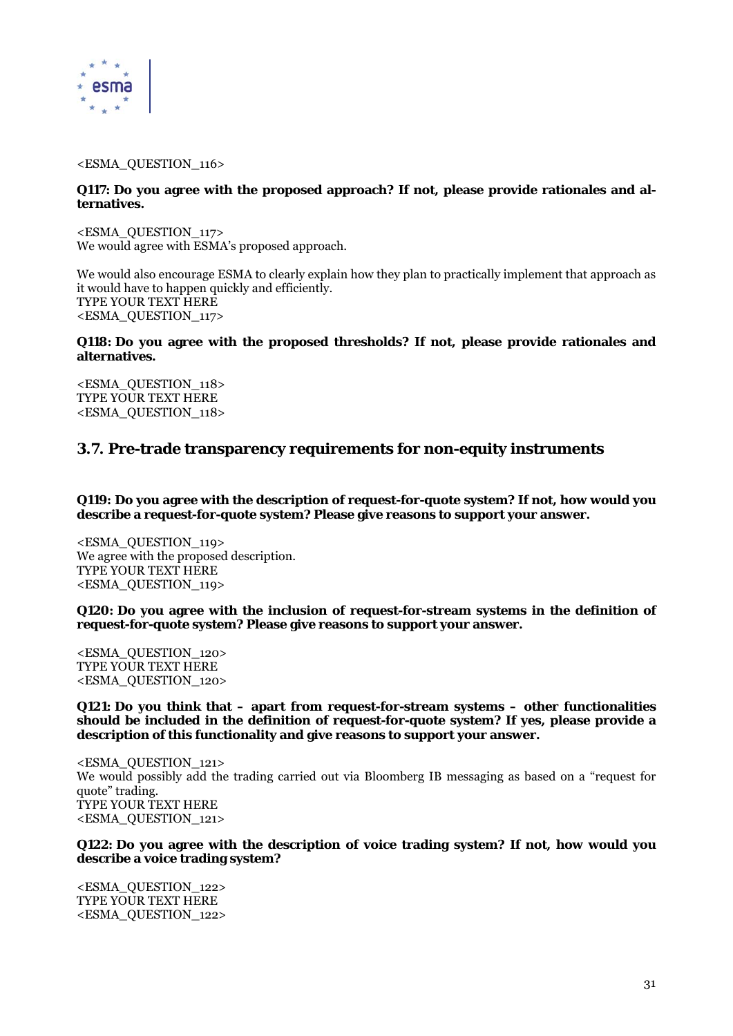<ESMA_QUESTION_116>

**Q117: Do you agree with the proposed approach? If not, please provide rationales and alternatives.**

<ESMA_QUESTION_117>
We would agree with ESMA's proposed approach.

We would also encourage ESMA to clearly explain how they plan to practically implement that approach as it would have to happen quickly and efficiently.
TYPE YOUR TEXT HERE
<ESMA_QUESTION_117>

**Q118: Do you agree with the proposed thresholds? If not, please provide rationales and alternatives.**

<ESMA_QUESTION_118>
TYPE YOUR TEXT HERE
<ESMA_QUESTION_118>

## 3.7. Pre-trade transparency requirements for non-equity instruments

**Q119: Do you agree with the description of request-for-quote system? If not, how would you describe a request-for-quote system? Please give reasons to support your answer.**

<ESMA_QUESTION_119>
We agree with the proposed description.
TYPE YOUR TEXT HERE
<ESMA_QUESTION_119>

**Q120: Do you agree with the inclusion of request-for-stream systems in the definition of request-for-quote system? Please give reasons to support your answer.**

<ESMA_QUESTION_120>
TYPE YOUR TEXT HERE
<ESMA_QUESTION_120>

**Q121: Do you think that – apart from request-for-stream systems – other functionalities should be included in the definition of request-for-quote system? If yes, please provide a description of this functionality and give reasons to support your answer.**

<ESMA_QUESTION_121>
We would possibly add the trading carried out via Bloomberg IB messaging as based on a "request for quote" trading.
TYPE YOUR TEXT HERE
<ESMA_QUESTION_121>

**Q122: Do you agree with the description of voice trading system? If not, how would you describe a voice trading system?**

<ESMA_QUESTION_122>
TYPE YOUR TEXT HERE
<ESMA_QUESTION_122>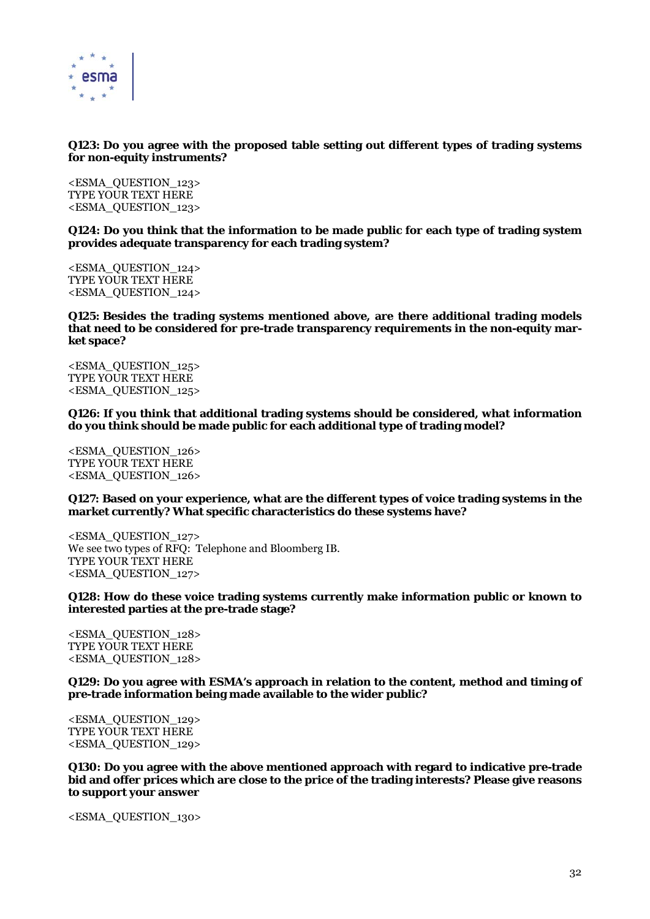**Q123: Do you agree with the proposed table setting out different types of trading systems for non-equity instruments?**

<ESMA_QUESTION_123>
TYPE YOUR TEXT HERE
<ESMA_QUESTION_123>

**Q124: Do you think that the information to be made public for each type of trading system provides adequate transparency for each trading system?**

<ESMA_QUESTION_124>
TYPE YOUR TEXT HERE
<ESMA_QUESTION_124>

**Q125: Besides the trading systems mentioned above, are there additional trading models that need to be considered for pre-trade transparency requirements in the non-equity market space?**

<ESMA_QUESTION_125>
TYPE YOUR TEXT HERE
<ESMA_QUESTION_125>

**Q126: If you think that additional trading systems should be considered, what information do you think should be made public for each additional type of trading model?**

<ESMA_QUESTION_126>
TYPE YOUR TEXT HERE
<ESMA_QUESTION_126>

**Q127: Based on your experience, what are the different types of voice trading systems in the market currently? What specific characteristics do these systems have?**

<ESMA_QUESTION_127>
We see two types of RFQ: Telephone and Bloomberg IB.
TYPE YOUR TEXT HERE
<ESMA_QUESTION_127>

**Q128: How do these voice trading systems currently make information public or known to interested parties at the pre-trade stage?**

<ESMA_QUESTION_128>
TYPE YOUR TEXT HERE
<ESMA_QUESTION_128>

**Q129: Do you agree with ESMA's approach in relation to the content, method and timing of pre-trade information being made available to the wider public?**

<ESMA_QUESTION_129>
TYPE YOUR TEXT HERE
<ESMA_QUESTION_129>

**Q130: Do you agree with the above mentioned approach with regard to indicative pre-trade bid and offer prices which are close to the price of the trading interests? Please give reasons to support your answer**

<ESMA_QUESTION_130>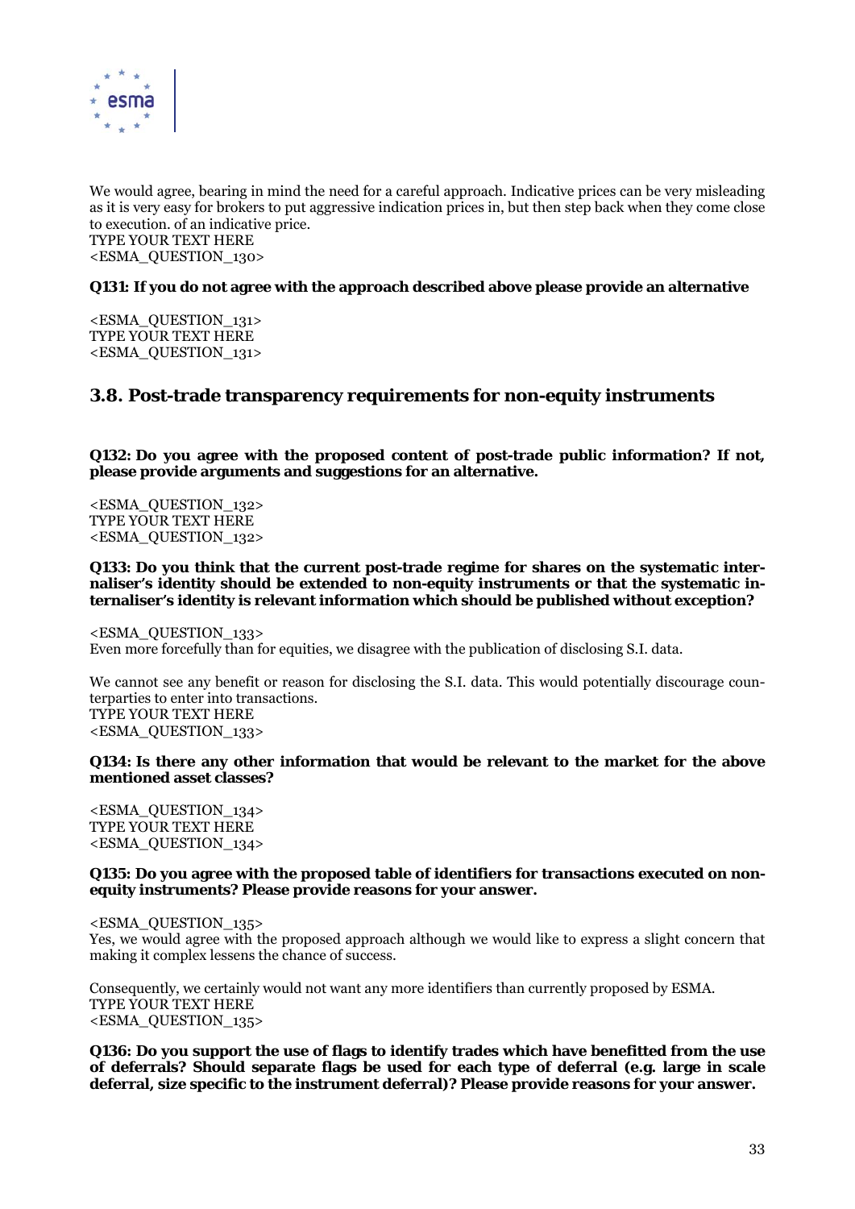We would agree, bearing in mind the need for a careful approach. Indicative prices can be very misleading as it is very easy for brokers to put aggressive indication prices in, but then step back when they come close to execution. of an indicative price.
TYPE YOUR TEXT HERE
<ESMA_QUESTION_130>

**Q131: If you do not agree with the approach described above please provide an alternative**

<ESMA_QUESTION_131>
TYPE YOUR TEXT HERE
<ESMA_QUESTION_131>

## 3.8. Post-trade transparency requirements for non-equity instruments

**Q132: Do you agree with the proposed content of post-trade public information? If not, please provide arguments and suggestions for an alternative.**

<ESMA_QUESTION_132>
TYPE YOUR TEXT HERE
<ESMA_QUESTION_132>

**Q133: Do you think that the current post-trade regime for shares on the systematic internaliser's identity should be extended to non-equity instruments or that the systematic internaliser's identity is relevant information which should be published without exception?**

<ESMA_QUESTION_133>
Even more forcefully than for equities, we disagree with the publication of disclosing S.I. data.

We cannot see any benefit or reason for disclosing the S.I. data. This would potentially discourage counterparties to enter into transactions.
TYPE YOUR TEXT HERE
<ESMA_QUESTION_133>

**Q134: Is there any other information that would be relevant to the market for the above mentioned asset classes?**

<ESMA_QUESTION_134>
TYPE YOUR TEXT HERE
<ESMA_QUESTION_134>

**Q135: Do you agree with the proposed table of identifiers for transactions executed on non-equity instruments? Please provide reasons for your answer.**

<ESMA_QUESTION_135>
Yes, we would agree with the proposed approach although we would like to express a slight concern that making it complex lessens the chance of success.

Consequently, we certainly would not want any more identifiers than currently proposed by ESMA.
TYPE YOUR TEXT HERE
<ESMA_QUESTION_135>

**Q136: Do you support the use of flags to identify trades which have benefitted from the use of deferrals? Should separate flags be used for each type of deferral (e.g. large in scale deferral, size specific to the instrument deferral)? Please provide reasons for your answer.**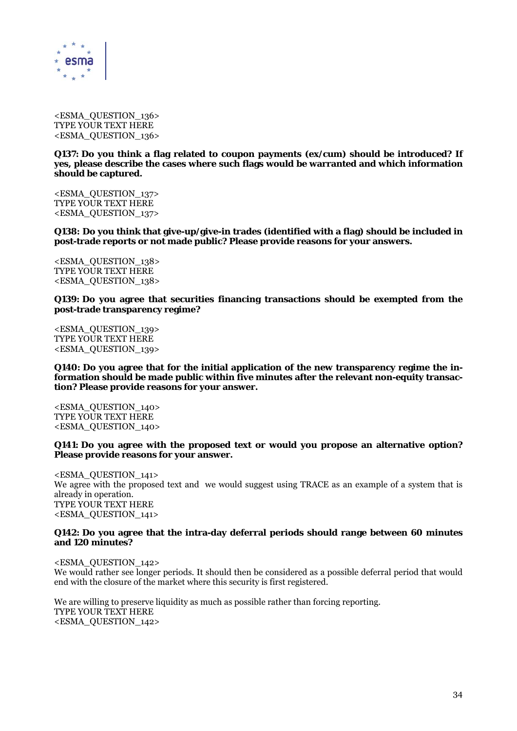<ESMA_QUESTION_136>
TYPE YOUR TEXT HERE
<ESMA_QUESTION_136>

**Q137: Do you think a flag related to coupon payments (ex/cum) should be introduced? If yes, please describe the cases where such flags would be warranted and which information should be captured.**

<ESMA_QUESTION_137>
TYPE YOUR TEXT HERE
<ESMA_QUESTION_137>

**Q138: Do you think that give-up/give-in trades (identified with a flag) should be included in post-trade reports or not made public? Please provide reasons for your answers.**

<ESMA_QUESTION_138>
TYPE YOUR TEXT HERE
<ESMA_QUESTION_138>

**Q139: Do you agree that securities financing transactions should be exempted from the post-trade transparency regime?**

<ESMA_QUESTION_139>
TYPE YOUR TEXT HERE
<ESMA_QUESTION_139>

**Q140: Do you agree that for the initial application of the new transparency regime the information should be made public within five minutes after the relevant non-equity transaction? Please provide reasons for your answer.**

<ESMA_QUESTION_140>
TYPE YOUR TEXT HERE
<ESMA_QUESTION_140>

**Q141: Do you agree with the proposed text or would you propose an alternative option? Please provide reasons for your answer.**

<ESMA_QUESTION_141>
We agree with the proposed text and we would suggest using TRACE as an example of a system that is already in operation.
TYPE YOUR TEXT HERE
<ESMA_QUESTION_141>

**Q142: Do you agree that the intra-day deferral periods should range between 60 minutes and 120 minutes?**

<ESMA_QUESTION_142>
We would rather see longer periods. It should then be considered as a possible deferral period that would end with the closure of the market where this security is first registered.

We are willing to preserve liquidity as much as possible rather than forcing reporting.
TYPE YOUR TEXT HERE
<ESMA_QUESTION_142>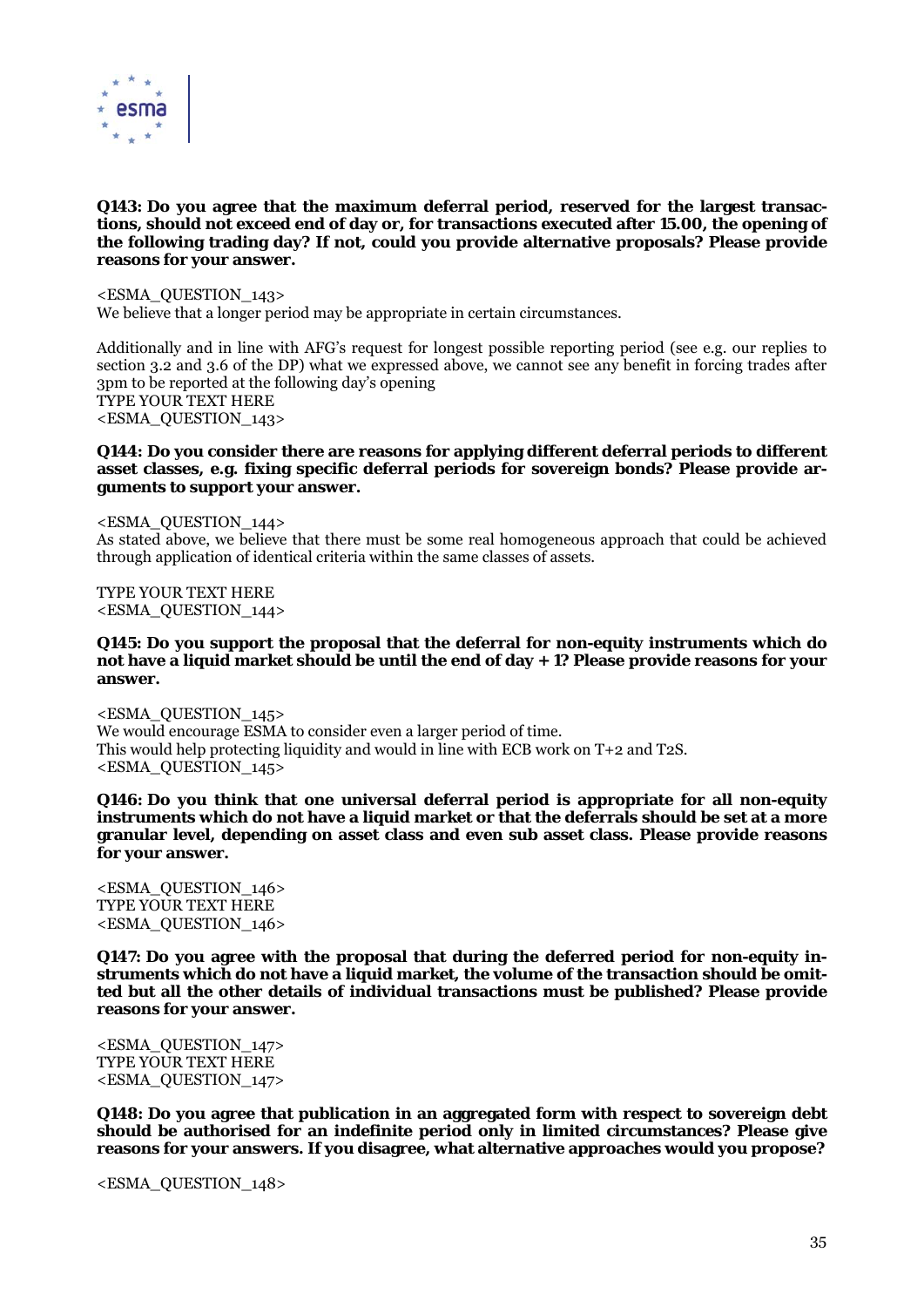**Q143: Do you agree that the maximum deferral period, reserved for the largest transactions, should not exceed end of day or, for transactions executed after 15.00, the opening of the following trading day? If not, could you provide alternative proposals? Please provide reasons for your answer.**

<ESMA_QUESTION_143>
We believe that a longer period may be appropriate in certain circumstances.

Additionally and in line with AFG's request for longest possible reporting period (see e.g. our replies to section 3.2 and 3.6 of the DP) what we expressed above, we cannot see any benefit in forcing trades after 3pm to be reported at the following day's opening
TYPE YOUR TEXT HERE
<ESMA_QUESTION_143>

**Q144: Do you consider there are reasons for applying different deferral periods to different asset classes, e.g. fixing specific deferral periods for sovereign bonds? Please provide arguments to support your answer.**

<ESMA_QUESTION_144>
As stated above, we believe that there must be some real homogeneous approach that could be achieved through application of identical criteria within the same classes of assets.

TYPE YOUR TEXT HERE
<ESMA_QUESTION_144>

**Q145: Do you support the proposal that the deferral for non-equity instruments which do not have a liquid market should be until the end of day + 1? Please provide reasons for your answer.**

<ESMA_QUESTION_145>
We would encourage ESMA to consider even a larger period of time.
This would help protecting liquidity and would in line with ECB work on T+2 and T2S.
<ESMA_QUESTION_145>

**Q146: Do you think that one universal deferral period is appropriate for all non-equity instruments which do not have a liquid market or that the deferrals should be set at a more granular level, depending on asset class and even sub asset class. Please provide reasons for your answer.**

<ESMA_QUESTION_146>
TYPE YOUR TEXT HERE
<ESMA_QUESTION_146>

**Q147: Do you agree with the proposal that during the deferred period for non-equity instruments which do not have a liquid market, the volume of the transaction should be omitted but all the other details of individual transactions must be published? Please provide reasons for your answer.**

<ESMA_QUESTION_147>
TYPE YOUR TEXT HERE
<ESMA_QUESTION_147>

**Q148: Do you agree that publication in an aggregated form with respect to sovereign debt should be authorised for an indefinite period only in limited circumstances? Please give reasons for your answers. If you disagree, what alternative approaches would you propose?**

<ESMA_QUESTION_148>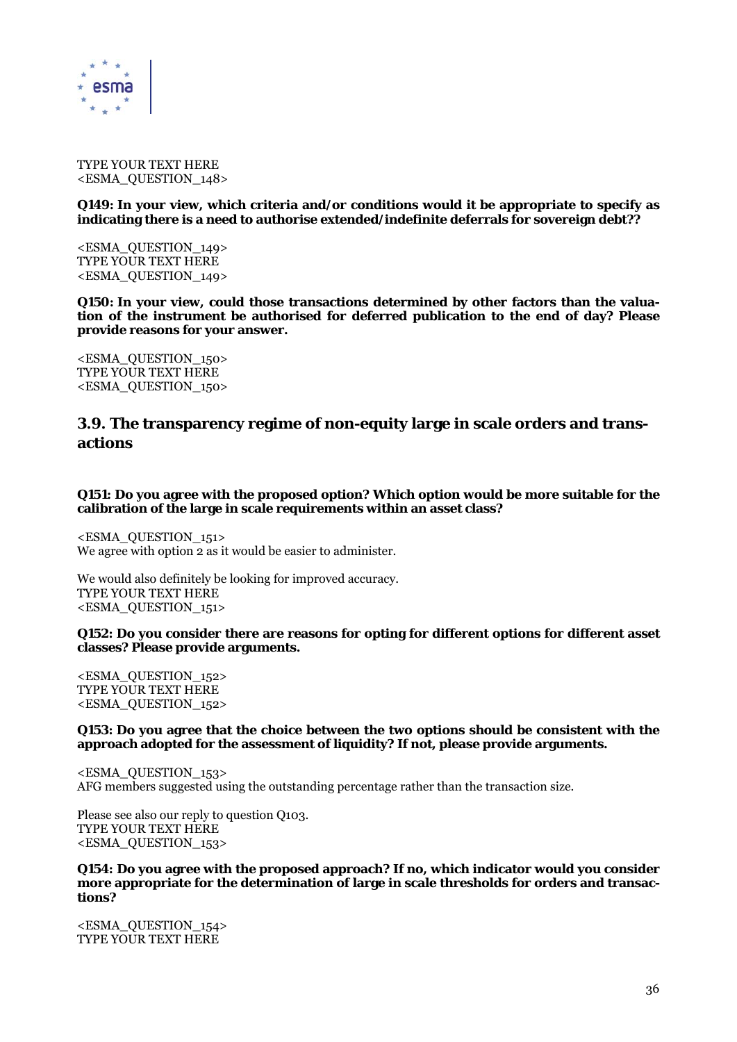TYPE YOUR TEXT HERE
<ESMA_QUESTION_148>

**Q149: In your view, which criteria and/or conditions would it be appropriate to specify as indicating there is a need to authorise extended/indefinite deferrals for sovereign debt??**

<ESMA_QUESTION_149>
TYPE YOUR TEXT HERE
<ESMA_QUESTION_149>

**Q150: In your view, could those transactions determined by other factors than the valuation of the instrument be authorised for deferred publication to the end of day? Please provide reasons for your answer.**

<ESMA_QUESTION_150>
TYPE YOUR TEXT HERE
<ESMA_QUESTION_150>

## 3.9. The transparency regime of non-equity large in scale orders and transactions

**Q151: Do you agree with the proposed option? Which option would be more suitable for the calibration of the large in scale requirements within an asset class?**

<ESMA_QUESTION_151>
We agree with option 2 as it would be easier to administer.

We would also definitely be looking for improved accuracy.
TYPE YOUR TEXT HERE
<ESMA_QUESTION_151>

**Q152: Do you consider there are reasons for opting for different options for different asset classes? Please provide arguments.**

<ESMA_QUESTION_152>
TYPE YOUR TEXT HERE
<ESMA_QUESTION_152>

**Q153: Do you agree that the choice between the two options should be consistent with the approach adopted for the assessment of liquidity? If not, please provide arguments.**

<ESMA_QUESTION_153>
AFG members suggested using the outstanding percentage rather than the transaction size.

Please see also our reply to question Q103.
TYPE YOUR TEXT HERE
<ESMA_QUESTION_153>

**Q154: Do you agree with the proposed approach? If no, which indicator would you consider more appropriate for the determination of large in scale thresholds for orders and transactions?**

<ESMA_QUESTION_154>
TYPE YOUR TEXT HERE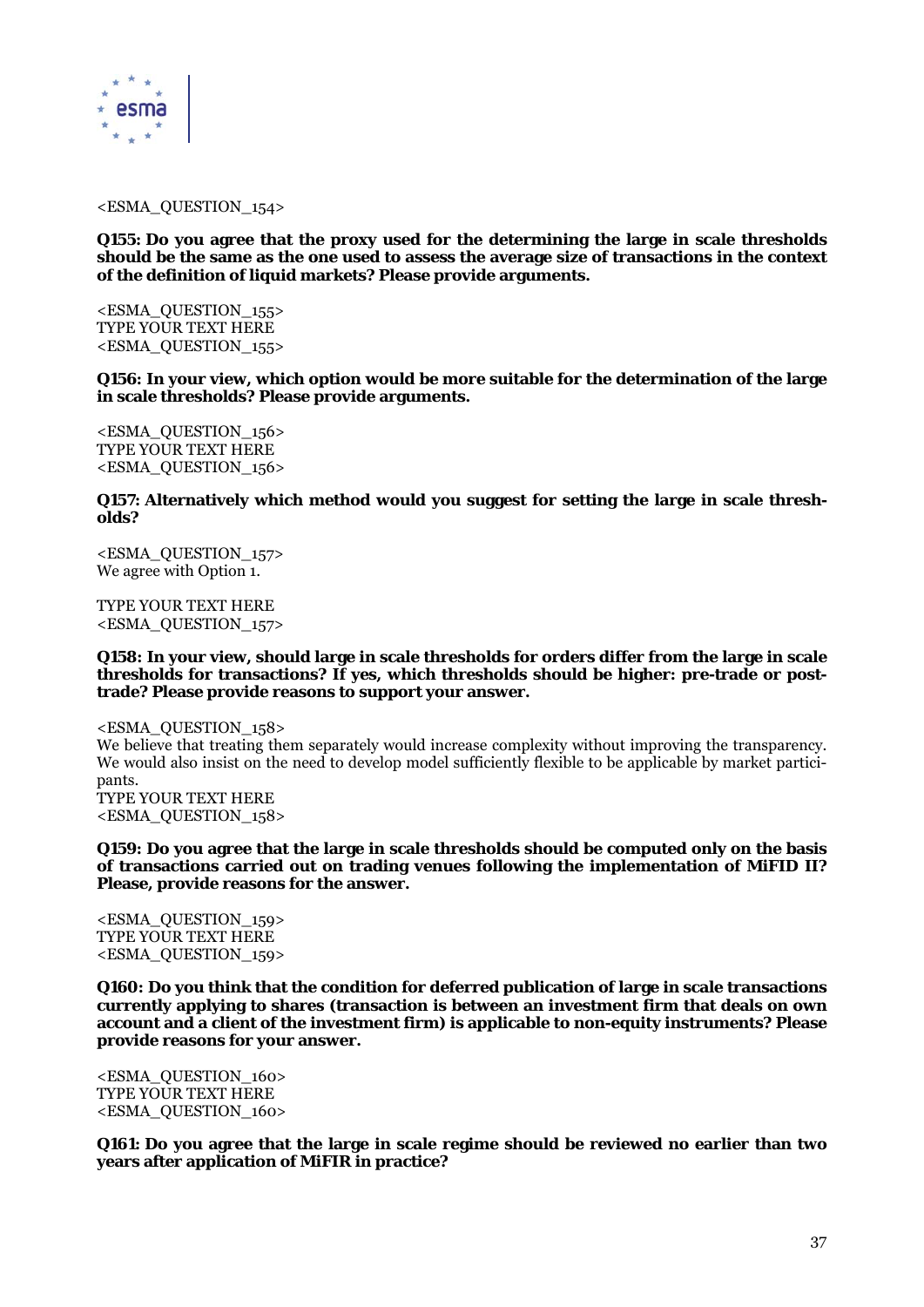<ESMA_QUESTION_154>

**Q155: Do you agree that the proxy used for the determining the large in scale thresholds should be the same as the one used to assess the average size of transactions in the context of the definition of liquid markets? Please provide arguments.**

<ESMA_QUESTION_155>
TYPE YOUR TEXT HERE
<ESMA_QUESTION_155>

**Q156: In your view, which option would be more suitable for the determination of the large in scale thresholds? Please provide arguments.**

<ESMA_QUESTION_156>
TYPE YOUR TEXT HERE
<ESMA_QUESTION_156>

**Q157: Alternatively which method would you suggest for setting the large in scale thresholds?**

<ESMA_QUESTION_157>
We agree with Option 1.

TYPE YOUR TEXT HERE
<ESMA_QUESTION_157>

**Q158: In your view, should large in scale thresholds for orders differ from the large in scale thresholds for transactions? If yes, which thresholds should be higher: pre-trade or post-trade? Please provide reasons to support your answer.**

<ESMA_QUESTION_158>
We believe that treating them separately would increase complexity without improving the transparency. We would also insist on the need to develop model sufficiently flexible to be applicable by market participants.
TYPE YOUR TEXT HERE
<ESMA_QUESTION_158>

**Q159: Do you agree that the large in scale thresholds should be computed only on the basis of transactions carried out on trading venues following the implementation of MiFID II? Please, provide reasons for the answer.**

<ESMA_QUESTION_159>
TYPE YOUR TEXT HERE
<ESMA_QUESTION_159>

**Q160: Do you think that the condition for deferred publication of large in scale transactions currently applying to shares (transaction is between an investment firm that deals on own account and a client of the investment firm) is applicable to non-equity instruments? Please provide reasons for your answer.**

<ESMA_QUESTION_160>
TYPE YOUR TEXT HERE
<ESMA_QUESTION_160>

**Q161: Do you agree that the large in scale regime should be reviewed no earlier than two years after application of MiFIR in practice?**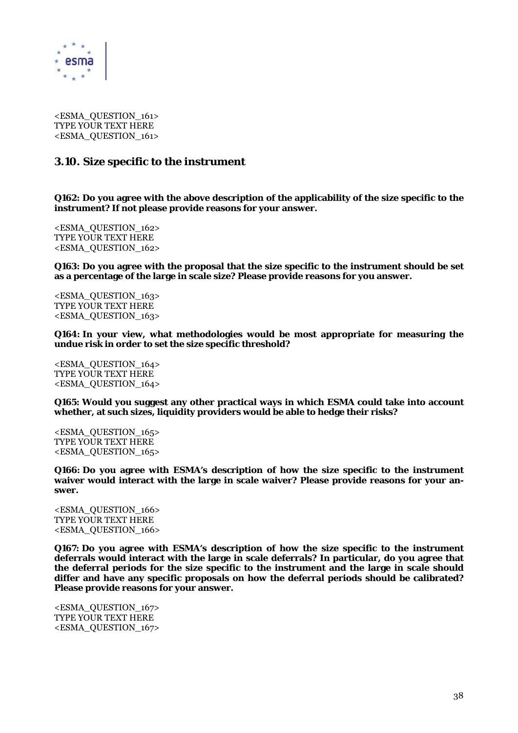<ESMA_QUESTION_161>
TYPE YOUR TEXT HERE
<ESMA_QUESTION_161>

## 3.10. Size specific to the instrument

**Q162: Do you agree with the above description of the applicability of the size specific to the instrument? If not please provide reasons for your answer.**

<ESMA_QUESTION_162>
TYPE YOUR TEXT HERE
<ESMA_QUESTION_162>

**Q163: Do you agree with the proposal that the size specific to the instrument should be set as a percentage of the large in scale size? Please provide reasons for you answer.**

<ESMA_QUESTION_163>
TYPE YOUR TEXT HERE
<ESMA_QUESTION_163>

**Q164: In your view, what methodologies would be most appropriate for measuring the undue risk in order to set the size specific threshold?**

<ESMA_QUESTION_164>
TYPE YOUR TEXT HERE
<ESMA_QUESTION_164>

**Q165: Would you suggest any other practical ways in which ESMA could take into account whether, at such sizes, liquidity providers would be able to hedge their risks?**

<ESMA_QUESTION_165>
TYPE YOUR TEXT HERE
<ESMA_QUESTION_165>

**Q166: Do you agree with ESMA's description of how the size specific to the instrument waiver would interact with the large in scale waiver? Please provide reasons for your answer.**

<ESMA_QUESTION_166>
TYPE YOUR TEXT HERE
<ESMA_QUESTION_166>

**Q167: Do you agree with ESMA's description of how the size specific to the instrument deferrals would interact with the large in scale deferrals? In particular, do you agree that the deferral periods for the size specific to the instrument and the large in scale should differ and have any specific proposals on how the deferral periods should be calibrated? Please provide reasons for your answer.**

<ESMA_QUESTION_167>
TYPE YOUR TEXT HERE
<ESMA_QUESTION_167>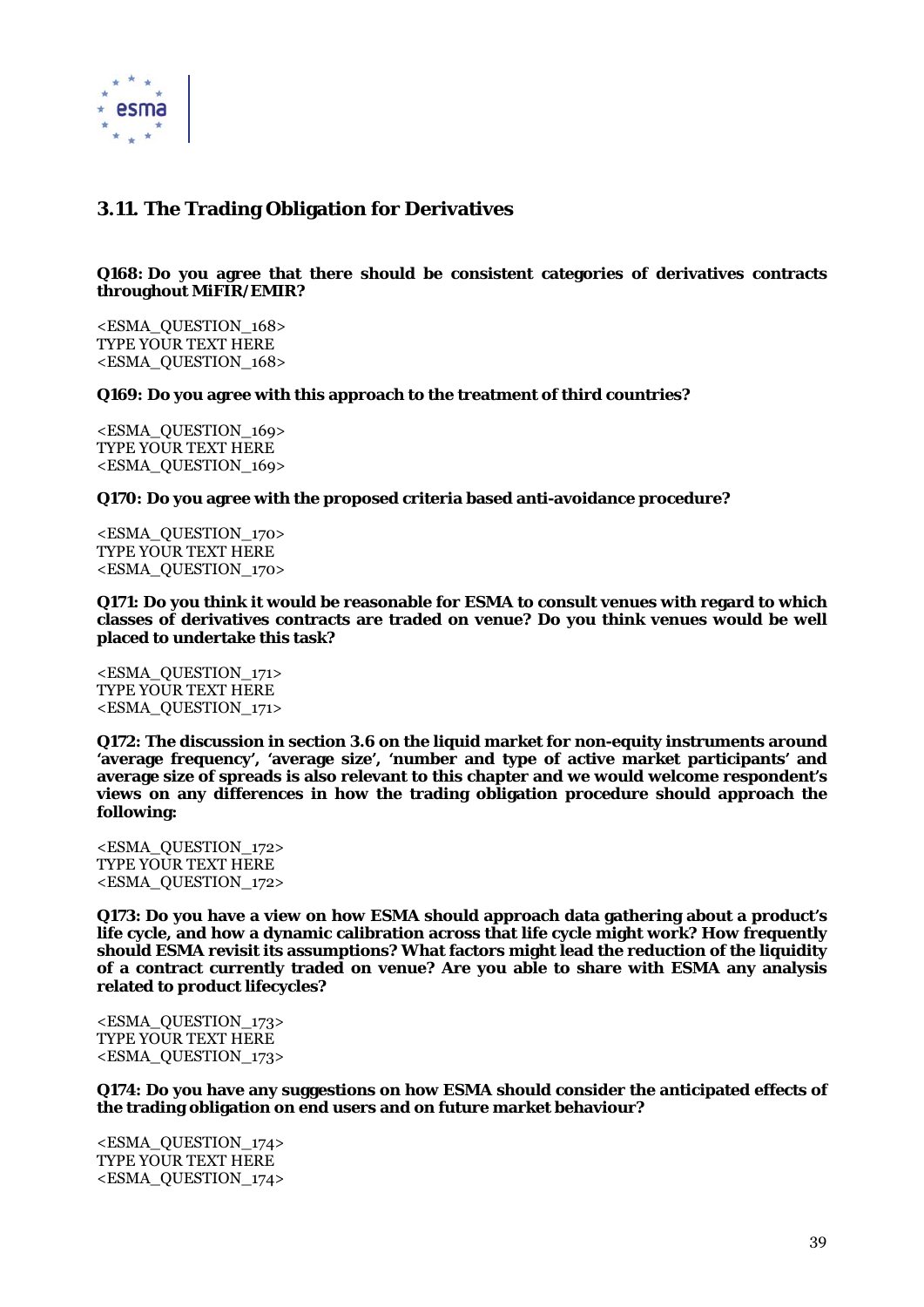## 3.11. The Trading Obligation for Derivatives

**Q168: Do you agree that there should be consistent categories of derivatives contracts throughout MiFIR/EMIR?**

<ESMA_QUESTION_168>
TYPE YOUR TEXT HERE
<ESMA_QUESTION_168>

**Q169: Do you agree with this approach to the treatment of third countries?**

<ESMA_QUESTION_169>
TYPE YOUR TEXT HERE
<ESMA_QUESTION_169>

**Q170: Do you agree with the proposed criteria based anti-avoidance procedure?**

<ESMA_QUESTION_170>
TYPE YOUR TEXT HERE
<ESMA_QUESTION_170>

**Q171: Do you think it would be reasonable for ESMA to consult venues with regard to which classes of derivatives contracts are traded on venue? Do you think venues would be well placed to undertake this task?**

<ESMA_QUESTION_171>
TYPE YOUR TEXT HERE
<ESMA_QUESTION_171>

**Q172: The discussion in section 3.6 on the liquid market for non-equity instruments around 'average frequency', 'average size', 'number and type of active market participants' and average size of spreads is also relevant to this chapter and we would welcome respondent's views on any differences in how the trading obligation procedure should approach the following:**

<ESMA_QUESTION_172>
TYPE YOUR TEXT HERE
<ESMA_QUESTION_172>

**Q173: Do you have a view on how ESMA should approach data gathering about a product's life cycle, and how a dynamic calibration across that life cycle might work? How frequently should ESMA revisit its assumptions? What factors might lead the reduction of the liquidity of a contract currently traded on venue? Are you able to share with ESMA any analysis related to product lifecycles?**

<ESMA_QUESTION_173>
TYPE YOUR TEXT HERE
<ESMA_QUESTION_173>

**Q174: Do you have any suggestions on how ESMA should consider the anticipated effects of the trading obligation on end users and on future market behaviour?**

<ESMA_QUESTION_174>
TYPE YOUR TEXT HERE
<ESMA_QUESTION_174>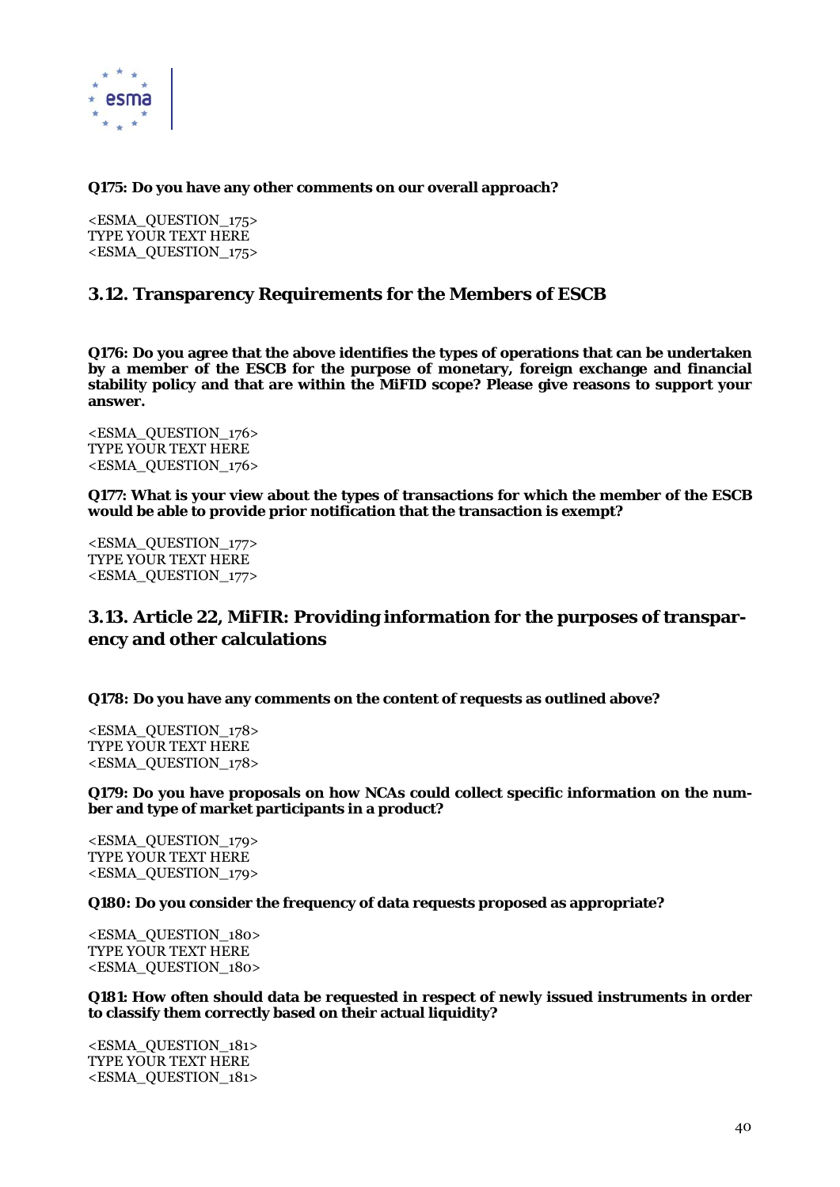**Q175: Do you have any other comments on our overall approach?**

<ESMA_QUESTION_175>
TYPE YOUR TEXT HERE
<ESMA_QUESTION_175>

## 3.12. Transparency Requirements for the Members of ESCB

**Q176: Do you agree that the above identifies the types of operations that can be undertaken by a member of the ESCB for the purpose of monetary, foreign exchange and financial stability policy and that are within the MiFID scope? Please give reasons to support your answer.**

<ESMA_QUESTION_176>
TYPE YOUR TEXT HERE
<ESMA_QUESTION_176>

**Q177: What is your view about the types of transactions for which the member of the ESCB would be able to provide prior notification that the transaction is exempt?**

<ESMA_QUESTION_177>
TYPE YOUR TEXT HERE
<ESMA_QUESTION_177>

## 3.13. Article 22, MiFIR: Providing information for the purposes of transparency and other calculations

**Q178: Do you have any comments on the content of requests as outlined above?**

<ESMA_QUESTION_178>
TYPE YOUR TEXT HERE
<ESMA_QUESTION_178>

**Q179: Do you have proposals on how NCAs could collect specific information on the number and type of market participants in a product?**

<ESMA_QUESTION_179>
TYPE YOUR TEXT HERE
<ESMA_QUESTION_179>

**Q180: Do you consider the frequency of data requests proposed as appropriate?**

<ESMA_QUESTION_180>
TYPE YOUR TEXT HERE
<ESMA_QUESTION_180>

**Q181: How often should data be requested in respect of newly issued instruments in order to classify them correctly based on their actual liquidity?**

<ESMA_QUESTION_181>
TYPE YOUR TEXT HERE
<ESMA_QUESTION_181>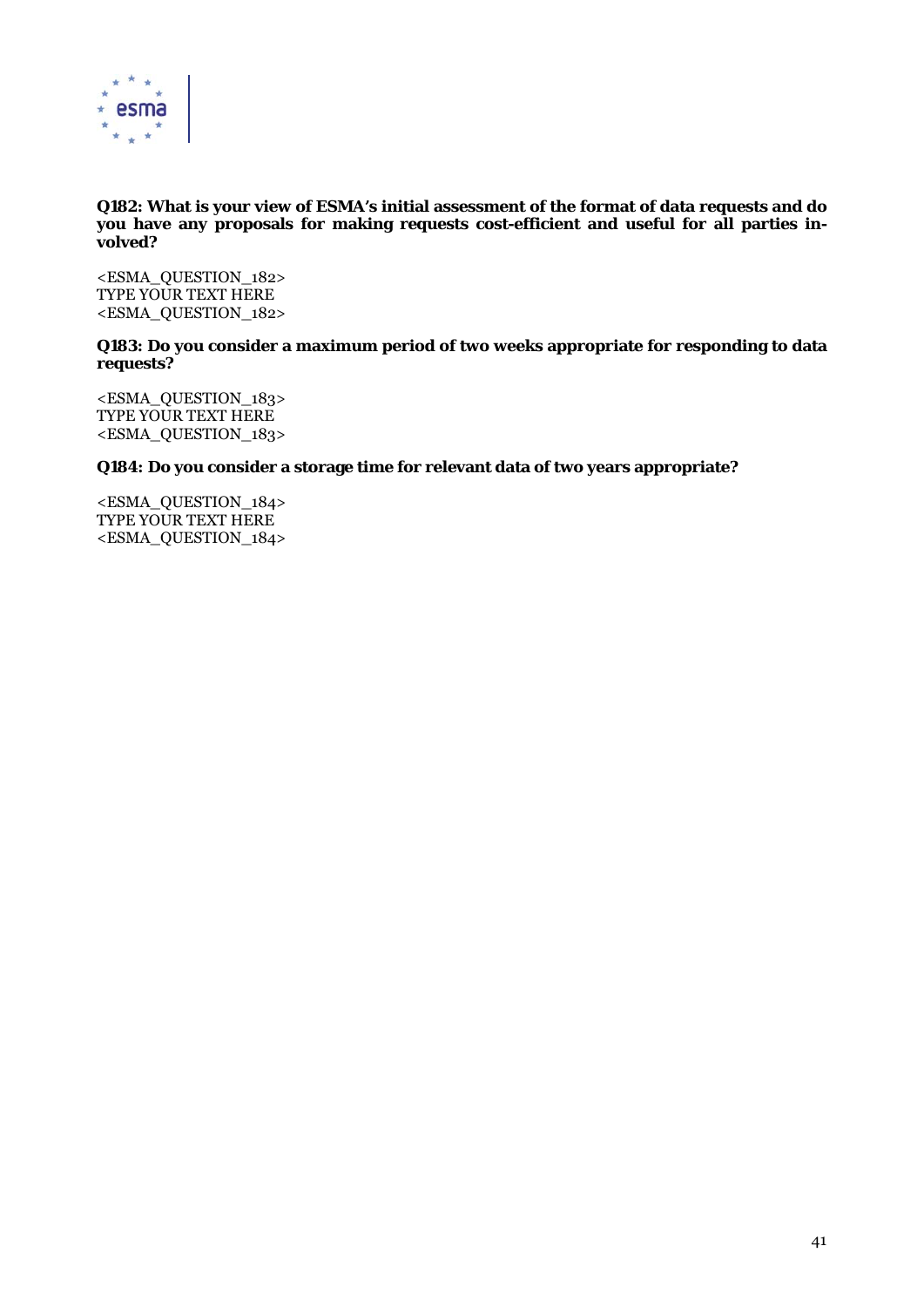**Q182: What is your view of ESMA's initial assessment of the format of data requests and do you have any proposals for making requests cost-efficient and useful for all parties involved?**

<ESMA_QUESTION_182>
TYPE YOUR TEXT HERE
<ESMA_QUESTION_182>

**Q183: Do you consider a maximum period of two weeks appropriate for responding to data requests?**

<ESMA_QUESTION_183>
TYPE YOUR TEXT HERE
<ESMA_QUESTION_183>

**Q184: Do you consider a storage time for relevant data of two years appropriate?**

<ESMA_QUESTION_184>
TYPE YOUR TEXT HERE
<ESMA_QUESTION_184>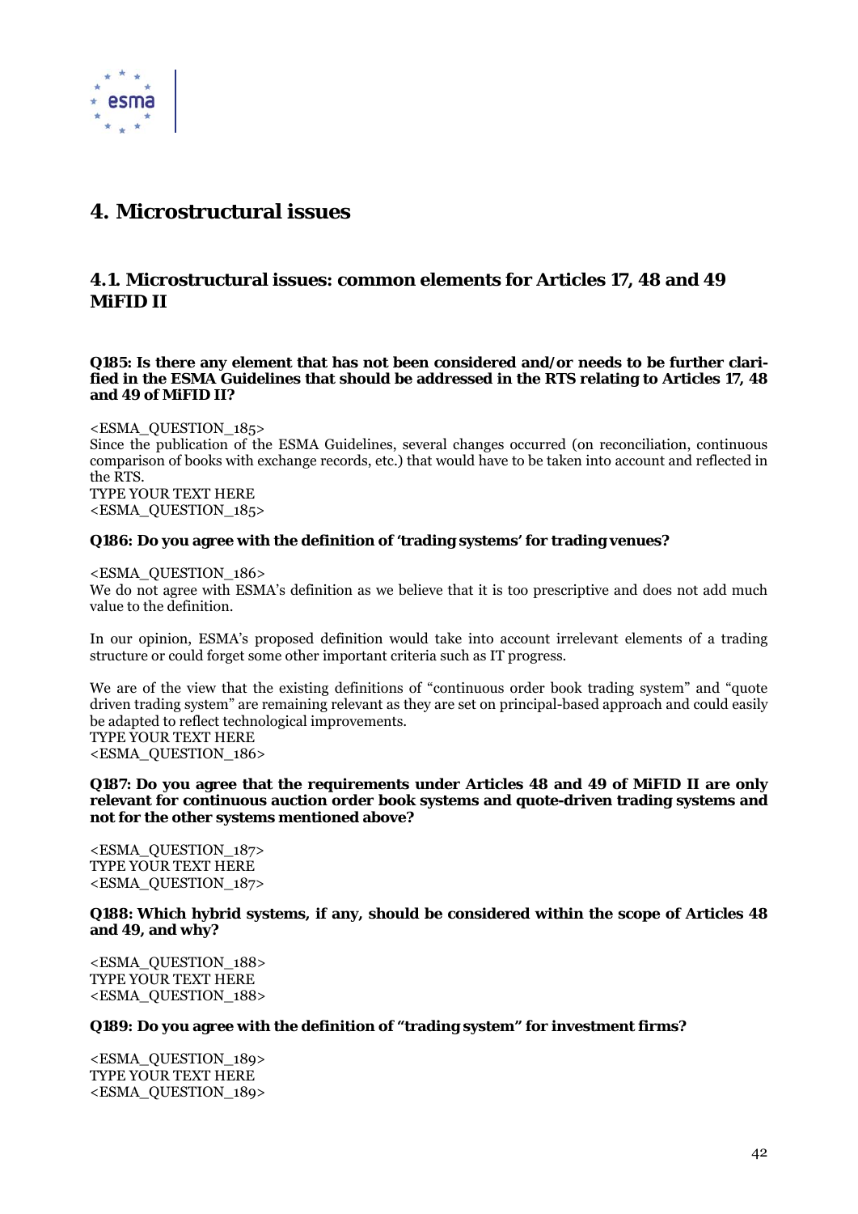# 4. Microstructural issues

## 4.1. Microstructural issues: common elements for Articles 17, 48 and 49 MiFID II

**Q185: Is there any element that has not been considered and/or needs to be further clarified in the ESMA Guidelines that should be addressed in the RTS relating to Articles 17, 48 and 49 of MiFID II?**

<ESMA_QUESTION_185>
Since the publication of the ESMA Guidelines, several changes occurred (on reconciliation, continuous comparison of books with exchange records, etc.) that would have to be taken into account and reflected in the RTS.
TYPE YOUR TEXT HERE
<ESMA_QUESTION_185>

**Q186: Do you agree with the definition of 'trading systems' for trading venues?**

<ESMA_QUESTION_186>
We do not agree with ESMA's definition as we believe that it is too prescriptive and does not add much value to the definition.

In our opinion, ESMA's proposed definition would take into account irrelevant elements of a trading structure or could forget some other important criteria such as IT progress.

We are of the view that the existing definitions of "continuous order book trading system" and "quote driven trading system" are remaining relevant as they are set on principal-based approach and could easily be adapted to reflect technological improvements.
TYPE YOUR TEXT HERE
<ESMA_QUESTION_186>

**Q187: Do you agree that the requirements under Articles 48 and 49 of MiFID II are only relevant for continuous auction order book systems and quote-driven trading systems and not for the other systems mentioned above?**

<ESMA_QUESTION_187>
TYPE YOUR TEXT HERE
<ESMA_QUESTION_187>

**Q188: Which hybrid systems, if any, should be considered within the scope of Articles 48 and 49, and why?**

<ESMA_QUESTION_188>
TYPE YOUR TEXT HERE
<ESMA_QUESTION_188>

**Q189: Do you agree with the definition of "trading system" for investment firms?**

<ESMA_QUESTION_189>
TYPE YOUR TEXT HERE
<ESMA_QUESTION_189>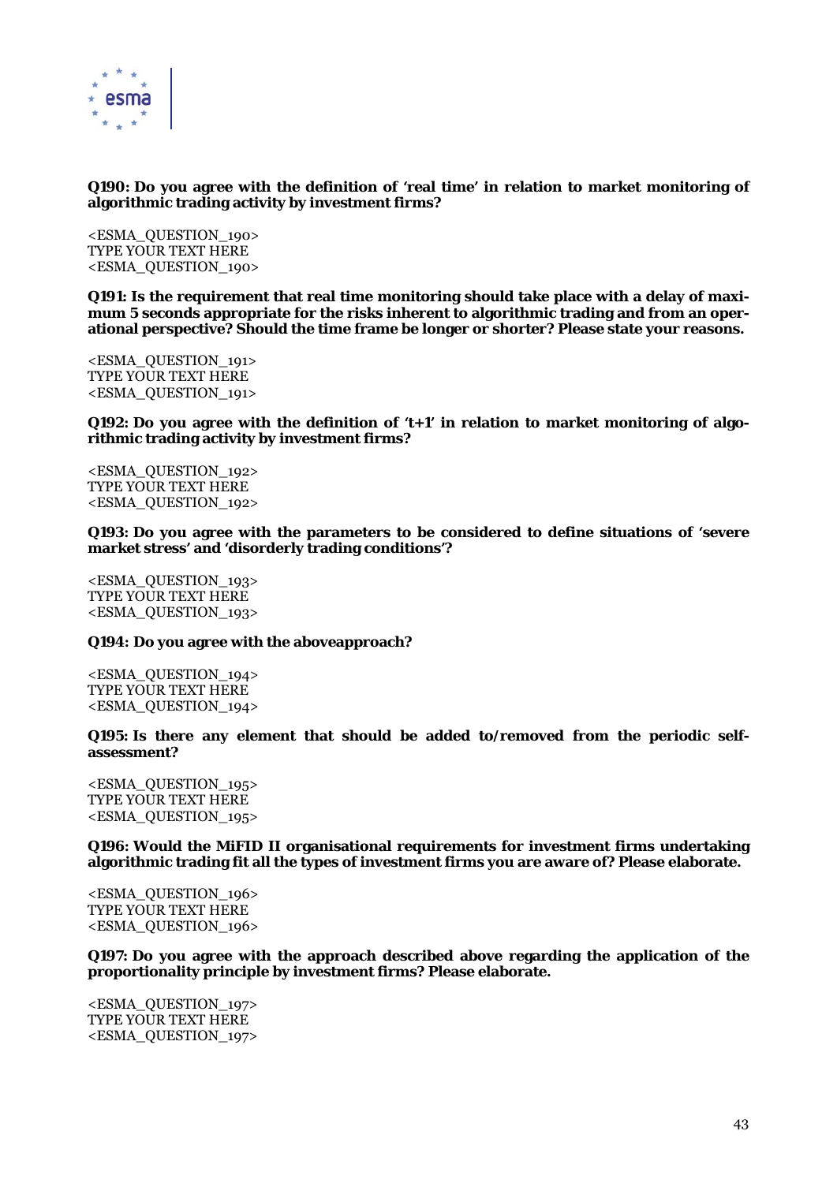**Q190: Do you agree with the definition of 'real time' in relation to market monitoring of algorithmic trading activity by investment firms?**

<ESMA_QUESTION_190>
TYPE YOUR TEXT HERE
<ESMA_QUESTION_190>

**Q191: Is the requirement that real time monitoring should take place with a delay of maximum 5 seconds appropriate for the risks inherent to algorithmic trading and from an operational perspective? Should the time frame be longer or shorter? Please state your reasons.**

<ESMA_QUESTION_191>
TYPE YOUR TEXT HERE
<ESMA_QUESTION_191>

**Q192: Do you agree with the definition of 't+1' in relation to market monitoring of algorithmic trading activity by investment firms?**

<ESMA_QUESTION_192>
TYPE YOUR TEXT HERE
<ESMA_QUESTION_192>

**Q193: Do you agree with the parameters to be considered to define situations of 'severe market stress' and 'disorderly trading conditions'?**

<ESMA_QUESTION_193>
TYPE YOUR TEXT HERE
<ESMA_QUESTION_193>

**Q194: Do you agree with the aboveapproach?**

<ESMA_QUESTION_194>
TYPE YOUR TEXT HERE
<ESMA_QUESTION_194>

**Q195: Is there any element that should be added to/removed from the periodic self-assessment?**

<ESMA_QUESTION_195>
TYPE YOUR TEXT HERE
<ESMA_QUESTION_195>

**Q196: Would the MiFID II organisational requirements for investment firms undertaking algorithmic trading fit all the types of investment firms you are aware of? Please elaborate.**

<ESMA_QUESTION_196>
TYPE YOUR TEXT HERE
<ESMA_QUESTION_196>

**Q197: Do you agree with the approach described above regarding the application of the proportionality principle by investment firms? Please elaborate.**

<ESMA_QUESTION_197>
TYPE YOUR TEXT HERE
<ESMA_QUESTION_197>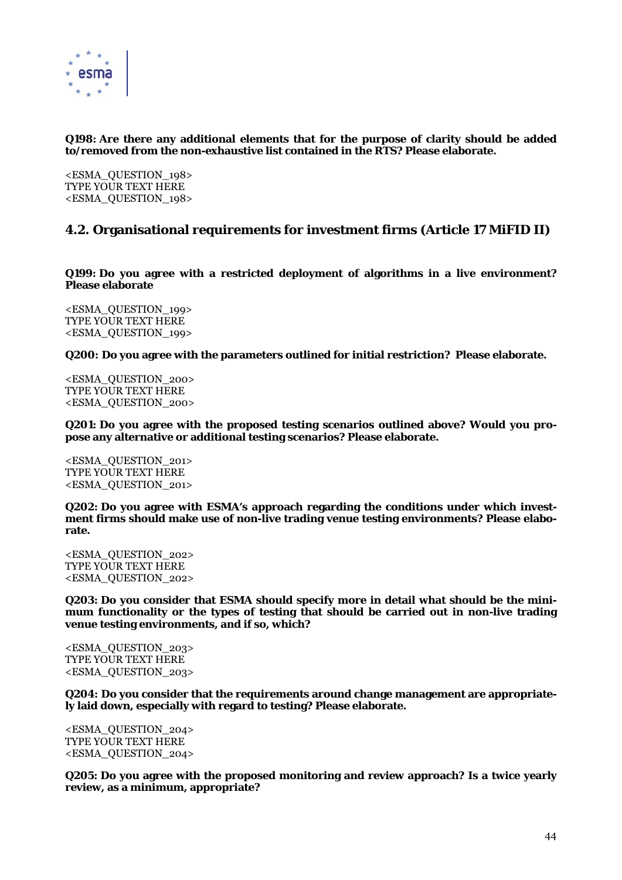**Q198: Are there any additional elements that for the purpose of clarity should be added to/removed from the non-exhaustive list contained in the RTS? Please elaborate.**

<ESMA_QUESTION_198>
TYPE YOUR TEXT HERE
<ESMA_QUESTION_198>

## 4.2. Organisational requirements for investment firms (Article 17 MiFID II)

**Q199: Do you agree with a restricted deployment of algorithms in a live environment? Please elaborate**

<ESMA_QUESTION_199>
TYPE YOUR TEXT HERE
<ESMA_QUESTION_199>

**Q200: Do you agree with the parameters outlined for initial restriction? Please elaborate.**

<ESMA_QUESTION_200>
TYPE YOUR TEXT HERE
<ESMA_QUESTION_200>

**Q201: Do you agree with the proposed testing scenarios outlined above? Would you propose any alternative or additional testing scenarios? Please elaborate.**

<ESMA_QUESTION_201>
TYPE YOUR TEXT HERE
<ESMA_QUESTION_201>

**Q202: Do you agree with ESMA's approach regarding the conditions under which investment firms should make use of non-live trading venue testing environments? Please elaborate.**

<ESMA_QUESTION_202>
TYPE YOUR TEXT HERE
<ESMA_QUESTION_202>

**Q203: Do you consider that ESMA should specify more in detail what should be the minimum functionality or the types of testing that should be carried out in non-live trading venue testing environments, and if so, which?**

<ESMA_QUESTION_203>
TYPE YOUR TEXT HERE
<ESMA_QUESTION_203>

**Q204: Do you consider that the requirements around change management are appropriately laid down, especially with regard to testing? Please elaborate.**

<ESMA_QUESTION_204>
TYPE YOUR TEXT HERE
<ESMA_QUESTION_204>

**Q205: Do you agree with the proposed monitoring and review approach? Is a twice yearly review, as a minimum, appropriate?**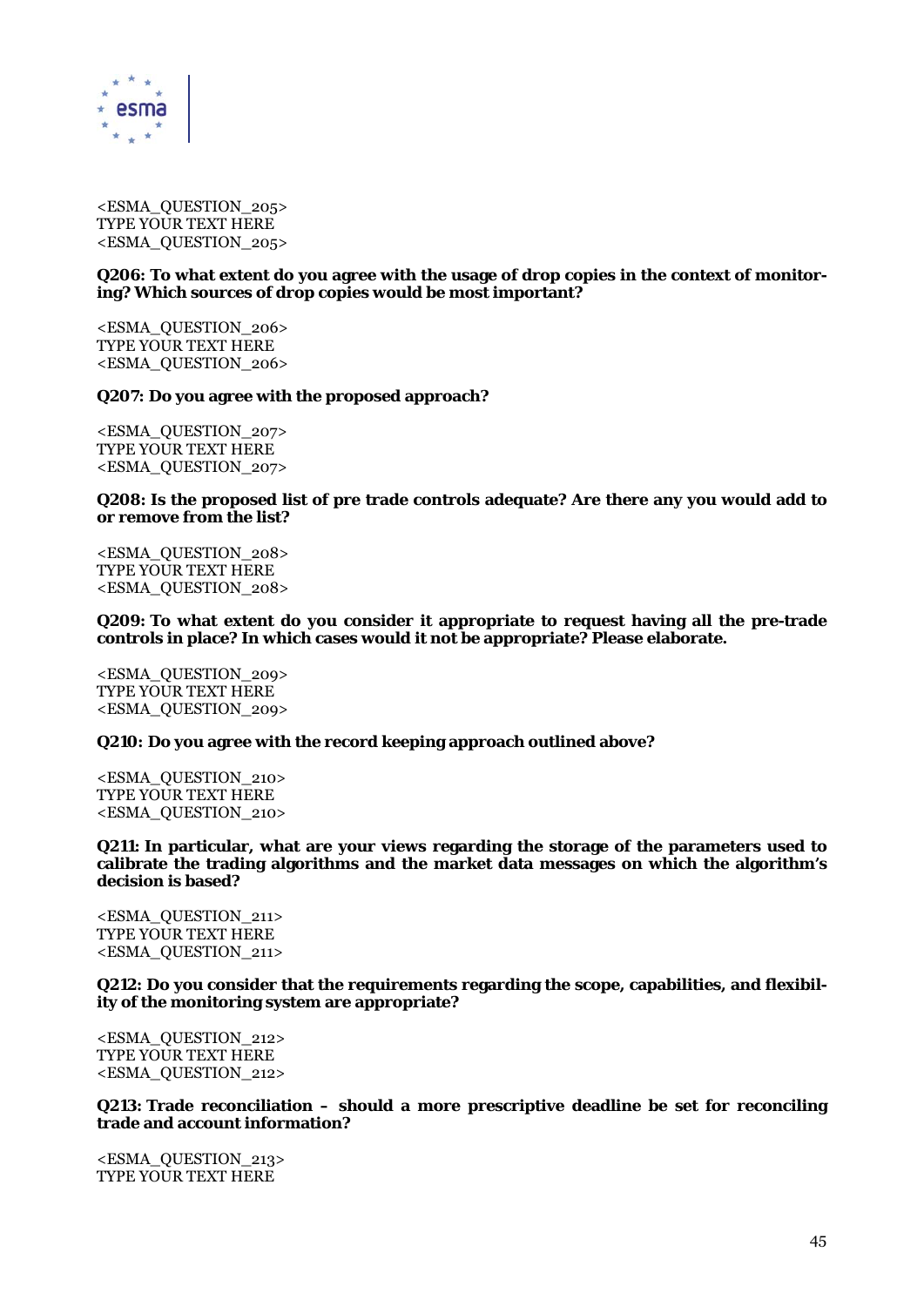<ESMA_QUESTION_205>
TYPE YOUR TEXT HERE
<ESMA_QUESTION_205>

**Q206: To what extent do you agree with the usage of drop copies in the context of monitoring? Which sources of drop copies would be most important?**

<ESMA_QUESTION_206>
TYPE YOUR TEXT HERE
<ESMA_QUESTION_206>

**Q207: Do you agree with the proposed approach?**

<ESMA_QUESTION_207>
TYPE YOUR TEXT HERE
<ESMA_QUESTION_207>

**Q208: Is the proposed list of pre trade controls adequate? Are there any you would add to or remove from the list?**

<ESMA_QUESTION_208>
TYPE YOUR TEXT HERE
<ESMA_QUESTION_208>

**Q209: To what extent do you consider it appropriate to request having all the pre-trade controls in place? In which cases would it not be appropriate? Please elaborate.**

<ESMA_QUESTION_209>
TYPE YOUR TEXT HERE
<ESMA_QUESTION_209>

**Q210: Do you agree with the record keeping approach outlined above?**

<ESMA_QUESTION_210>
TYPE YOUR TEXT HERE
<ESMA_QUESTION_210>

**Q211: In particular, what are your views regarding the storage of the parameters used to calibrate the trading algorithms and the market data messages on which the algorithm's decision is based?**

<ESMA_QUESTION_211>
TYPE YOUR TEXT HERE
<ESMA_QUESTION_211>

**Q212: Do you consider that the requirements regarding the scope, capabilities, and flexibility of the monitoring system are appropriate?**

<ESMA_QUESTION_212>
TYPE YOUR TEXT HERE
<ESMA_QUESTION_212>

**Q213: Trade reconciliation – should a more prescriptive deadline be set for reconciling trade and account information?**

<ESMA_QUESTION_213>
TYPE YOUR TEXT HERE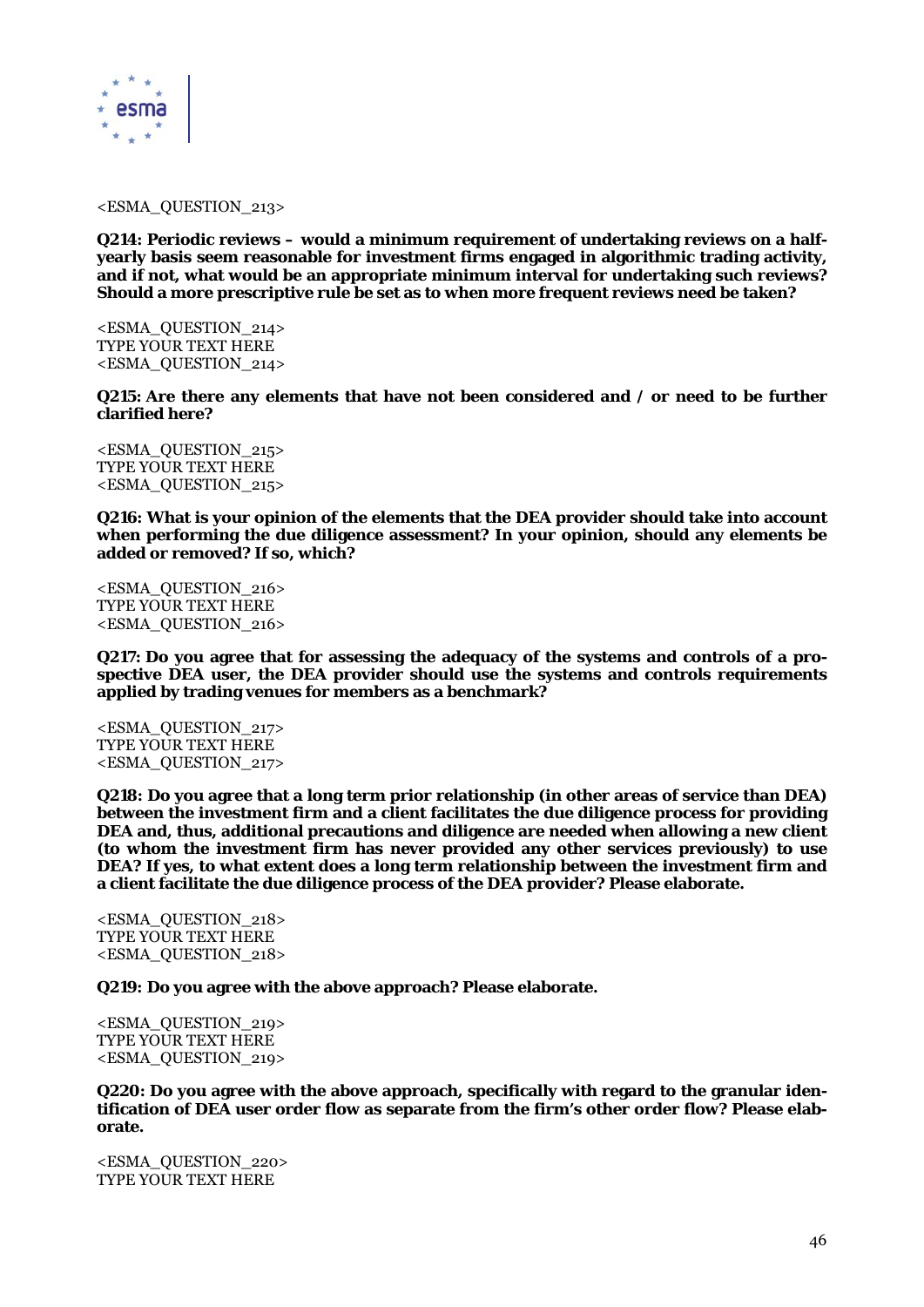<ESMA_QUESTION_213>

**Q214: Periodic reviews – would a minimum requirement of undertaking reviews on a half-yearly basis seem reasonable for investment firms engaged in algorithmic trading activity, and if not, what would be an appropriate minimum interval for undertaking such reviews? Should a more prescriptive rule be set as to when more frequent reviews need be taken?**

<ESMA_QUESTION_214>
TYPE YOUR TEXT HERE
<ESMA_QUESTION_214>

**Q215: Are there any elements that have not been considered and / or need to be further clarified here?**

<ESMA_QUESTION_215>
TYPE YOUR TEXT HERE
<ESMA_QUESTION_215>

**Q216: What is your opinion of the elements that the DEA provider should take into account when performing the due diligence assessment? In your opinion, should any elements be added or removed? If so, which?**

<ESMA_QUESTION_216>
TYPE YOUR TEXT HERE
<ESMA_QUESTION_216>

**Q217: Do you agree that for assessing the adequacy of the systems and controls of a prospective DEA user, the DEA provider should use the systems and controls requirements applied by trading venues for members as a benchmark?**

<ESMA_QUESTION_217>
TYPE YOUR TEXT HERE
<ESMA_QUESTION_217>

**Q218: Do you agree that a long term prior relationship (in other areas of service than DEA) between the investment firm and a client facilitates the due diligence process for providing DEA and, thus, additional precautions and diligence are needed when allowing a new client (to whom the investment firm has never provided any other services previously) to use DEA? If yes, to what extent does a long term relationship between the investment firm and a client facilitate the due diligence process of the DEA provider? Please elaborate.**

<ESMA_QUESTION_218>
TYPE YOUR TEXT HERE
<ESMA_QUESTION_218>

**Q219: Do you agree with the above approach? Please elaborate.**

<ESMA_QUESTION_219>
TYPE YOUR TEXT HERE
<ESMA_QUESTION_219>

**Q220: Do you agree with the above approach, specifically with regard to the granular identification of DEA user order flow as separate from the firm's other order flow? Please elaborate.**

<ESMA_QUESTION_220>
TYPE YOUR TEXT HERE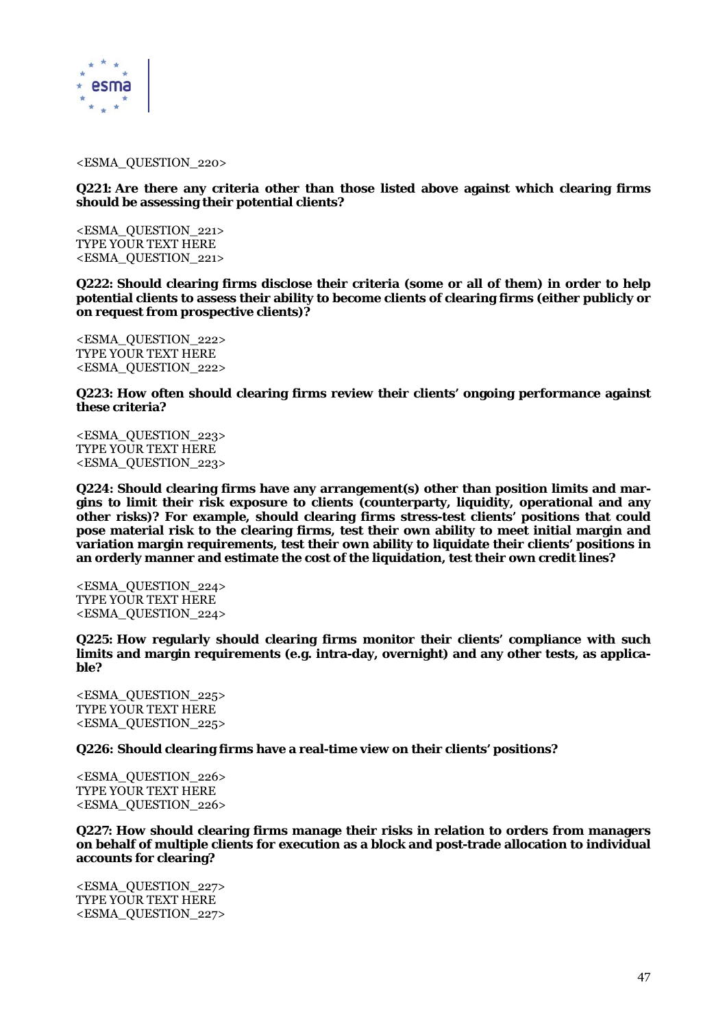<ESMA_QUESTION_220>

**Q221: Are there any criteria other than those listed above against which clearing firms should be assessing their potential clients?**

<ESMA_QUESTION_221>
TYPE YOUR TEXT HERE
<ESMA_QUESTION_221>

**Q222: Should clearing firms disclose their criteria (some or all of them) in order to help potential clients to assess their ability to become clients of clearing firms (either publicly or on request from prospective clients)?**

<ESMA_QUESTION_222>
TYPE YOUR TEXT HERE
<ESMA_QUESTION_222>

**Q223: How often should clearing firms review their clients' ongoing performance against these criteria?**

<ESMA_QUESTION_223>
TYPE YOUR TEXT HERE
<ESMA_QUESTION_223>

**Q224: Should clearing firms have any arrangement(s) other than position limits and margins to limit their risk exposure to clients (counterparty, liquidity, operational and any other risks)? For example, should clearing firms stress-test clients' positions that could pose material risk to the clearing firms, test their own ability to meet initial margin and variation margin requirements, test their own ability to liquidate their clients' positions in an orderly manner and estimate the cost of the liquidation, test their own credit lines?**

<ESMA_QUESTION_224>
TYPE YOUR TEXT HERE
<ESMA_QUESTION_224>

**Q225: How regularly should clearing firms monitor their clients' compliance with such limits and margin requirements (e.g. intra-day, overnight) and any other tests, as applicable?**

<ESMA_QUESTION_225>
TYPE YOUR TEXT HERE
<ESMA_QUESTION_225>

**Q226: Should clearing firms have a real-time view on their clients' positions?**

<ESMA_QUESTION_226>
TYPE YOUR TEXT HERE
<ESMA_QUESTION_226>

**Q227: How should clearing firms manage their risks in relation to orders from managers on behalf of multiple clients for execution as a block and post-trade allocation to individual accounts for clearing?**

<ESMA_QUESTION_227>
TYPE YOUR TEXT HERE
<ESMA_QUESTION_227>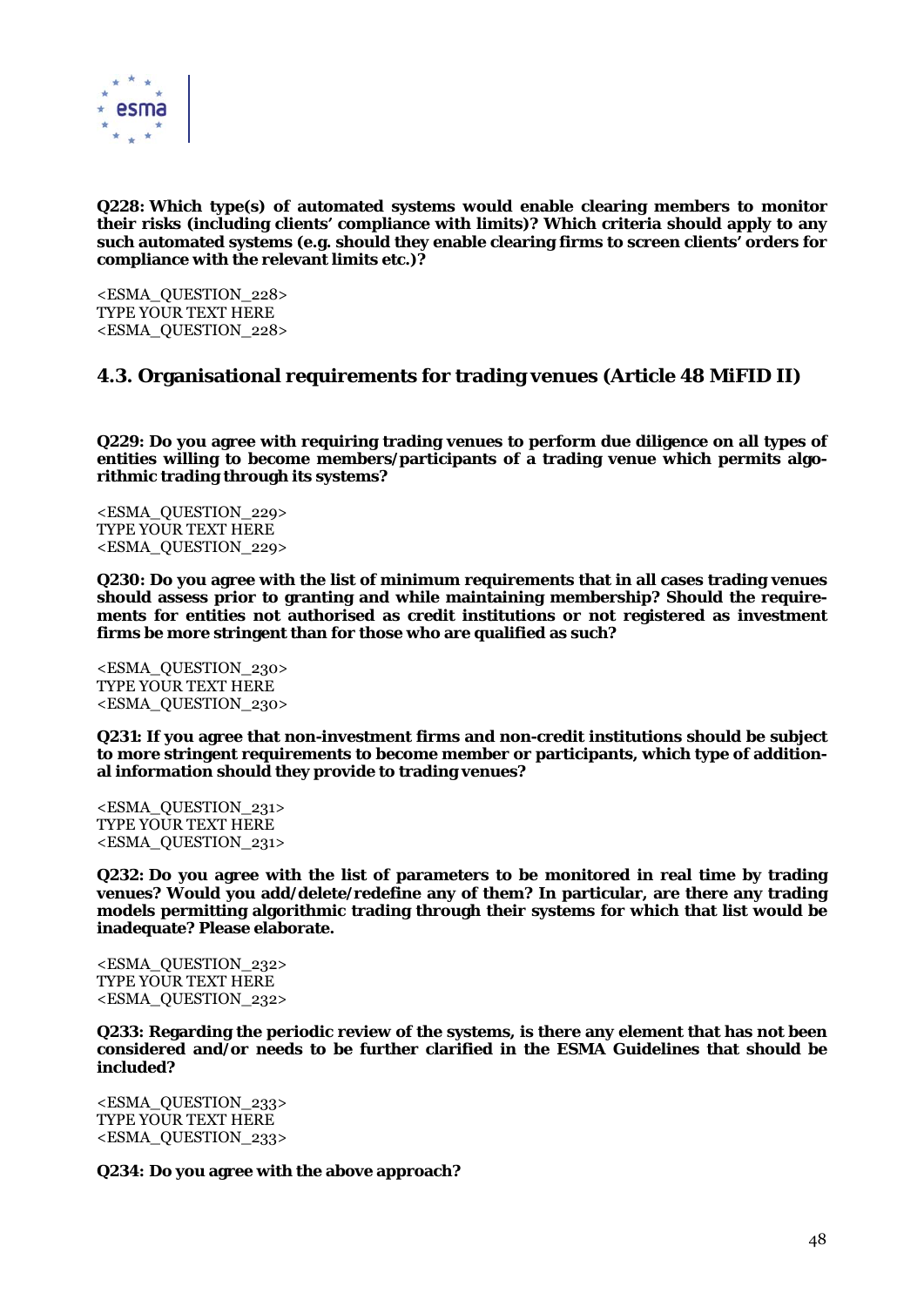**Q228: Which type(s) of automated systems would enable clearing members to monitor their risks (including clients' compliance with limits)? Which criteria should apply to any such automated systems (e.g. should they enable clearing firms to screen clients' orders for compliance with the relevant limits etc.)?**

<ESMA_QUESTION_228>
TYPE YOUR TEXT HERE
<ESMA_QUESTION_228>

## 4.3. Organisational requirements for trading venues (Article 48 MiFID II)

**Q229: Do you agree with requiring trading venues to perform due diligence on all types of entities willing to become members/participants of a trading venue which permits algorithmic trading through its systems?**

<ESMA_QUESTION_229>
TYPE YOUR TEXT HERE
<ESMA_QUESTION_229>

**Q230: Do you agree with the list of minimum requirements that in all cases trading venues should assess prior to granting and while maintaining membership? Should the requirements for entities not authorised as credit institutions or not registered as investment firms be more stringent than for those who are qualified as such?**

<ESMA_QUESTION_230>
TYPE YOUR TEXT HERE
<ESMA_QUESTION_230>

**Q231: If you agree that non-investment firms and non-credit institutions should be subject to more stringent requirements to become member or participants, which type of additional information should they provide to trading venues?**

<ESMA_QUESTION_231>
TYPE YOUR TEXT HERE
<ESMA_QUESTION_231>

**Q232: Do you agree with the list of parameters to be monitored in real time by trading venues? Would you add/delete/redefine any of them? In particular, are there any trading models permitting algorithmic trading through their systems for which that list would be inadequate? Please elaborate.**

<ESMA_QUESTION_232>
TYPE YOUR TEXT HERE
<ESMA_QUESTION_232>

**Q233: Regarding the periodic review of the systems, is there any element that has not been considered and/or needs to be further clarified in the ESMA Guidelines that should be included?**

<ESMA_QUESTION_233>
TYPE YOUR TEXT HERE
<ESMA_QUESTION_233>

**Q234: Do you agree with the above approach?**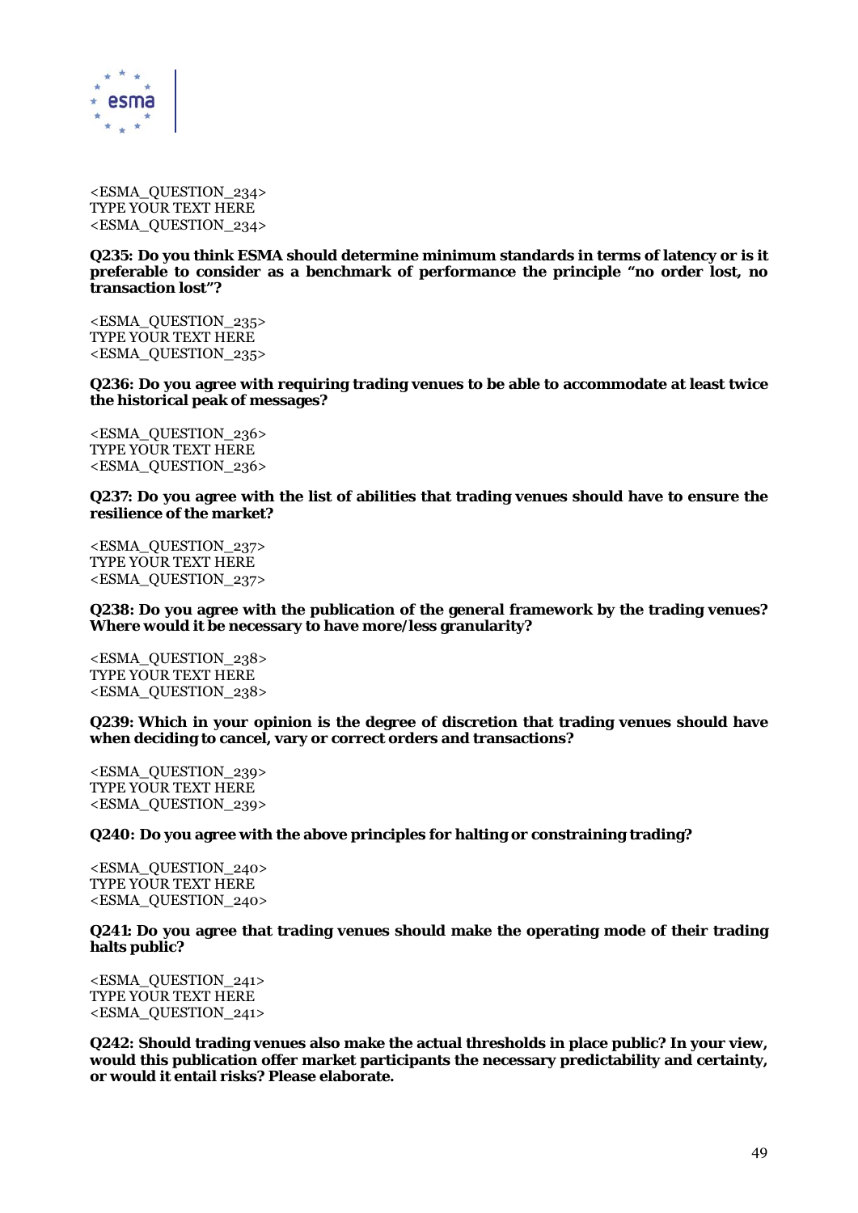<ESMA_QUESTION_234>
TYPE YOUR TEXT HERE
<ESMA_QUESTION_234>

**Q235: Do you think ESMA should determine minimum standards in terms of latency or is it preferable to consider as a benchmark of performance the principle "no order lost, no transaction lost"?**

<ESMA_QUESTION_235>
TYPE YOUR TEXT HERE
<ESMA_QUESTION_235>

**Q236: Do you agree with requiring trading venues to be able to accommodate at least twice the historical peak of messages?**

<ESMA_QUESTION_236>
TYPE YOUR TEXT HERE
<ESMA_QUESTION_236>

**Q237: Do you agree with the list of abilities that trading venues should have to ensure the resilience of the market?**

<ESMA_QUESTION_237>
TYPE YOUR TEXT HERE
<ESMA_QUESTION_237>

**Q238: Do you agree with the publication of the general framework by the trading venues? Where would it be necessary to have more/less granularity?**

<ESMA_QUESTION_238>
TYPE YOUR TEXT HERE
<ESMA_QUESTION_238>

**Q239: Which in your opinion is the degree of discretion that trading venues should have when deciding to cancel, vary or correct orders and transactions?**

<ESMA_QUESTION_239>
TYPE YOUR TEXT HERE
<ESMA_QUESTION_239>

**Q240: Do you agree with the above principles for halting or constraining trading?**

<ESMA_QUESTION_240>
TYPE YOUR TEXT HERE
<ESMA_QUESTION_240>

**Q241: Do you agree that trading venues should make the operating mode of their trading halts public?**

<ESMA_QUESTION_241>
TYPE YOUR TEXT HERE
<ESMA_QUESTION_241>

**Q242: Should trading venues also make the actual thresholds in place public? In your view, would this publication offer market participants the necessary predictability and certainty, or would it entail risks? Please elaborate.**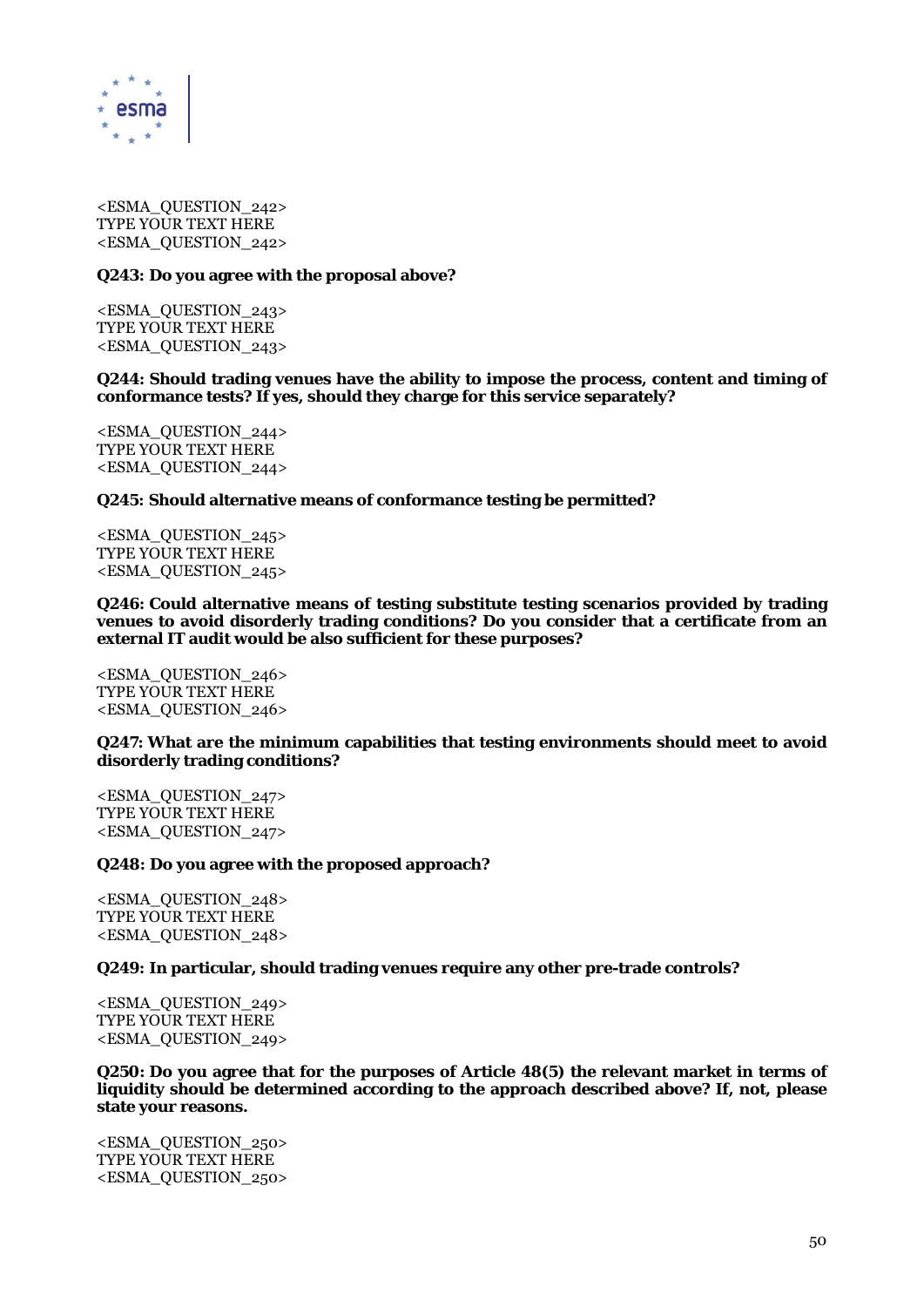<ESMA_QUESTION_242>
TYPE YOUR TEXT HERE
<ESMA_QUESTION_242>

**Q243: Do you agree with the proposal above?**

<ESMA_QUESTION_243>
TYPE YOUR TEXT HERE
<ESMA_QUESTION_243>

**Q244: Should trading venues have the ability to impose the process, content and timing of conformance tests? If yes, should they charge for this service separately?**

<ESMA_QUESTION_244>
TYPE YOUR TEXT HERE
<ESMA_QUESTION_244>

**Q245: Should alternative means of conformance testing be permitted?**

<ESMA_QUESTION_245>
TYPE YOUR TEXT HERE
<ESMA_QUESTION_245>

**Q246: Could alternative means of testing substitute testing scenarios provided by trading venues to avoid disorderly trading conditions? Do you consider that a certificate from an external IT audit would be also sufficient for these purposes?**

<ESMA_QUESTION_246>
TYPE YOUR TEXT HERE
<ESMA_QUESTION_246>

**Q247: What are the minimum capabilities that testing environments should meet to avoid disorderly trading conditions?**

<ESMA_QUESTION_247>
TYPE YOUR TEXT HERE
<ESMA_QUESTION_247>

**Q248: Do you agree with the proposed approach?**

<ESMA_QUESTION_248>
TYPE YOUR TEXT HERE
<ESMA_QUESTION_248>

**Q249: In particular, should trading venues require any other pre-trade controls?**

<ESMA_QUESTION_249>
TYPE YOUR TEXT HERE
<ESMA_QUESTION_249>

**Q250: Do you agree that for the purposes of Article 48(5) the relevant market in terms of liquidity should be determined according to the approach described above? If, not, please state your reasons.**

<ESMA_QUESTION_250>
TYPE YOUR TEXT HERE
<ESMA_QUESTION_250>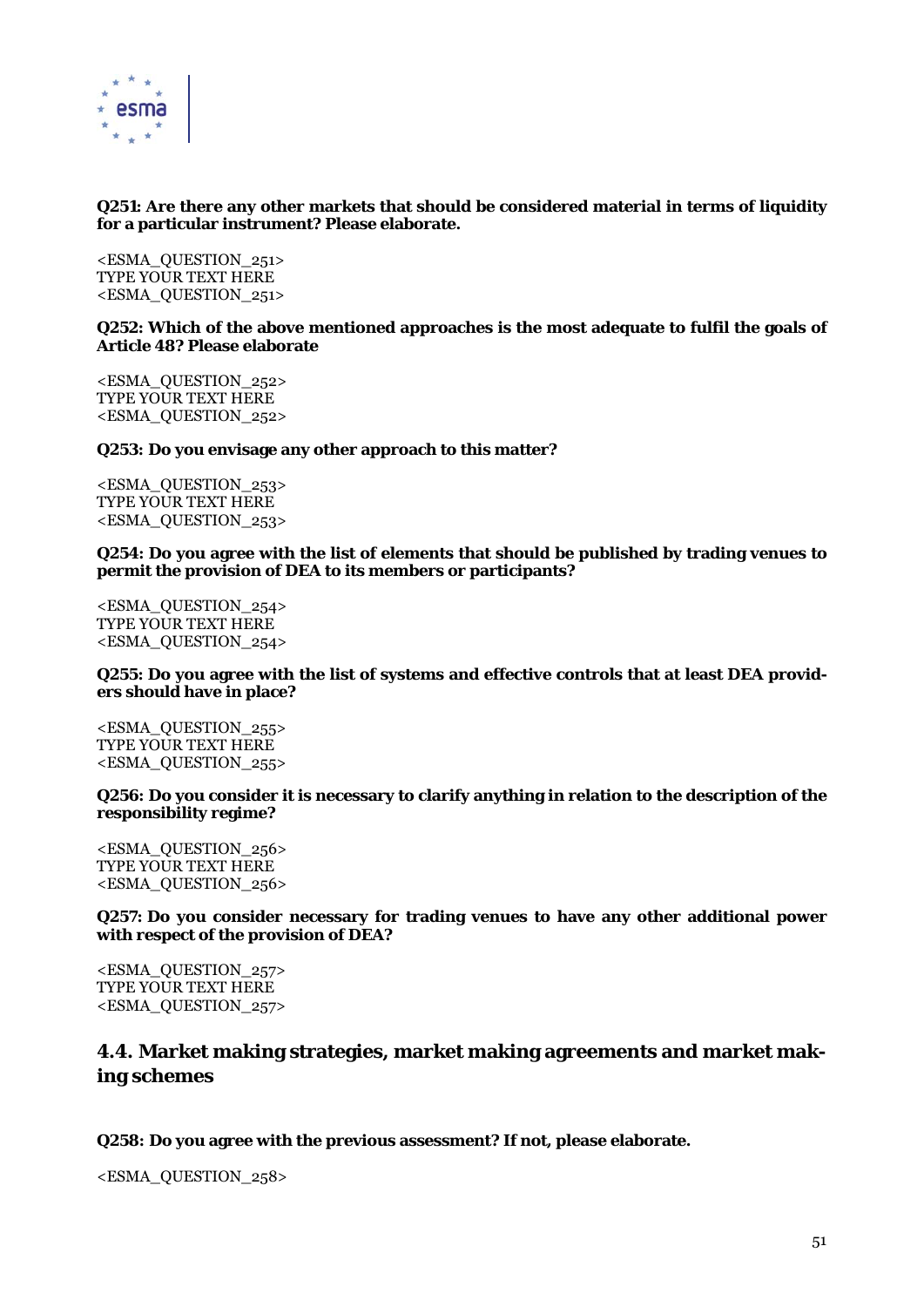**Q251: Are there any other markets that should be considered material in terms of liquidity for a particular instrument? Please elaborate.**

<ESMA_QUESTION_251>
TYPE YOUR TEXT HERE
<ESMA_QUESTION_251>

**Q252: Which of the above mentioned approaches is the most adequate to fulfil the goals of Article 48? Please elaborate**

<ESMA_QUESTION_252>
TYPE YOUR TEXT HERE
<ESMA_QUESTION_252>

**Q253: Do you envisage any other approach to this matter?**

<ESMA_QUESTION_253>
TYPE YOUR TEXT HERE
<ESMA_QUESTION_253>

**Q254: Do you agree with the list of elements that should be published by trading venues to permit the provision of DEA to its members or participants?**

<ESMA_QUESTION_254>
TYPE YOUR TEXT HERE
<ESMA_QUESTION_254>

**Q255: Do you agree with the list of systems and effective controls that at least DEA providers should have in place?**

<ESMA_QUESTION_255>
TYPE YOUR TEXT HERE
<ESMA_QUESTION_255>

**Q256: Do you consider it is necessary to clarify anything in relation to the description of the responsibility regime?**

<ESMA_QUESTION_256>
TYPE YOUR TEXT HERE
<ESMA_QUESTION_256>

**Q257: Do you consider necessary for trading venues to have any other additional power with respect of the provision of DEA?**

<ESMA_QUESTION_257>
TYPE YOUR TEXT HERE
<ESMA_QUESTION_257>

## 4.4. Market making strategies, market making agreements and market making schemes

**Q258: Do you agree with the previous assessment? If not, please elaborate.**

<ESMA_QUESTION_258>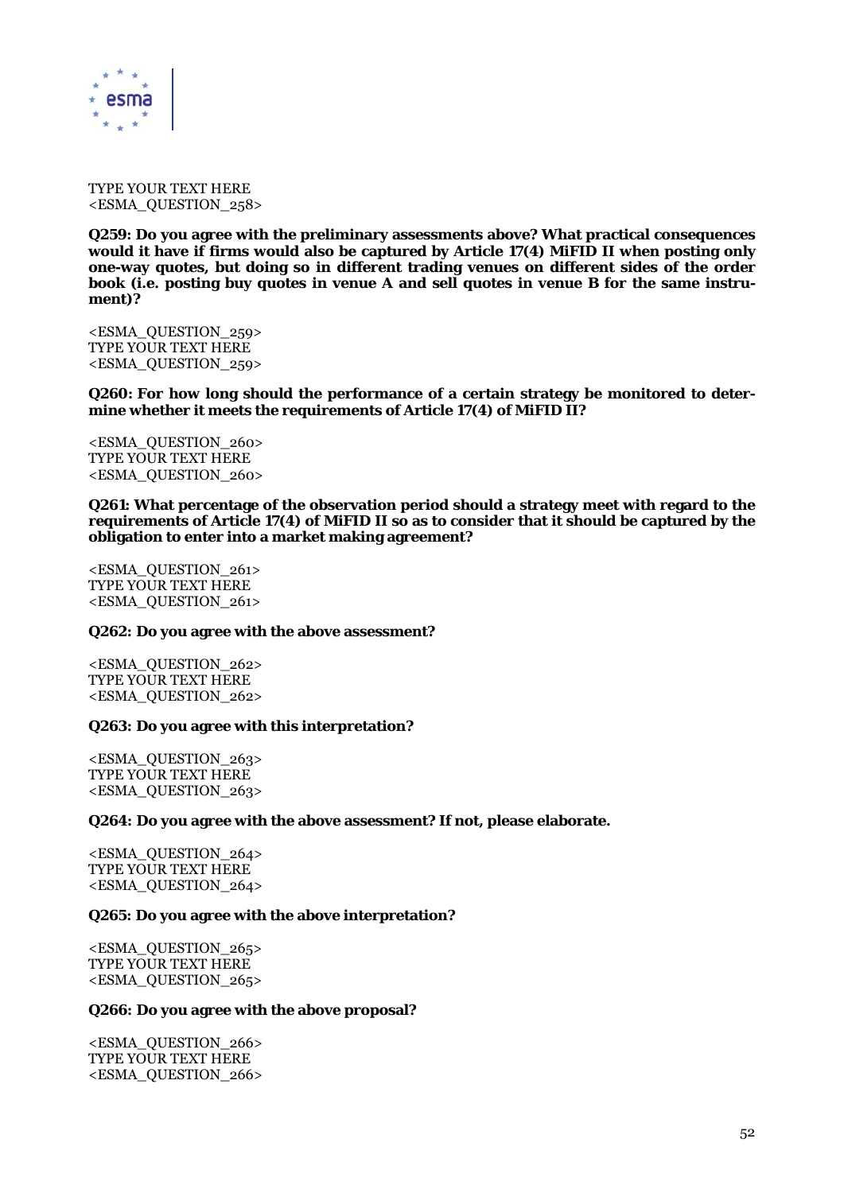TYPE YOUR TEXT HERE
<ESMA_QUESTION_258>

**Q259: Do you agree with the preliminary assessments above? What practical consequences would it have if firms would also be captured by Article 17(4) MiFID II when posting only one-way quotes, but doing so in different trading venues on different sides of the order book (i.e. posting buy quotes in venue A and sell quotes in venue B for the same instrument)?**

<ESMA_QUESTION_259>
TYPE YOUR TEXT HERE
<ESMA_QUESTION_259>

**Q260: For how long should the performance of a certain strategy be monitored to determine whether it meets the requirements of Article 17(4) of MiFID II?**

<ESMA_QUESTION_260>
TYPE YOUR TEXT HERE
<ESMA_QUESTION_260>

**Q261: What percentage of the observation period should a strategy meet with regard to the requirements of Article 17(4) of MiFID II so as to consider that it should be captured by the obligation to enter into a market making agreement?**

<ESMA_QUESTION_261>
TYPE YOUR TEXT HERE
<ESMA_QUESTION_261>

**Q262: Do you agree with the above assessment?**

<ESMA_QUESTION_262>
TYPE YOUR TEXT HERE
<ESMA_QUESTION_262>

**Q263: Do you agree with this interpretation?**

<ESMA_QUESTION_263>
TYPE YOUR TEXT HERE
<ESMA_QUESTION_263>

**Q264: Do you agree with the above assessment? If not, please elaborate.**

<ESMA_QUESTION_264>
TYPE YOUR TEXT HERE
<ESMA_QUESTION_264>

**Q265: Do you agree with the above interpretation?**

<ESMA_QUESTION_265>
TYPE YOUR TEXT HERE
<ESMA_QUESTION_265>

**Q266: Do you agree with the above proposal?**

<ESMA_QUESTION_266>
TYPE YOUR TEXT HERE
<ESMA_QUESTION_266>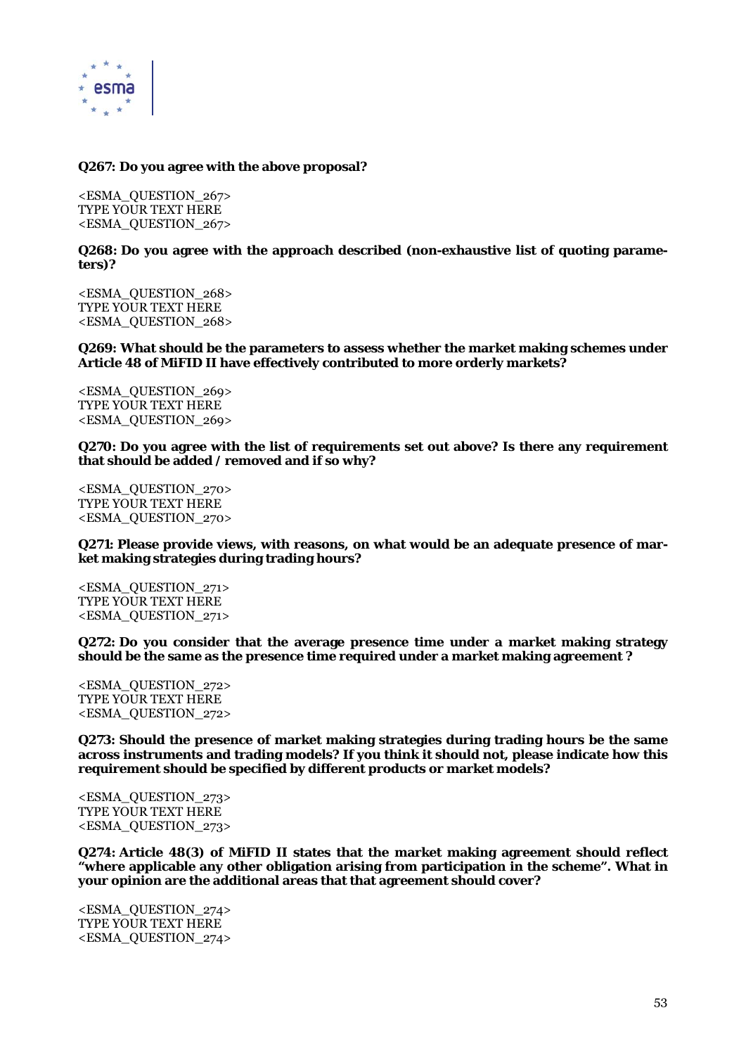**Q267: Do you agree with the above proposal?**

<ESMA_QUESTION_267>
TYPE YOUR TEXT HERE
<ESMA_QUESTION_267>

**Q268: Do you agree with the approach described (non-exhaustive list of quoting parameters)?**

<ESMA_QUESTION_268>
TYPE YOUR TEXT HERE
<ESMA_QUESTION_268>

**Q269: What should be the parameters to assess whether the market making schemes under Article 48 of MiFID II have effectively contributed to more orderly markets?**

<ESMA_QUESTION_269>
TYPE YOUR TEXT HERE
<ESMA_QUESTION_269>

**Q270: Do you agree with the list of requirements set out above? Is there any requirement that should be added / removed and if so why?**

<ESMA_QUESTION_270>
TYPE YOUR TEXT HERE
<ESMA_QUESTION_270>

**Q271: Please provide views, with reasons, on what would be an adequate presence of market making strategies during trading hours?**

<ESMA_QUESTION_271>
TYPE YOUR TEXT HERE
<ESMA_QUESTION_271>

**Q272: Do you consider that the average presence time under a market making strategy should be the same as the presence time required under a market making agreement ?**

<ESMA_QUESTION_272>
TYPE YOUR TEXT HERE
<ESMA_QUESTION_272>

**Q273: Should the presence of market making strategies during trading hours be the same across instruments and trading models? If you think it should not, please indicate how this requirement should be specified by different products or market models?**

<ESMA_QUESTION_273>
TYPE YOUR TEXT HERE
<ESMA_QUESTION_273>

**Q274: Article 48(3) of MiFID II states that the market making agreement should reflect "where applicable any other obligation arising from participation in the scheme". What in your opinion are the additional areas that that agreement should cover?**

<ESMA_QUESTION_274>
TYPE YOUR TEXT HERE
<ESMA_QUESTION_274>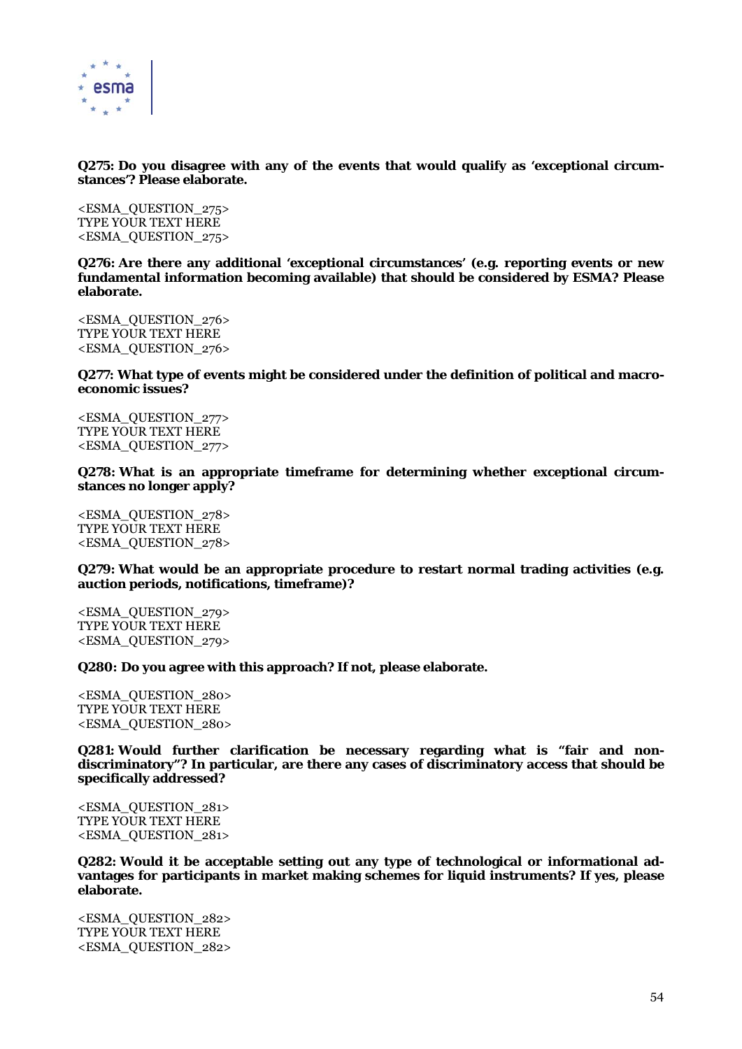**Q275: Do you disagree with any of the events that would qualify as 'exceptional circumstances'? Please elaborate.**

<ESMA_QUESTION_275>
TYPE YOUR TEXT HERE
<ESMA_QUESTION_275>

**Q276: Are there any additional 'exceptional circumstances' (e.g. reporting events or new fundamental information becoming available) that should be considered by ESMA? Please elaborate.**

<ESMA_QUESTION_276>
TYPE YOUR TEXT HERE
<ESMA_QUESTION_276>

**Q277: What type of events might be considered under the definition of political and macroeconomic issues?**

<ESMA_QUESTION_277>
TYPE YOUR TEXT HERE
<ESMA_QUESTION_277>

**Q278: What is an appropriate timeframe for determining whether exceptional circumstances no longer apply?**

<ESMA_QUESTION_278>
TYPE YOUR TEXT HERE
<ESMA_QUESTION_278>

**Q279: What would be an appropriate procedure to restart normal trading activities (e.g. auction periods, notifications, timeframe)?**

<ESMA_QUESTION_279>
TYPE YOUR TEXT HERE
<ESMA_QUESTION_279>

**Q280: Do you agree with this approach? If not, please elaborate.**

<ESMA_QUESTION_280>
TYPE YOUR TEXT HERE
<ESMA_QUESTION_280>

**Q281: Would further clarification be necessary regarding what is "fair and non-discriminatory"? In particular, are there any cases of discriminatory access that should be specifically addressed?**

<ESMA_QUESTION_281>
TYPE YOUR TEXT HERE
<ESMA_QUESTION_281>

**Q282: Would it be acceptable setting out any type of technological or informational advantages for participants in market making schemes for liquid instruments? If yes, please elaborate.**

<ESMA_QUESTION_282>
TYPE YOUR TEXT HERE
<ESMA_QUESTION_282>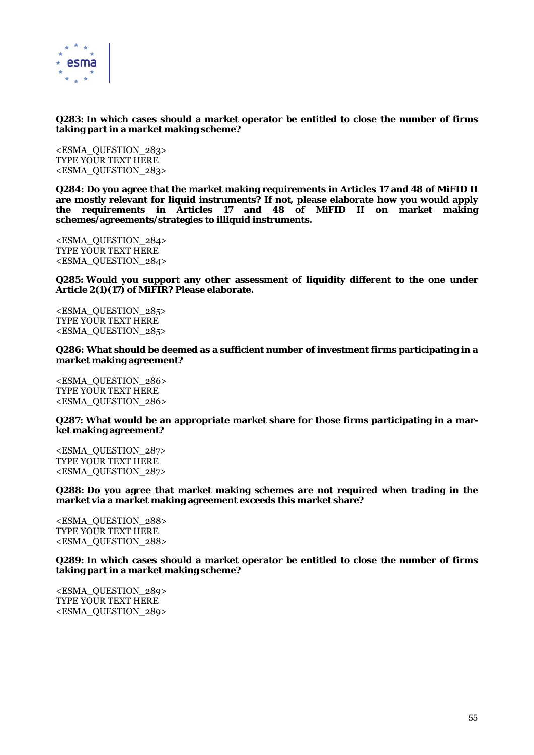**Q283: In which cases should a market operator be entitled to close the number of firms taking part in a market making scheme?**

<ESMA_QUESTION_283>
TYPE YOUR TEXT HERE
<ESMA_QUESTION_283>

**Q284: Do you agree that the market making requirements in Articles 17 and 48 of MiFID II are mostly relevant for liquid instruments? If not, please elaborate how you would apply the requirements in Articles 17 and 48 of MiFID II on market making schemes/agreements/strategies to illiquid instruments.**

<ESMA_QUESTION_284>
TYPE YOUR TEXT HERE
<ESMA_QUESTION_284>

**Q285: Would you support any other assessment of liquidity different to the one under Article 2(1)(17) of MiFIR? Please elaborate.**

<ESMA_QUESTION_285>
TYPE YOUR TEXT HERE
<ESMA_QUESTION_285>

**Q286: What should be deemed as a sufficient number of investment firms participating in a market making agreement?**

<ESMA_QUESTION_286>
TYPE YOUR TEXT HERE
<ESMA_QUESTION_286>

**Q287: What would be an appropriate market share for those firms participating in a market making agreement?**

<ESMA_QUESTION_287>
TYPE YOUR TEXT HERE
<ESMA_QUESTION_287>

**Q288: Do you agree that market making schemes are not required when trading in the market via a market making agreement exceeds this market share?**

<ESMA_QUESTION_288>
TYPE YOUR TEXT HERE
<ESMA_QUESTION_288>

**Q289: In which cases should a market operator be entitled to close the number of firms taking part in a market making scheme?**

<ESMA_QUESTION_289>
TYPE YOUR TEXT HERE
<ESMA_QUESTION_289>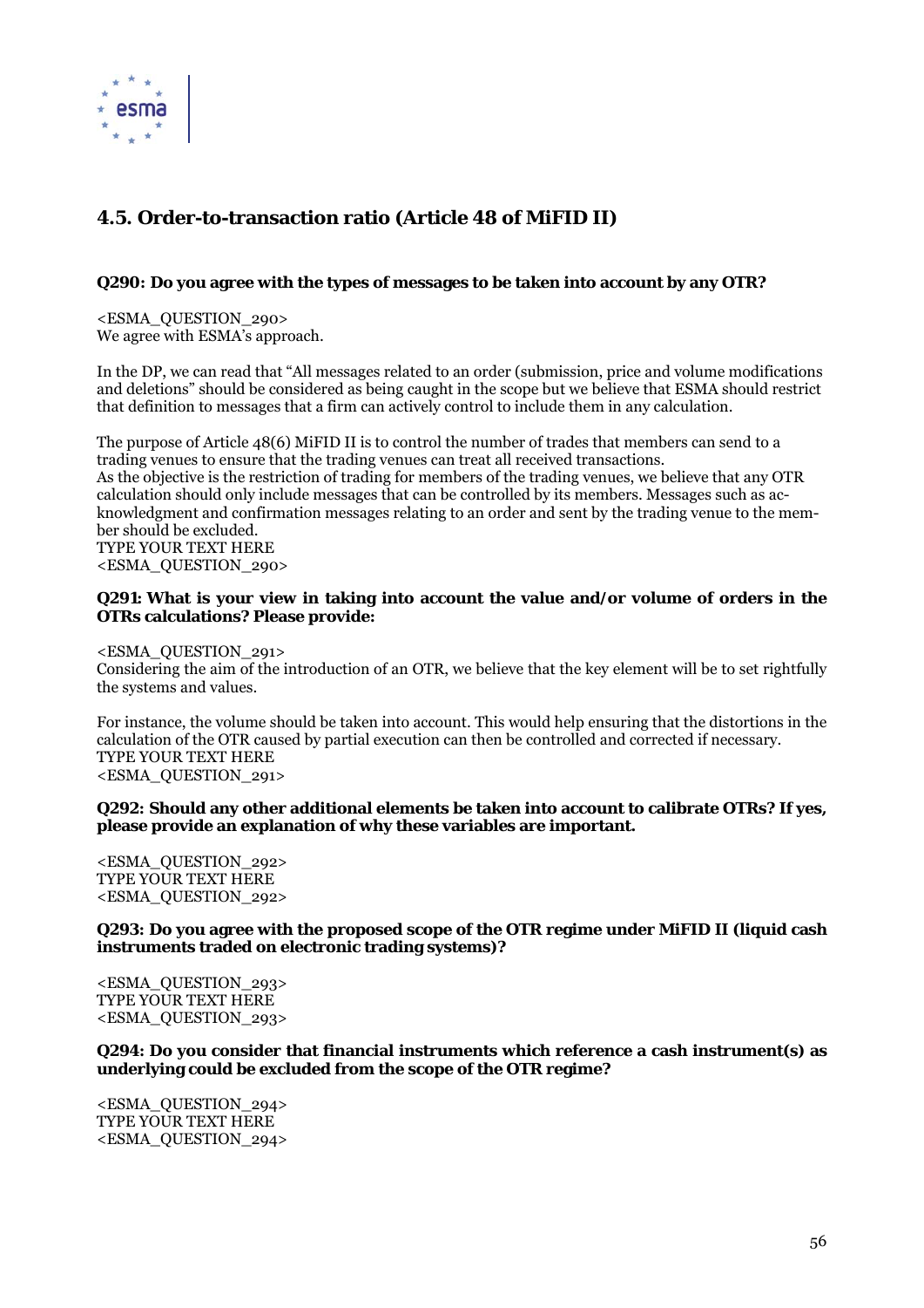## 4.5. Order-to-transaction ratio (Article 48 of MiFID II)

**Q290: Do you agree with the types of messages to be taken into account by any OTR?**

<ESMA_QUESTION_290>
We agree with ESMA's approach.

In the DP, we can read that "All messages related to an order (submission, price and volume modifications and deletions" should be considered as being caught in the scope but we believe that ESMA should restrict that definition to messages that a firm can actively control to include them in any calculation.

The purpose of Article 48(6) MiFID II is to control the number of trades that members can send to a trading venues to ensure that the trading venues can treat all received transactions.
As the objective is the restriction of trading for members of the trading venues, we believe that any OTR calculation should only include messages that can be controlled by its members. Messages such as acknowledgment and confirmation messages relating to an order and sent by the trading venue to the member should be excluded.
TYPE YOUR TEXT HERE
<ESMA_QUESTION_290>

**Q291: What is your view in taking into account the value and/or volume of orders in the OTRs calculations? Please provide:**

<ESMA_QUESTION_291>
Considering the aim of the introduction of an OTR, we believe that the key element will be to set rightfully the systems and values.

For instance, the volume should be taken into account. This would help ensuring that the distortions in the calculation of the OTR caused by partial execution can then be controlled and corrected if necessary.
TYPE YOUR TEXT HERE
<ESMA_QUESTION_291>

**Q292: Should any other additional elements be taken into account to calibrate OTRs? If yes, please provide an explanation of why these variables are important.**

<ESMA_QUESTION_292>
TYPE YOUR TEXT HERE
<ESMA_QUESTION_292>

**Q293: Do you agree with the proposed scope of the OTR regime under MiFID II (liquid cash instruments traded on electronic trading systems)?**

<ESMA_QUESTION_293>
TYPE YOUR TEXT HERE
<ESMA_QUESTION_293>

**Q294: Do you consider that financial instruments which reference a cash instrument(s) as underlying could be excluded from the scope of the OTR regime?**

<ESMA_QUESTION_294>
TYPE YOUR TEXT HERE
<ESMA_QUESTION_294>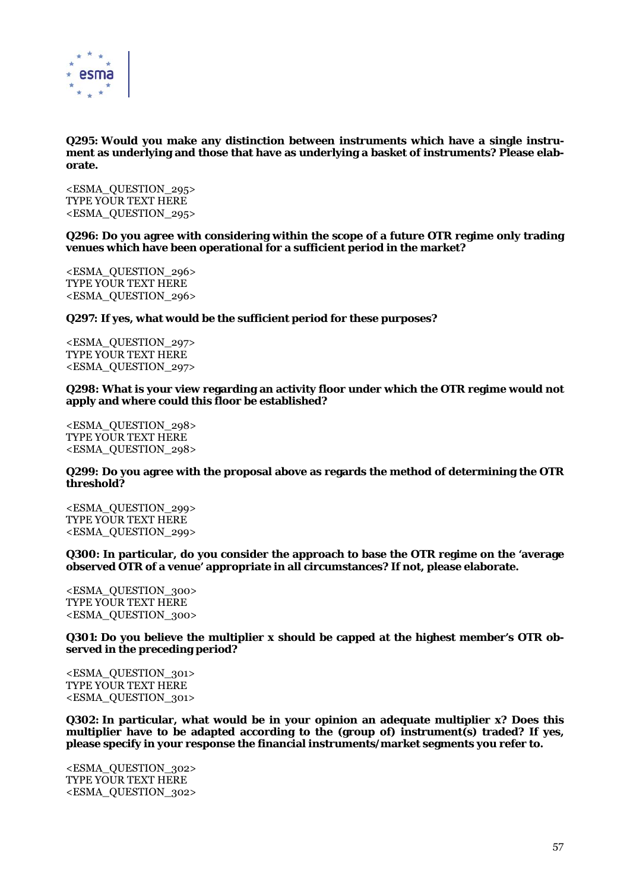**Q295: Would you make any distinction between instruments which have a single instrument as underlying and those that have as underlying a basket of instruments? Please elaborate.**

<ESMA_QUESTION_295>
TYPE YOUR TEXT HERE
<ESMA_QUESTION_295>

**Q296: Do you agree with considering within the scope of a future OTR regime only trading venues which have been operational for a sufficient period in the market?**

<ESMA_QUESTION_296>
TYPE YOUR TEXT HERE
<ESMA_QUESTION_296>

**Q297: If yes, what would be the sufficient period for these purposes?**

<ESMA_QUESTION_297>
TYPE YOUR TEXT HERE
<ESMA_QUESTION_297>

**Q298: What is your view regarding an activity floor under which the OTR regime would not apply and where could this floor be established?**

<ESMA_QUESTION_298>
TYPE YOUR TEXT HERE
<ESMA_QUESTION_298>

**Q299: Do you agree with the proposal above as regards the method of determining the OTR threshold?**

<ESMA_QUESTION_299>
TYPE YOUR TEXT HERE
<ESMA_QUESTION_299>

**Q300: In particular, do you consider the approach to base the OTR regime on the 'average observed OTR of a venue' appropriate in all circumstances? If not, please elaborate.**

<ESMA_QUESTION_300>
TYPE YOUR TEXT HERE
<ESMA_QUESTION_300>

**Q301: Do you believe the multiplier x should be capped at the highest member's OTR observed in the preceding period?**

<ESMA_QUESTION_301>
TYPE YOUR TEXT HERE
<ESMA_QUESTION_301>

**Q302: In particular, what would be in your opinion an adequate multiplier x? Does this multiplier have to be adapted according to the (group of) instrument(s) traded? If yes, please specify in your response the financial instruments/market segments you refer to.**

<ESMA_QUESTION_302>
TYPE YOUR TEXT HERE
<ESMA_QUESTION_302>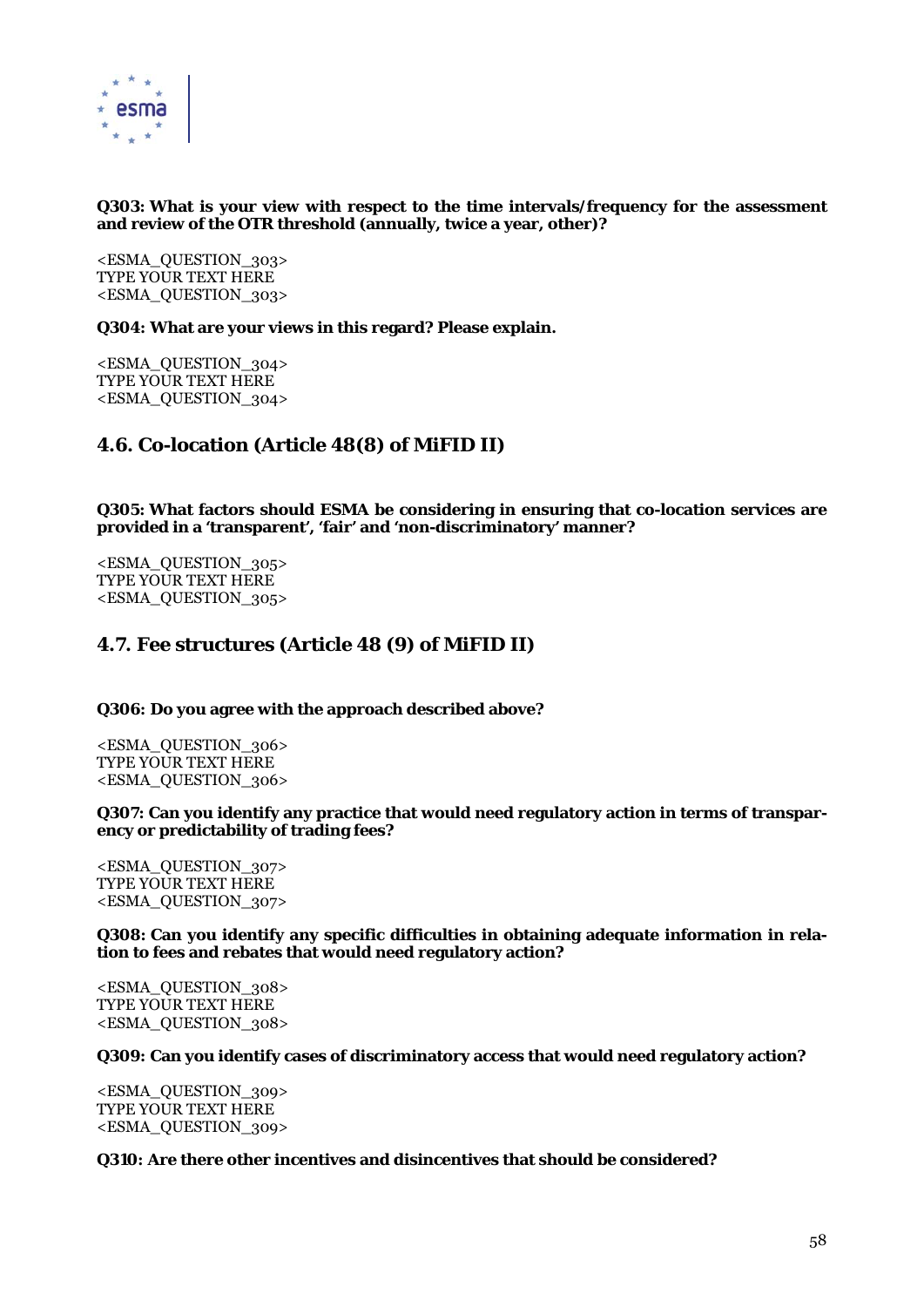**Q303: What is your view with respect to the time intervals/frequency for the assessment and review of the OTR threshold (annually, twice a year, other)?**

<ESMA_QUESTION_303>
TYPE YOUR TEXT HERE
<ESMA_QUESTION_303>

**Q304: What are your views in this regard? Please explain.**

<ESMA_QUESTION_304>
TYPE YOUR TEXT HERE
<ESMA_QUESTION_304>

## 4.6. Co-location (Article 48(8) of MiFID II)

**Q305: What factors should ESMA be considering in ensuring that co-location services are provided in a 'transparent', 'fair' and 'non-discriminatory' manner?**

<ESMA_QUESTION_305>
TYPE YOUR TEXT HERE
<ESMA_QUESTION_305>

## 4.7. Fee structures (Article 48 (9) of MiFID II)

**Q306: Do you agree with the approach described above?**

<ESMA_QUESTION_306>
TYPE YOUR TEXT HERE
<ESMA_QUESTION_306>

**Q307: Can you identify any practice that would need regulatory action in terms of transparency or predictability of trading fees?**

<ESMA_QUESTION_307>
TYPE YOUR TEXT HERE
<ESMA_QUESTION_307>

**Q308: Can you identify any specific difficulties in obtaining adequate information in relation to fees and rebates that would need regulatory action?**

<ESMA_QUESTION_308>
TYPE YOUR TEXT HERE
<ESMA_QUESTION_308>

**Q309: Can you identify cases of discriminatory access that would need regulatory action?**

<ESMA_QUESTION_309>
TYPE YOUR TEXT HERE
<ESMA_QUESTION_309>

**Q310: Are there other incentives and disincentives that should be considered?**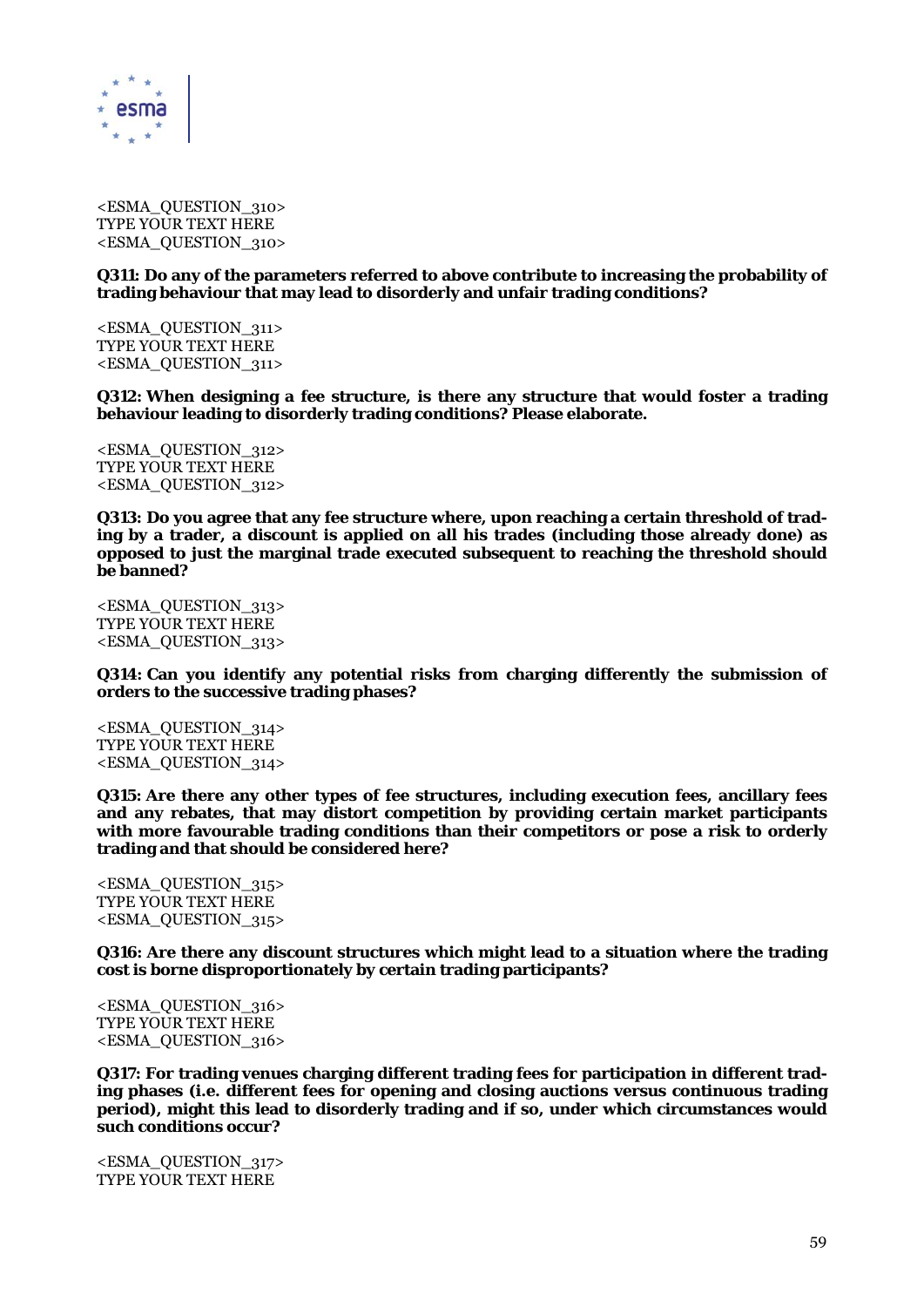<ESMA_QUESTION_310>
TYPE YOUR TEXT HERE
<ESMA_QUESTION_310>

**Q311: Do any of the parameters referred to above contribute to increasing the probability of trading behaviour that may lead to disorderly and unfair trading conditions?**

<ESMA_QUESTION_311>
TYPE YOUR TEXT HERE
<ESMA_QUESTION_311>

**Q312: When designing a fee structure, is there any structure that would foster a trading behaviour leading to disorderly trading conditions? Please elaborate.**

<ESMA_QUESTION_312>
TYPE YOUR TEXT HERE
<ESMA_QUESTION_312>

**Q313: Do you agree that any fee structure where, upon reaching a certain threshold of trading by a trader, a discount is applied on all his trades (including those already done) as opposed to just the marginal trade executed subsequent to reaching the threshold should be banned?**

<ESMA_QUESTION_313>
TYPE YOUR TEXT HERE
<ESMA_QUESTION_313>

**Q314: Can you identify any potential risks from charging differently the submission of orders to the successive trading phases?**

<ESMA_QUESTION_314>
TYPE YOUR TEXT HERE
<ESMA_QUESTION_314>

**Q315: Are there any other types of fee structures, including execution fees, ancillary fees and any rebates, that may distort competition by providing certain market participants with more favourable trading conditions than their competitors or pose a risk to orderly trading and that should be considered here?**

<ESMA_QUESTION_315>
TYPE YOUR TEXT HERE
<ESMA_QUESTION_315>

**Q316: Are there any discount structures which might lead to a situation where the trading cost is borne disproportionately by certain trading participants?**

<ESMA_QUESTION_316>
TYPE YOUR TEXT HERE
<ESMA_QUESTION_316>

**Q317: For trading venues charging different trading fees for participation in different trading phases (i.e. different fees for opening and closing auctions versus continuous trading period), might this lead to disorderly trading and if so, under which circumstances would such conditions occur?**

<ESMA_QUESTION_317>
TYPE YOUR TEXT HERE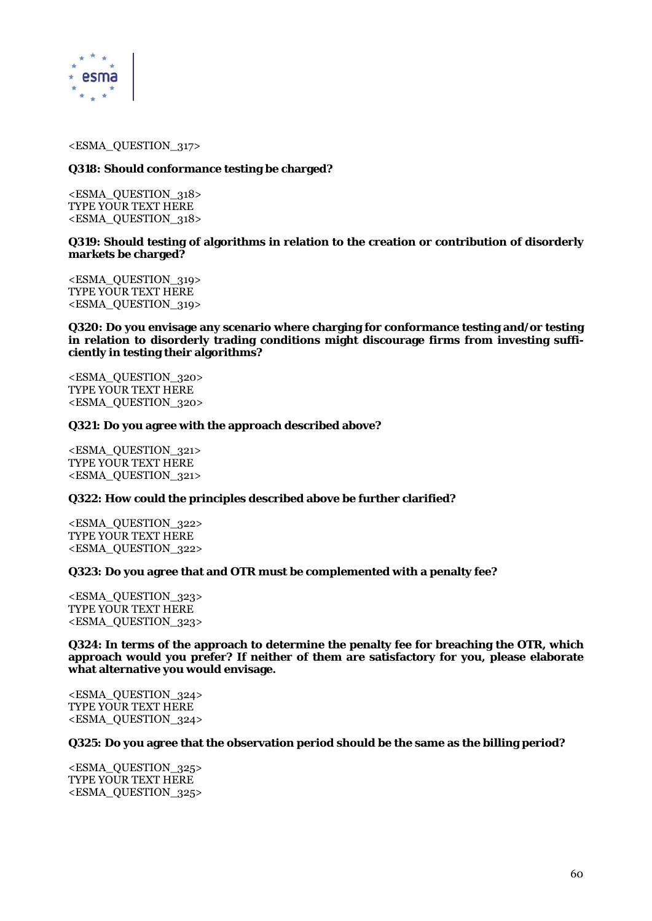<ESMA_QUESTION_317>

**Q318: Should conformance testing be charged?**

<ESMA_QUESTION_318>
TYPE YOUR TEXT HERE
<ESMA_QUESTION_318>

**Q319: Should testing of algorithms in relation to the creation or contribution of disorderly markets be charged?**

<ESMA_QUESTION_319>
TYPE YOUR TEXT HERE
<ESMA_QUESTION_319>

**Q320: Do you envisage any scenario where charging for conformance testing and/or testing in relation to disorderly trading conditions might discourage firms from investing sufficiently in testing their algorithms?**

<ESMA_QUESTION_320>
TYPE YOUR TEXT HERE
<ESMA_QUESTION_320>

**Q321: Do you agree with the approach described above?**

<ESMA_QUESTION_321>
TYPE YOUR TEXT HERE
<ESMA_QUESTION_321>

**Q322: How could the principles described above be further clarified?**

<ESMA_QUESTION_322>
TYPE YOUR TEXT HERE
<ESMA_QUESTION_322>

**Q323: Do you agree that and OTR must be complemented with a penalty fee?**

<ESMA_QUESTION_323>
TYPE YOUR TEXT HERE
<ESMA_QUESTION_323>

**Q324: In terms of the approach to determine the penalty fee for breaching the OTR, which approach would you prefer? If neither of them are satisfactory for you, please elaborate what alternative you would envisage.**

<ESMA_QUESTION_324>
TYPE YOUR TEXT HERE
<ESMA_QUESTION_324>

**Q325: Do you agree that the observation period should be the same as the billing period?**

<ESMA_QUESTION_325>
TYPE YOUR TEXT HERE
<ESMA_QUESTION_325>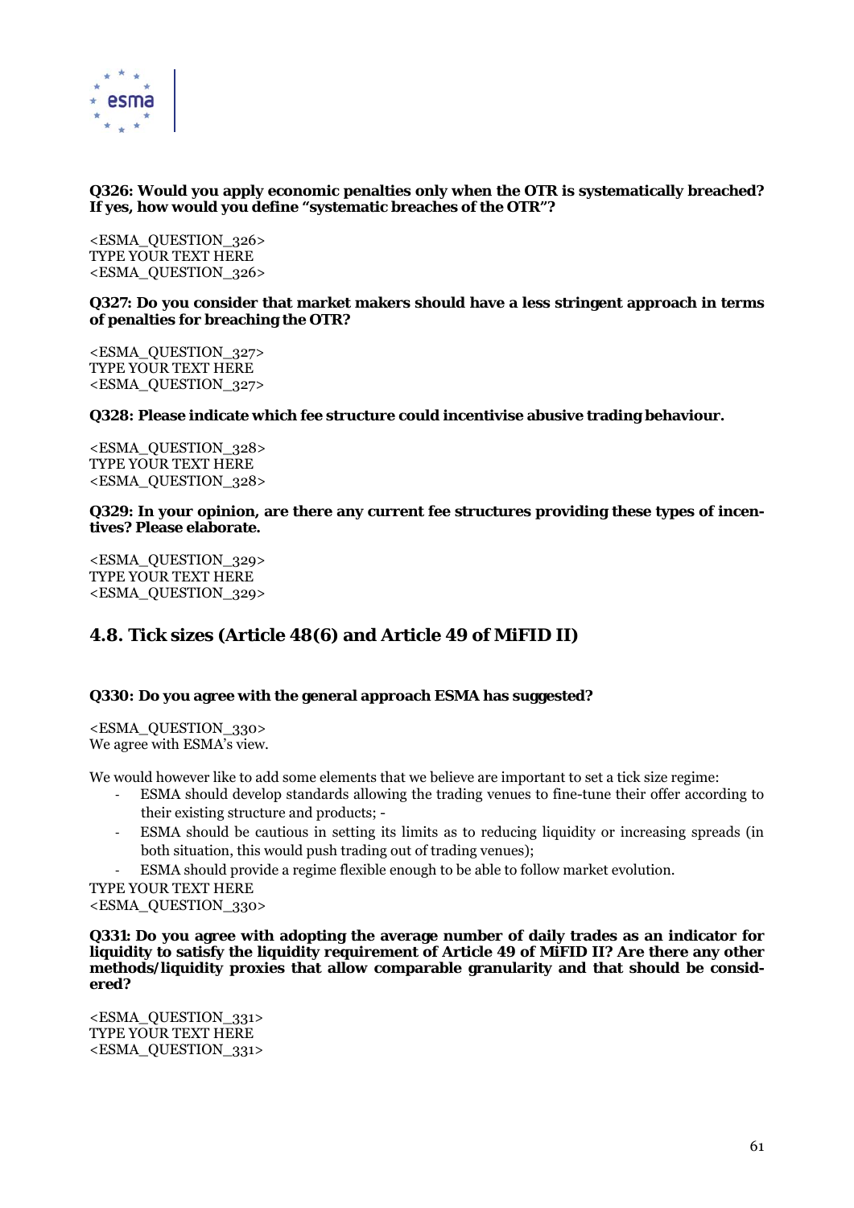**Q326: Would you apply economic penalties only when the OTR is systematically breached? If yes, how would you define "systematic breaches of the OTR"?**

<ESMA_QUESTION_326>
TYPE YOUR TEXT HERE
<ESMA_QUESTION_326>

**Q327: Do you consider that market makers should have a less stringent approach in terms of penalties for breaching the OTR?**

<ESMA_QUESTION_327>
TYPE YOUR TEXT HERE
<ESMA_QUESTION_327>

**Q328: Please indicate which fee structure could incentivise abusive trading behaviour.**

<ESMA_QUESTION_328>
TYPE YOUR TEXT HERE
<ESMA_QUESTION_328>

**Q329: In your opinion, are there any current fee structures providing these types of incentives? Please elaborate.**

<ESMA_QUESTION_329>
TYPE YOUR TEXT HERE
<ESMA_QUESTION_329>

## 4.8. Tick sizes (Article 48(6) and Article 49 of MiFID II)

**Q330: Do you agree with the general approach ESMA has suggested?**

<ESMA_QUESTION_330>
We agree with ESMA's view.

We would however like to add some elements that we believe are important to set a tick size regime:

- ESMA should develop standards allowing the trading venues to fine-tune their offer according to their existing structure and products; -
- ESMA should be cautious in setting its limits as to reducing liquidity or increasing spreads (in both situation, this would push trading out of trading venues);
- ESMA should provide a regime flexible enough to be able to follow market evolution.

TYPE YOUR TEXT HERE
<ESMA_QUESTION_330>

**Q331: Do you agree with adopting the average number of daily trades as an indicator for liquidity to satisfy the liquidity requirement of Article 49 of MiFID II? Are there any other methods/liquidity proxies that allow comparable granularity and that should be considered?**

<ESMA_QUESTION_331>
TYPE YOUR TEXT HERE
<ESMA_QUESTION_331>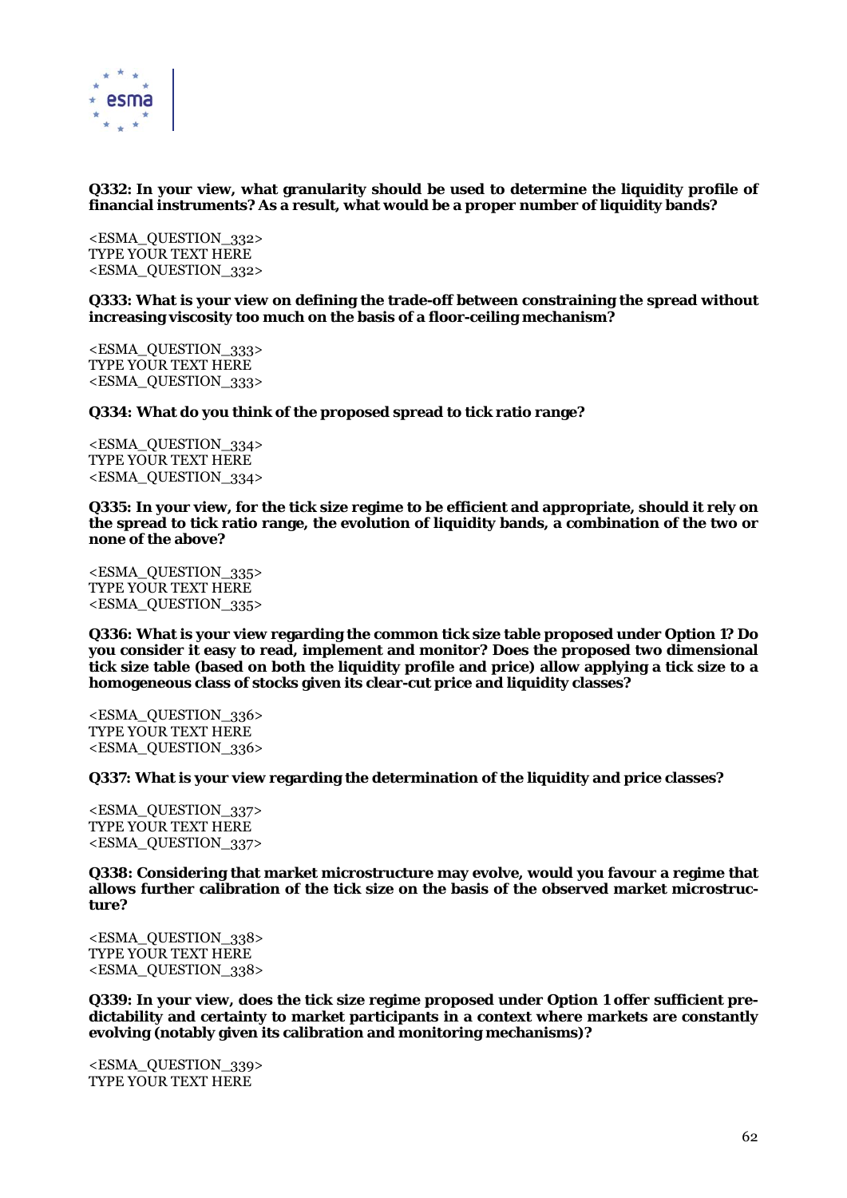**Q332: In your view, what granularity should be used to determine the liquidity profile of financial instruments? As a result, what would be a proper number of liquidity bands?**

<ESMA_QUESTION_332>
TYPE YOUR TEXT HERE
<ESMA_QUESTION_332>

**Q333: What is your view on defining the trade-off between constraining the spread without increasing viscosity too much on the basis of a floor-ceiling mechanism?**

<ESMA_QUESTION_333>
TYPE YOUR TEXT HERE
<ESMA_QUESTION_333>

**Q334: What do you think of the proposed spread to tick ratio range?**

<ESMA_QUESTION_334>
TYPE YOUR TEXT HERE
<ESMA_QUESTION_334>

**Q335: In your view, for the tick size regime to be efficient and appropriate, should it rely on the spread to tick ratio range, the evolution of liquidity bands, a combination of the two or none of the above?**

<ESMA_QUESTION_335>
TYPE YOUR TEXT HERE
<ESMA_QUESTION_335>

**Q336: What is your view regarding the common tick size table proposed under Option 1? Do you consider it easy to read, implement and monitor? Does the proposed two dimensional tick size table (based on both the liquidity profile and price) allow applying a tick size to a homogeneous class of stocks given its clear-cut price and liquidity classes?**

<ESMA_QUESTION_336>
TYPE YOUR TEXT HERE
<ESMA_QUESTION_336>

**Q337: What is your view regarding the determination of the liquidity and price classes?**

<ESMA_QUESTION_337>
TYPE YOUR TEXT HERE
<ESMA_QUESTION_337>

**Q338: Considering that market microstructure may evolve, would you favour a regime that allows further calibration of the tick size on the basis of the observed market microstructure?**

<ESMA_QUESTION_338>
TYPE YOUR TEXT HERE
<ESMA_QUESTION_338>

**Q339: In your view, does the tick size regime proposed under Option 1 offer sufficient predictability and certainty to market participants in a context where markets are constantly evolving (notably given its calibration and monitoring mechanisms)?**

<ESMA_QUESTION_339>
TYPE YOUR TEXT HERE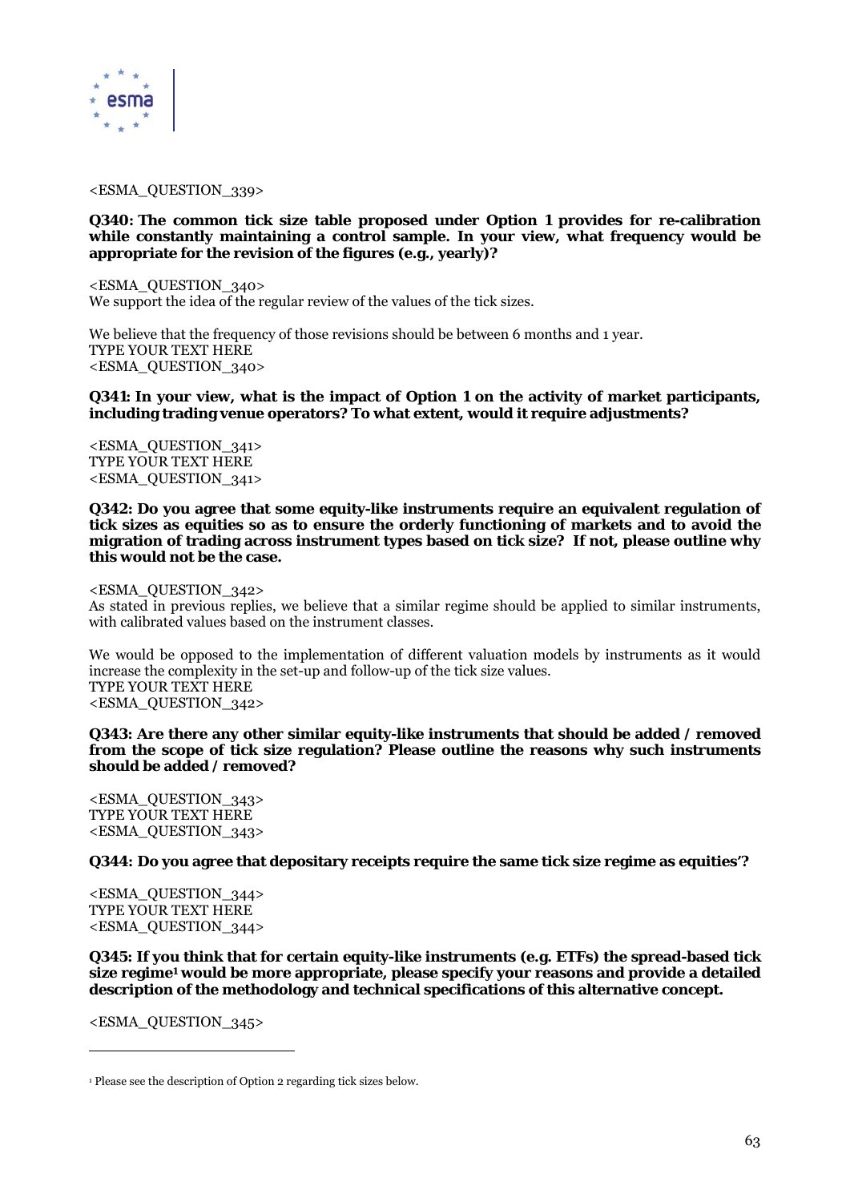<ESMA_QUESTION_339>

**Q340: The common tick size table proposed under Option 1 provides for re-calibration while constantly maintaining a control sample. In your view, what frequency would be appropriate for the revision of the figures (e.g., yearly)?**

<ESMA_QUESTION_340>
We support the idea of the regular review of the values of the tick sizes.

We believe that the frequency of those revisions should be between 6 months and 1 year.
TYPE YOUR TEXT HERE
<ESMA_QUESTION_340>

**Q341: In your view, what is the impact of Option 1 on the activity of market participants, including trading venue operators? To what extent, would it require adjustments?**

<ESMA_QUESTION_341>
TYPE YOUR TEXT HERE
<ESMA_QUESTION_341>

**Q342: Do you agree that some equity-like instruments require an equivalent regulation of tick sizes as equities so as to ensure the orderly functioning of markets and to avoid the migration of trading across instrument types based on tick size? If not, please outline why this would not be the case.**

<ESMA_QUESTION_342>
As stated in previous replies, we believe that a similar regime should be applied to similar instruments, with calibrated values based on the instrument classes.

We would be opposed to the implementation of different valuation models by instruments as it would increase the complexity in the set-up and follow-up of the tick size values.
TYPE YOUR TEXT HERE
<ESMA_QUESTION_342>

**Q343: Are there any other similar equity-like instruments that should be added / removed from the scope of tick size regulation? Please outline the reasons why such instruments should be added / removed?**

<ESMA_QUESTION_343>
TYPE YOUR TEXT HERE
<ESMA_QUESTION_343>

**Q344: Do you agree that depositary receipts require the same tick size regime as equities'?**

<ESMA_QUESTION_344>
TYPE YOUR TEXT HERE
<ESMA_QUESTION_344>

**Q345: If you think that for certain equity-like instruments (e.g. ETFs) the spread-based tick size regime[1] would be more appropriate, please specify your reasons and provide a detailed description of the methodology and technical specifications of this alternative concept.**

<ESMA_QUESTION_345>

---

[1] Please see the description of Option 2 regarding tick sizes below.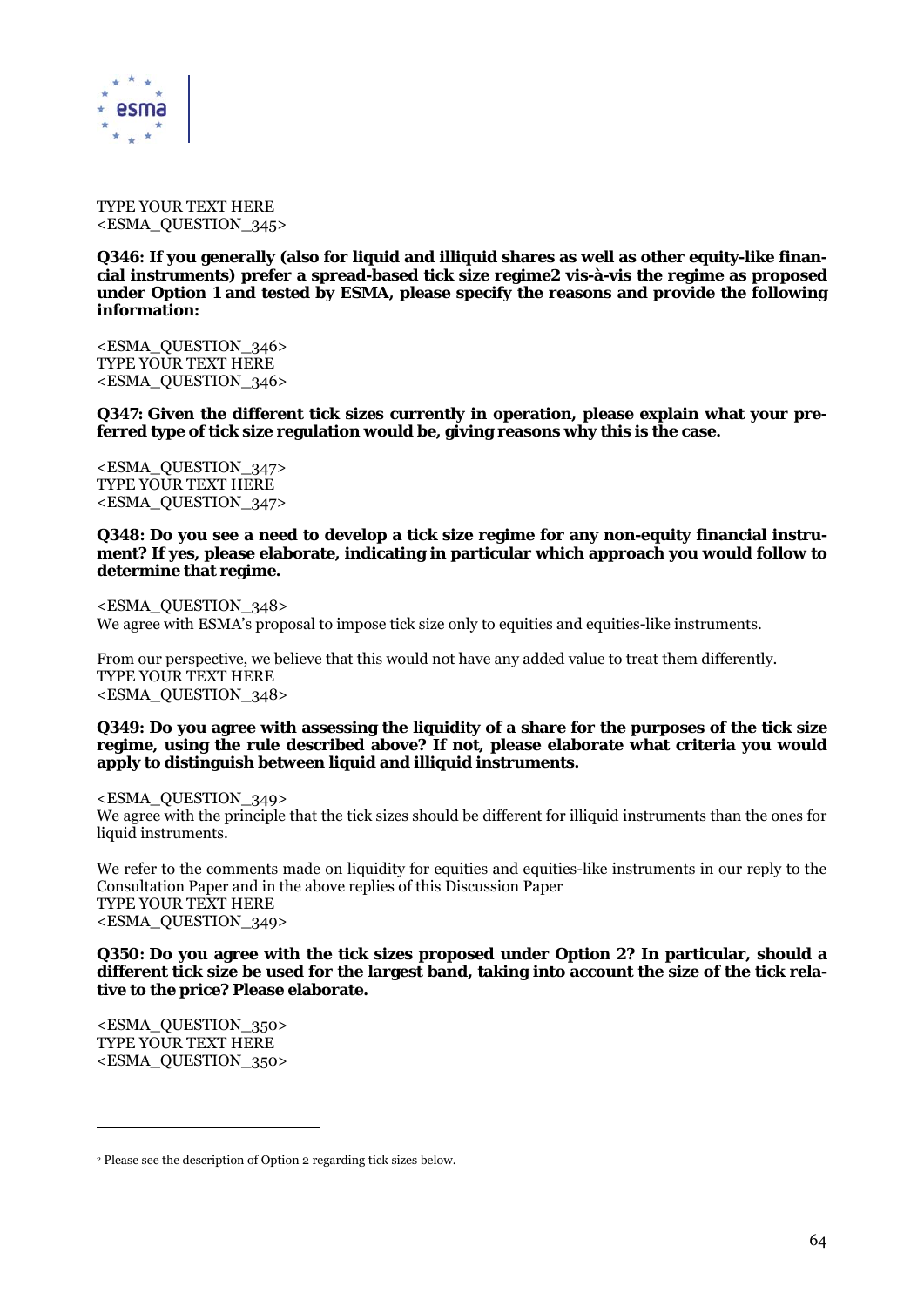TYPE YOUR TEXT HERE
<ESMA_QUESTION_345>

**Q346: If you generally (also for liquid and illiquid shares as well as other equity-like financial instruments) prefer a spread-based tick size regime2 vis-à-vis the regime as proposed under Option 1 and tested by ESMA, please specify the reasons and provide the following information:**

<ESMA_QUESTION_346>
TYPE YOUR TEXT HERE
<ESMA_QUESTION_346>

**Q347: Given the different tick sizes currently in operation, please explain what your preferred type of tick size regulation would be, giving reasons why this is the case.**

<ESMA_QUESTION_347>
TYPE YOUR TEXT HERE
<ESMA_QUESTION_347>

**Q348: Do you see a need to develop a tick size regime for any non-equity financial instrument? If yes, please elaborate, indicating in particular which approach you would follow to determine that regime.**

<ESMA_QUESTION_348>
We agree with ESMA's proposal to impose tick size only to equities and equities-like instruments.

From our perspective, we believe that this would not have any added value to treat them differently.
TYPE YOUR TEXT HERE
<ESMA_QUESTION_348>

**Q349: Do you agree with assessing the liquidity of a share for the purposes of the tick size regime, using the rule described above? If not, please elaborate what criteria you would apply to distinguish between liquid and illiquid instruments.**

<ESMA_QUESTION_349>
We agree with the principle that the tick sizes should be different for illiquid instruments than the ones for liquid instruments.

We refer to the comments made on liquidity for equities and equities-like instruments in our reply to the Consultation Paper and in the above replies of this Discussion Paper
TYPE YOUR TEXT HERE
<ESMA_QUESTION_349>

**Q350: Do you agree with the tick sizes proposed under Option 2? In particular, should a different tick size be used for the largest band, taking into account the size of the tick relative to the price? Please elaborate.**

<ESMA_QUESTION_350>
TYPE YOUR TEXT HERE
<ESMA_QUESTION_350>

---

[2] Please see the description of Option 2 regarding tick sizes below.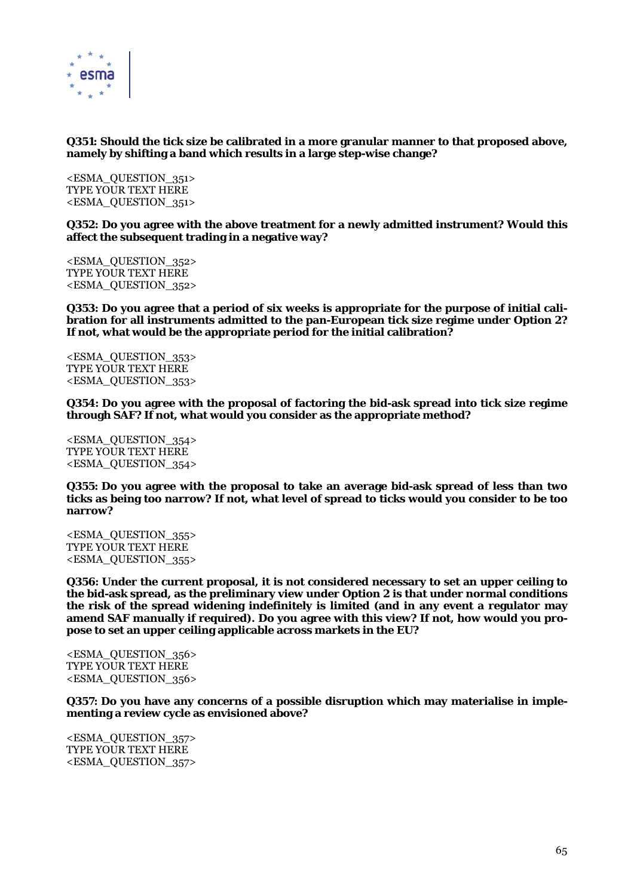**Q351: Should the tick size be calibrated in a more granular manner to that proposed above, namely by shifting a band which results in a large step-wise change?**

<ESMA_QUESTION_351>
TYPE YOUR TEXT HERE
<ESMA_QUESTION_351>

**Q352: Do you agree with the above treatment for a newly admitted instrument? Would this affect the subsequent trading in a negative way?**

<ESMA_QUESTION_352>
TYPE YOUR TEXT HERE
<ESMA_QUESTION_352>

**Q353: Do you agree that a period of six weeks is appropriate for the purpose of initial calibration for all instruments admitted to the pan-European tick size regime under Option 2? If not, what would be the appropriate period for the initial calibration?**

<ESMA_QUESTION_353>
TYPE YOUR TEXT HERE
<ESMA_QUESTION_353>

**Q354: Do you agree with the proposal of factoring the bid-ask spread into tick size regime through SAF? If not, what would you consider as the appropriate method?**

<ESMA_QUESTION_354>
TYPE YOUR TEXT HERE
<ESMA_QUESTION_354>

**Q355: Do you agree with the proposal to take an average bid-ask spread of less than two ticks as being too narrow? If not, what level of spread to ticks would you consider to be too narrow?**

<ESMA_QUESTION_355>
TYPE YOUR TEXT HERE
<ESMA_QUESTION_355>

**Q356: Under the current proposal, it is not considered necessary to set an upper ceiling to the bid-ask spread, as the preliminary view under Option 2 is that under normal conditions the risk of the spread widening indefinitely is limited (and in any event a regulator may amend SAF manually if required). Do you agree with this view? If not, how would you propose to set an upper ceiling applicable across markets in the EU?**

<ESMA_QUESTION_356>
TYPE YOUR TEXT HERE
<ESMA_QUESTION_356>

**Q357: Do you have any concerns of a possible disruption which may materialise in implementing a review cycle as envisioned above?**

<ESMA_QUESTION_357>
TYPE YOUR TEXT HERE
<ESMA_QUESTION_357>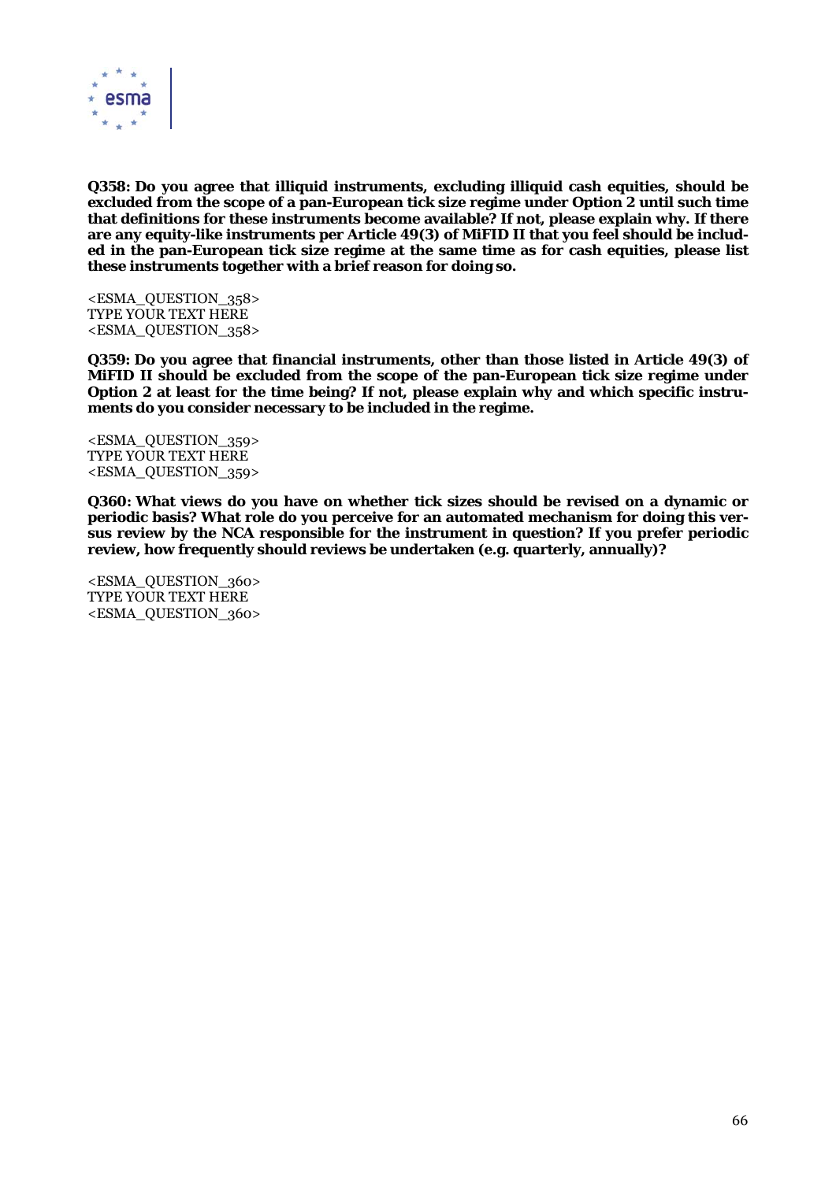**Q358: Do you agree that illiquid instruments, excluding illiquid cash equities, should be excluded from the scope of a pan-European tick size regime under Option 2 until such time that definitions for these instruments become available? If not, please explain why. If there are any equity-like instruments per Article 49(3) of MiFID II that you feel should be included in the pan-European tick size regime at the same time as for cash equities, please list these instruments together with a brief reason for doing so.**

<ESMA_QUESTION_358>
TYPE YOUR TEXT HERE
<ESMA_QUESTION_358>

**Q359: Do you agree that financial instruments, other than those listed in Article 49(3) of MiFID II should be excluded from the scope of the pan-European tick size regime under Option 2 at least for the time being? If not, please explain why and which specific instruments do you consider necessary to be included in the regime.**

<ESMA_QUESTION_359>
TYPE YOUR TEXT HERE
<ESMA_QUESTION_359>

**Q360: What views do you have on whether tick sizes should be revised on a dynamic or periodic basis? What role do you perceive for an automated mechanism for doing this versus review by the NCA responsible for the instrument in question? If you prefer periodic review, how frequently should reviews be undertaken (e.g. quarterly, annually)?**

<ESMA_QUESTION_360>
TYPE YOUR TEXT HERE
<ESMA_QUESTION_360>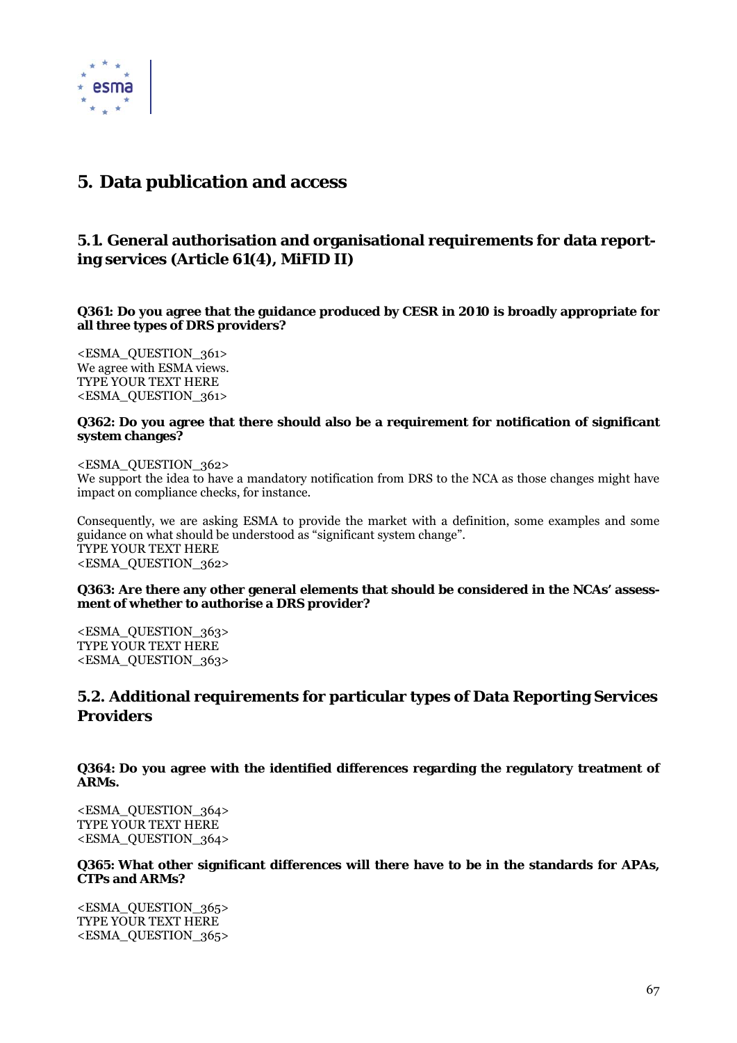# 5. Data publication and access

## 5.1. General authorisation and organisational requirements for data reporting services (Article 61(4), MiFID II)

**Q361: Do you agree that the guidance produced by CESR in 2010 is broadly appropriate for all three types of DRS providers?**

<ESMA_QUESTION_361>
We agree with ESMA views.
TYPE YOUR TEXT HERE
<ESMA_QUESTION_361>

**Q362: Do you agree that there should also be a requirement for notification of significant system changes?**

<ESMA_QUESTION_362>
We support the idea to have a mandatory notification from DRS to the NCA as those changes might have impact on compliance checks, for instance.

Consequently, we are asking ESMA to provide the market with a definition, some examples and some guidance on what should be understood as "significant system change".
TYPE YOUR TEXT HERE
<ESMA_QUESTION_362>

**Q363: Are there any other general elements that should be considered in the NCAs' assessment of whether to authorise a DRS provider?**

<ESMA_QUESTION_363>
TYPE YOUR TEXT HERE
<ESMA_QUESTION_363>

## 5.2. Additional requirements for particular types of Data Reporting Services Providers

**Q364: Do you agree with the identified differences regarding the regulatory treatment of ARMs.**

<ESMA_QUESTION_364>
TYPE YOUR TEXT HERE
<ESMA_QUESTION_364>

**Q365: What other significant differences will there have to be in the standards for APAs, CTPs and ARMs?**

<ESMA_QUESTION_365>
TYPE YOUR TEXT HERE
<ESMA_QUESTION_365>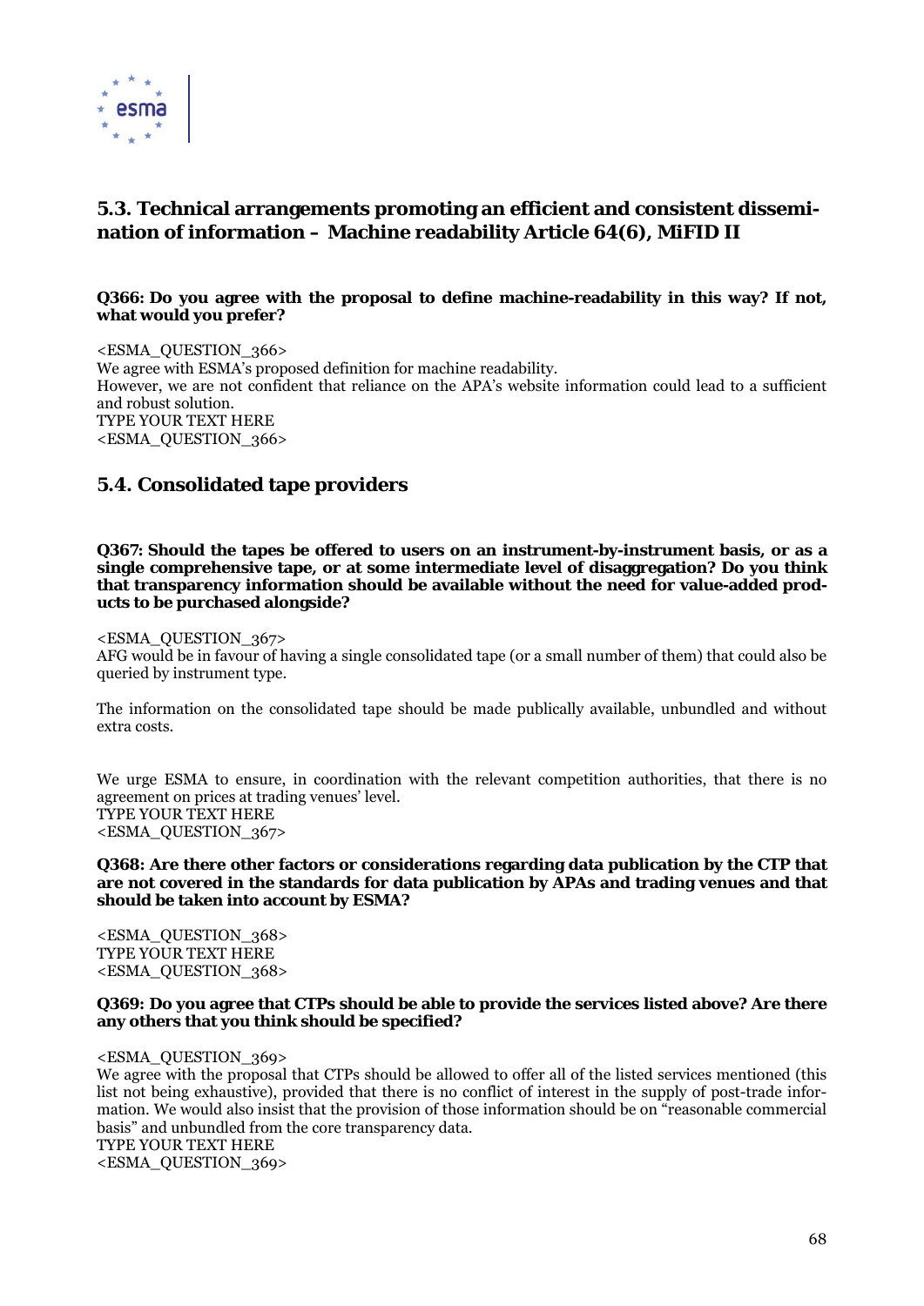## 5.3. Technical arrangements promoting an efficient and consistent dissemination of information – Machine readability Article 64(6), MiFID II

**Q366: Do you agree with the proposal to define machine-readability in this way? If not, what would you prefer?**

<ESMA_QUESTION_366>
We agree with ESMA's proposed definition for machine readability.
However, we are not confident that reliance on the APA's website information could lead to a sufficient and robust solution.
TYPE YOUR TEXT HERE
<ESMA_QUESTION_366>

## 5.4. Consolidated tape providers

**Q367: Should the tapes be offered to users on an instrument-by-instrument basis, or as a single comprehensive tape, or at some intermediate level of disaggregation? Do you think that transparency information should be available without the need for value-added products to be purchased alongside?**

<ESMA_QUESTION_367>
AFG would be in favour of having a single consolidated tape (or a small number of them) that could also be queried by instrument type.

The information on the consolidated tape should be made publically available, unbundled and without extra costs.

We urge ESMA to ensure, in coordination with the relevant competition authorities, that there is no agreement on prices at trading venues' level.
TYPE YOUR TEXT HERE
<ESMA_QUESTION_367>

**Q368: Are there other factors or considerations regarding data publication by the CTP that are not covered in the standards for data publication by APAs and trading venues and that should be taken into account by ESMA?**

<ESMA_QUESTION_368>
TYPE YOUR TEXT HERE
<ESMA_QUESTION_368>

**Q369: Do you agree that CTPs should be able to provide the services listed above? Are there any others that you think should be specified?**

<ESMA_QUESTION_369>
We agree with the proposal that CTPs should be allowed to offer all of the listed services mentioned (this list not being exhaustive), provided that there is no conflict of interest in the supply of post-trade information. We would also insist that the provision of those information should be on "reasonable commercial basis" and unbundled from the core transparency data.
TYPE YOUR TEXT HERE
<ESMA_QUESTION_369>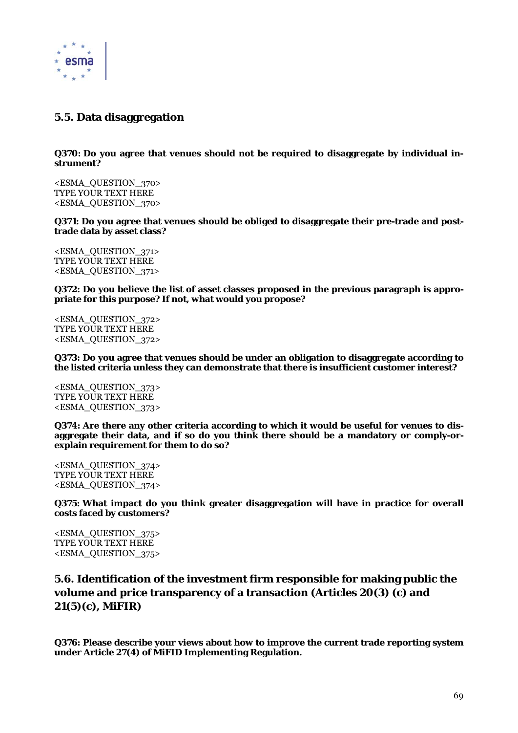## 5.5. Data disaggregation

**Q370: Do you agree that venues should not be required to disaggregate by individual instrument?**

<ESMA_QUESTION_370>
TYPE YOUR TEXT HERE
<ESMA_QUESTION_370>

**Q371: Do you agree that venues should be obliged to disaggregate their pre-trade and post-trade data by asset class?**

<ESMA_QUESTION_371>
TYPE YOUR TEXT HERE
<ESMA_QUESTION_371>

**Q372: Do you believe the list of asset classes proposed in the previous paragraph is appropriate for this purpose? If not, what would you propose?**

<ESMA_QUESTION_372>
TYPE YOUR TEXT HERE
<ESMA_QUESTION_372>

**Q373: Do you agree that venues should be under an obligation to disaggregate according to the listed criteria unless they can demonstrate that there is insufficient customer interest?**

<ESMA_QUESTION_373>
TYPE YOUR TEXT HERE
<ESMA_QUESTION_373>

**Q374: Are there any other criteria according to which it would be useful for venues to disaggregate their data, and if so do you think there should be a mandatory or comply-or-explain requirement for them to do so?**

<ESMA_QUESTION_374>
TYPE YOUR TEXT HERE
<ESMA_QUESTION_374>

**Q375: What impact do you think greater disaggregation will have in practice for overall costs faced by customers?**

<ESMA_QUESTION_375>
TYPE YOUR TEXT HERE
<ESMA_QUESTION_375>

## 5.6. Identification of the investment firm responsible for making public the volume and price transparency of a transaction (Articles 20(3) (c) and 21(5)(c), MiFIR)

**Q376: Please describe your views about how to improve the current trade reporting system under Article 27(4) of MiFID Implementing Regulation.**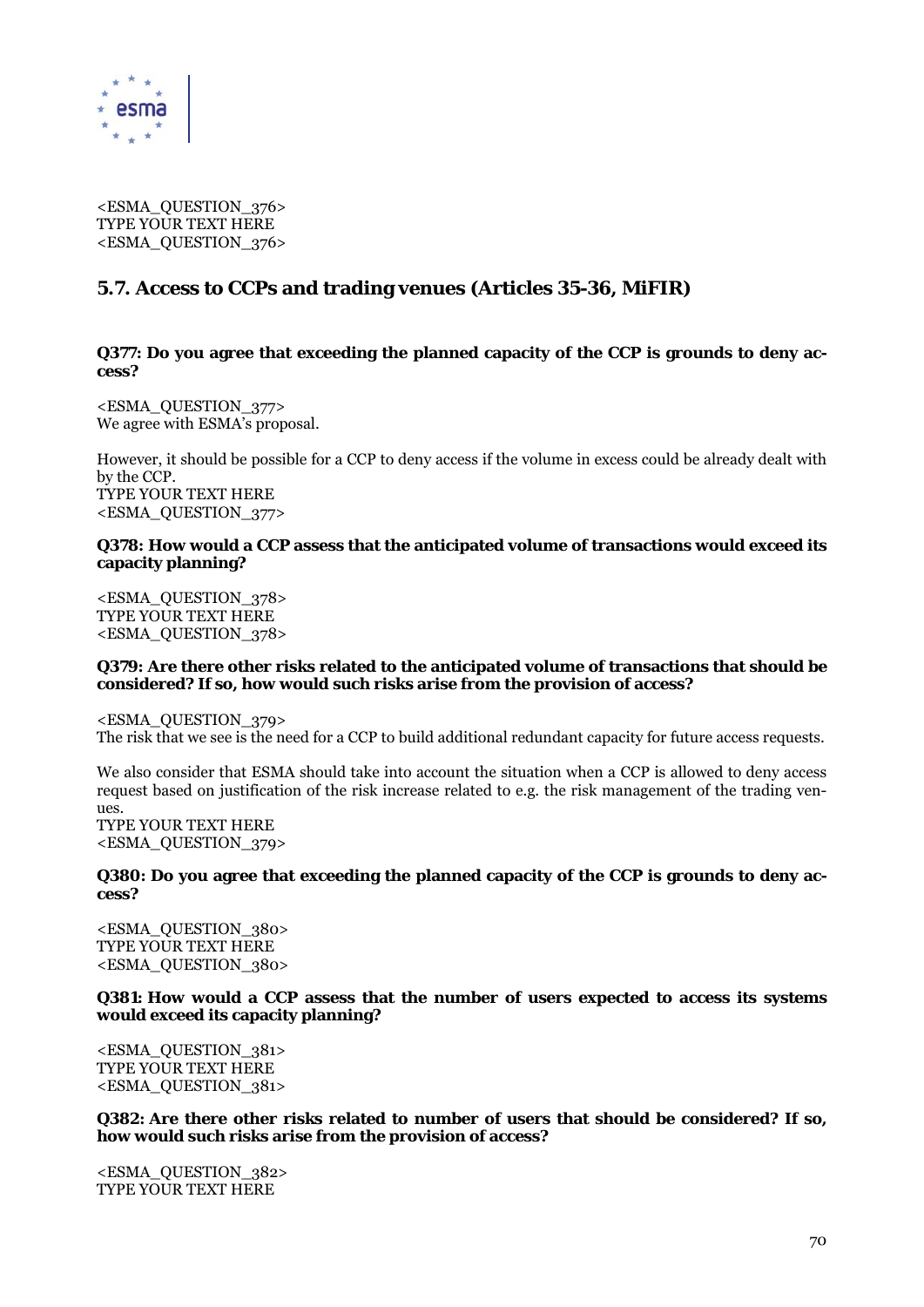<ESMA_QUESTION_376>
TYPE YOUR TEXT HERE
<ESMA_QUESTION_376>

## 5.7. Access to CCPs and trading venues (Articles 35-36, MiFIR)

**Q377: Do you agree that exceeding the planned capacity of the CCP is grounds to deny access?**

<ESMA_QUESTION_377>
We agree with ESMA's proposal.

However, it should be possible for a CCP to deny access if the volume in excess could be already dealt with by the CCP.
TYPE YOUR TEXT HERE
<ESMA_QUESTION_377>

**Q378: How would a CCP assess that the anticipated volume of transactions would exceed its capacity planning?**

<ESMA_QUESTION_378>
TYPE YOUR TEXT HERE
<ESMA_QUESTION_378>

**Q379: Are there other risks related to the anticipated volume of transactions that should be considered? If so, how would such risks arise from the provision of access?**

<ESMA_QUESTION_379>
The risk that we see is the need for a CCP to build additional redundant capacity for future access requests.

We also consider that ESMA should take into account the situation when a CCP is allowed to deny access request based on justification of the risk increase related to e.g. the risk management of the trading venues.
TYPE YOUR TEXT HERE
<ESMA_QUESTION_379>

**Q380: Do you agree that exceeding the planned capacity of the CCP is grounds to deny access?**

<ESMA_QUESTION_380>
TYPE YOUR TEXT HERE
<ESMA_QUESTION_380>

**Q381: How would a CCP assess that the number of users expected to access its systems would exceed its capacity planning?**

<ESMA_QUESTION_381>
TYPE YOUR TEXT HERE
<ESMA_QUESTION_381>

**Q382: Are there other risks related to number of users that should be considered? If so, how would such risks arise from the provision of access?**

<ESMA_QUESTION_382>
TYPE YOUR TEXT HERE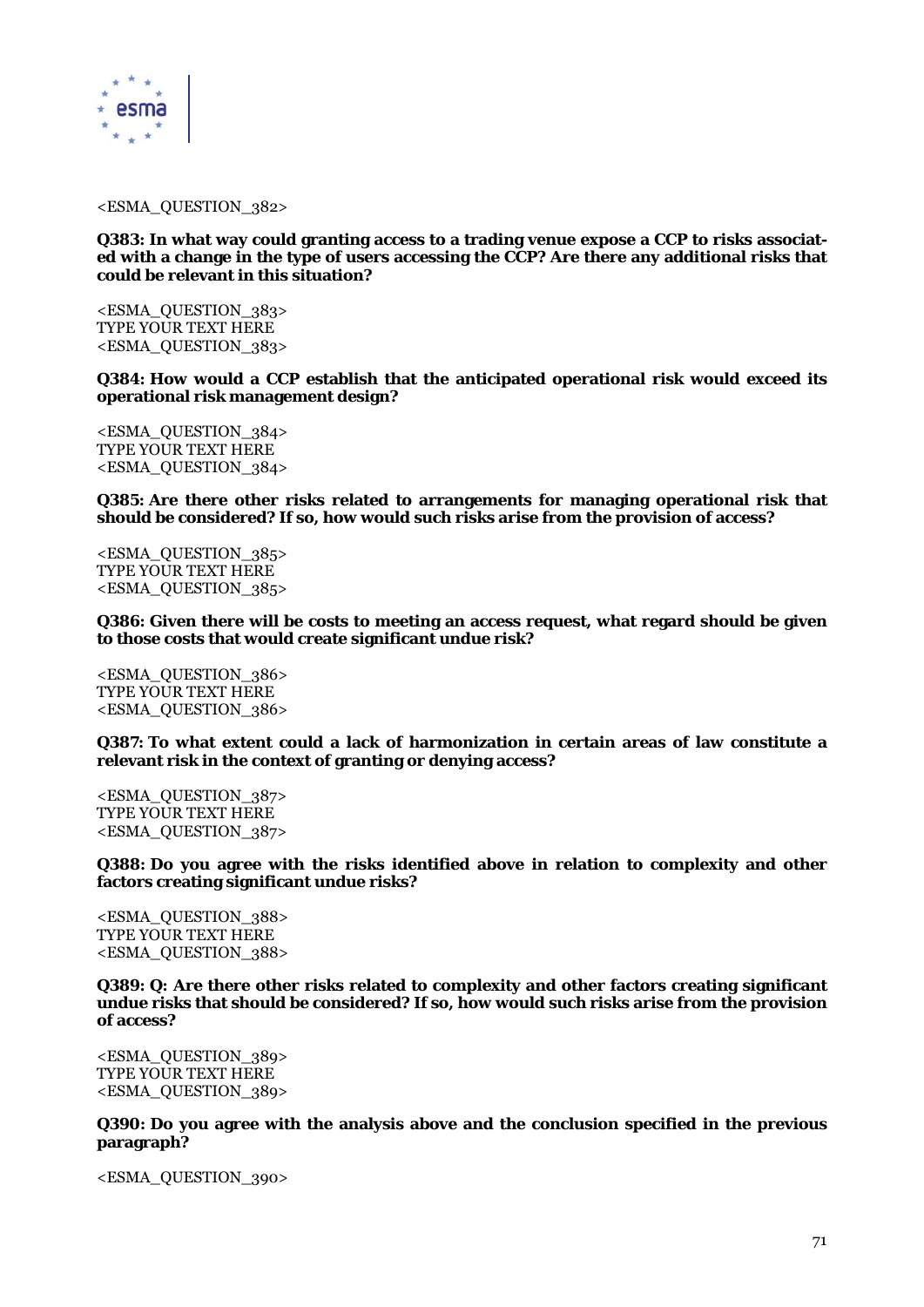<ESMA_QUESTION_382>

**Q383: In what way could granting access to a trading venue expose a CCP to risks associated with a change in the type of users accessing the CCP? Are there any additional risks that could be relevant in this situation?**

<ESMA_QUESTION_383>
TYPE YOUR TEXT HERE
<ESMA_QUESTION_383>

**Q384: How would a CCP establish that the anticipated operational risk would exceed its operational risk management design?**

<ESMA_QUESTION_384>
TYPE YOUR TEXT HERE
<ESMA_QUESTION_384>

**Q385: Are there other risks related to arrangements for managing operational risk that should be considered? If so, how would such risks arise from the provision of access?**

<ESMA_QUESTION_385>
TYPE YOUR TEXT HERE
<ESMA_QUESTION_385>

**Q386: Given there will be costs to meeting an access request, what regard should be given to those costs that would create significant undue risk?**

<ESMA_QUESTION_386>
TYPE YOUR TEXT HERE
<ESMA_QUESTION_386>

**Q387: To what extent could a lack of harmonization in certain areas of law constitute a relevant risk in the context of granting or denying access?**

<ESMA_QUESTION_387>
TYPE YOUR TEXT HERE
<ESMA_QUESTION_387>

**Q388: Do you agree with the risks identified above in relation to complexity and other factors creating significant undue risks?**

<ESMA_QUESTION_388>
TYPE YOUR TEXT HERE
<ESMA_QUESTION_388>

**Q389: Q: Are there other risks related to complexity and other factors creating significant undue risks that should be considered? If so, how would such risks arise from the provision of access?**

<ESMA_QUESTION_389>
TYPE YOUR TEXT HERE
<ESMA_QUESTION_389>

**Q390: Do you agree with the analysis above and the conclusion specified in the previous paragraph?**

<ESMA_QUESTION_390>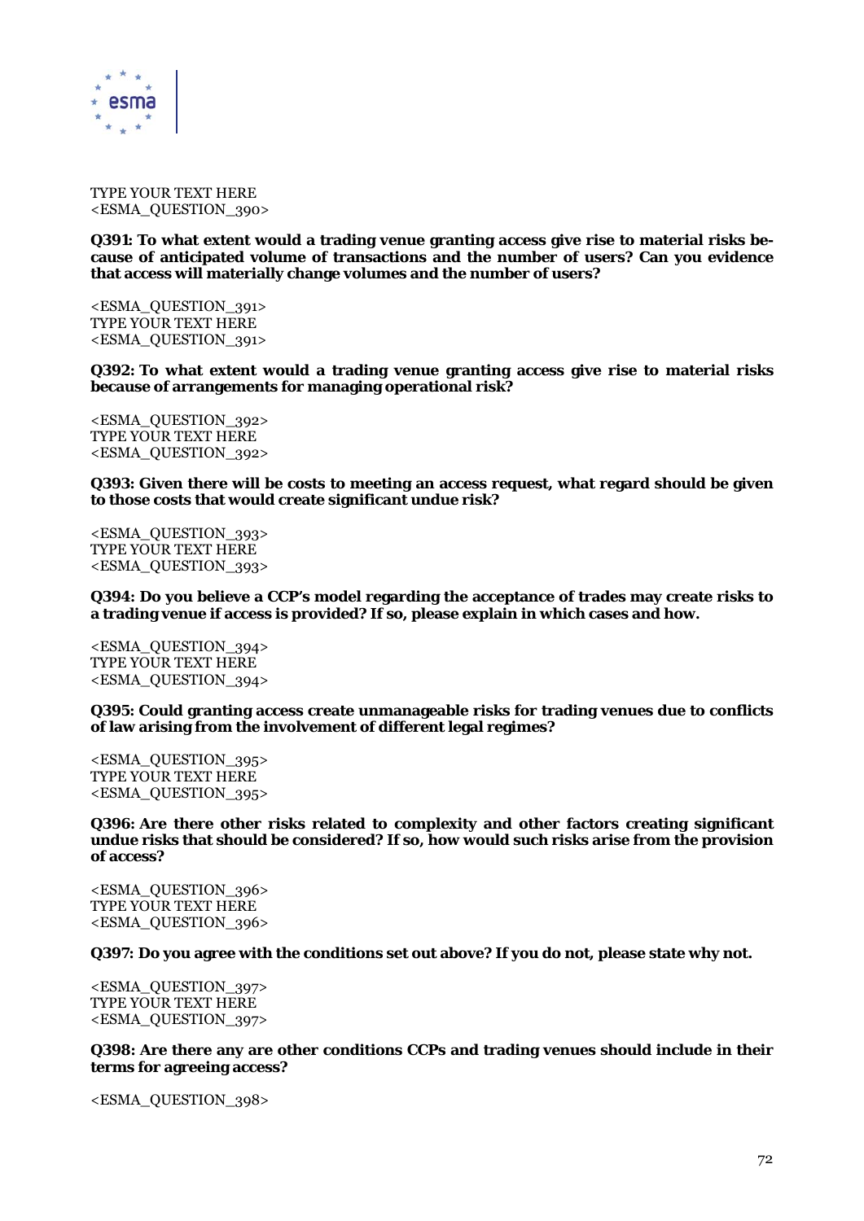TYPE YOUR TEXT HERE
<ESMA_QUESTION_390>

**Q391: To what extent would a trading venue granting access give rise to material risks because of anticipated volume of transactions and the number of users? Can you evidence that access will materially change volumes and the number of users?**

<ESMA_QUESTION_391>
TYPE YOUR TEXT HERE
<ESMA_QUESTION_391>

**Q392: To what extent would a trading venue granting access give rise to material risks because of arrangements for managing operational risk?**

<ESMA_QUESTION_392>
TYPE YOUR TEXT HERE
<ESMA_QUESTION_392>

**Q393: Given there will be costs to meeting an access request, what regard should be given to those costs that would create significant undue risk?**

<ESMA_QUESTION_393>
TYPE YOUR TEXT HERE
<ESMA_QUESTION_393>

**Q394: Do you believe a CCP's model regarding the acceptance of trades may create risks to a trading venue if access is provided? If so, please explain in which cases and how.**

<ESMA_QUESTION_394>
TYPE YOUR TEXT HERE
<ESMA_QUESTION_394>

**Q395: Could granting access create unmanageable risks for trading venues due to conflicts of law arising from the involvement of different legal regimes?**

<ESMA_QUESTION_395>
TYPE YOUR TEXT HERE
<ESMA_QUESTION_395>

**Q396: Are there other risks related to complexity and other factors creating significant undue risks that should be considered? If so, how would such risks arise from the provision of access?**

<ESMA_QUESTION_396>
TYPE YOUR TEXT HERE
<ESMA_QUESTION_396>

**Q397: Do you agree with the conditions set out above? If you do not, please state why not.**

<ESMA_QUESTION_397>
TYPE YOUR TEXT HERE
<ESMA_QUESTION_397>

**Q398: Are there any are other conditions CCPs and trading venues should include in their terms for agreeing access?**

<ESMA_QUESTION_398>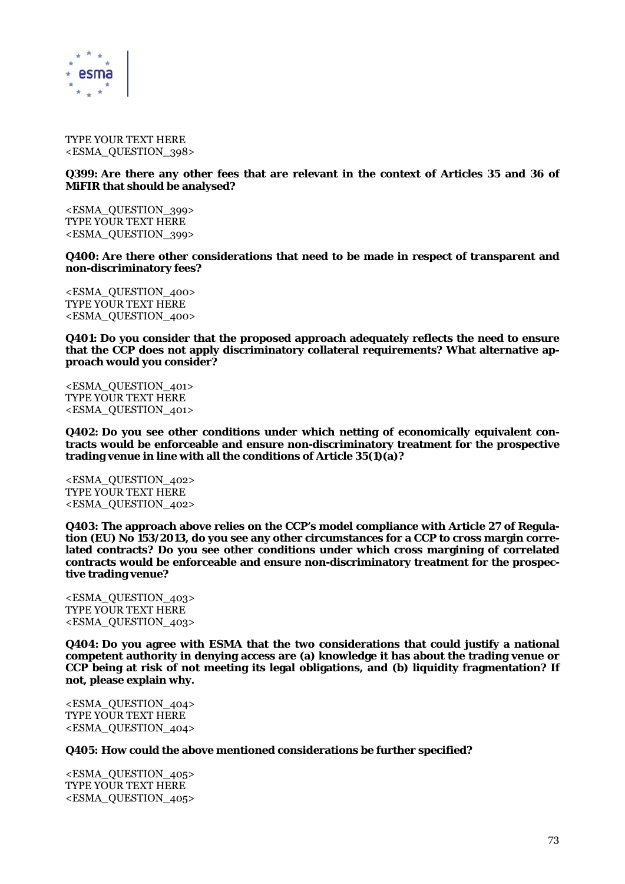TYPE YOUR TEXT HERE
<ESMA_QUESTION_398>

**Q399: Are there any other fees that are relevant in the context of Articles 35 and 36 of MiFIR that should be analysed?**

<ESMA_QUESTION_399>
TYPE YOUR TEXT HERE
<ESMA_QUESTION_399>

**Q400: Are there other considerations that need to be made in respect of transparent and non-discriminatory fees?**

<ESMA_QUESTION_400>
TYPE YOUR TEXT HERE
<ESMA_QUESTION_400>

**Q401: Do you consider that the proposed approach adequately reflects the need to ensure that the CCP does not apply discriminatory collateral requirements? What alternative approach would you consider?**

<ESMA_QUESTION_401>
TYPE YOUR TEXT HERE
<ESMA_QUESTION_401>

**Q402: Do you see other conditions under which netting of economically equivalent contracts would be enforceable and ensure non-discriminatory treatment for the prospective trading venue in line with all the conditions of Article 35(1)(a)?**

<ESMA_QUESTION_402>
TYPE YOUR TEXT HERE
<ESMA_QUESTION_402>

**Q403: The approach above relies on the CCP's model compliance with Article 27 of Regulation (EU) No 153/2013, do you see any other circumstances for a CCP to cross margin correlated contracts? Do you see other conditions under which cross margining of correlated contracts would be enforceable and ensure non-discriminatory treatment for the prospective trading venue?**

<ESMA_QUESTION_403>
TYPE YOUR TEXT HERE
<ESMA_QUESTION_403>

**Q404: Do you agree with ESMA that the two considerations that could justify a national competent authority in denying access are (a) knowledge it has about the trading venue or CCP being at risk of not meeting its legal obligations, and (b) liquidity fragmentation? If not, please explain why.**

<ESMA_QUESTION_404>
TYPE YOUR TEXT HERE
<ESMA_QUESTION_404>

**Q405: How could the above mentioned considerations be further specified?**

<ESMA_QUESTION_405>
TYPE YOUR TEXT HERE
<ESMA_QUESTION_405>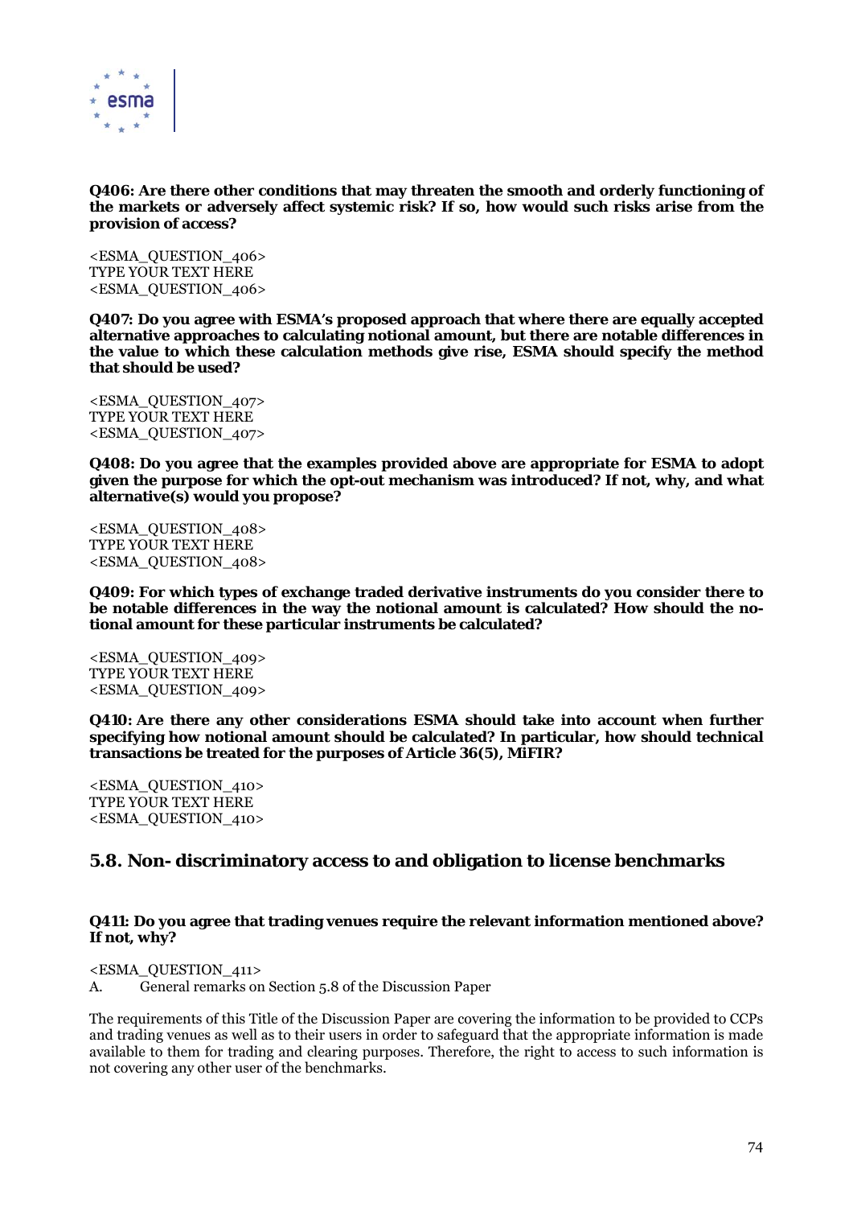**Q406: Are there other conditions that may threaten the smooth and orderly functioning of the markets or adversely affect systemic risk? If so, how would such risks arise from the provision of access?**

<ESMA_QUESTION_406>
TYPE YOUR TEXT HERE
<ESMA_QUESTION_406>

**Q407: Do you agree with ESMA's proposed approach that where there are equally accepted alternative approaches to calculating notional amount, but there are notable differences in the value to which these calculation methods give rise, ESMA should specify the method that should be used?**

<ESMA_QUESTION_407>
TYPE YOUR TEXT HERE
<ESMA_QUESTION_407>

**Q408: Do you agree that the examples provided above are appropriate for ESMA to adopt given the purpose for which the opt-out mechanism was introduced? If not, why, and what alternative(s) would you propose?**

<ESMA_QUESTION_408>
TYPE YOUR TEXT HERE
<ESMA_QUESTION_408>

**Q409: For which types of exchange traded derivative instruments do you consider there to be notable differences in the way the notional amount is calculated? How should the notional amount for these particular instruments be calculated?**

<ESMA_QUESTION_409>
TYPE YOUR TEXT HERE
<ESMA_QUESTION_409>

**Q410: Are there any other considerations ESMA should take into account when further specifying how notional amount should be calculated? In particular, how should technical transactions be treated for the purposes of Article 36(5), MiFIR?**

<ESMA_QUESTION_410>
TYPE YOUR TEXT HERE
<ESMA_QUESTION_410>

## 5.8. Non- discriminatory access to and obligation to license benchmarks

**Q411: Do you agree that trading venues require the relevant information mentioned above? If not, why?**

<ESMA_QUESTION_411>
A. General remarks on Section 5.8 of the Discussion Paper

The requirements of this Title of the Discussion Paper are covering the information to be provided to CCPs and trading venues as well as to their users in order to safeguard that the appropriate information is made available to them for trading and clearing purposes. Therefore, the right to access to such information is not covering any other user of the benchmarks.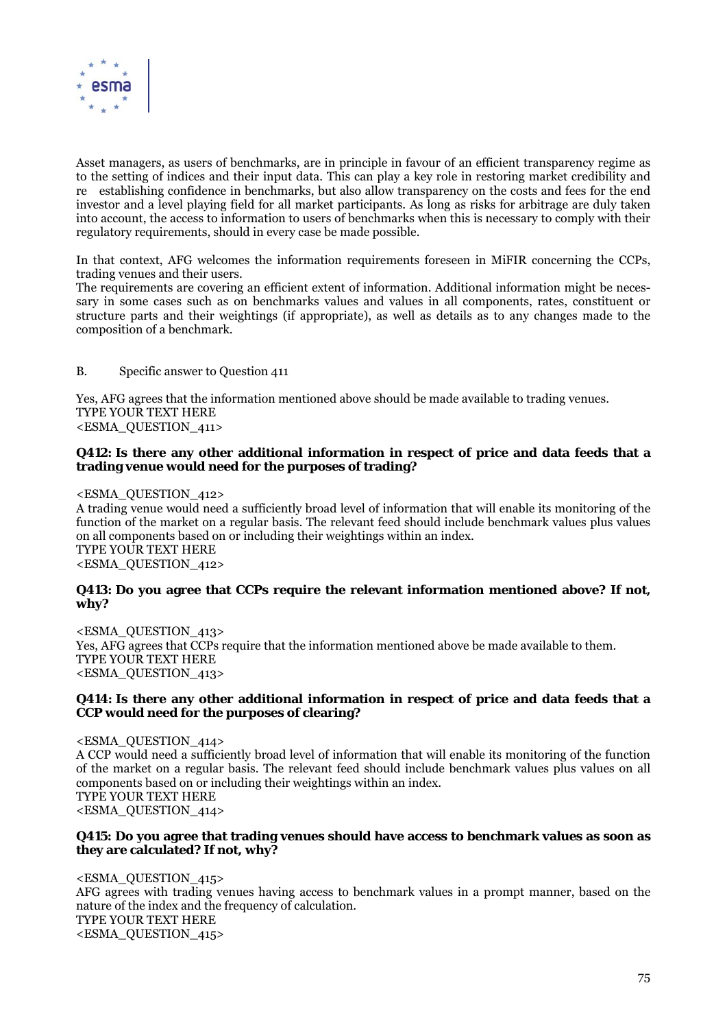Asset managers, as users of benchmarks, are in principle in favour of an efficient transparency regime as to the setting of indices and their input data. This can play a key role in restoring market credibility and re establishing confidence in benchmarks, but also allow transparency on the costs and fees for the end investor and a level playing field for all market participants. As long as risks for arbitrage are duly taken into account, the access to information to users of benchmarks when this is necessary to comply with their regulatory requirements, should in every case be made possible.

In that context, AFG welcomes the information requirements foreseen in MiFIR concerning the CCPs, trading venues and their users.
The requirements are covering an efficient extent of information. Additional information might be necessary in some cases such as on benchmarks values and values in all components, rates, constituent or structure parts and their weightings (if appropriate), as well as details as to any changes made to the composition of a benchmark.

B. Specific answer to Question 411

Yes, AFG agrees that the information mentioned above should be made available to trading venues.
TYPE YOUR TEXT HERE
<ESMA_QUESTION_411>

**Q412: Is there any other additional information in respect of price and data feeds that a trading venue would need for the purposes of trading?**

<ESMA_QUESTION_412>
A trading venue would need a sufficiently broad level of information that will enable its monitoring of the function of the market on a regular basis. The relevant feed should include benchmark values plus values on all components based on or including their weightings within an index.
TYPE YOUR TEXT HERE
<ESMA_QUESTION_412>

**Q413: Do you agree that CCPs require the relevant information mentioned above? If not, why?**

<ESMA_QUESTION_413>
Yes, AFG agrees that CCPs require that the information mentioned above be made available to them.
TYPE YOUR TEXT HERE
<ESMA_QUESTION_413>

**Q414: Is there any other additional information in respect of price and data feeds that a CCP would need for the purposes of clearing?**

<ESMA_QUESTION_414>
A CCP would need a sufficiently broad level of information that will enable its monitoring of the function of the market on a regular basis. The relevant feed should include benchmark values plus values on all components based on or including their weightings within an index.
TYPE YOUR TEXT HERE
<ESMA_QUESTION_414>

**Q415: Do you agree that trading venues should have access to benchmark values as soon as they are calculated? If not, why?**

<ESMA_QUESTION_415>
AFG agrees with trading venues having access to benchmark values in a prompt manner, based on the nature of the index and the frequency of calculation.
TYPE YOUR TEXT HERE
<ESMA_QUESTION_415>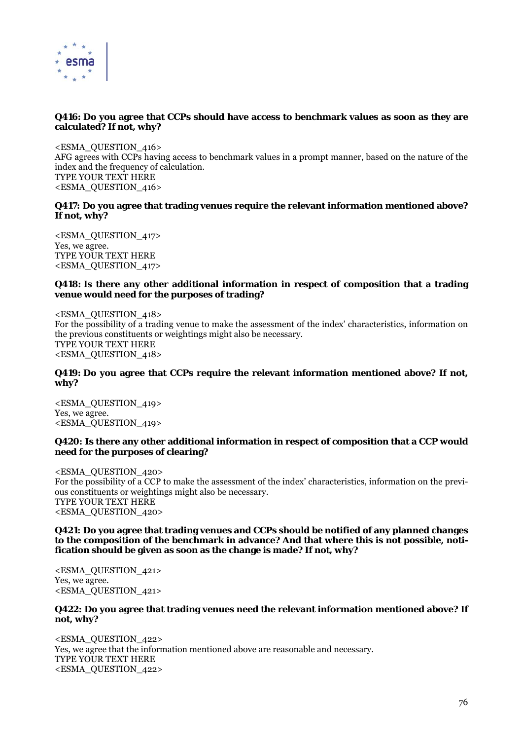**Q416: Do you agree that CCPs should have access to benchmark values as soon as they are calculated? If not, why?**

<ESMA_QUESTION_416>
AFG agrees with CCPs having access to benchmark values in a prompt manner, based on the nature of the index and the frequency of calculation.
TYPE YOUR TEXT HERE
<ESMA_QUESTION_416>

**Q417: Do you agree that trading venues require the relevant information mentioned above? If not, why?**

<ESMA_QUESTION_417>
Yes, we agree.
TYPE YOUR TEXT HERE
<ESMA_QUESTION_417>

**Q418: Is there any other additional information in respect of composition that a trading venue would need for the purposes of trading?**

<ESMA_QUESTION_418>
For the possibility of a trading venue to make the assessment of the index' characteristics, information on the previous constituents or weightings might also be necessary.
TYPE YOUR TEXT HERE
<ESMA_QUESTION_418>

**Q419: Do you agree that CCPs require the relevant information mentioned above? If not, why?**

<ESMA_QUESTION_419>
Yes, we agree.
<ESMA_QUESTION_419>

**Q420: Is there any other additional information in respect of composition that a CCP would need for the purposes of clearing?**

<ESMA_QUESTION_420>
For the possibility of a CCP to make the assessment of the index' characteristics, information on the previous constituents or weightings might also be necessary.
TYPE YOUR TEXT HERE
<ESMA_QUESTION_420>

**Q421: Do you agree that trading venues and CCPs should be notified of any planned changes to the composition of the benchmark in advance? And that where this is not possible, notification should be given as soon as the change is made? If not, why?**

<ESMA_QUESTION_421>
Yes, we agree.
<ESMA_QUESTION_421>

**Q422: Do you agree that trading venues need the relevant information mentioned above? If not, why?**

<ESMA_QUESTION_422>
Yes, we agree that the information mentioned above are reasonable and necessary.
TYPE YOUR TEXT HERE
<ESMA_QUESTION_422>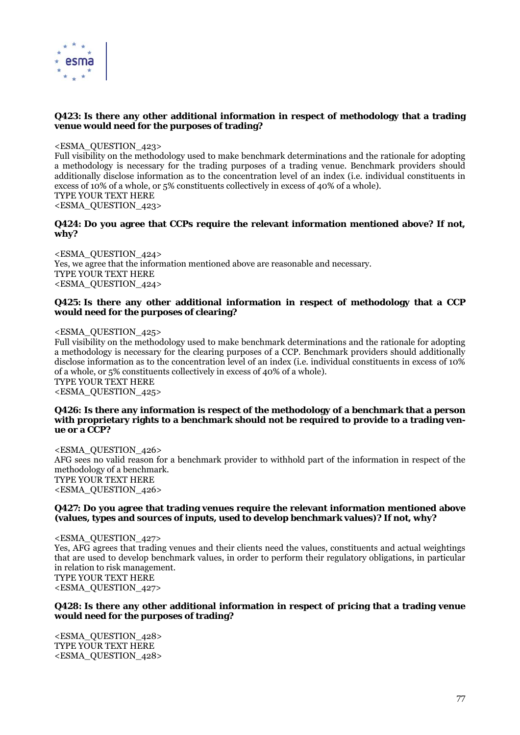**Q423: Is there any other additional information in respect of methodology that a trading venue would need for the purposes of trading?**

<ESMA_QUESTION_423>
Full visibility on the methodology used to make benchmark determinations and the rationale for adopting a methodology is necessary for the trading purposes of a trading venue. Benchmark providers should additionally disclose information as to the concentration level of an index (i.e. individual constituents in excess of 10% of a whole, or 5% constituents collectively in excess of 40% of a whole).
TYPE YOUR TEXT HERE
<ESMA_QUESTION_423>

**Q424: Do you agree that CCPs require the relevant information mentioned above? If not, why?**

<ESMA_QUESTION_424>
Yes, we agree that the information mentioned above are reasonable and necessary.
TYPE YOUR TEXT HERE
<ESMA_QUESTION_424>

**Q425: Is there any other additional information in respect of methodology that a CCP would need for the purposes of clearing?**

<ESMA_QUESTION_425>
Full visibility on the methodology used to make benchmark determinations and the rationale for adopting a methodology is necessary for the clearing purposes of a CCP. Benchmark providers should additionally disclose information as to the concentration level of an index (i.e. individual constituents in excess of 10% of a whole, or 5% constituents collectively in excess of 40% of a whole).
TYPE YOUR TEXT HERE
<ESMA_QUESTION_425>

**Q426: Is there any information is respect of the methodology of a benchmark that a person with proprietary rights to a benchmark should not be required to provide to a trading venue or a CCP?**

<ESMA_QUESTION_426>
AFG sees no valid reason for a benchmark provider to withhold part of the information in respect of the methodology of a benchmark.
TYPE YOUR TEXT HERE
<ESMA_QUESTION_426>

**Q427: Do you agree that trading venues require the relevant information mentioned above (values, types and sources of inputs, used to develop benchmark values)? If not, why?**

<ESMA_QUESTION_427>
Yes, AFG agrees that trading venues and their clients need the values, constituents and actual weightings that are used to develop benchmark values, in order to perform their regulatory obligations, in particular in relation to risk management.
TYPE YOUR TEXT HERE
<ESMA_QUESTION_427>

**Q428: Is there any other additional information in respect of pricing that a trading venue would need for the purposes of trading?**

<ESMA_QUESTION_428>
TYPE YOUR TEXT HERE
<ESMA_QUESTION_428>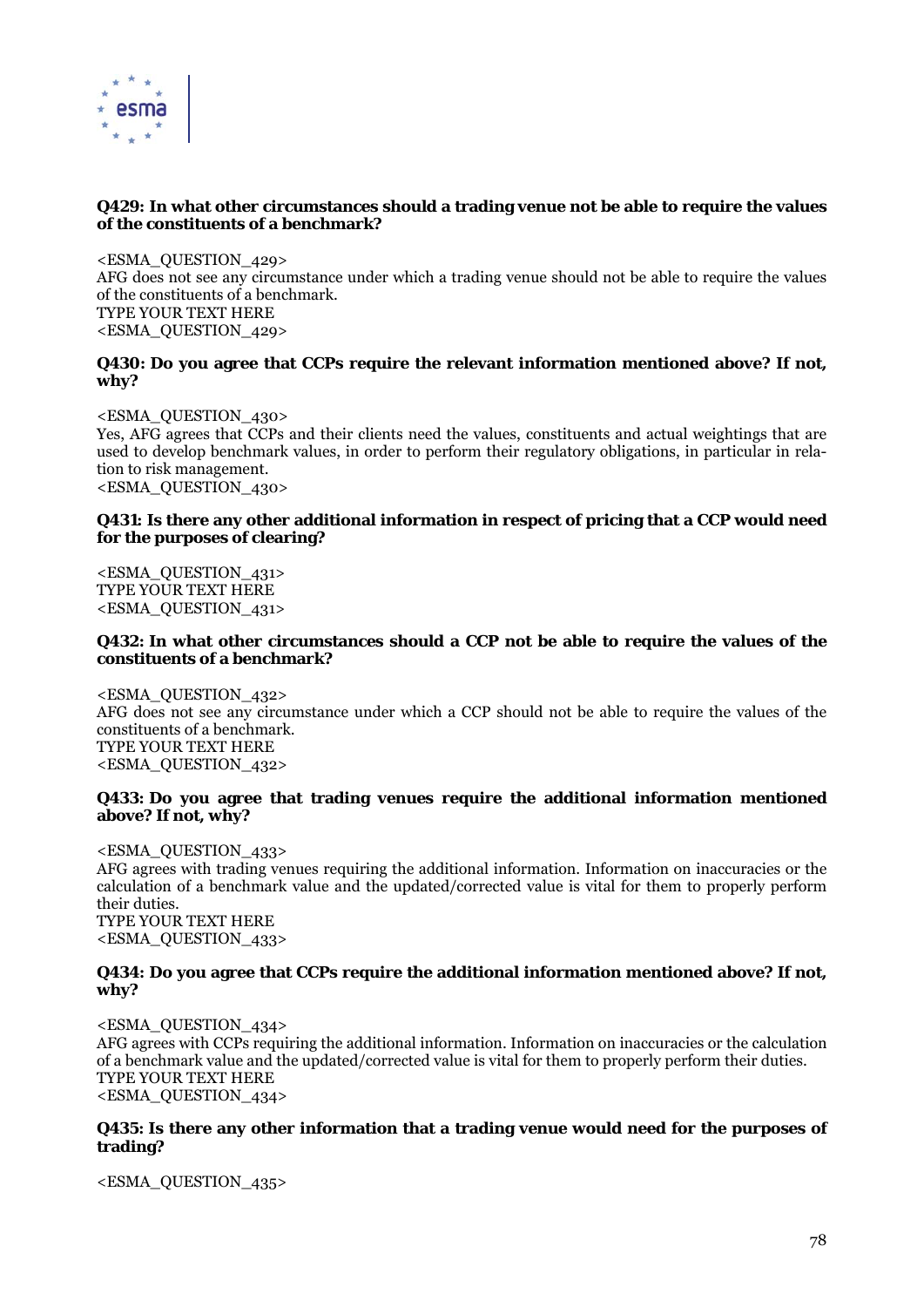**Q429: In what other circumstances should a trading venue not be able to require the values of the constituents of a benchmark?**

<ESMA_QUESTION_429>
AFG does not see any circumstance under which a trading venue should not be able to require the values of the constituents of a benchmark.
TYPE YOUR TEXT HERE
<ESMA_QUESTION_429>

**Q430: Do you agree that CCPs require the relevant information mentioned above? If not, why?**

<ESMA_QUESTION_430>
Yes, AFG agrees that CCPs and their clients need the values, constituents and actual weightings that are used to develop benchmark values, in order to perform their regulatory obligations, in particular in relation to risk management.
<ESMA_QUESTION_430>

**Q431: Is there any other additional information in respect of pricing that a CCP would need for the purposes of clearing?**

<ESMA_QUESTION_431>
TYPE YOUR TEXT HERE
<ESMA_QUESTION_431>

**Q432: In what other circumstances should a CCP not be able to require the values of the constituents of a benchmark?**

<ESMA_QUESTION_432>
AFG does not see any circumstance under which a CCP should not be able to require the values of the constituents of a benchmark.
TYPE YOUR TEXT HERE
<ESMA_QUESTION_432>

**Q433: Do you agree that trading venues require the additional information mentioned above? If not, why?**

<ESMA_QUESTION_433>
AFG agrees with trading venues requiring the additional information. Information on inaccuracies or the calculation of a benchmark value and the updated/corrected value is vital for them to properly perform their duties.
TYPE YOUR TEXT HERE
<ESMA_QUESTION_433>

**Q434: Do you agree that CCPs require the additional information mentioned above? If not, why?**

<ESMA_QUESTION_434>
AFG agrees with CCPs requiring the additional information. Information on inaccuracies or the calculation of a benchmark value and the updated/corrected value is vital for them to properly perform their duties.
TYPE YOUR TEXT HERE
<ESMA_QUESTION_434>

**Q435: Is there any other information that a trading venue would need for the purposes of trading?**

<ESMA_QUESTION_435>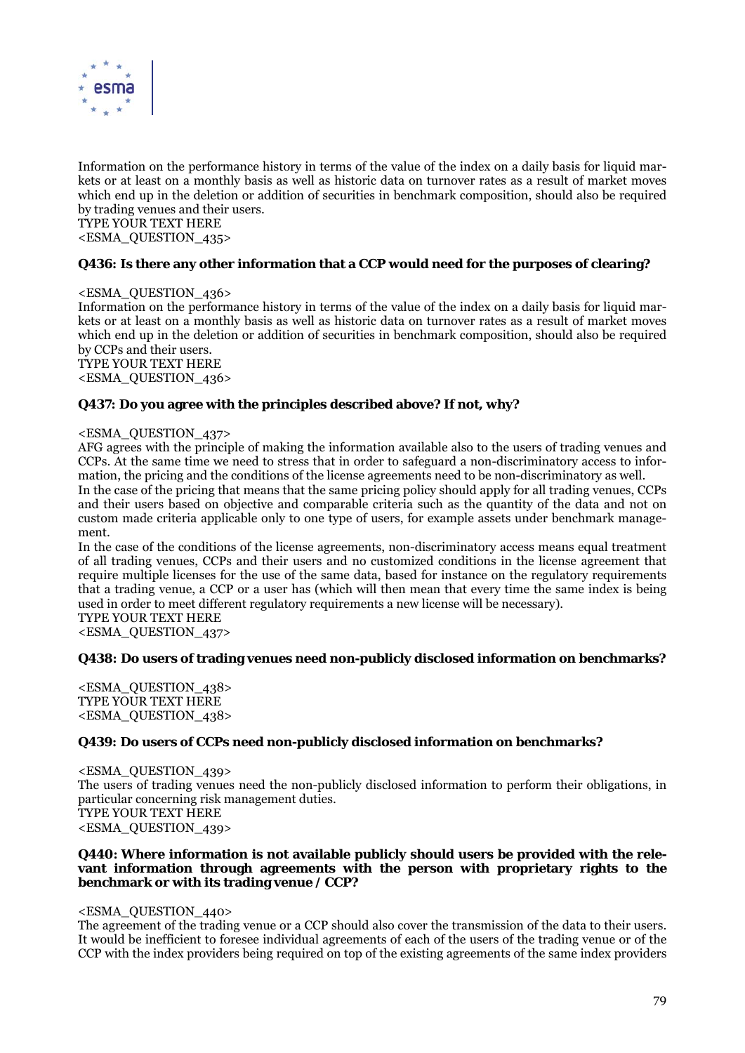Information on the performance history in terms of the value of the index on a daily basis for liquid markets or at least on a monthly basis as well as historic data on turnover rates as a result of market moves which end up in the deletion or addition of securities in benchmark composition, should also be required by trading venues and their users.
TYPE YOUR TEXT HERE
<ESMA_QUESTION_435>

**Q436: Is there any other information that a CCP would need for the purposes of clearing?**

<ESMA_QUESTION_436>
Information on the performance history in terms of the value of the index on a daily basis for liquid markets or at least on a monthly basis as well as historic data on turnover rates as a result of market moves which end up in the deletion or addition of securities in benchmark composition, should also be required by CCPs and their users.
TYPE YOUR TEXT HERE
<ESMA_QUESTION_436>

**Q437: Do you agree with the principles described above? If not, why?**

<ESMA_QUESTION_437>
AFG agrees with the principle of making the information available also to the users of trading venues and CCPs. At the same time we need to stress that in order to safeguard a non-discriminatory access to information, the pricing and the conditions of the license agreements need to be non-discriminatory as well.
In the case of the pricing that means that the same pricing policy should apply for all trading venues, CCPs and their users based on objective and comparable criteria such as the quantity of the data and not on custom made criteria applicable only to one type of users, for example assets under benchmark management.
In the case of the conditions of the license agreements, non-discriminatory access means equal treatment of all trading venues, CCPs and their users and no customized conditions in the license agreement that require multiple licenses for the use of the same data, based for instance on the regulatory requirements that a trading venue, a CCP or a user has (which will then mean that every time the same index is being used in order to meet different regulatory requirements a new license will be necessary).
TYPE YOUR TEXT HERE
<ESMA_QUESTION_437>

**Q438: Do users of trading venues need non-publicly disclosed information on benchmarks?**

<ESMA_QUESTION_438>
TYPE YOUR TEXT HERE
<ESMA_QUESTION_438>

**Q439: Do users of CCPs need non-publicly disclosed information on benchmarks?**

<ESMA_QUESTION_439>
The users of trading venues need the non-publicly disclosed information to perform their obligations, in particular concerning risk management duties.
TYPE YOUR TEXT HERE
<ESMA_QUESTION_439>

**Q440: Where information is not available publicly should users be provided with the relevant information through agreements with the person with proprietary rights to the benchmark or with its trading venue / CCP?**

<ESMA_QUESTION_440>
The agreement of the trading venue or a CCP should also cover the transmission of the data to their users. It would be inefficient to foresee individual agreements of each of the users of the trading venue or of the CCP with the index providers being required on top of the existing agreements of the same index providers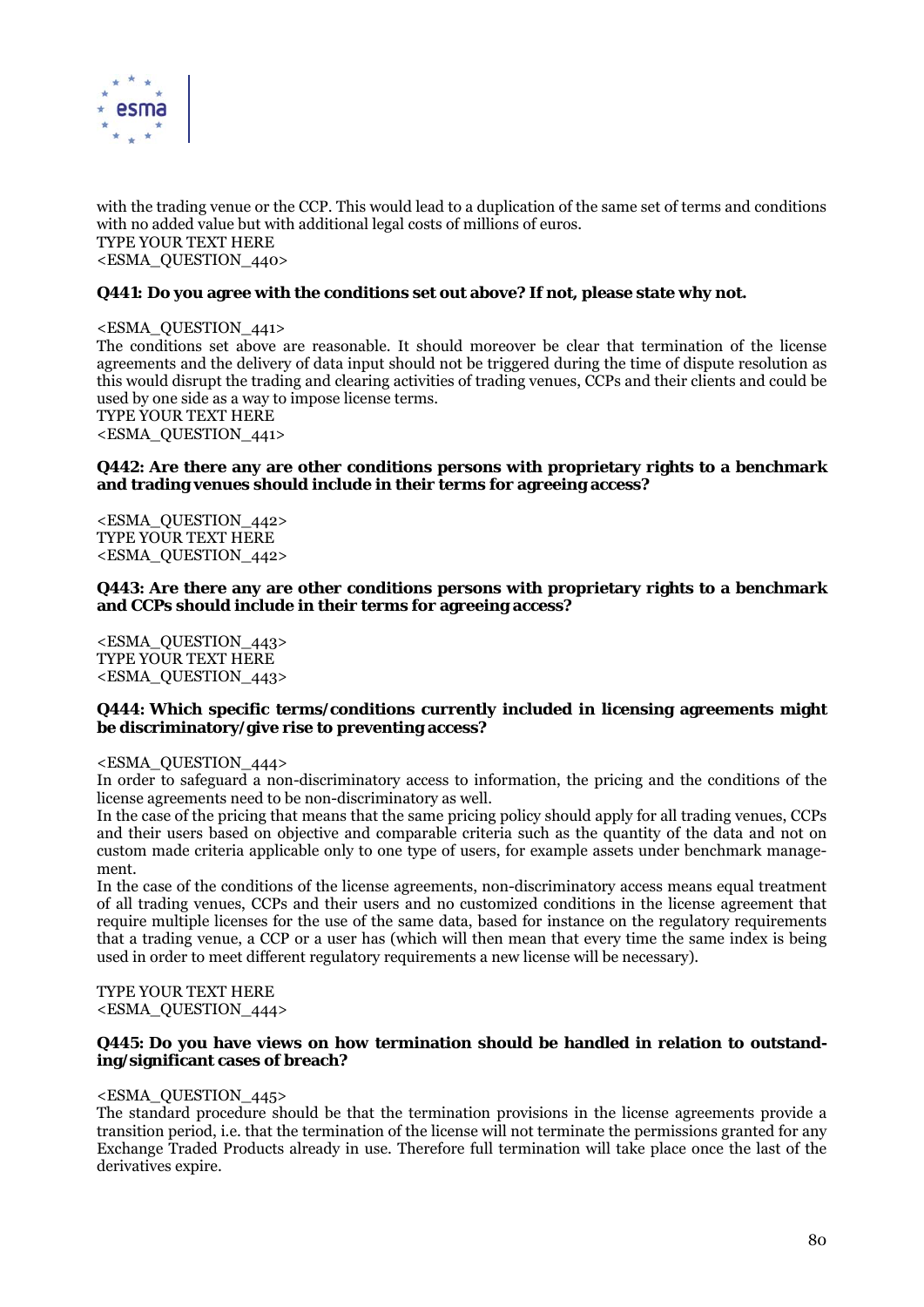with the trading venue or the CCP. This would lead to a duplication of the same set of terms and conditions with no added value but with additional legal costs of millions of euros.
TYPE YOUR TEXT HERE
<ESMA_QUESTION_440>

**Q441: Do you agree with the conditions set out above? If not, please state why not.**

<ESMA_QUESTION_441>
The conditions set above are reasonable. It should moreover be clear that termination of the license agreements and the delivery of data input should not be triggered during the time of dispute resolution as this would disrupt the trading and clearing activities of trading venues, CCPs and their clients and could be used by one side as a way to impose license terms.
TYPE YOUR TEXT HERE
<ESMA_QUESTION_441>

**Q442: Are there any are other conditions persons with proprietary rights to a benchmark and trading venues should include in their terms for agreeing access?**

<ESMA_QUESTION_442>
TYPE YOUR TEXT HERE
<ESMA_QUESTION_442>

**Q443: Are there any are other conditions persons with proprietary rights to a benchmark and CCPs should include in their terms for agreeing access?**

<ESMA_QUESTION_443>
TYPE YOUR TEXT HERE
<ESMA_QUESTION_443>

**Q444: Which specific terms/conditions currently included in licensing agreements might be discriminatory/give rise to preventing access?**

<ESMA_QUESTION_444>
In order to safeguard a non-discriminatory access to information, the pricing and the conditions of the license agreements need to be non-discriminatory as well.
In the case of the pricing that means that the same pricing policy should apply for all trading venues, CCPs and their users based on objective and comparable criteria such as the quantity of the data and not on custom made criteria applicable only to one type of users, for example assets under benchmark management.
In the case of the conditions of the license agreements, non-discriminatory access means equal treatment of all trading venues, CCPs and their users and no customized conditions in the license agreement that require multiple licenses for the use of the same data, based for instance on the regulatory requirements that a trading venue, a CCP or a user has (which will then mean that every time the same index is being used in order to meet different regulatory requirements a new license will be necessary).

TYPE YOUR TEXT HERE
<ESMA_QUESTION_444>

**Q445: Do you have views on how termination should be handled in relation to outstanding/significant cases of breach?**

<ESMA_QUESTION_445>
The standard procedure should be that the termination provisions in the license agreements provide a transition period, i.e. that the termination of the license will not terminate the permissions granted for any Exchange Traded Products already in use. Therefore full termination will take place once the last of the derivatives expire.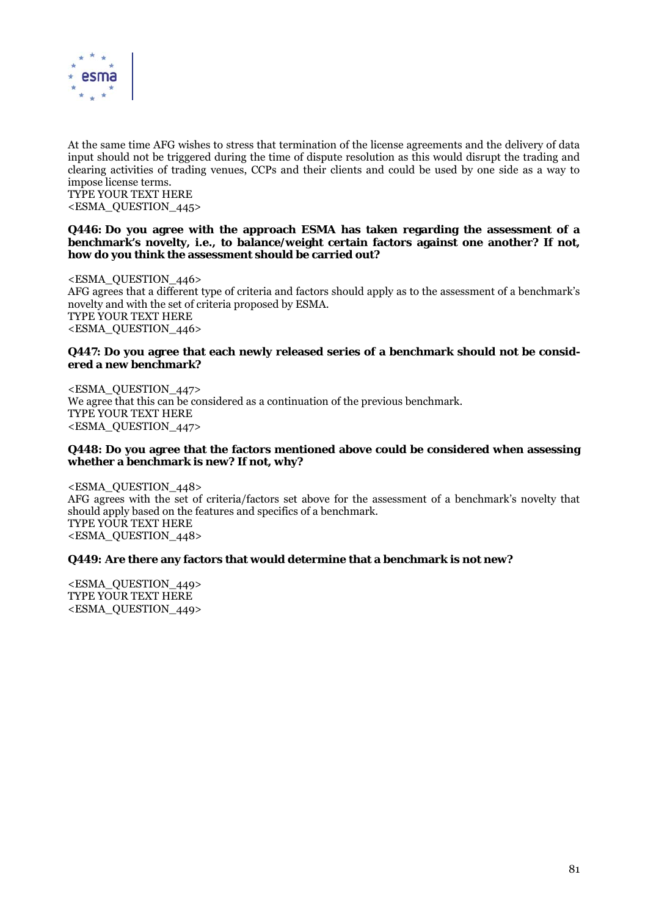At the same time AFG wishes to stress that termination of the license agreements and the delivery of data input should not be triggered during the time of dispute resolution as this would disrupt the trading and clearing activities of trading venues, CCPs and their clients and could be used by one side as a way to impose license terms.
TYPE YOUR TEXT HERE
<ESMA_QUESTION_445>

**Q446: Do you agree with the approach ESMA has taken regarding the assessment of a benchmark's novelty, i.e., to balance/weight certain factors against one another? If not, how do you think the assessment should be carried out?**

<ESMA_QUESTION_446>
AFG agrees that a different type of criteria and factors should apply as to the assessment of a benchmark's novelty and with the set of criteria proposed by ESMA.
TYPE YOUR TEXT HERE
<ESMA_QUESTION_446>

**Q447: Do you agree that each newly released series of a benchmark should not be considered a new benchmark?**

<ESMA_QUESTION_447>
We agree that this can be considered as a continuation of the previous benchmark.
TYPE YOUR TEXT HERE
<ESMA_QUESTION_447>

**Q448: Do you agree that the factors mentioned above could be considered when assessing whether a benchmark is new? If not, why?**

<ESMA_QUESTION_448>
AFG agrees with the set of criteria/factors set above for the assessment of a benchmark's novelty that should apply based on the features and specifics of a benchmark.
TYPE YOUR TEXT HERE
<ESMA_QUESTION_448>

**Q449: Are there any factors that would determine that a benchmark is not new?**

<ESMA_QUESTION_449>
TYPE YOUR TEXT HERE
<ESMA_QUESTION_449>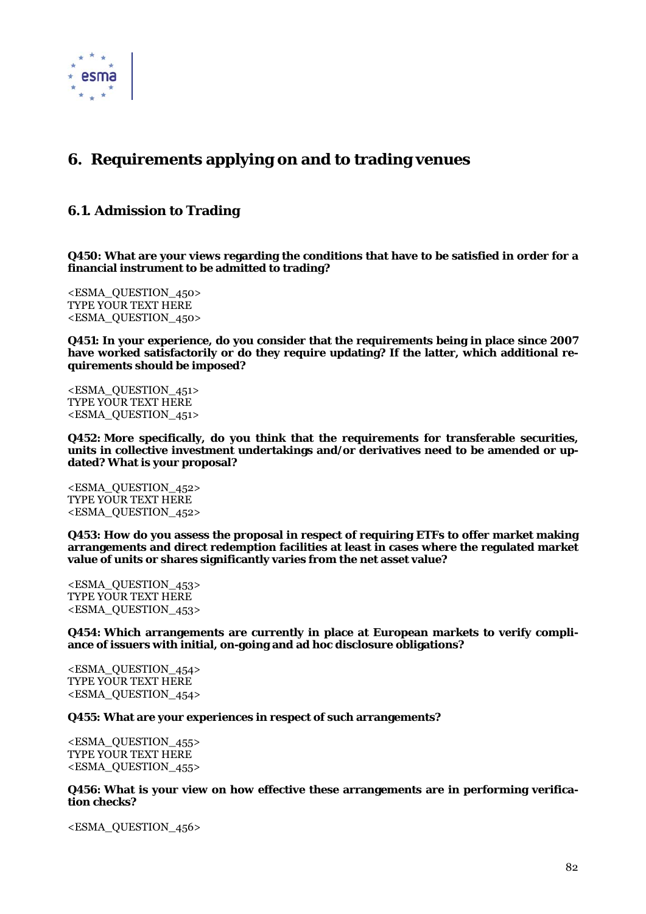# 6. Requirements applying on and to trading venues

## 6.1. Admission to Trading

**Q450: What are your views regarding the conditions that have to be satisfied in order for a financial instrument to be admitted to trading?**

<ESMA_QUESTION_450>
TYPE YOUR TEXT HERE
<ESMA_QUESTION_450>

**Q451: In your experience, do you consider that the requirements being in place since 2007 have worked satisfactorily or do they require updating? If the latter, which additional requirements should be imposed?**

<ESMA_QUESTION_451>
TYPE YOUR TEXT HERE
<ESMA_QUESTION_451>

**Q452: More specifically, do you think that the requirements for transferable securities, units in collective investment undertakings and/or derivatives need to be amended or updated? What is your proposal?**

<ESMA_QUESTION_452>
TYPE YOUR TEXT HERE
<ESMA_QUESTION_452>

**Q453: How do you assess the proposal in respect of requiring ETFs to offer market making arrangements and direct redemption facilities at least in cases where the regulated market value of units or shares significantly varies from the net asset value?**

<ESMA_QUESTION_453>
TYPE YOUR TEXT HERE
<ESMA_QUESTION_453>

**Q454: Which arrangements are currently in place at European markets to verify compliance of issuers with initial, on-going and ad hoc disclosure obligations?**

<ESMA_QUESTION_454>
TYPE YOUR TEXT HERE
<ESMA_QUESTION_454>

**Q455: What are your experiences in respect of such arrangements?**

<ESMA_QUESTION_455>
TYPE YOUR TEXT HERE
<ESMA_QUESTION_455>

**Q456: What is your view on how effective these arrangements are in performing verification checks?**

<ESMA_QUESTION_456>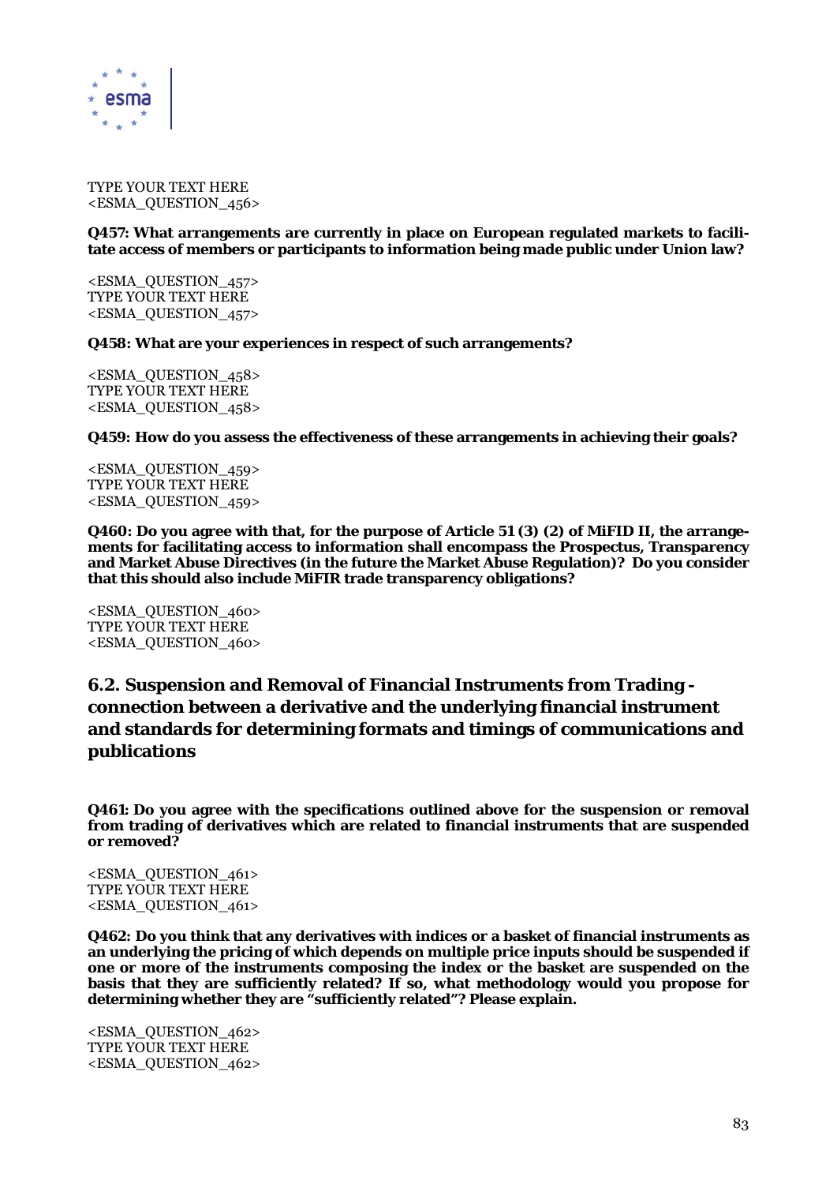TYPE YOUR TEXT HERE
<ESMA_QUESTION_456>

**Q457: What arrangements are currently in place on European regulated markets to facilitate access of members or participants to information being made public under Union law?**

<ESMA_QUESTION_457>
TYPE YOUR TEXT HERE
<ESMA_QUESTION_457>

**Q458: What are your experiences in respect of such arrangements?**

<ESMA_QUESTION_458>
TYPE YOUR TEXT HERE
<ESMA_QUESTION_458>

**Q459: How do you assess the effectiveness of these arrangements in achieving their goals?**

<ESMA_QUESTION_459>
TYPE YOUR TEXT HERE
<ESMA_QUESTION_459>

**Q460: Do you agree with that, for the purpose of Article 51 (3) (2) of MiFID II, the arrangements for facilitating access to information shall encompass the Prospectus, Transparency and Market Abuse Directives (in the future the Market Abuse Regulation)? Do you consider that this should also include MiFIR trade transparency obligations?**

<ESMA_QUESTION_460>
TYPE YOUR TEXT HERE
<ESMA_QUESTION_460>

## 6.2. Suspension and Removal of Financial Instruments from Trading - connection between a derivative and the underlying financial instrument and standards for determining formats and timings of communications and publications

**Q461: Do you agree with the specifications outlined above for the suspension or removal from trading of derivatives which are related to financial instruments that are suspended or removed?**

<ESMA_QUESTION_461>
TYPE YOUR TEXT HERE
<ESMA_QUESTION_461>

**Q462: Do you think that any derivatives with indices or a basket of financial instruments as an underlying the pricing of which depends on multiple price inputs should be suspended if one or more of the instruments composing the index or the basket are suspended on the basis that they are sufficiently related? If so, what methodology would you propose for determining whether they are "sufficiently related"? Please explain.**

<ESMA_QUESTION_462>
TYPE YOUR TEXT HERE
<ESMA_QUESTION_462>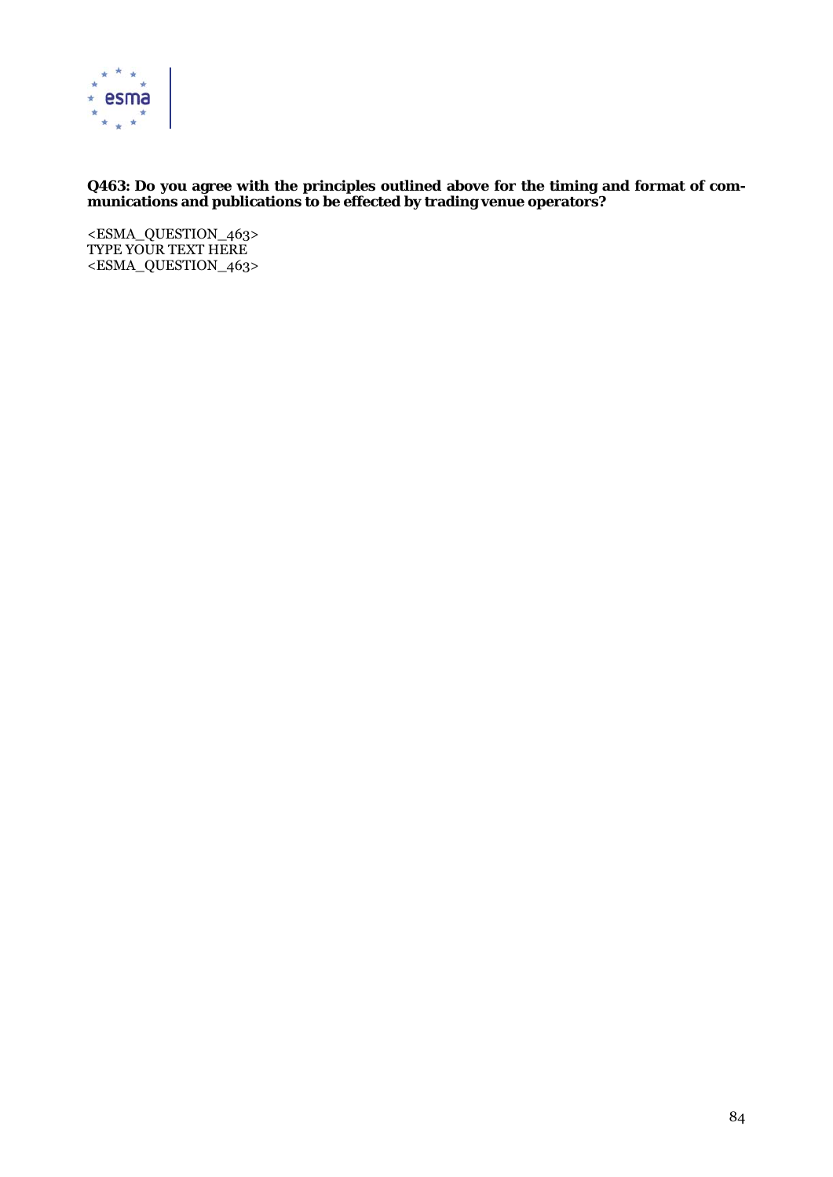**Q463: Do you agree with the principles outlined above for the timing and format of communications and publications to be effected by trading venue operators?**

<ESMA_QUESTION_463>
TYPE YOUR TEXT HERE
<ESMA_QUESTION_463>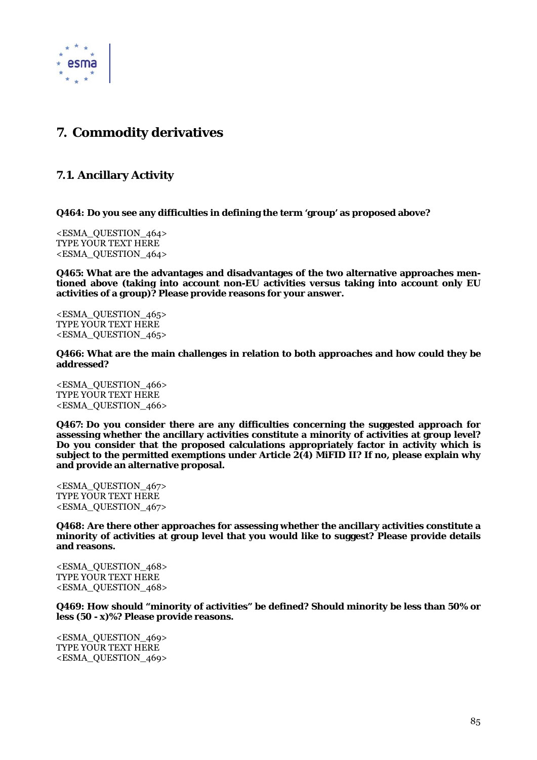# 7. Commodity derivatives

## 7.1. Ancillary Activity

**Q464: Do you see any difficulties in defining the term 'group' as proposed above?**

<ESMA_QUESTION_464>
TYPE YOUR TEXT HERE
<ESMA_QUESTION_464>

**Q465: What are the advantages and disadvantages of the two alternative approaches mentioned above (taking into account non-EU activities versus taking into account only EU activities of a group)? Please provide reasons for your answer.**

<ESMA_QUESTION_465>
TYPE YOUR TEXT HERE
<ESMA_QUESTION_465>

**Q466: What are the main challenges in relation to both approaches and how could they be addressed?**

<ESMA_QUESTION_466>
TYPE YOUR TEXT HERE
<ESMA_QUESTION_466>

**Q467: Do you consider there are any difficulties concerning the suggested approach for assessing whether the ancillary activities constitute a minority of activities at group level? Do you consider that the proposed calculations appropriately factor in activity which is subject to the permitted exemptions under Article 2(4) MiFID II? If no, please explain why and provide an alternative proposal.**

<ESMA_QUESTION_467>
TYPE YOUR TEXT HERE
<ESMA_QUESTION_467>

**Q468: Are there other approaches for assessing whether the ancillary activities constitute a minority of activities at group level that you would like to suggest? Please provide details and reasons.**

<ESMA_QUESTION_468>
TYPE YOUR TEXT HERE
<ESMA_QUESTION_468>

**Q469: How should "minority of activities" be defined? Should minority be less than 50% or less (50 - x)%? Please provide reasons.**

<ESMA_QUESTION_469>
TYPE YOUR TEXT HERE
<ESMA_QUESTION_469>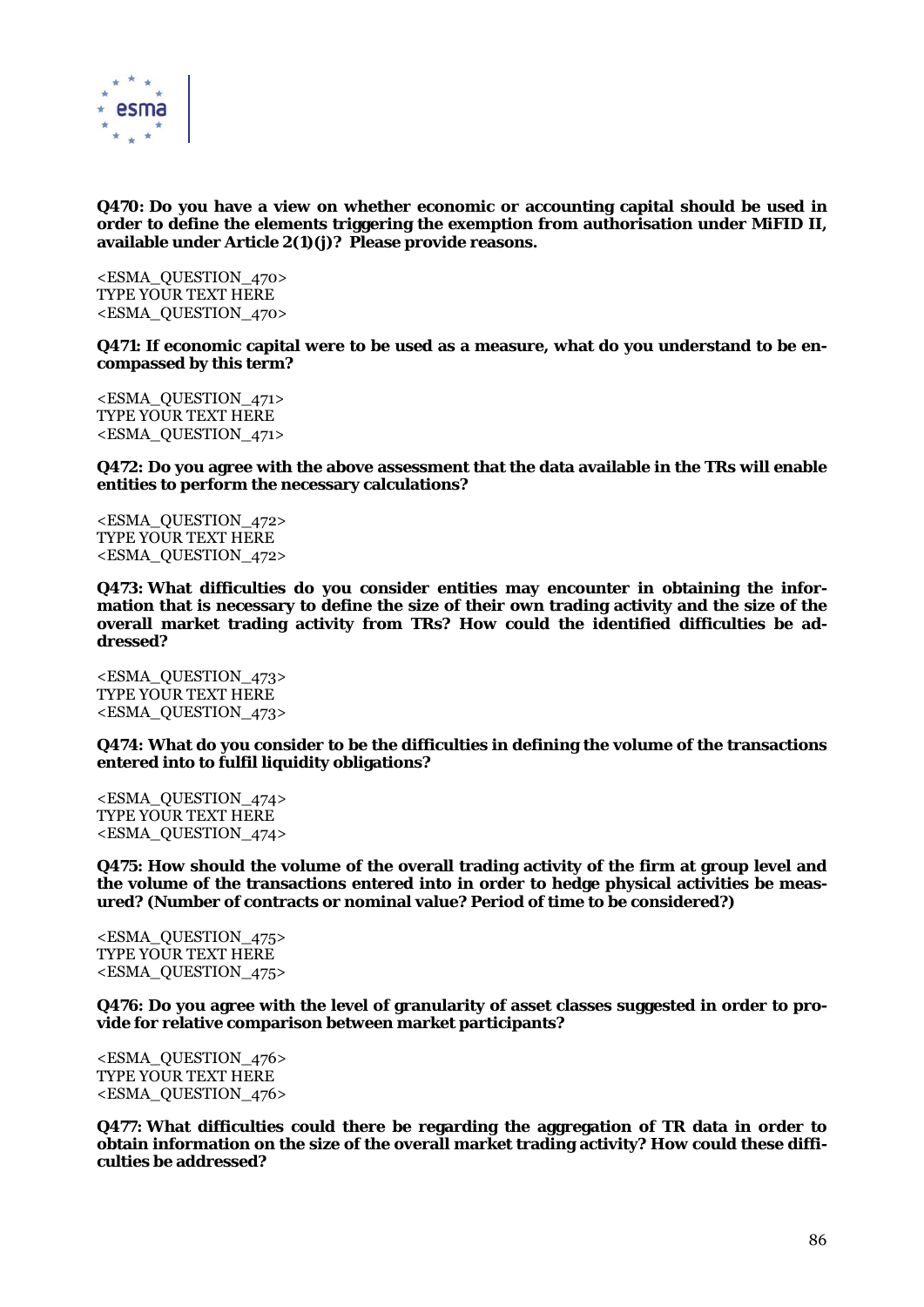**Q470: Do you have a view on whether economic or accounting capital should be used in order to define the elements triggering the exemption from authorisation under MiFID II, available under Article 2(1)(j)? Please provide reasons.**

<ESMA_QUESTION_470>
TYPE YOUR TEXT HERE
<ESMA_QUESTION_470>

**Q471: If economic capital were to be used as a measure, what do you understand to be encompassed by this term?**

<ESMA_QUESTION_471>
TYPE YOUR TEXT HERE
<ESMA_QUESTION_471>

**Q472: Do you agree with the above assessment that the data available in the TRs will enable entities to perform the necessary calculations?**

<ESMA_QUESTION_472>
TYPE YOUR TEXT HERE
<ESMA_QUESTION_472>

**Q473: What difficulties do you consider entities may encounter in obtaining the information that is necessary to define the size of their own trading activity and the size of the overall market trading activity from TRs? How could the identified difficulties be addressed?**

<ESMA_QUESTION_473>
TYPE YOUR TEXT HERE
<ESMA_QUESTION_473>

**Q474: What do you consider to be the difficulties in defining the volume of the transactions entered into to fulfil liquidity obligations?**

<ESMA_QUESTION_474>
TYPE YOUR TEXT HERE
<ESMA_QUESTION_474>

**Q475: How should the volume of the overall trading activity of the firm at group level and the volume of the transactions entered into in order to hedge physical activities be measured? (Number of contracts or nominal value? Period of time to be considered?)**

<ESMA_QUESTION_475>
TYPE YOUR TEXT HERE
<ESMA_QUESTION_475>

**Q476: Do you agree with the level of granularity of asset classes suggested in order to provide for relative comparison between market participants?**

<ESMA_QUESTION_476>
TYPE YOUR TEXT HERE
<ESMA_QUESTION_476>

**Q477: What difficulties could there be regarding the aggregation of TR data in order to obtain information on the size of the overall market trading activity? How could these difficulties be addressed?**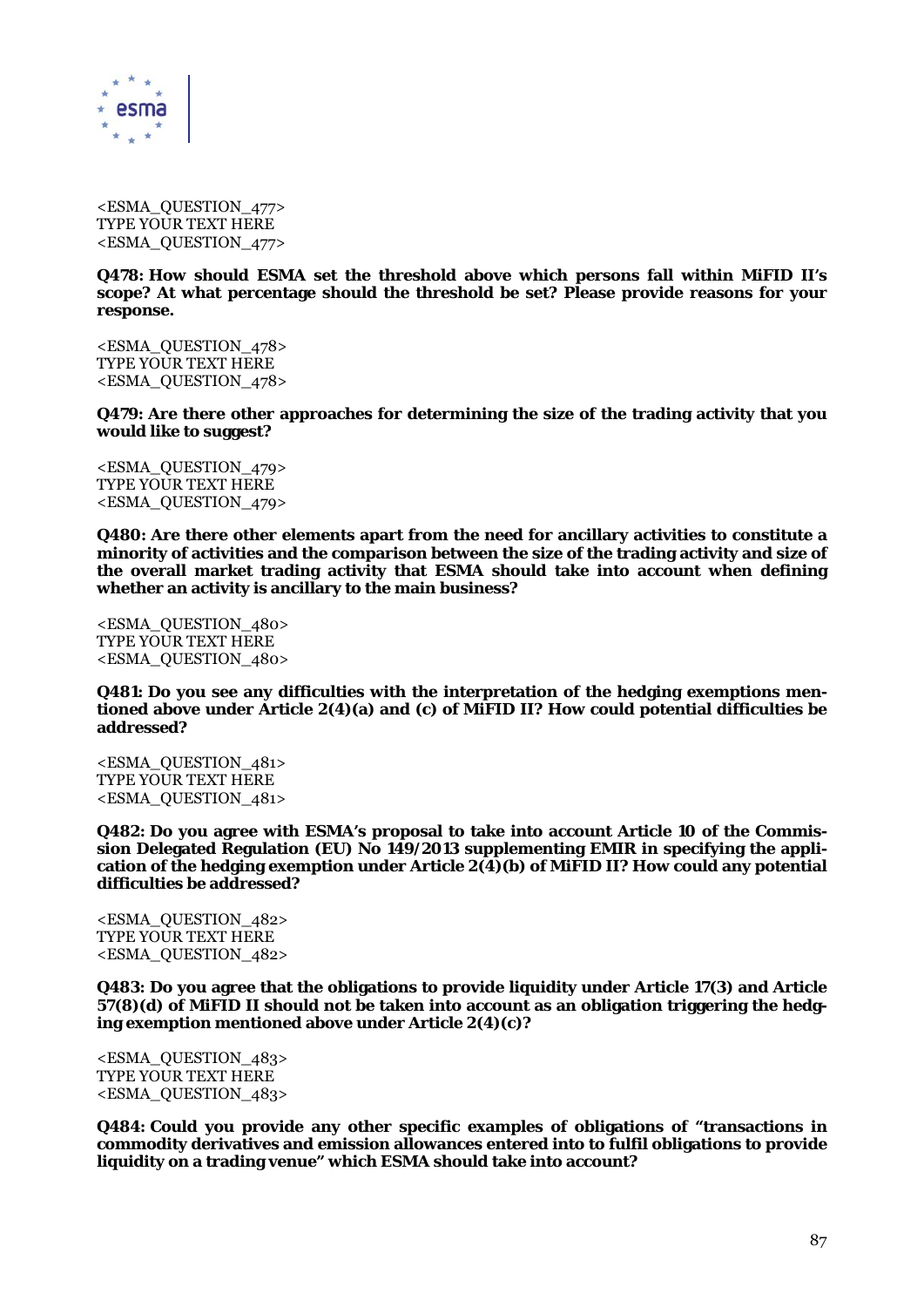<ESMA_QUESTION_477>
TYPE YOUR TEXT HERE
<ESMA_QUESTION_477>

**Q478: How should ESMA set the threshold above which persons fall within MiFID II's scope? At what percentage should the threshold be set? Please provide reasons for your response.**

<ESMA_QUESTION_478>
TYPE YOUR TEXT HERE
<ESMA_QUESTION_478>

**Q479: Are there other approaches for determining the size of the trading activity that you would like to suggest?**

<ESMA_QUESTION_479>
TYPE YOUR TEXT HERE
<ESMA_QUESTION_479>

**Q480: Are there other elements apart from the need for ancillary activities to constitute a minority of activities and the comparison between the size of the trading activity and size of the overall market trading activity that ESMA should take into account when defining whether an activity is ancillary to the main business?**

<ESMA_QUESTION_480>
TYPE YOUR TEXT HERE
<ESMA_QUESTION_480>

**Q481: Do you see any difficulties with the interpretation of the hedging exemptions mentioned above under Article 2(4)(a) and (c) of MiFID II? How could potential difficulties be addressed?**

<ESMA_QUESTION_481>
TYPE YOUR TEXT HERE
<ESMA_QUESTION_481>

**Q482: Do you agree with ESMA's proposal to take into account Article 10 of the Commission Delegated Regulation (EU) No 149/2013 supplementing EMIR in specifying the application of the hedging exemption under Article 2(4)(b) of MiFID II? How could any potential difficulties be addressed?**

<ESMA_QUESTION_482>
TYPE YOUR TEXT HERE
<ESMA_QUESTION_482>

**Q483: Do you agree that the obligations to provide liquidity under Article 17(3) and Article 57(8)(d) of MiFID II should not be taken into account as an obligation triggering the hedging exemption mentioned above under Article 2(4)(c)?**

<ESMA_QUESTION_483>
TYPE YOUR TEXT HERE
<ESMA_QUESTION_483>

**Q484: Could you provide any other specific examples of obligations of "transactions in commodity derivatives and emission allowances entered into to fulfil obligations to provide liquidity on a trading venue" which ESMA should take into account?**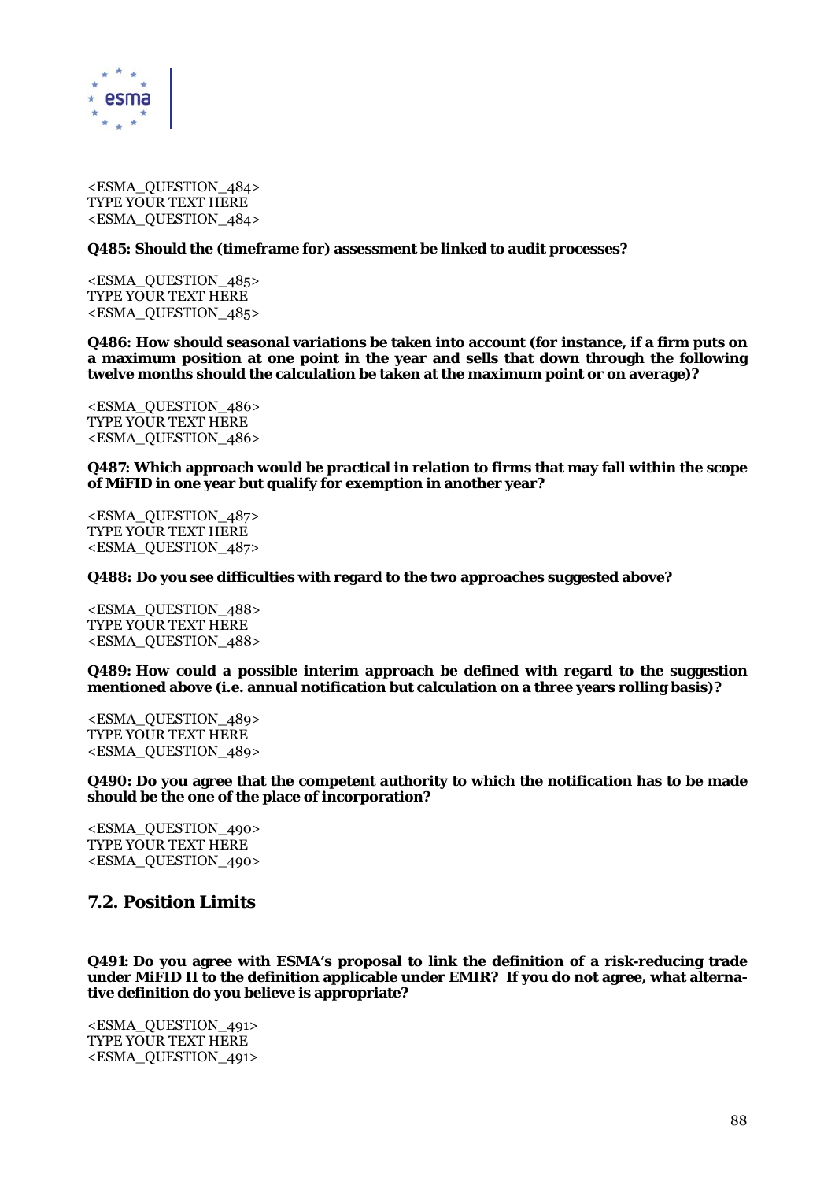<ESMA_QUESTION_484>
TYPE YOUR TEXT HERE
<ESMA_QUESTION_484>

**Q485: Should the (timeframe for) assessment be linked to audit processes?**

<ESMA_QUESTION_485>
TYPE YOUR TEXT HERE
<ESMA_QUESTION_485>

**Q486: How should seasonal variations be taken into account (for instance, if a firm puts on a maximum position at one point in the year and sells that down through the following twelve months should the calculation be taken at the maximum point or on average)?**

<ESMA_QUESTION_486>
TYPE YOUR TEXT HERE
<ESMA_QUESTION_486>

**Q487: Which approach would be practical in relation to firms that may fall within the scope of MiFID in one year but qualify for exemption in another year?**

<ESMA_QUESTION_487>
TYPE YOUR TEXT HERE
<ESMA_QUESTION_487>

**Q488: Do you see difficulties with regard to the two approaches suggested above?**

<ESMA_QUESTION_488>
TYPE YOUR TEXT HERE
<ESMA_QUESTION_488>

**Q489: How could a possible interim approach be defined with regard to the suggestion mentioned above (i.e. annual notification but calculation on a three years rolling basis)?**

<ESMA_QUESTION_489>
TYPE YOUR TEXT HERE
<ESMA_QUESTION_489>

**Q490: Do you agree that the competent authority to which the notification has to be made should be the one of the place of incorporation?**

<ESMA_QUESTION_490>
TYPE YOUR TEXT HERE
<ESMA_QUESTION_490>

## 7.2. Position Limits

**Q491: Do you agree with ESMA's proposal to link the definition of a risk-reducing trade under MiFID II to the definition applicable under EMIR? If you do not agree, what alternative definition do you believe is appropriate?**

<ESMA_QUESTION_491>
TYPE YOUR TEXT HERE
<ESMA_QUESTION_491>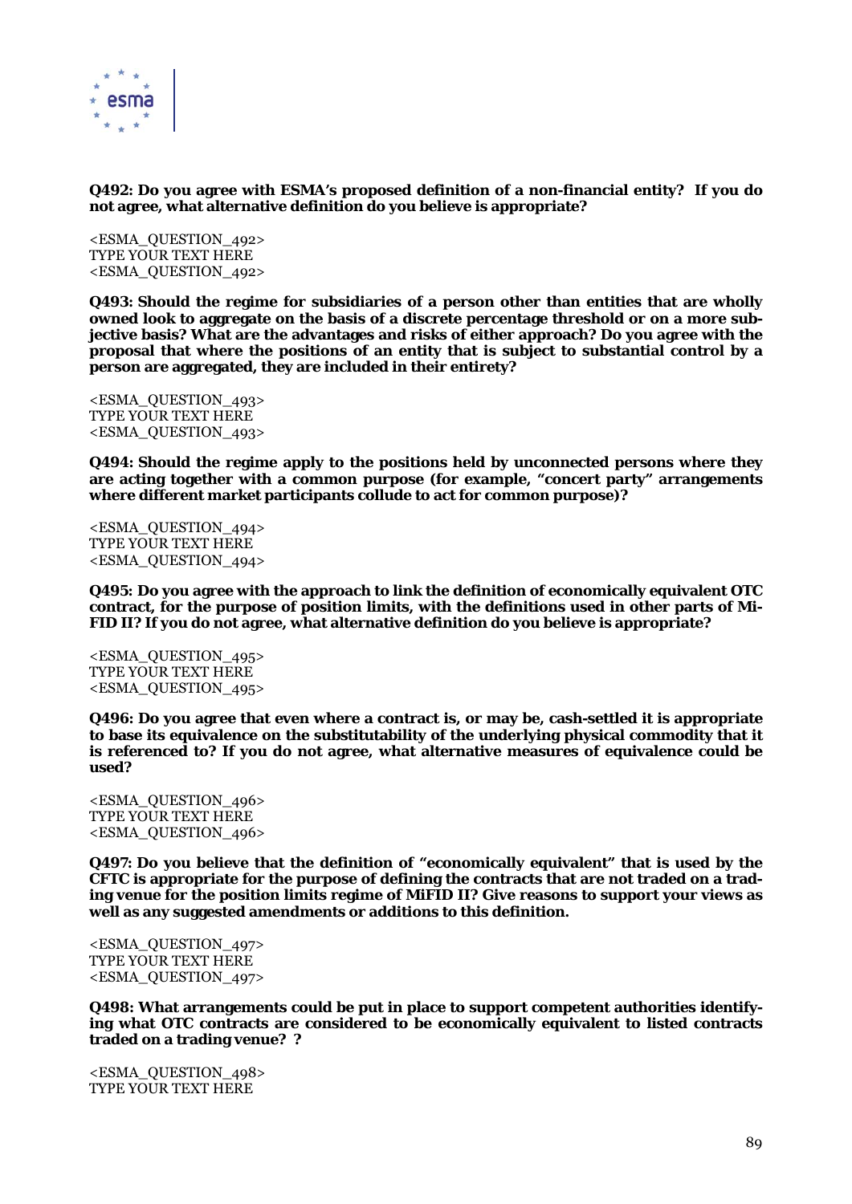**Q492: Do you agree with ESMA's proposed definition of a non-financial entity? If you do not agree, what alternative definition do you believe is appropriate?**

<ESMA_QUESTION_492>
TYPE YOUR TEXT HERE
<ESMA_QUESTION_492>

**Q493: Should the regime for subsidiaries of a person other than entities that are wholly owned look to aggregate on the basis of a discrete percentage threshold or on a more subjective basis? What are the advantages and risks of either approach? Do you agree with the proposal that where the positions of an entity that is subject to substantial control by a person are aggregated, they are included in their entirety?**

<ESMA_QUESTION_493>
TYPE YOUR TEXT HERE
<ESMA_QUESTION_493>

**Q494: Should the regime apply to the positions held by unconnected persons where they are acting together with a common purpose (for example, "concert party" arrangements where different market participants collude to act for common purpose)?**

<ESMA_QUESTION_494>
TYPE YOUR TEXT HERE
<ESMA_QUESTION_494>

**Q495: Do you agree with the approach to link the definition of economically equivalent OTC contract, for the purpose of position limits, with the definitions used in other parts of MiFID II? If you do not agree, what alternative definition do you believe is appropriate?**

<ESMA_QUESTION_495>
TYPE YOUR TEXT HERE
<ESMA_QUESTION_495>

**Q496: Do you agree that even where a contract is, or may be, cash-settled it is appropriate to base its equivalence on the substitutability of the underlying physical commodity that it is referenced to? If you do not agree, what alternative measures of equivalence could be used?**

<ESMA_QUESTION_496>
TYPE YOUR TEXT HERE
<ESMA_QUESTION_496>

**Q497: Do you believe that the definition of "economically equivalent" that is used by the CFTC is appropriate for the purpose of defining the contracts that are not traded on a trading venue for the position limits regime of MiFID II? Give reasons to support your views as well as any suggested amendments or additions to this definition.**

<ESMA_QUESTION_497>
TYPE YOUR TEXT HERE
<ESMA_QUESTION_497>

**Q498: What arrangements could be put in place to support competent authorities identifying what OTC contracts are considered to be economically equivalent to listed contracts traded on a trading venue? ?**

<ESMA_QUESTION_498>
TYPE YOUR TEXT HERE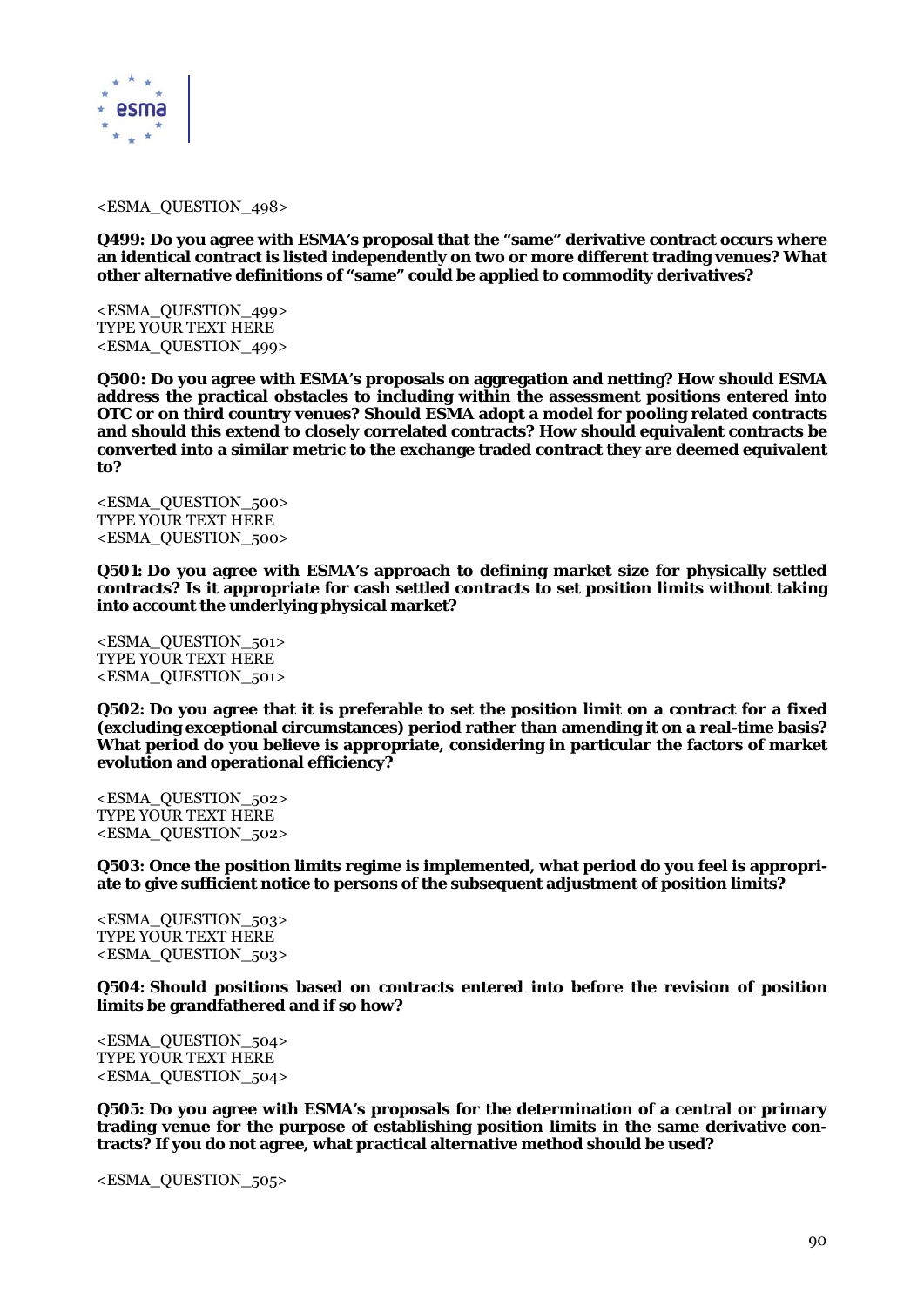<ESMA_QUESTION_498>

**Q499: Do you agree with ESMA's proposal that the "same" derivative contract occurs where an identical contract is listed independently on two or more different trading venues? What other alternative definitions of "same" could be applied to commodity derivatives?**

<ESMA_QUESTION_499>
TYPE YOUR TEXT HERE
<ESMA_QUESTION_499>

**Q500: Do you agree with ESMA's proposals on aggregation and netting? How should ESMA address the practical obstacles to including within the assessment positions entered into OTC or on third country venues? Should ESMA adopt a model for pooling related contracts and should this extend to closely correlated contracts? How should equivalent contracts be converted into a similar metric to the exchange traded contract they are deemed equivalent to?**

<ESMA_QUESTION_500>
TYPE YOUR TEXT HERE
<ESMA_QUESTION_500>

**Q501: Do you agree with ESMA's approach to defining market size for physically settled contracts? Is it appropriate for cash settled contracts to set position limits without taking into account the underlying physical market?**

<ESMA_QUESTION_501>
TYPE YOUR TEXT HERE
<ESMA_QUESTION_501>

**Q502: Do you agree that it is preferable to set the position limit on a contract for a fixed (excluding exceptional circumstances) period rather than amending it on a real-time basis? What period do you believe is appropriate, considering in particular the factors of market evolution and operational efficiency?**

<ESMA_QUESTION_502>
TYPE YOUR TEXT HERE
<ESMA_QUESTION_502>

**Q503: Once the position limits regime is implemented, what period do you feel is appropriate to give sufficient notice to persons of the subsequent adjustment of position limits?**

<ESMA_QUESTION_503>
TYPE YOUR TEXT HERE
<ESMA_QUESTION_503>

**Q504: Should positions based on contracts entered into before the revision of position limits be grandfathered and if so how?**

<ESMA_QUESTION_504>
TYPE YOUR TEXT HERE
<ESMA_QUESTION_504>

**Q505: Do you agree with ESMA's proposals for the determination of a central or primary trading venue for the purpose of establishing position limits in the same derivative contracts? If you do not agree, what practical alternative method should be used?**

<ESMA_QUESTION_505>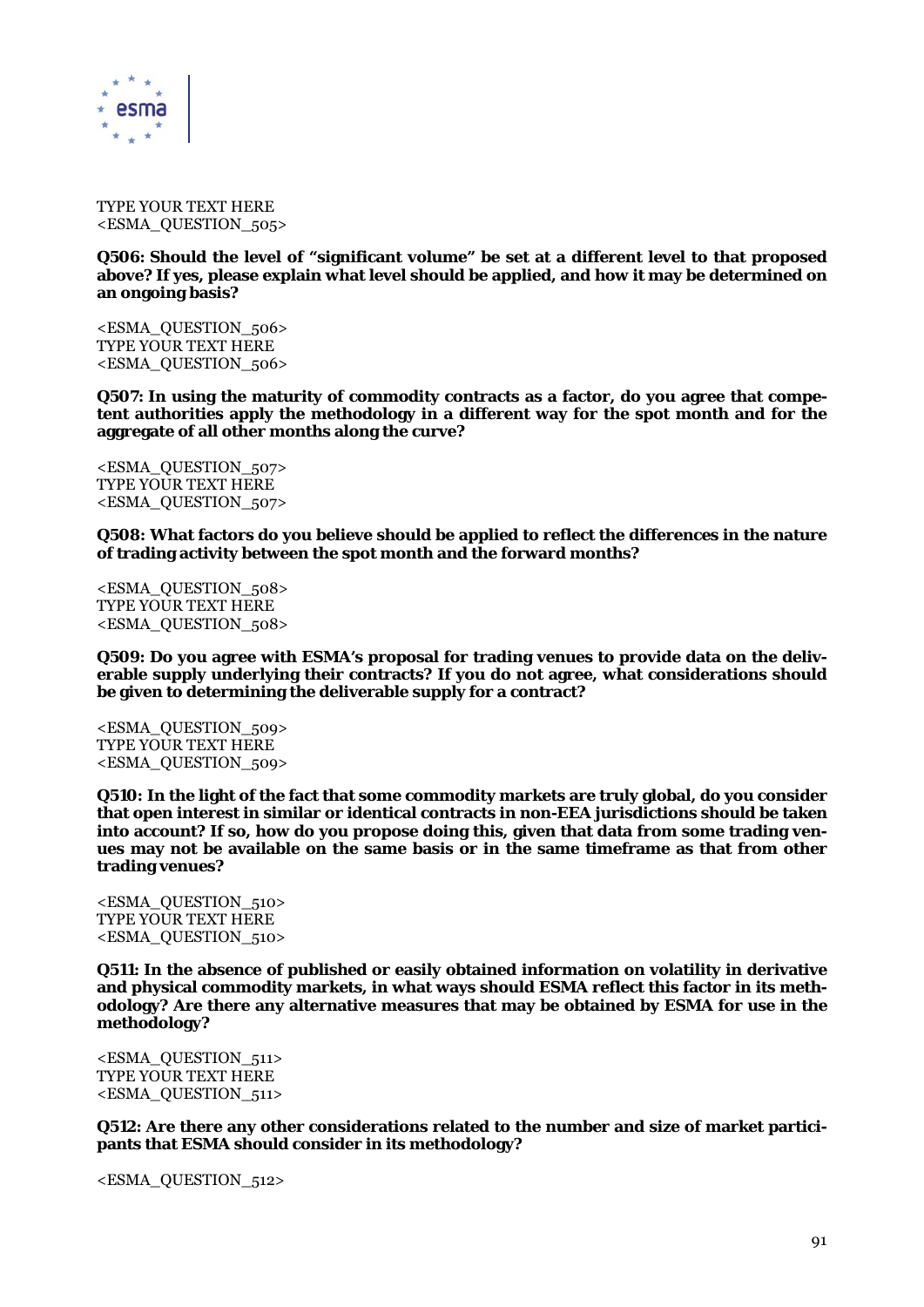TYPE YOUR TEXT HERE
<ESMA_QUESTION_505>

**Q506: Should the level of "significant volume" be set at a different level to that proposed above? If yes, please explain what level should be applied, and how it may be determined on an ongoing basis?**

<ESMA_QUESTION_506>
TYPE YOUR TEXT HERE
<ESMA_QUESTION_506>

**Q507: In using the maturity of commodity contracts as a factor, do you agree that competent authorities apply the methodology in a different way for the spot month and for the aggregate of all other months along the curve?**

<ESMA_QUESTION_507>
TYPE YOUR TEXT HERE
<ESMA_QUESTION_507>

**Q508: What factors do you believe should be applied to reflect the differences in the nature of trading activity between the spot month and the forward months?**

<ESMA_QUESTION_508>
TYPE YOUR TEXT HERE
<ESMA_QUESTION_508>

**Q509: Do you agree with ESMA's proposal for trading venues to provide data on the deliverable supply underlying their contracts? If you do not agree, what considerations should be given to determining the deliverable supply for a contract?**

<ESMA_QUESTION_509>
TYPE YOUR TEXT HERE
<ESMA_QUESTION_509>

**Q510: In the light of the fact that some commodity markets are truly global, do you consider that open interest in similar or identical contracts in non-EEA jurisdictions should be taken into account? If so, how do you propose doing this, given that data from some trading venues may not be available on the same basis or in the same timeframe as that from other trading venues?**

<ESMA_QUESTION_510>
TYPE YOUR TEXT HERE
<ESMA_QUESTION_510>

**Q511: In the absence of published or easily obtained information on volatility in derivative and physical commodity markets, in what ways should ESMA reflect this factor in its methodology? Are there any alternative measures that may be obtained by ESMA for use in the methodology?**

<ESMA_QUESTION_511>
TYPE YOUR TEXT HERE
<ESMA_QUESTION_511>

**Q512: Are there any other considerations related to the number and size of market participants that ESMA should consider in its methodology?**

<ESMA_QUESTION_512>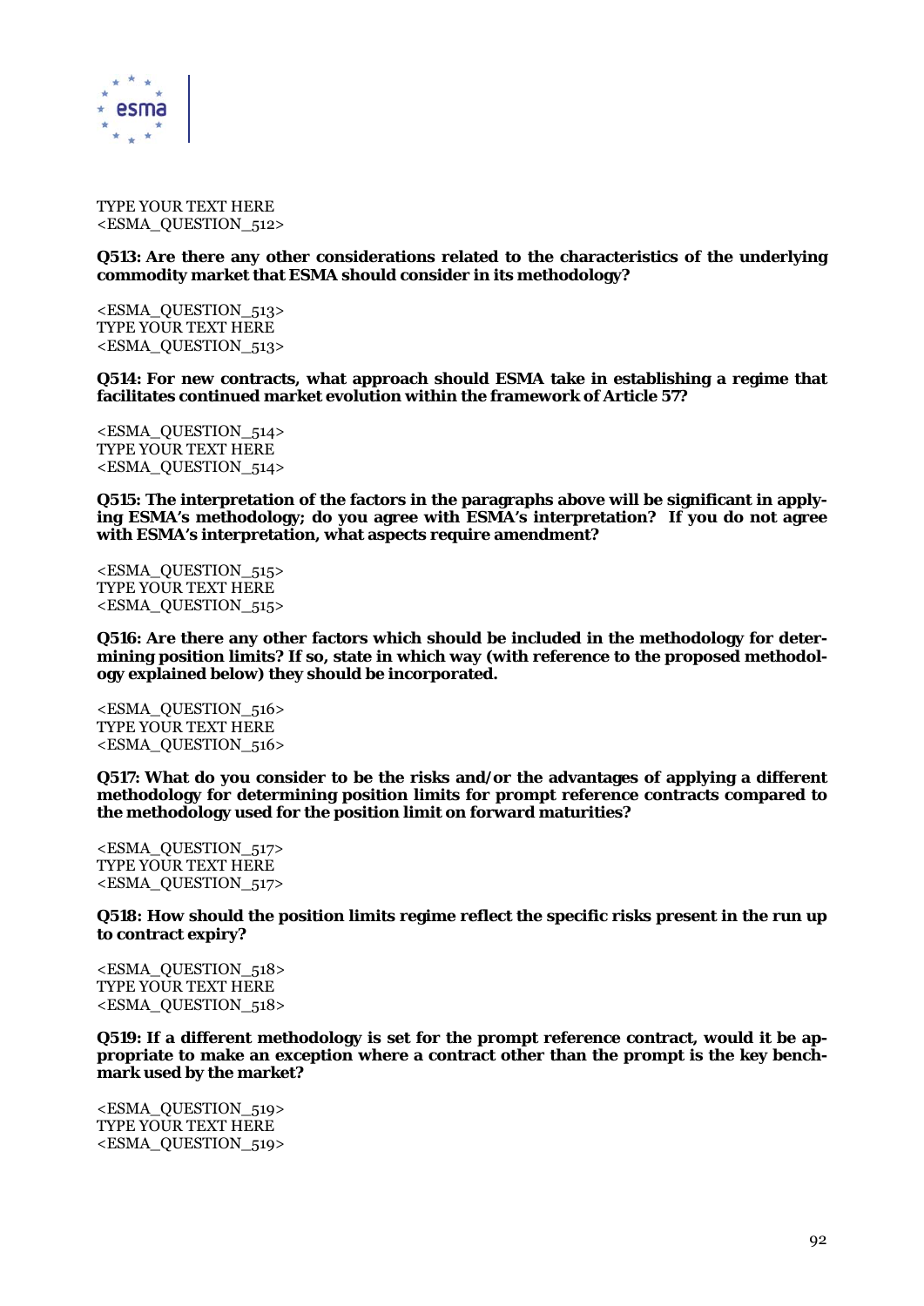TYPE YOUR TEXT HERE
<ESMA_QUESTION_512>

**Q513: Are there any other considerations related to the characteristics of the underlying commodity market that ESMA should consider in its methodology?**

<ESMA_QUESTION_513>
TYPE YOUR TEXT HERE
<ESMA_QUESTION_513>

**Q514: For new contracts, what approach should ESMA take in establishing a regime that facilitates continued market evolution within the framework of Article 57?**

<ESMA_QUESTION_514>
TYPE YOUR TEXT HERE
<ESMA_QUESTION_514>

**Q515: The interpretation of the factors in the paragraphs above will be significant in applying ESMA's methodology; do you agree with ESMA's interpretation? If you do not agree with ESMA's interpretation, what aspects require amendment?**

<ESMA_QUESTION_515>
TYPE YOUR TEXT HERE
<ESMA_QUESTION_515>

**Q516: Are there any other factors which should be included in the methodology for determining position limits? If so, state in which way (with reference to the proposed methodology explained below) they should be incorporated.**

<ESMA_QUESTION_516>
TYPE YOUR TEXT HERE
<ESMA_QUESTION_516>

**Q517: What do you consider to be the risks and/or the advantages of applying a different methodology for determining position limits for prompt reference contracts compared to the methodology used for the position limit on forward maturities?**

<ESMA_QUESTION_517>
TYPE YOUR TEXT HERE
<ESMA_QUESTION_517>

**Q518: How should the position limits regime reflect the specific risks present in the run up to contract expiry?**

<ESMA_QUESTION_518>
TYPE YOUR TEXT HERE
<ESMA_QUESTION_518>

**Q519: If a different methodology is set for the prompt reference contract, would it be appropriate to make an exception where a contract other than the prompt is the key benchmark used by the market?**

<ESMA_QUESTION_519>
TYPE YOUR TEXT HERE
<ESMA_QUESTION_519>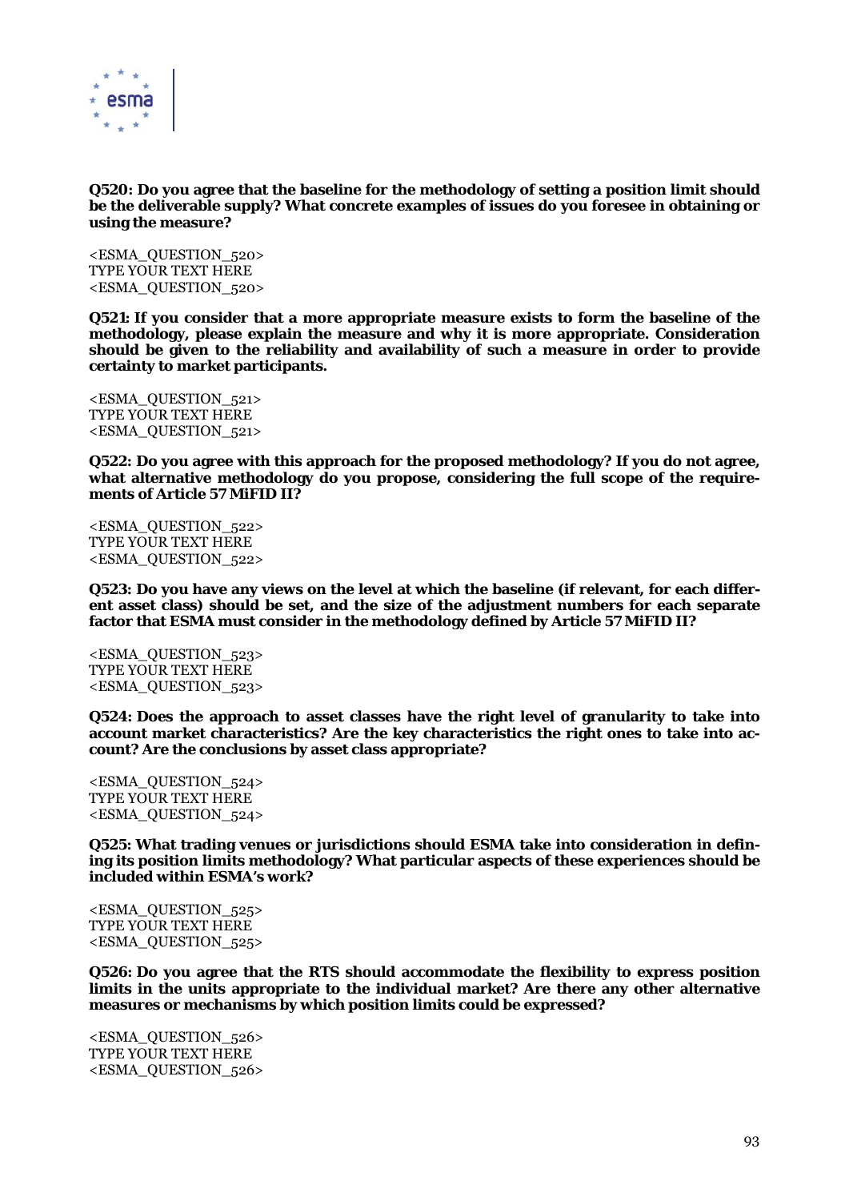**Q520: Do you agree that the baseline for the methodology of setting a position limit should be the deliverable supply? What concrete examples of issues do you foresee in obtaining or using the measure?**

<ESMA_QUESTION_520>
TYPE YOUR TEXT HERE
<ESMA_QUESTION_520>

**Q521: If you consider that a more appropriate measure exists to form the baseline of the methodology, please explain the measure and why it is more appropriate. Consideration should be given to the reliability and availability of such a measure in order to provide certainty to market participants.**

<ESMA_QUESTION_521>
TYPE YOUR TEXT HERE
<ESMA_QUESTION_521>

**Q522: Do you agree with this approach for the proposed methodology? If you do not agree, what alternative methodology do you propose, considering the full scope of the requirements of Article 57 MiFID II?**

<ESMA_QUESTION_522>
TYPE YOUR TEXT HERE
<ESMA_QUESTION_522>

**Q523: Do you have any views on the level at which the baseline (if relevant, for each different asset class) should be set, and the size of the adjustment numbers for each separate factor that ESMA must consider in the methodology defined by Article 57 MiFID II?**

<ESMA_QUESTION_523>
TYPE YOUR TEXT HERE
<ESMA_QUESTION_523>

**Q524: Does the approach to asset classes have the right level of granularity to take into account market characteristics? Are the key characteristics the right ones to take into account? Are the conclusions by asset class appropriate?**

<ESMA_QUESTION_524>
TYPE YOUR TEXT HERE
<ESMA_QUESTION_524>

**Q525: What trading venues or jurisdictions should ESMA take into consideration in defining its position limits methodology? What particular aspects of these experiences should be included within ESMA's work?**

<ESMA_QUESTION_525>
TYPE YOUR TEXT HERE
<ESMA_QUESTION_525>

**Q526: Do you agree that the RTS should accommodate the flexibility to express position limits in the units appropriate to the individual market? Are there any other alternative measures or mechanisms by which position limits could be expressed?**

<ESMA_QUESTION_526>
TYPE YOUR TEXT HERE
<ESMA_QUESTION_526>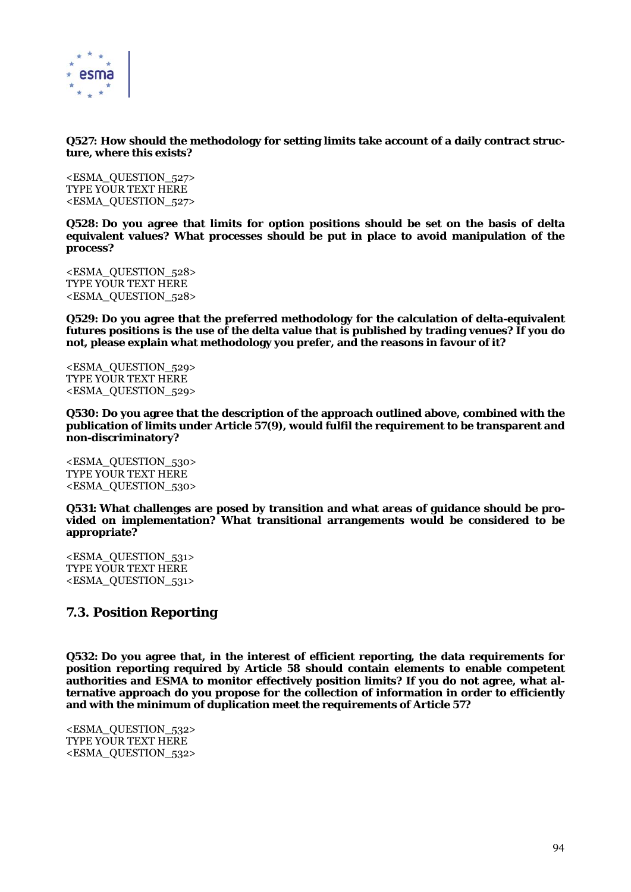**Q527: How should the methodology for setting limits take account of a daily contract structure, where this exists?**

<ESMA_QUESTION_527>
TYPE YOUR TEXT HERE
<ESMA_QUESTION_527>

**Q528: Do you agree that limits for option positions should be set on the basis of delta equivalent values? What processes should be put in place to avoid manipulation of the process?**

<ESMA_QUESTION_528>
TYPE YOUR TEXT HERE
<ESMA_QUESTION_528>

**Q529: Do you agree that the preferred methodology for the calculation of delta-equivalent futures positions is the use of the delta value that is published by trading venues? If you do not, please explain what methodology you prefer, and the reasons in favour of it?**

<ESMA_QUESTION_529>
TYPE YOUR TEXT HERE
<ESMA_QUESTION_529>

**Q530: Do you agree that the description of the approach outlined above, combined with the publication of limits under Article 57(9), would fulfil the requirement to be transparent and non-discriminatory?**

<ESMA_QUESTION_530>
TYPE YOUR TEXT HERE
<ESMA_QUESTION_530>

**Q531: What challenges are posed by transition and what areas of guidance should be provided on implementation? What transitional arrangements would be considered to be appropriate?**

<ESMA_QUESTION_531>
TYPE YOUR TEXT HERE
<ESMA_QUESTION_531>

## 7.3. Position Reporting

**Q532: Do you agree that, in the interest of efficient reporting, the data requirements for position reporting required by Article 58 should contain elements to enable competent authorities and ESMA to monitor effectively position limits? If you do not agree, what alternative approach do you propose for the collection of information in order to efficiently and with the minimum of duplication meet the requirements of Article 57?**

<ESMA_QUESTION_532>
TYPE YOUR TEXT HERE
<ESMA_QUESTION_532>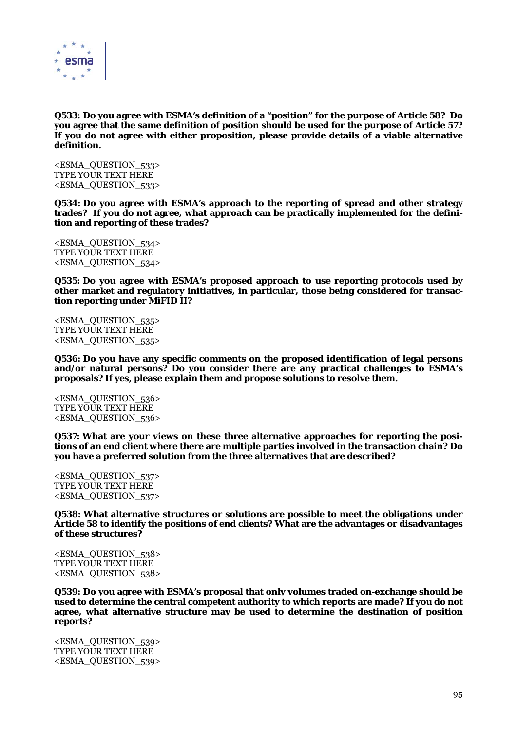**Q533: Do you agree with ESMA's definition of a "position" for the purpose of Article 58? Do you agree that the same definition of position should be used for the purpose of Article 57? If you do not agree with either proposition, please provide details of a viable alternative definition.**

<ESMA_QUESTION_533>
TYPE YOUR TEXT HERE
<ESMA_QUESTION_533>

**Q534: Do you agree with ESMA's approach to the reporting of spread and other strategy trades? If you do not agree, what approach can be practically implemented for the definition and reporting of these trades?**

<ESMA_QUESTION_534>
TYPE YOUR TEXT HERE
<ESMA_QUESTION_534>

**Q535: Do you agree with ESMA's proposed approach to use reporting protocols used by other market and regulatory initiatives, in particular, those being considered for transaction reporting under MiFID II?**

<ESMA_QUESTION_535>
TYPE YOUR TEXT HERE
<ESMA_QUESTION_535>

**Q536: Do you have any specific comments on the proposed identification of legal persons and/or natural persons? Do you consider there are any practical challenges to ESMA's proposals? If yes, please explain them and propose solutions to resolve them.**

<ESMA_QUESTION_536>
TYPE YOUR TEXT HERE
<ESMA_QUESTION_536>

**Q537: What are your views on these three alternative approaches for reporting the positions of an end client where there are multiple parties involved in the transaction chain? Do you have a preferred solution from the three alternatives that are described?**

<ESMA_QUESTION_537>
TYPE YOUR TEXT HERE
<ESMA_QUESTION_537>

**Q538: What alternative structures or solutions are possible to meet the obligations under Article 58 to identify the positions of end clients? What are the advantages or disadvantages of these structures?**

<ESMA_QUESTION_538>
TYPE YOUR TEXT HERE
<ESMA_QUESTION_538>

**Q539: Do you agree with ESMA's proposal that only volumes traded on-exchange should be used to determine the central competent authority to which reports are made? If you do not agree, what alternative structure may be used to determine the destination of position reports?**

<ESMA_QUESTION_539>
TYPE YOUR TEXT HERE
<ESMA_QUESTION_539>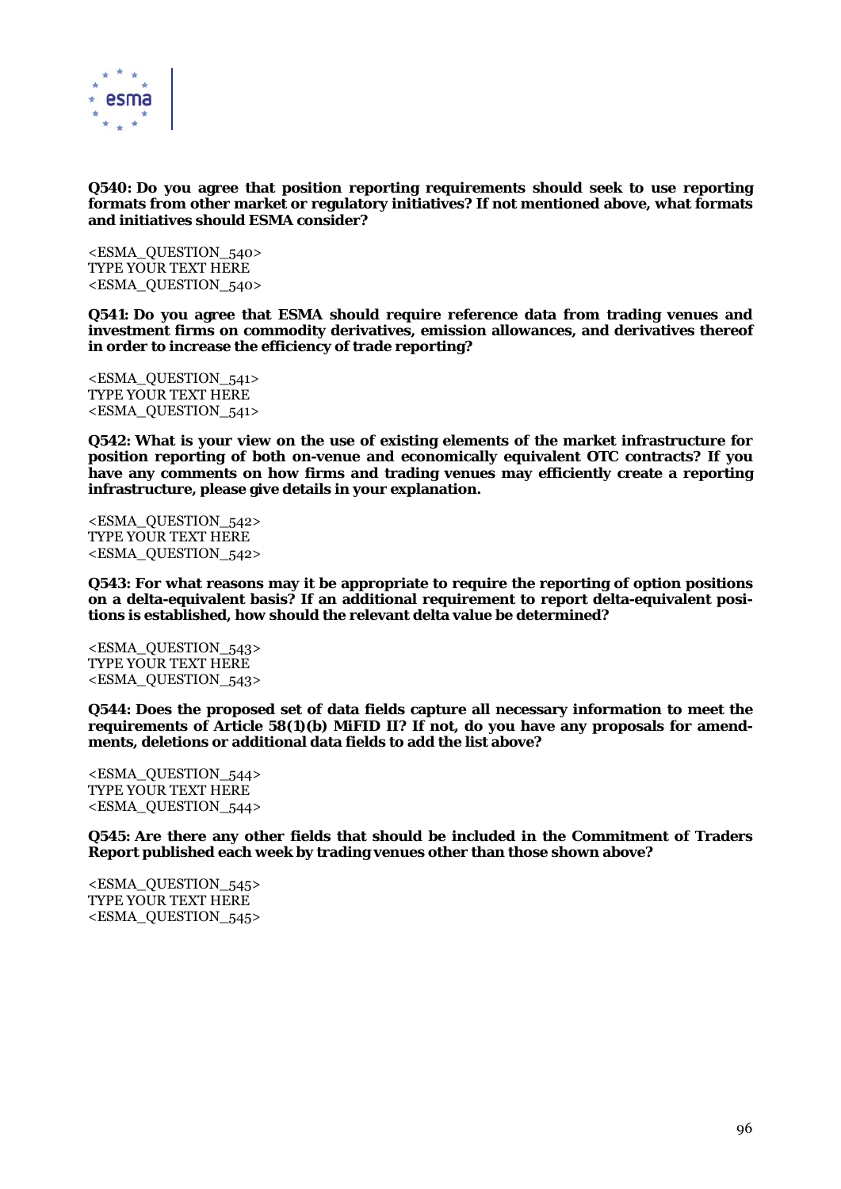**Q540: Do you agree that position reporting requirements should seek to use reporting formats from other market or regulatory initiatives? If not mentioned above, what formats and initiatives should ESMA consider?**

<ESMA_QUESTION_540>
TYPE YOUR TEXT HERE
<ESMA_QUESTION_540>

**Q541: Do you agree that ESMA should require reference data from trading venues and investment firms on commodity derivatives, emission allowances, and derivatives thereof in order to increase the efficiency of trade reporting?**

<ESMA_QUESTION_541>
TYPE YOUR TEXT HERE
<ESMA_QUESTION_541>

**Q542: What is your view on the use of existing elements of the market infrastructure for position reporting of both on-venue and economically equivalent OTC contracts? If you have any comments on how firms and trading venues may efficiently create a reporting infrastructure, please give details in your explanation.**

<ESMA_QUESTION_542>
TYPE YOUR TEXT HERE
<ESMA_QUESTION_542>

**Q543: For what reasons may it be appropriate to require the reporting of option positions on a delta-equivalent basis? If an additional requirement to report delta-equivalent positions is established, how should the relevant delta value be determined?**

<ESMA_QUESTION_543>
TYPE YOUR TEXT HERE
<ESMA_QUESTION_543>

**Q544: Does the proposed set of data fields capture all necessary information to meet the requirements of Article 58(1)(b) MiFID II? If not, do you have any proposals for amendments, deletions or additional data fields to add the list above?**

<ESMA_QUESTION_544>
TYPE YOUR TEXT HERE
<ESMA_QUESTION_544>

**Q545: Are there any other fields that should be included in the Commitment of Traders Report published each week by trading venues other than those shown above?**

<ESMA_QUESTION_545>
TYPE YOUR TEXT HERE
<ESMA_QUESTION_545>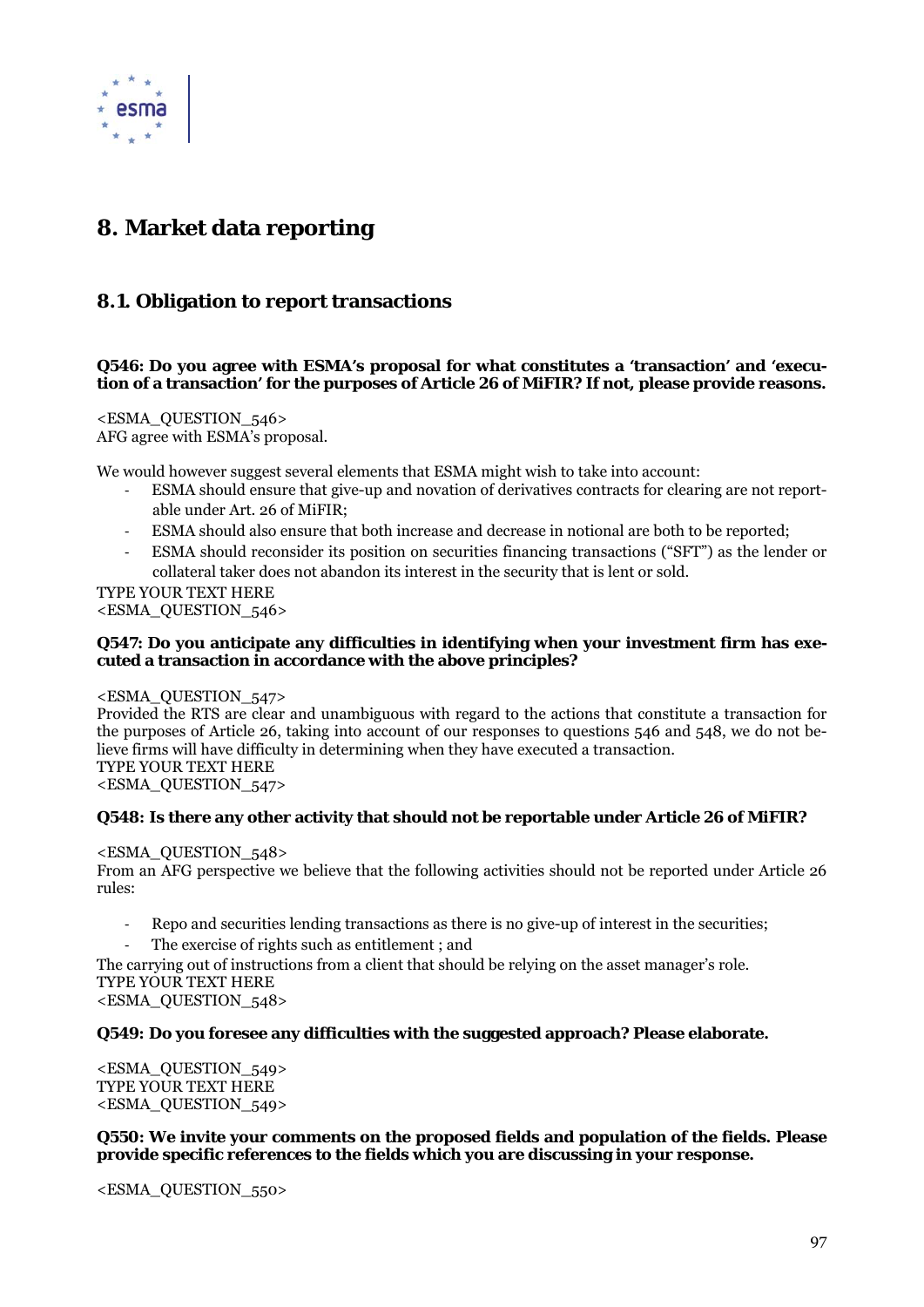# 8. Market data reporting

## 8.1. Obligation to report transactions

**Q546: Do you agree with ESMA's proposal for what constitutes a 'transaction' and 'execution of a transaction' for the purposes of Article 26 of MiFIR? If not, please provide reasons.**

<ESMA_QUESTION_546>
AFG agree with ESMA's proposal.

We would however suggest several elements that ESMA might wish to take into account:

- ESMA should ensure that give-up and novation of derivatives contracts for clearing are not reportable under Art. 26 of MiFIR;
- ESMA should also ensure that both increase and decrease in notional are both to be reported;
- ESMA should reconsider its position on securities financing transactions ("SFT") as the lender or collateral taker does not abandon its interest in the security that is lent or sold.

TYPE YOUR TEXT HERE
<ESMA_QUESTION_546>

**Q547: Do you anticipate any difficulties in identifying when your investment firm has executed a transaction in accordance with the above principles?**

<ESMA_QUESTION_547>
Provided the RTS are clear and unambiguous with regard to the actions that constitute a transaction for the purposes of Article 26, taking into account of our responses to questions 546 and 548, we do not believe firms will have difficulty in determining when they have executed a transaction.
TYPE YOUR TEXT HERE
<ESMA_QUESTION_547>

**Q548: Is there any other activity that should not be reportable under Article 26 of MiFIR?**

<ESMA_QUESTION_548>
From an AFG perspective we believe that the following activities should not be reported under Article 26 rules:

- Repo and securities lending transactions as there is no give-up of interest in the securities;
- The exercise of rights such as entitlement ; and

The carrying out of instructions from a client that should be relying on the asset manager's role.
TYPE YOUR TEXT HERE
<ESMA_QUESTION_548>

**Q549: Do you foresee any difficulties with the suggested approach? Please elaborate.**

<ESMA_QUESTION_549>
TYPE YOUR TEXT HERE
<ESMA_QUESTION_549>

**Q550: We invite your comments on the proposed fields and population of the fields. Please provide specific references to the fields which you are discussing in your response.**

<ESMA_QUESTION_550>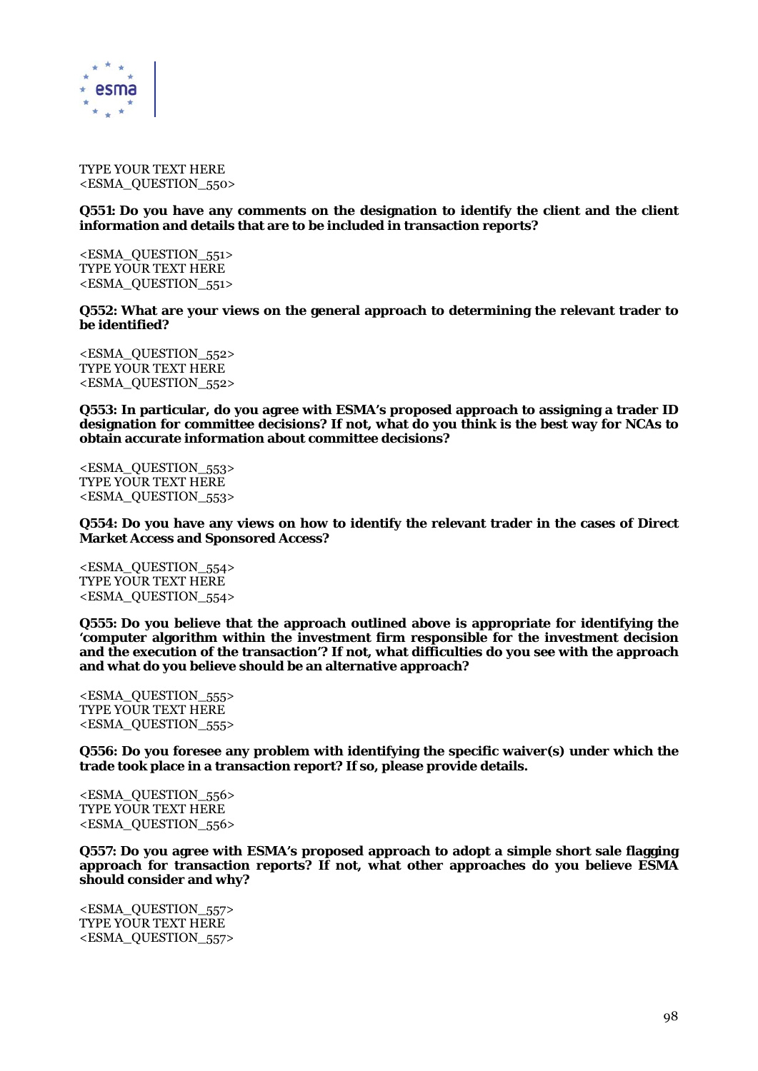TYPE YOUR TEXT HERE
<ESMA_QUESTION_550>

**Q551: Do you have any comments on the designation to identify the client and the client information and details that are to be included in transaction reports?**

<ESMA_QUESTION_551>
TYPE YOUR TEXT HERE
<ESMA_QUESTION_551>

**Q552: What are your views on the general approach to determining the relevant trader to be identified?**

<ESMA_QUESTION_552>
TYPE YOUR TEXT HERE
<ESMA_QUESTION_552>

**Q553: In particular, do you agree with ESMA's proposed approach to assigning a trader ID designation for committee decisions? If not, what do you think is the best way for NCAs to obtain accurate information about committee decisions?**

<ESMA_QUESTION_553>
TYPE YOUR TEXT HERE
<ESMA_QUESTION_553>

**Q554: Do you have any views on how to identify the relevant trader in the cases of Direct Market Access and Sponsored Access?**

<ESMA_QUESTION_554>
TYPE YOUR TEXT HERE
<ESMA_QUESTION_554>

**Q555: Do you believe that the approach outlined above is appropriate for identifying the 'computer algorithm within the investment firm responsible for the investment decision and the execution of the transaction'? If not, what difficulties do you see with the approach and what do you believe should be an alternative approach?**

<ESMA_QUESTION_555>
TYPE YOUR TEXT HERE
<ESMA_QUESTION_555>

**Q556: Do you foresee any problem with identifying the specific waiver(s) under which the trade took place in a transaction report? If so, please provide details.**

<ESMA_QUESTION_556>
TYPE YOUR TEXT HERE
<ESMA_QUESTION_556>

**Q557: Do you agree with ESMA's proposed approach to adopt a simple short sale flagging approach for transaction reports? If not, what other approaches do you believe ESMA should consider and why?**

<ESMA_QUESTION_557>
TYPE YOUR TEXT HERE
<ESMA_QUESTION_557>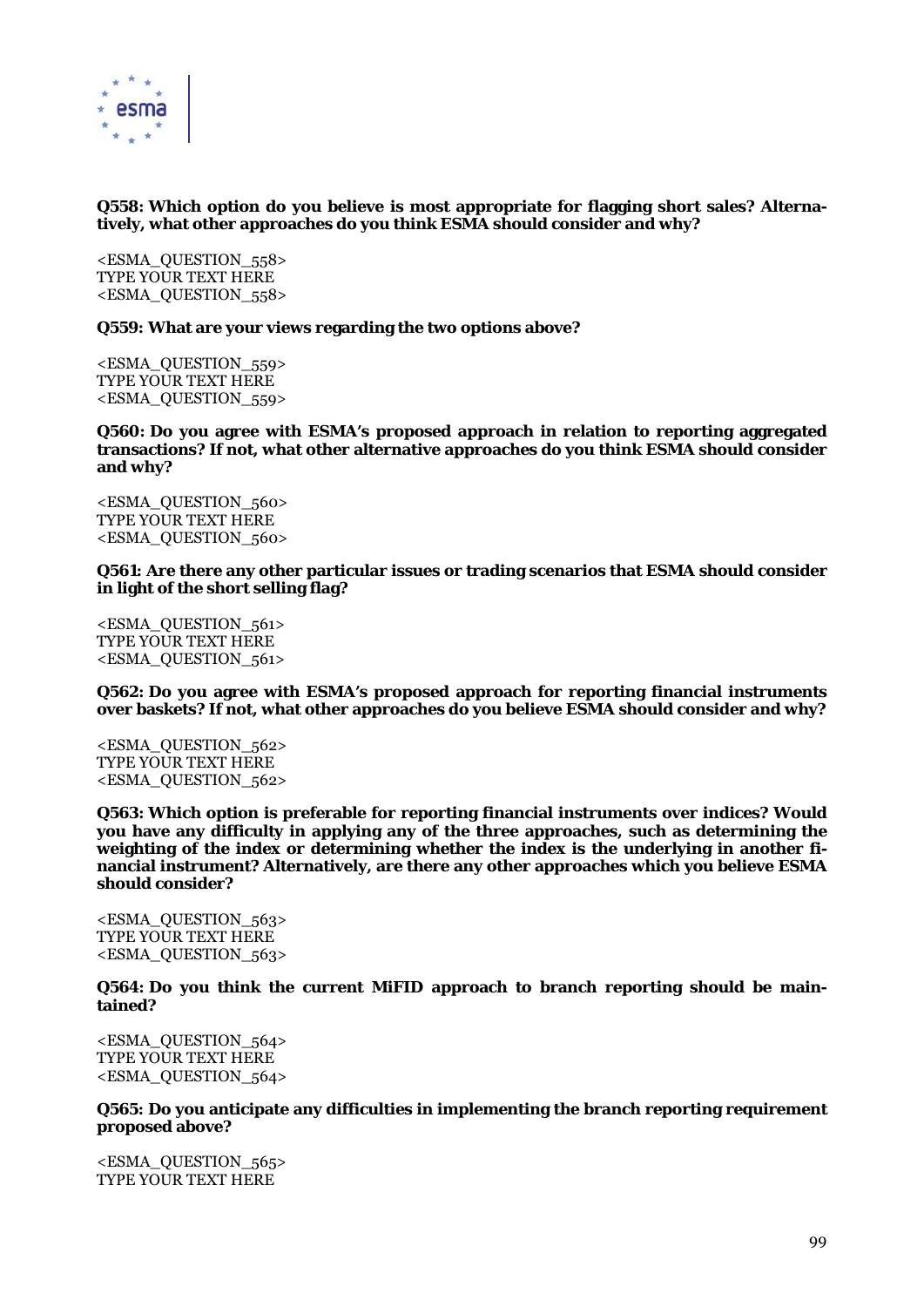**Q558: Which option do you believe is most appropriate for flagging short sales? Alternatively, what other approaches do you think ESMA should consider and why?**

<ESMA_QUESTION_558>
TYPE YOUR TEXT HERE
<ESMA_QUESTION_558>

**Q559: What are your views regarding the two options above?**

<ESMA_QUESTION_559>
TYPE YOUR TEXT HERE
<ESMA_QUESTION_559>

**Q560: Do you agree with ESMA's proposed approach in relation to reporting aggregated transactions? If not, what other alternative approaches do you think ESMA should consider and why?**

<ESMA_QUESTION_560>
TYPE YOUR TEXT HERE
<ESMA_QUESTION_560>

**Q561: Are there any other particular issues or trading scenarios that ESMA should consider in light of the short selling flag?**

<ESMA_QUESTION_561>
TYPE YOUR TEXT HERE
<ESMA_QUESTION_561>

**Q562: Do you agree with ESMA's proposed approach for reporting financial instruments over baskets? If not, what other approaches do you believe ESMA should consider and why?**

<ESMA_QUESTION_562>
TYPE YOUR TEXT HERE
<ESMA_QUESTION_562>

**Q563: Which option is preferable for reporting financial instruments over indices? Would you have any difficulty in applying any of the three approaches, such as determining the weighting of the index or determining whether the index is the underlying in another financial instrument? Alternatively, are there any other approaches which you believe ESMA should consider?**

<ESMA_QUESTION_563>
TYPE YOUR TEXT HERE
<ESMA_QUESTION_563>

**Q564: Do you think the current MiFID approach to branch reporting should be maintained?**

<ESMA_QUESTION_564>
TYPE YOUR TEXT HERE
<ESMA_QUESTION_564>

**Q565: Do you anticipate any difficulties in implementing the branch reporting requirement proposed above?**

<ESMA_QUESTION_565>
TYPE YOUR TEXT HERE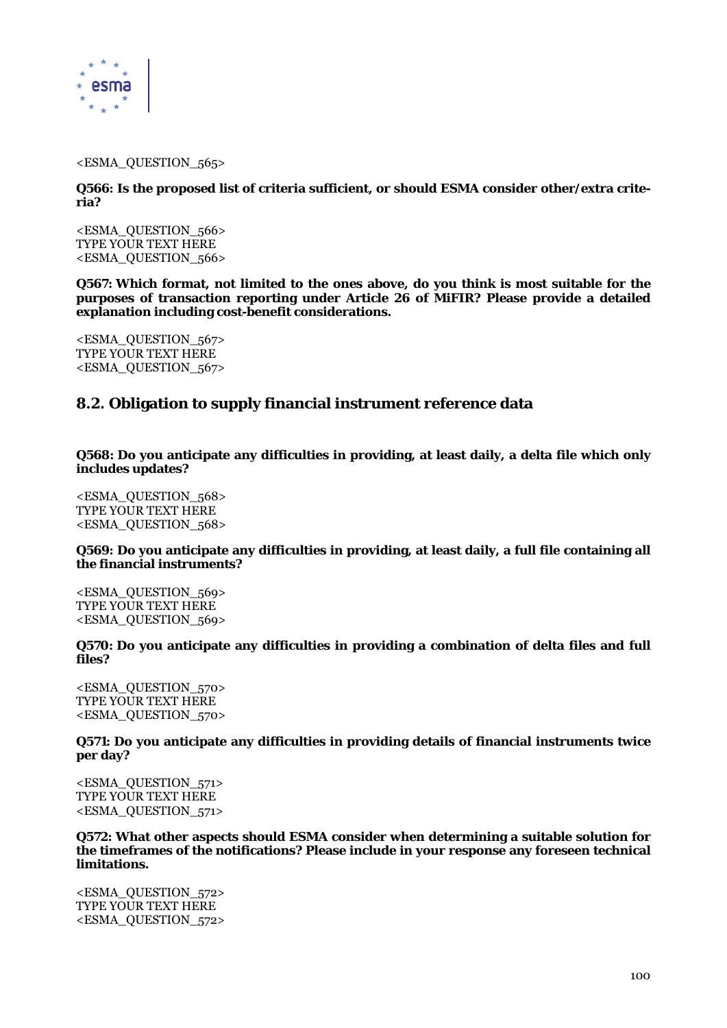<ESMA_QUESTION_565>

**Q566: Is the proposed list of criteria sufficient, or should ESMA consider other/extra criteria?**

<ESMA_QUESTION_566>
TYPE YOUR TEXT HERE
<ESMA_QUESTION_566>

**Q567: Which format, not limited to the ones above, do you think is most suitable for the purposes of transaction reporting under Article 26 of MiFIR? Please provide a detailed explanation including cost-benefit considerations.**

<ESMA_QUESTION_567>
TYPE YOUR TEXT HERE
<ESMA_QUESTION_567>

## 8.2. Obligation to supply financial instrument reference data

**Q568: Do you anticipate any difficulties in providing, at least daily, a delta file which only includes updates?**

<ESMA_QUESTION_568>
TYPE YOUR TEXT HERE
<ESMA_QUESTION_568>

**Q569: Do you anticipate any difficulties in providing, at least daily, a full file containing all the financial instruments?**

<ESMA_QUESTION_569>
TYPE YOUR TEXT HERE
<ESMA_QUESTION_569>

**Q570: Do you anticipate any difficulties in providing a combination of delta files and full files?**

<ESMA_QUESTION_570>
TYPE YOUR TEXT HERE
<ESMA_QUESTION_570>

**Q571: Do you anticipate any difficulties in providing details of financial instruments twice per day?**

<ESMA_QUESTION_571>
TYPE YOUR TEXT HERE
<ESMA_QUESTION_571>

**Q572: What other aspects should ESMA consider when determining a suitable solution for the timeframes of the notifications? Please include in your response any foreseen technical limitations.**

<ESMA_QUESTION_572>
TYPE YOUR TEXT HERE
<ESMA_QUESTION_572>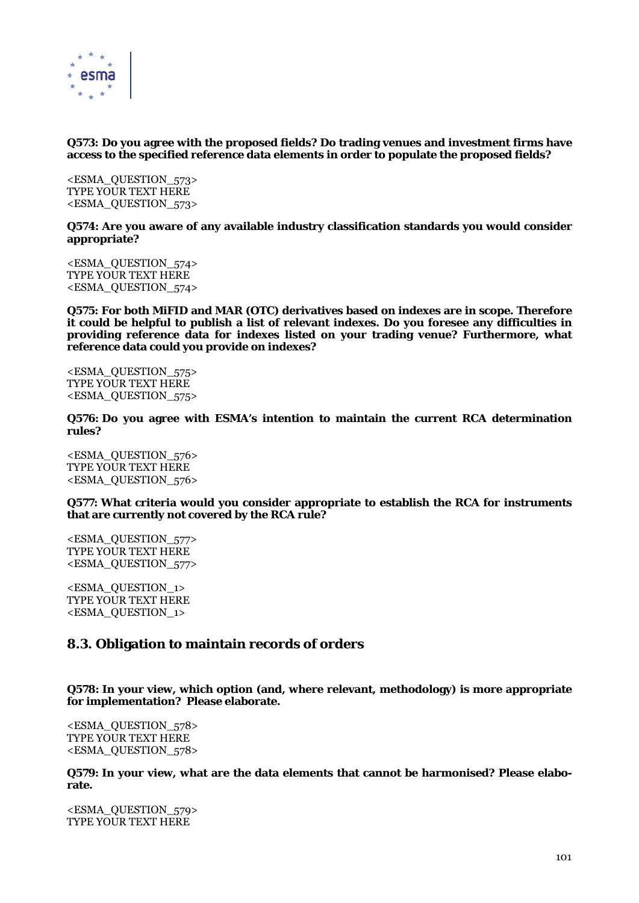**Q573: Do you agree with the proposed fields? Do trading venues and investment firms have access to the specified reference data elements in order to populate the proposed fields?**

<ESMA_QUESTION_573>
TYPE YOUR TEXT HERE
<ESMA_QUESTION_573>

**Q574: Are you aware of any available industry classification standards you would consider appropriate?**

<ESMA_QUESTION_574>
TYPE YOUR TEXT HERE
<ESMA_QUESTION_574>

**Q575: For both MiFID and MAR (OTC) derivatives based on indexes are in scope. Therefore it could be helpful to publish a list of relevant indexes. Do you foresee any difficulties in providing reference data for indexes listed on your trading venue? Furthermore, what reference data could you provide on indexes?**

<ESMA_QUESTION_575>
TYPE YOUR TEXT HERE
<ESMA_QUESTION_575>

**Q576: Do you agree with ESMA's intention to maintain the current RCA determination rules?**

<ESMA_QUESTION_576>
TYPE YOUR TEXT HERE
<ESMA_QUESTION_576>

**Q577: What criteria would you consider appropriate to establish the RCA for instruments that are currently not covered by the RCA rule?**

<ESMA_QUESTION_577>
TYPE YOUR TEXT HERE
<ESMA_QUESTION_577>

<ESMA_QUESTION_1>
TYPE YOUR TEXT HERE
<ESMA_QUESTION_1>

## 8.3. Obligation to maintain records of orders

**Q578: In your view, which option (and, where relevant, methodology) is more appropriate for implementation? Please elaborate.**

<ESMA_QUESTION_578>
TYPE YOUR TEXT HERE
<ESMA_QUESTION_578>

**Q579: In your view, what are the data elements that cannot be harmonised? Please elaborate.**

<ESMA_QUESTION_579>
TYPE YOUR TEXT HERE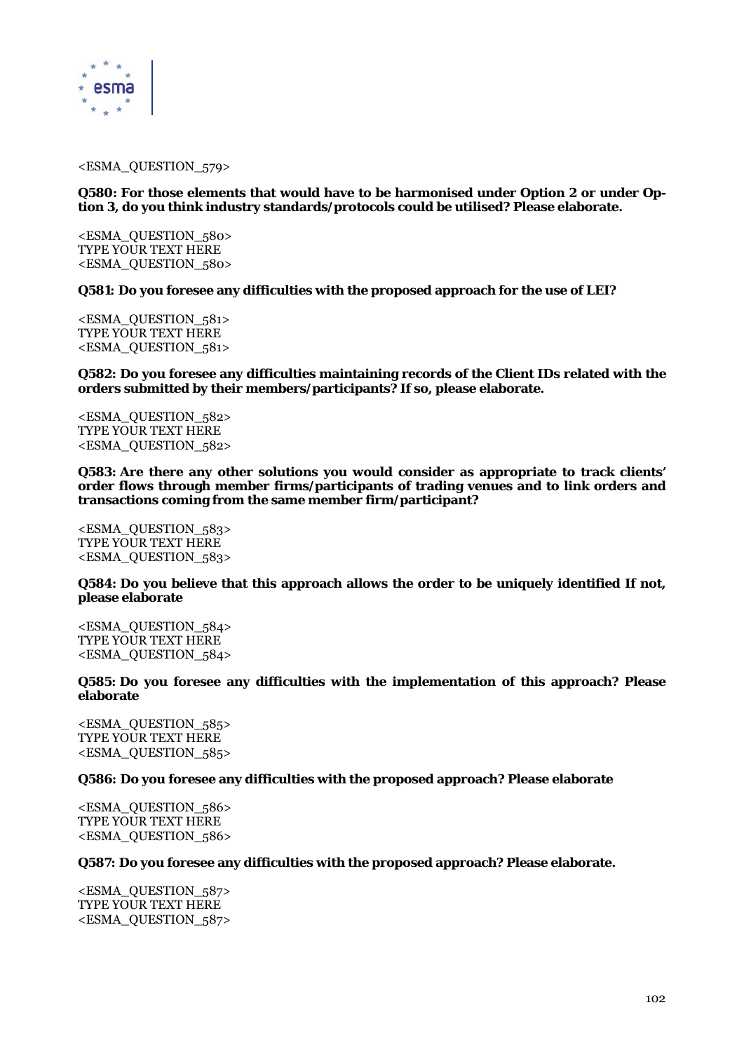<ESMA_QUESTION_579>

**Q580: For those elements that would have to be harmonised under Option 2 or under Option 3, do you think industry standards/protocols could be utilised? Please elaborate.**

<ESMA_QUESTION_580>
TYPE YOUR TEXT HERE
<ESMA_QUESTION_580>

**Q581: Do you foresee any difficulties with the proposed approach for the use of LEI?**

<ESMA_QUESTION_581>
TYPE YOUR TEXT HERE
<ESMA_QUESTION_581>

**Q582: Do you foresee any difficulties maintaining records of the Client IDs related with the orders submitted by their members/participants? If so, please elaborate.**

<ESMA_QUESTION_582>
TYPE YOUR TEXT HERE
<ESMA_QUESTION_582>

**Q583: Are there any other solutions you would consider as appropriate to track clients' order flows through member firms/participants of trading venues and to link orders and transactions coming from the same member firm/participant?**

<ESMA_QUESTION_583>
TYPE YOUR TEXT HERE
<ESMA_QUESTION_583>

**Q584: Do you believe that this approach allows the order to be uniquely identified If not, please elaborate**

<ESMA_QUESTION_584>
TYPE YOUR TEXT HERE
<ESMA_QUESTION_584>

**Q585: Do you foresee any difficulties with the implementation of this approach? Please elaborate**

<ESMA_QUESTION_585>
TYPE YOUR TEXT HERE
<ESMA_QUESTION_585>

**Q586: Do you foresee any difficulties with the proposed approach? Please elaborate**

<ESMA_QUESTION_586>
TYPE YOUR TEXT HERE
<ESMA_QUESTION_586>

**Q587: Do you foresee any difficulties with the proposed approach? Please elaborate.**

<ESMA_QUESTION_587>
TYPE YOUR TEXT HERE
<ESMA_QUESTION_587>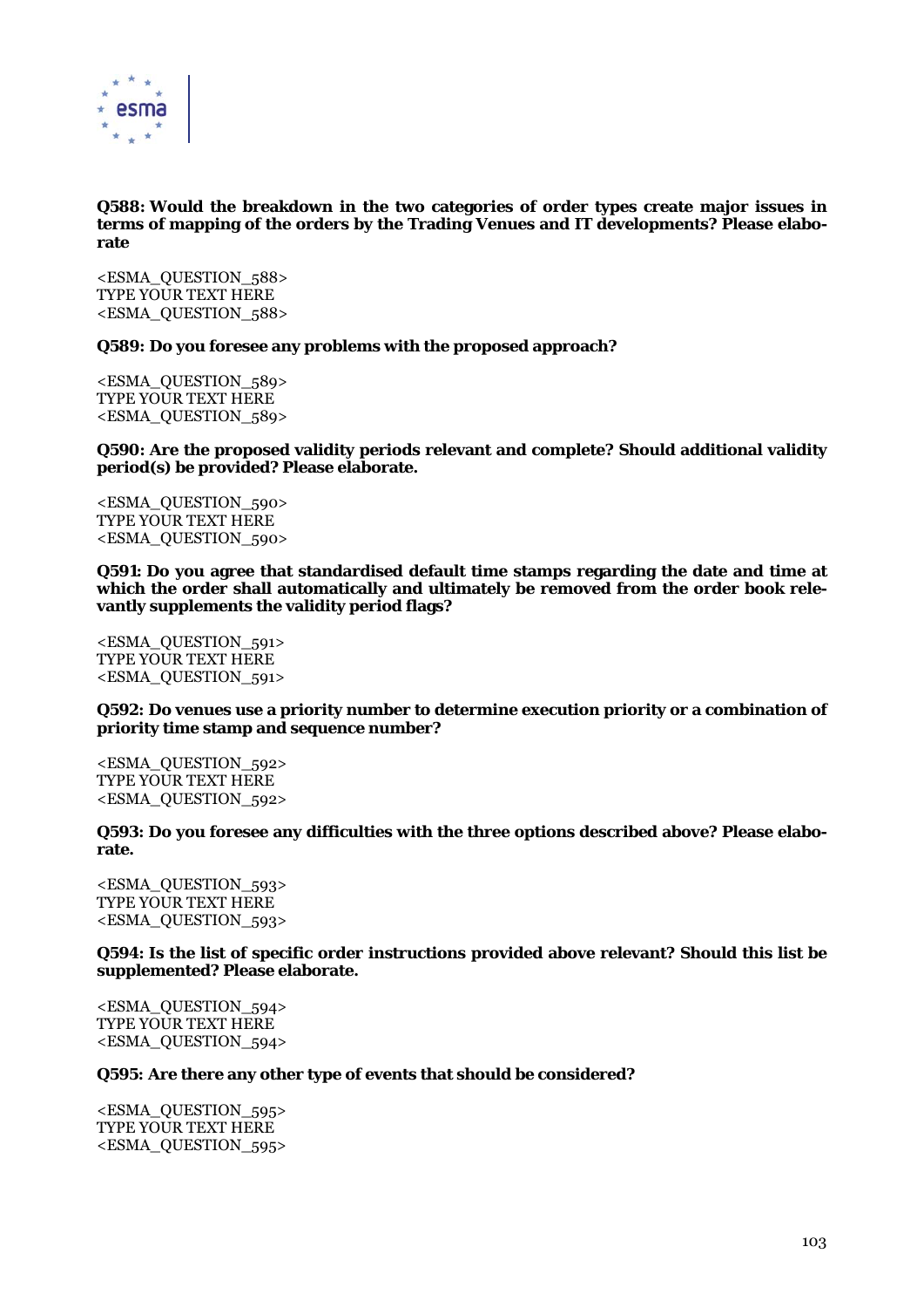**Q588: Would the breakdown in the two categories of order types create major issues in terms of mapping of the orders by the Trading Venues and IT developments? Please elaborate**

<ESMA_QUESTION_588>
TYPE YOUR TEXT HERE
<ESMA_QUESTION_588>

**Q589: Do you foresee any problems with the proposed approach?**

<ESMA_QUESTION_589>
TYPE YOUR TEXT HERE
<ESMA_QUESTION_589>

**Q590: Are the proposed validity periods relevant and complete? Should additional validity period(s) be provided? Please elaborate.**

<ESMA_QUESTION_590>
TYPE YOUR TEXT HERE
<ESMA_QUESTION_590>

**Q591: Do you agree that standardised default time stamps regarding the date and time at which the order shall automatically and ultimately be removed from the order book relevantly supplements the validity period flags?**

<ESMA_QUESTION_591>
TYPE YOUR TEXT HERE
<ESMA_QUESTION_591>

**Q592: Do venues use a priority number to determine execution priority or a combination of priority time stamp and sequence number?**

<ESMA_QUESTION_592>
TYPE YOUR TEXT HERE
<ESMA_QUESTION_592>

**Q593: Do you foresee any difficulties with the three options described above? Please elaborate.**

<ESMA_QUESTION_593>
TYPE YOUR TEXT HERE
<ESMA_QUESTION_593>

**Q594: Is the list of specific order instructions provided above relevant? Should this list be supplemented? Please elaborate.**

<ESMA_QUESTION_594>
TYPE YOUR TEXT HERE
<ESMA_QUESTION_594>

**Q595: Are there any other type of events that should be considered?**

<ESMA_QUESTION_595>
TYPE YOUR TEXT HERE
<ESMA_QUESTION_595>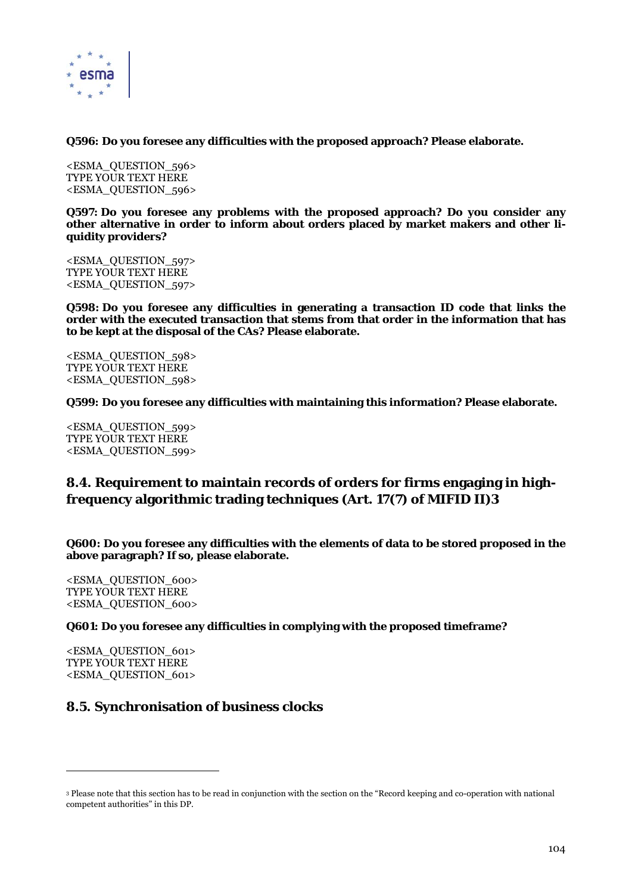**Q596: Do you foresee any difficulties with the proposed approach? Please elaborate.**

<ESMA_QUESTION_596>
TYPE YOUR TEXT HERE
<ESMA_QUESTION_596>

**Q597: Do you foresee any problems with the proposed approach? Do you consider any other alternative in order to inform about orders placed by market makers and other liquidity providers?**

<ESMA_QUESTION_597>
TYPE YOUR TEXT HERE
<ESMA_QUESTION_597>

**Q598: Do you foresee any difficulties in generating a transaction ID code that links the order with the executed transaction that stems from that order in the information that has to be kept at the disposal of the CAs? Please elaborate.**

<ESMA_QUESTION_598>
TYPE YOUR TEXT HERE
<ESMA_QUESTION_598>

**Q599: Do you foresee any difficulties with maintaining this information? Please elaborate.**

<ESMA_QUESTION_599>
TYPE YOUR TEXT HERE
<ESMA_QUESTION_599>

## 8.4. Requirement to maintain records of orders for firms engaging in high-frequency algorithmic trading techniques (Art. 17(7) of MIFID II)[3]

**Q600: Do you foresee any difficulties with the elements of data to be stored proposed in the above paragraph? If so, please elaborate.**

<ESMA_QUESTION_600>
TYPE YOUR TEXT HERE
<ESMA_QUESTION_600>

**Q601: Do you foresee any difficulties in complying with the proposed timeframe?**

<ESMA_QUESTION_601>
TYPE YOUR TEXT HERE
<ESMA_QUESTION_601>

## 8.5. Synchronisation of business clocks

[3] Please note that this section has to be read in conjunction with the section on the "Record keeping and co-operation with national competent authorities" in this DP.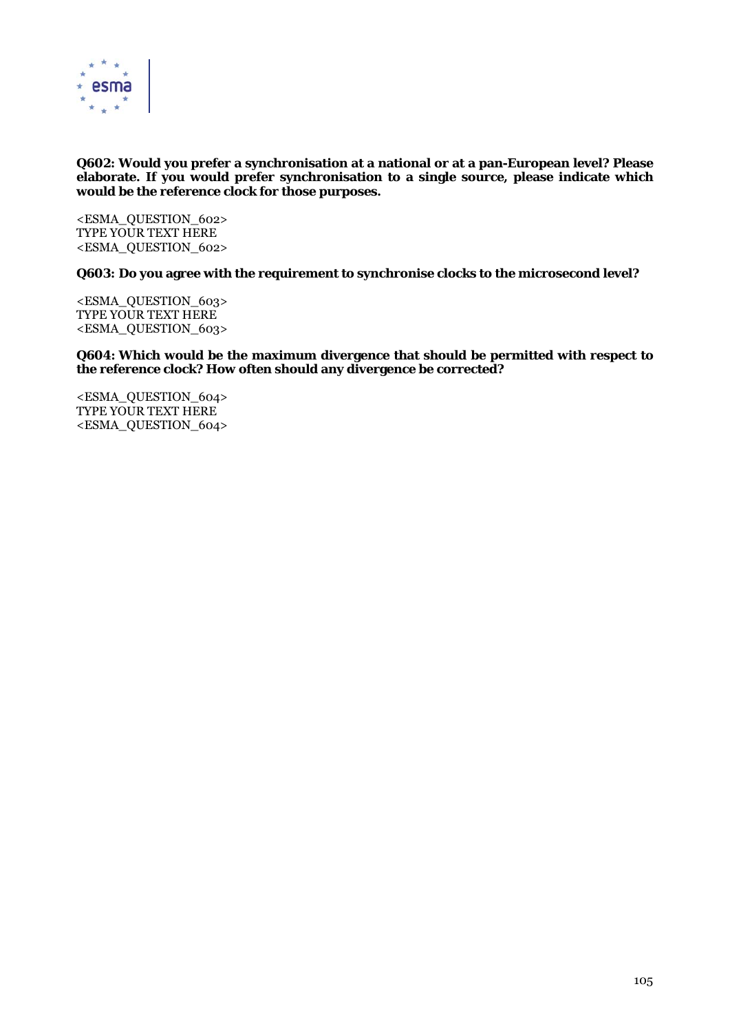**Q602: Would you prefer a synchronisation at a national or at a pan-European level? Please elaborate. If you would prefer synchronisation to a single source, please indicate which would be the reference clock for those purposes.**

<ESMA_QUESTION_602>
TYPE YOUR TEXT HERE
<ESMA_QUESTION_602>

**Q603: Do you agree with the requirement to synchronise clocks to the microsecond level?**

<ESMA_QUESTION_603>
TYPE YOUR TEXT HERE
<ESMA_QUESTION_603>

**Q604: Which would be the maximum divergence that should be permitted with respect to the reference clock? How often should any divergence be corrected?**

<ESMA_QUESTION_604>
TYPE YOUR TEXT HERE
<ESMA_QUESTION_604>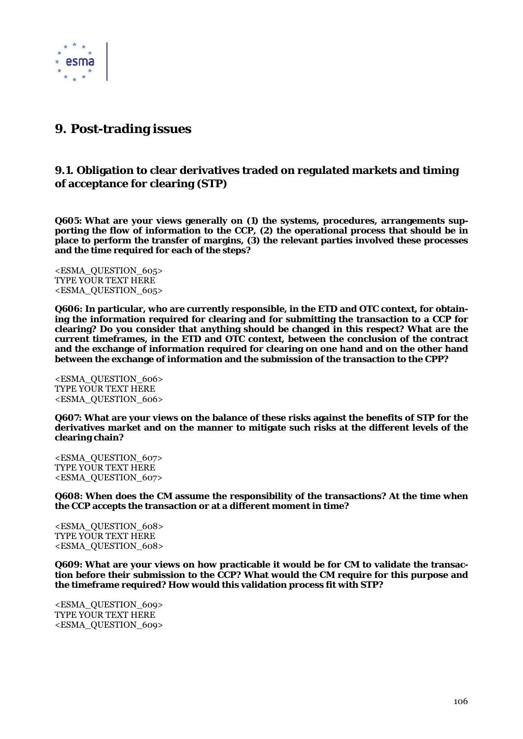# 9. Post-trading issues

## 9.1. Obligation to clear derivatives traded on regulated markets and timing of acceptance for clearing (STP)

**Q605: What are your views generally on (1) the systems, procedures, arrangements supporting the flow of information to the CCP, (2) the operational process that should be in place to perform the transfer of margins, (3) the relevant parties involved these processes and the time required for each of the steps?**

<ESMA_QUESTION_605>
TYPE YOUR TEXT HERE
<ESMA_QUESTION_605>

**Q606: In particular, who are currently responsible, in the ETD and OTC context, for obtaining the information required for clearing and for submitting the transaction to a CCP for clearing? Do you consider that anything should be changed in this respect? What are the current timeframes, in the ETD and OTC context, between the conclusion of the contract and the exchange of information required for clearing on one hand and on the other hand between the exchange of information and the submission of the transaction to the CPP?**

<ESMA_QUESTION_606>
TYPE YOUR TEXT HERE
<ESMA_QUESTION_606>

**Q607: What are your views on the balance of these risks against the benefits of STP for the derivatives market and on the manner to mitigate such risks at the different levels of the clearing chain?**

<ESMA_QUESTION_607>
TYPE YOUR TEXT HERE
<ESMA_QUESTION_607>

**Q608: When does the CM assume the responsibility of the transactions? At the time when the CCP accepts the transaction or at a different moment in time?**

<ESMA_QUESTION_608>
TYPE YOUR TEXT HERE
<ESMA_QUESTION_608>

**Q609: What are your views on how practicable it would be for CM to validate the transaction before their submission to the CCP? What would the CM require for this purpose and the timeframe required? How would this validation process fit with STP?**

<ESMA_QUESTION_609>
TYPE YOUR TEXT HERE
<ESMA_QUESTION_609>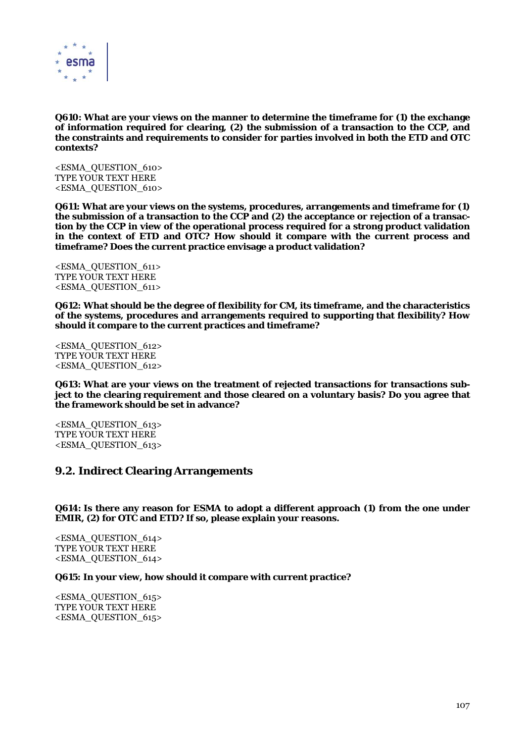**Q610: What are your views on the manner to determine the timeframe for (1) the exchange of information required for clearing, (2) the submission of a transaction to the CCP, and the constraints and requirements to consider for parties involved in both the ETD and OTC contexts?**

<ESMA_QUESTION_610>
TYPE YOUR TEXT HERE
<ESMA_QUESTION_610>

**Q611: What are your views on the systems, procedures, arrangements and timeframe for (1) the submission of a transaction to the CCP and (2) the acceptance or rejection of a transaction by the CCP in view of the operational process required for a strong product validation in the context of ETD and OTC? How should it compare with the current process and timeframe? Does the current practice envisage a product validation?**

<ESMA_QUESTION_611>
TYPE YOUR TEXT HERE
<ESMA_QUESTION_611>

**Q612: What should be the degree of flexibility for CM, its timeframe, and the characteristics of the systems, procedures and arrangements required to supporting that flexibility? How should it compare to the current practices and timeframe?**

<ESMA_QUESTION_612>
TYPE YOUR TEXT HERE
<ESMA_QUESTION_612>

**Q613: What are your views on the treatment of rejected transactions for transactions subject to the clearing requirement and those cleared on a voluntary basis? Do you agree that the framework should be set in advance?**

<ESMA_QUESTION_613>
TYPE YOUR TEXT HERE
<ESMA_QUESTION_613>

## 9.2. Indirect Clearing Arrangements

**Q614: Is there any reason for ESMA to adopt a different approach (1) from the one under EMIR, (2) for OTC and ETD? If so, please explain your reasons.**

<ESMA_QUESTION_614>
TYPE YOUR TEXT HERE
<ESMA_QUESTION_614>

**Q615: In your view, how should it compare with current practice?**

<ESMA_QUESTION_615>
TYPE YOUR TEXT HERE
<ESMA_QUESTION_615>